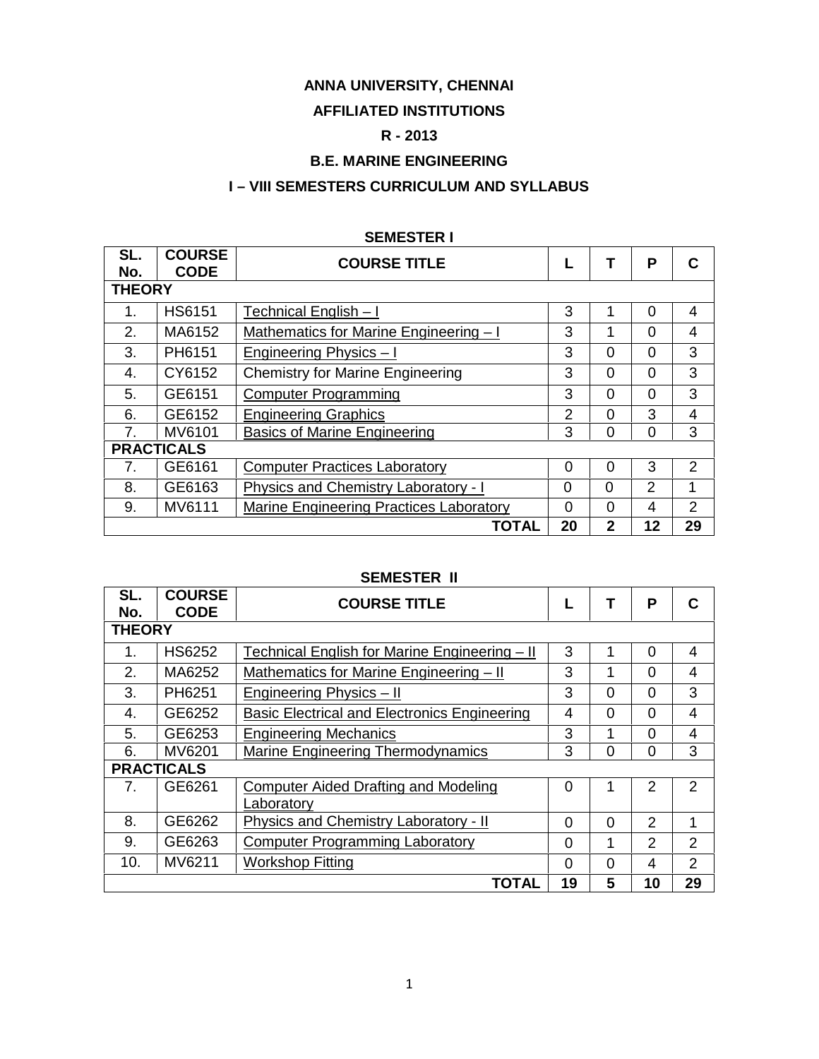# ANNA UNIVERSITY, CHENNAI

## AFFILIATED INSTITUTIONS

## R - 2013

## B.E. MARINE ENGINEERING

## I – VIII SEMESTERS CURRICULUM AND SYLLABUS

### SEMESTER I

| SL. No. | COURSE CODE | COURSE TITLE | L | T | P | C |
|---|---|---|---|---|---|---|
| **THEORY** | | | | | | |
| 1. | HS6151 | Technical English – I | 3 | 1 | 0 | 4 |
| 2. | MA6152 | Mathematics for Marine Engineering – I | 3 | 1 | 0 | 4 |
| 3. | PH6151 | Engineering Physics – I | 3 | 0 | 0 | 3 |
| 4. | CY6152 | Chemistry for Marine Engineering | 3 | 0 | 0 | 3 |
| 5. | GE6151 | Computer Programming | 3 | 0 | 0 | 3 |
| 6. | GE6152 | Engineering Graphics | 2 | 0 | 3 | 4 |
| 7. | MV6101 | Basics of Marine Engineering | 3 | 0 | 0 | 3 |
| **PRACTICALS** | | | | | | |
| 7. | GE6161 | Computer Practices Laboratory | 0 | 0 | 3 | 2 |
| 8. | GE6163 | Physics and Chemistry Laboratory - I | 0 | 0 | 2 | 1 |
| 9. | MV6111 | Marine Engineering Practices Laboratory | 0 | 0 | 4 | 2 |
| | | **TOTAL** | **20** | **2** | **12** | **29** |

### SEMESTER II

| SL. No. | COURSE CODE | COURSE TITLE | L | T | P | C |
|---|---|---|---|---|---|---|
| **THEORY** | | | | | | |
| 1. | HS6252 | Technical English for Marine Engineering – II | 3 | 1 | 0 | 4 |
| 2. | MA6252 | Mathematics for Marine Engineering – II | 3 | 1 | 0 | 4 |
| 3. | PH6251 | Engineering Physics – II | 3 | 0 | 0 | 3 |
| 4. | GE6252 | Basic Electrical and Electronics Engineering | 4 | 0 | 0 | 4 |
| 5. | GE6253 | Engineering Mechanics | 3 | 1 | 0 | 4 |
| 6. | MV6201 | Marine Engineering Thermodynamics | 3 | 0 | 0 | 3 |
| **PRACTICALS** | | | | | | |
| 7. | GE6261 | Computer Aided Drafting and Modeling Laboratory | 0 | 1 | 2 | 2 |
| 8. | GE6262 | Physics and Chemistry Laboratory - II | 0 | 0 | 2 | 1 |
| 9. | GE6263 | Computer Programming Laboratory | 0 | 1 | 2 | 2 |
| 10. | MV6211 | Workshop Fitting | 0 | 0 | 4 | 2 |
| | | **TOTAL** | **19** | **5** | **10** | **29** |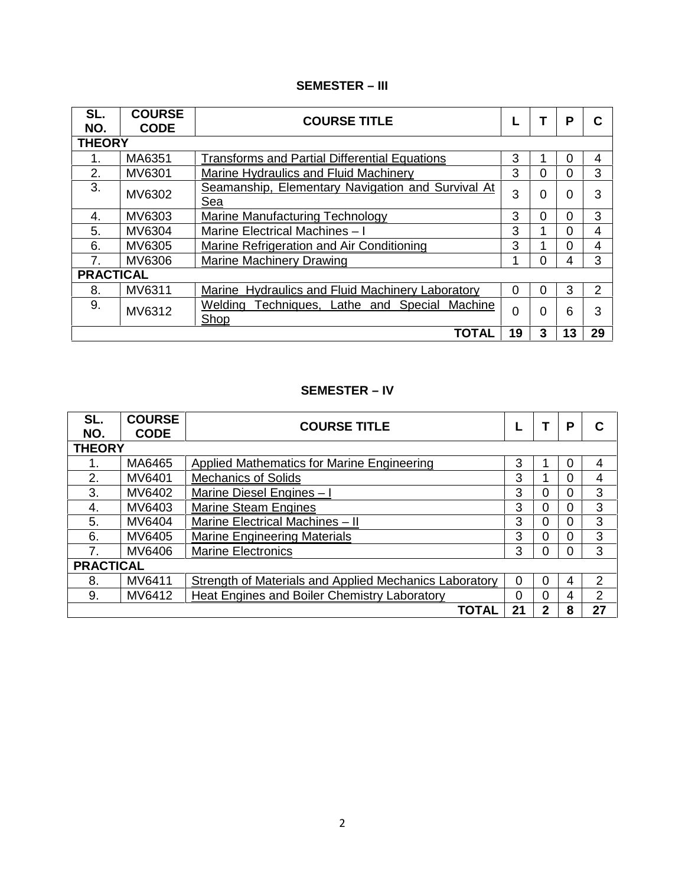## SEMESTER – III

| SL. NO. | COURSE CODE | COURSE TITLE | L | T | P | C |
|---|---|---|---|---|---|---|
| **THEORY** | | | | | | |
| 1. | MA6351 | Transforms and Partial Differential Equations | 3 | 1 | 0 | 4 |
| 2. | MV6301 | Marine Hydraulics and Fluid Machinery | 3 | 0 | 0 | 3 |
| 3. | MV6302 | Seamanship, Elementary Navigation and Survival At Sea | 3 | 0 | 0 | 3 |
| 4. | MV6303 | Marine Manufacturing Technology | 3 | 0 | 0 | 3 |
| 5. | MV6304 | Marine Electrical Machines – I | 3 | 1 | 0 | 4 |
| 6. | MV6305 | Marine Refrigeration and Air Conditioning | 3 | 1 | 0 | 4 |
| 7. | MV6306 | Marine Machinery Drawing | 1 | 0 | 4 | 3 |
| **PRACTICAL** | | | | | | |
| 8. | MV6311 | Marine Hydraulics and Fluid Machinery Laboratory | 0 | 0 | 3 | 2 |
| 9. | MV6312 | Welding Techniques, Lathe and Special Machine Shop | 0 | 0 | 6 | 3 |
| | | **TOTAL** | **19** | **3** | **13** | **29** |

## SEMESTER – IV

| SL. NO. | COURSE CODE | COURSE TITLE | L | T | P | C |
|---|---|---|---|---|---|---|
| **THEORY** | | | | | | |
| 1. | MA6465 | Applied Mathematics for Marine Engineering | 3 | 1 | 0 | 4 |
| 2. | MV6401 | Mechanics of Solids | 3 | 1 | 0 | 4 |
| 3. | MV6402 | Marine Diesel Engines – I | 3 | 0 | 0 | 3 |
| 4. | MV6403 | Marine Steam Engines | 3 | 0 | 0 | 3 |
| 5. | MV6404 | Marine Electrical Machines – II | 3 | 0 | 0 | 3 |
| 6. | MV6405 | Marine Engineering Materials | 3 | 0 | 0 | 3 |
| 7. | MV6406 | Marine Electronics | 3 | 0 | 0 | 3 |
| **PRACTICAL** | | | | | | |
| 8. | MV6411 | Strength of Materials and Applied Mechanics Laboratory | 0 | 0 | 4 | 2 |
| 9. | MV6412 | Heat Engines and Boiler Chemistry Laboratory | 0 | 0 | 4 | 2 |
| | | **TOTAL** | **21** | **2** | **8** | **27** |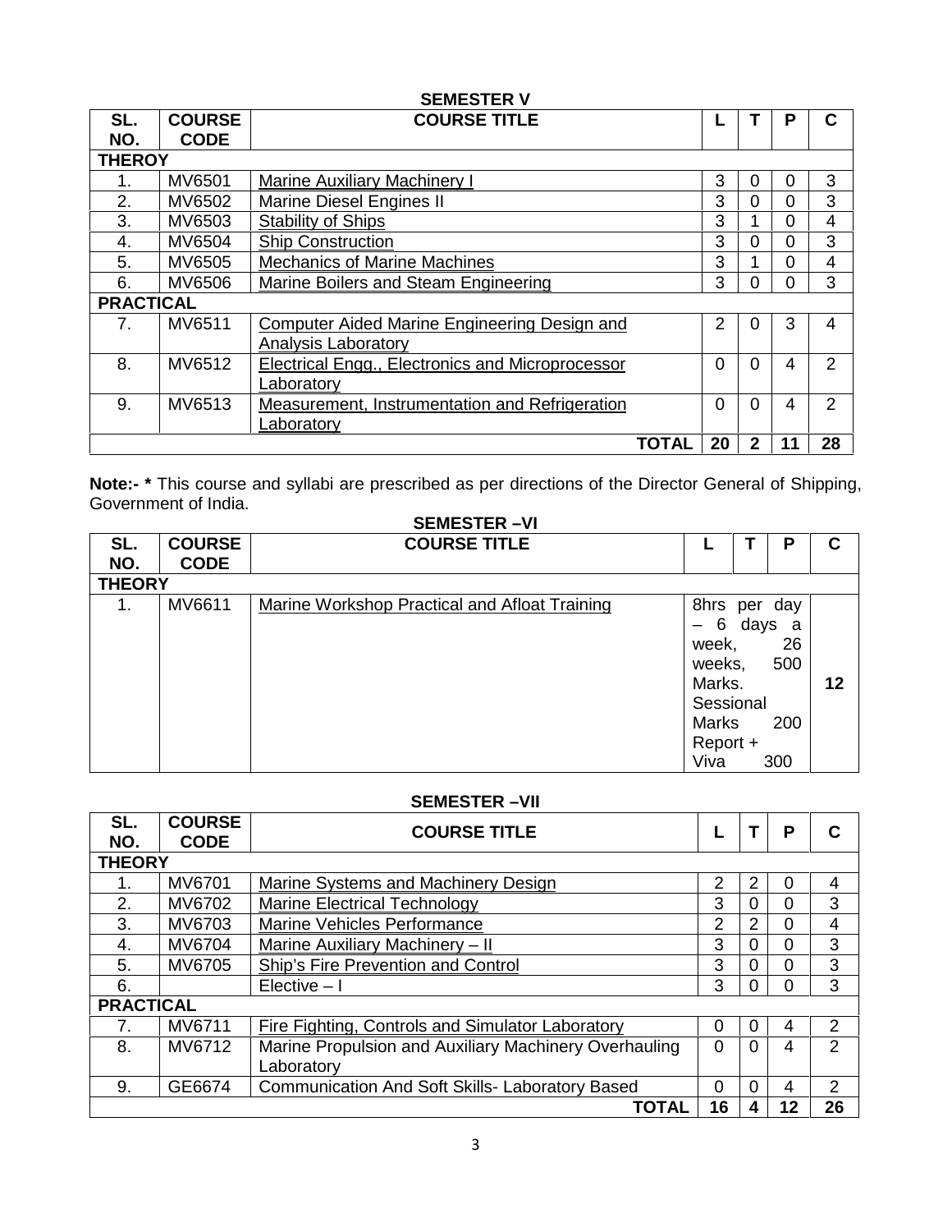## SEMESTER V

| SL. NO. | COURSE CODE | COURSE TITLE | L | T | P | C |
|---|---|---|---|---|---|---|
| **THEROY** | | | | | | |
| 1. | MV6501 | Marine Auxiliary Machinery I | 3 | 0 | 0 | 3 |
| 2. | MV6502 | Marine Diesel Engines II | 3 | 0 | 0 | 3 |
| 3. | MV6503 | Stability of Ships | 3 | 1 | 0 | 4 |
| 4. | MV6504 | Ship Construction | 3 | 0 | 0 | 3 |
| 5. | MV6505 | Mechanics of Marine Machines | 3 | 1 | 0 | 4 |
| 6. | MV6506 | Marine Boilers and Steam Engineering | 3 | 0 | 0 | 3 |
| **PRACTICAL** | | | | | | |
| 7. | MV6511 | Computer Aided Marine Engineering Design and Analysis Laboratory | 2 | 0 | 3 | 4 |
| 8. | MV6512 | Electrical Engg., Electronics and Microprocessor Laboratory | 0 | 0 | 4 | 2 |
| 9. | MV6513 | Measurement, Instrumentation and Refrigeration Laboratory | 0 | 0 | 4 | 2 |
| | | **TOTAL** | **20** | **2** | **11** | **28** |

**Note:- *** This course and syllabi are prescribed as per directions of the Director General of Shipping, Government of India.

## SEMESTER –VI

| SL. NO. | COURSE CODE | COURSE TITLE | L | T | P | C |
|---|---|---|---|---|---|---|
| **THEORY** | | | | | | |
| 1. | MV6611 | Marine Workshop Practical and Afloat Training | 8hrs per day – 6 days a week, 26 weeks, 500 Marks. Sessional Marks 200 Report + Viva 300 | | | **12** |

## SEMESTER –VII

| SL. NO. | COURSE CODE | COURSE TITLE | L | T | P | C |
|---|---|---|---|---|---|---|
| **THEORY** | | | | | | |
| 1. | MV6701 | Marine Systems and Machinery Design | 2 | 2 | 0 | 4 |
| 2. | MV6702 | Marine Electrical Technology | 3 | 0 | 0 | 3 |
| 3. | MV6703 | Marine Vehicles Performance | 2 | 2 | 0 | 4 |
| 4. | MV6704 | Marine Auxiliary Machinery – II | 3 | 0 | 0 | 3 |
| 5. | MV6705 | Ship's Fire Prevention and Control | 3 | 0 | 0 | 3 |
| 6. | | Elective – I | 3 | 0 | 0 | 3 |
| **PRACTICAL** | | | | | | |
| 7. | MV6711 | Fire Fighting, Controls and Simulator Laboratory | 0 | 0 | 4 | 2 |
| 8. | MV6712 | Marine Propulsion and Auxiliary Machinery Overhauling Laboratory | 0 | 0 | 4 | 2 |
| 9. | GE6674 | Communication And Soft Skills- Laboratory Based | 0 | 0 | 4 | 2 |
| | | **TOTAL** | **16** | **4** | **12** | **26** |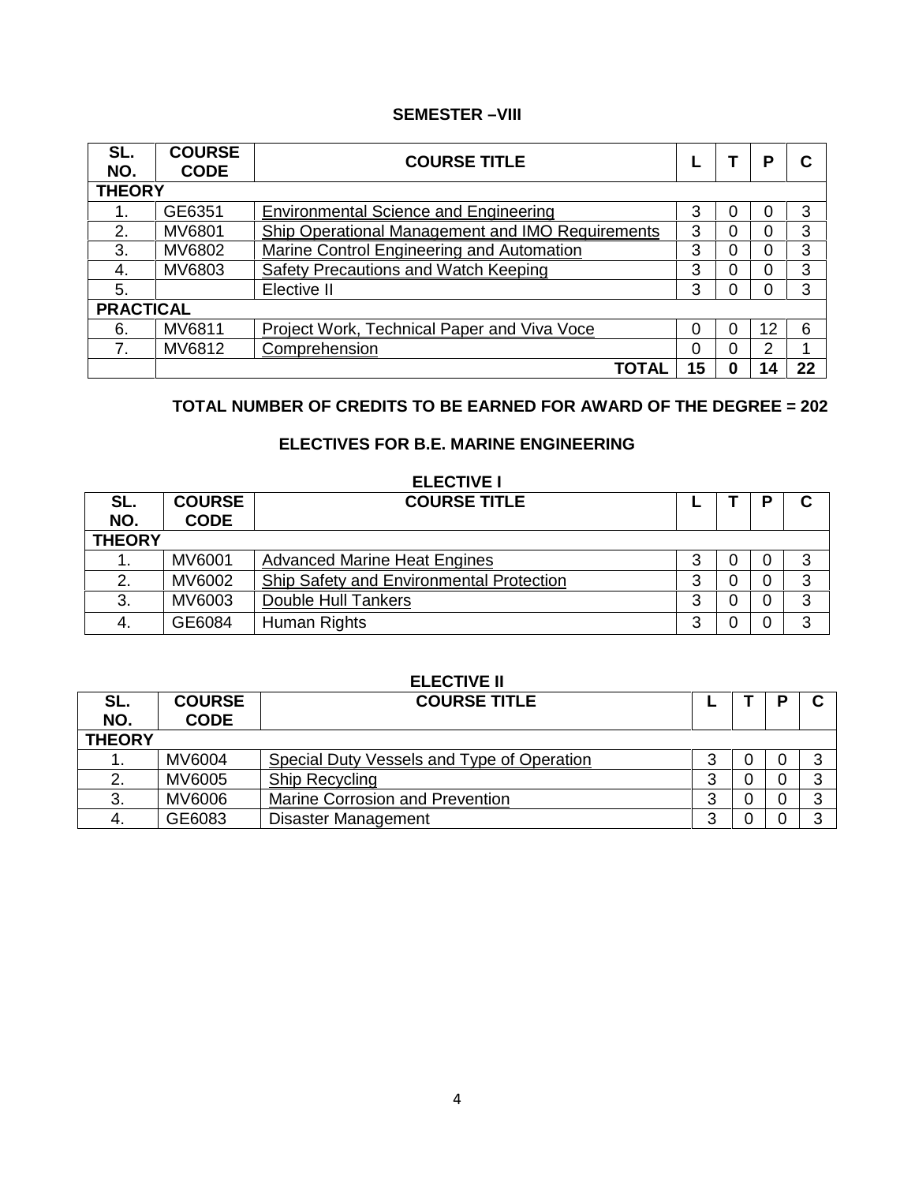## SEMESTER –VIII

| SL. NO. | COURSE CODE | COURSE TITLE | L | T | P | C |
|---|---|---|---|---|---|---|
| **THEORY** | | | | | | |
| 1. | GE6351 | Environmental Science and Engineering | 3 | 0 | 0 | 3 |
| 2. | MV6801 | Ship Operational Management and IMO Requirements | 3 | 0 | 0 | 3 |
| 3. | MV6802 | Marine Control Engineering and Automation | 3 | 0 | 0 | 3 |
| 4. | MV6803 | Safety Precautions and Watch Keeping | 3 | 0 | 0 | 3 |
| 5. | | Elective II | 3 | 0 | 0 | 3 |
| **PRACTICAL** | | | | | | |
| 6. | MV6811 | Project Work, Technical Paper and Viva Voce | 0 | 0 | 12 | 6 |
| 7. | MV6812 | Comprehension | 0 | 0 | 2 | 1 |
| | | **TOTAL** | **15** | **0** | **14** | **22** |

**TOTAL NUMBER OF CREDITS TO BE EARNED FOR AWARD OF THE DEGREE = 202**

## ELECTIVES FOR B.E. MARINE ENGINEERING

### ELECTIVE I

| SL. NO. | COURSE CODE | COURSE TITLE | L | T | P | C |
|---|---|---|---|---|---|---|
| **THEORY** | | | | | | |
| 1. | MV6001 | Advanced Marine Heat Engines | 3 | 0 | 0 | 3 |
| 2. | MV6002 | Ship Safety and Environmental Protection | 3 | 0 | 0 | 3 |
| 3. | MV6003 | Double Hull Tankers | 3 | 0 | 0 | 3 |
| 4. | GE6084 | Human Rights | 3 | 0 | 0 | 3 |

### ELECTIVE II

| SL. NO. | COURSE CODE | COURSE TITLE | L | T | P | C |
|---|---|---|---|---|---|---|
| **THEORY** | | | | | | |
| 1. | MV6004 | Special Duty Vessels and Type of Operation | 3 | 0 | 0 | 3 |
| 2. | MV6005 | Ship Recycling | 3 | 0 | 0 | 3 |
| 3. | MV6006 | Marine Corrosion and Prevention | 3 | 0 | 0 | 3 |
| 4. | GE6083 | Disaster Management | 3 | 0 | 0 | 3 |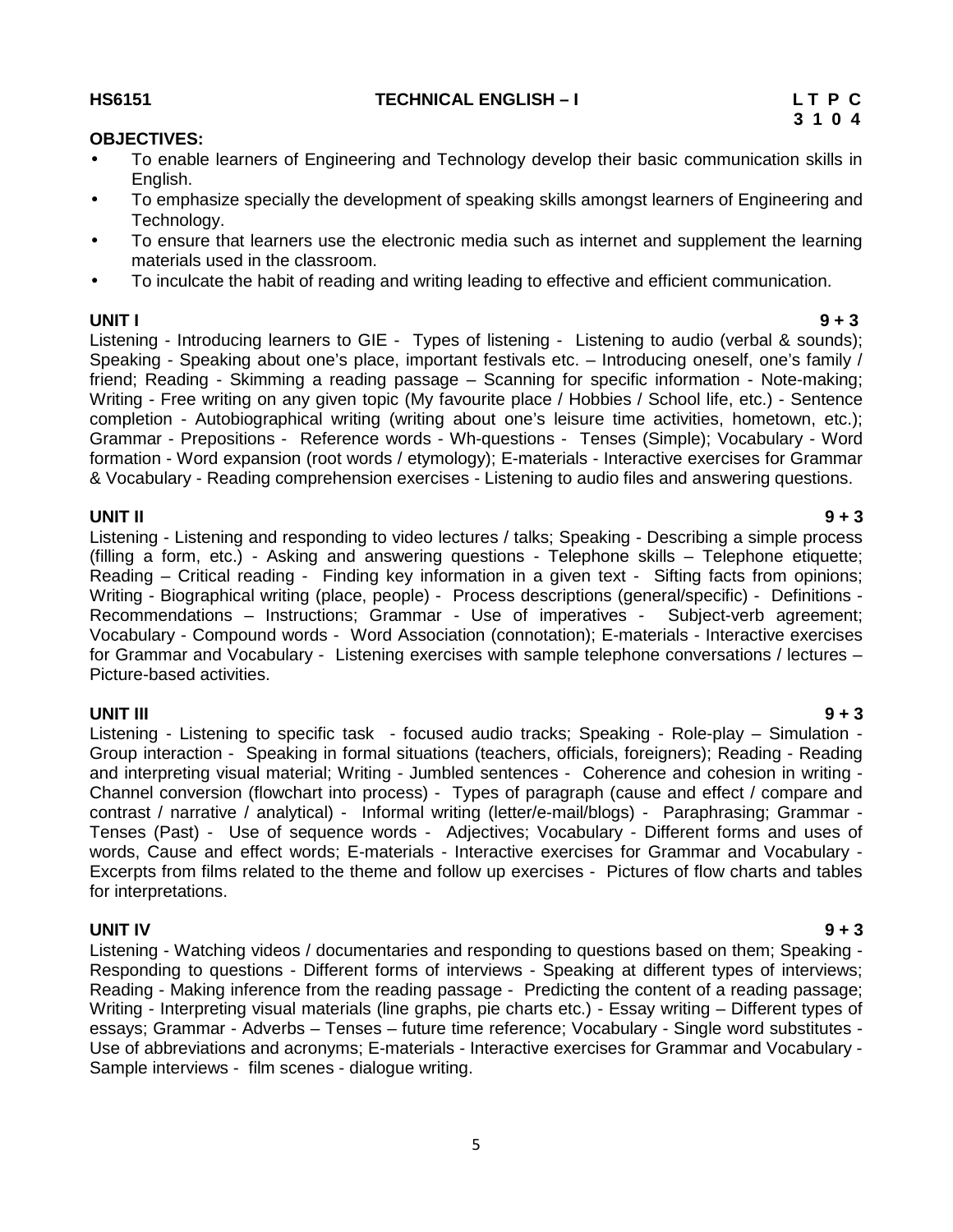**HS6151 TECHNICAL ENGLISH – I**

| L | T | P | C |
|---|---|---|---|
| 3 | 1 | 0 | 4 |

**OBJECTIVES:**

- To enable learners of Engineering and Technology develop their basic communication skills in English.
- To emphasize specially the development of speaking skills amongst learners of Engineering and Technology.
- To ensure that learners use the electronic media such as internet and supplement the learning materials used in the classroom.
- To inculcate the habit of reading and writing leading to effective and efficient communication.

**UNIT I 9 + 3**

Listening - Introducing learners to GIE - Types of listening - Listening to audio (verbal & sounds); Speaking - Speaking about one's place, important festivals etc. – Introducing oneself, one's family / friend; Reading - Skimming a reading passage – Scanning for specific information - Note-making; Writing - Free writing on any given topic (My favourite place / Hobbies / School life, etc.) - Sentence completion - Autobiographical writing (writing about one's leisure time activities, hometown, etc.); Grammar - Prepositions - Reference words - Wh-questions - Tenses (Simple); Vocabulary - Word formation - Word expansion (root words / etymology); E-materials - Interactive exercises for Grammar & Vocabulary - Reading comprehension exercises - Listening to audio files and answering questions.

**UNIT II 9 + 3**

Listening - Listening and responding to video lectures / talks; Speaking - Describing a simple process (filling a form, etc.) - Asking and answering questions - Telephone skills – Telephone etiquette; Reading – Critical reading - Finding key information in a given text - Sifting facts from opinions; Writing - Biographical writing (place, people) - Process descriptions (general/specific) - Definitions - Recommendations – Instructions; Grammar - Use of imperatives - Subject-verb agreement; Vocabulary - Compound words - Word Association (connotation); E-materials - Interactive exercises for Grammar and Vocabulary - Listening exercises with sample telephone conversations / lectures – Picture-based activities.

**UNIT III 9 + 3**

Listening - Listening to specific task - focused audio tracks; Speaking - Role-play – Simulation - Group interaction - Speaking in formal situations (teachers, officials, foreigners); Reading - Reading and interpreting visual material; Writing - Jumbled sentences - Coherence and cohesion in writing - Channel conversion (flowchart into process) - Types of paragraph (cause and effect / compare and contrast / narrative / analytical) - Informal writing (letter/e-mail/blogs) - Paraphrasing; Grammar - Tenses (Past) - Use of sequence words - Adjectives; Vocabulary - Different forms and uses of words, Cause and effect words; E-materials - Interactive exercises for Grammar and Vocabulary - Excerpts from films related to the theme and follow up exercises - Pictures of flow charts and tables for interpretations.

**UNIT IV 9 + 3**

Listening - Watching videos / documentaries and responding to questions based on them; Speaking - Responding to questions - Different forms of interviews - Speaking at different types of interviews; Reading - Making inference from the reading passage - Predicting the content of a reading passage; Writing - Interpreting visual materials (line graphs, pie charts etc.) - Essay writing – Different types of essays; Grammar - Adverbs – Tenses – future time reference; Vocabulary - Single word substitutes - Use of abbreviations and acronyms; E-materials - Interactive exercises for Grammar and Vocabulary - Sample interviews - film scenes - dialogue writing.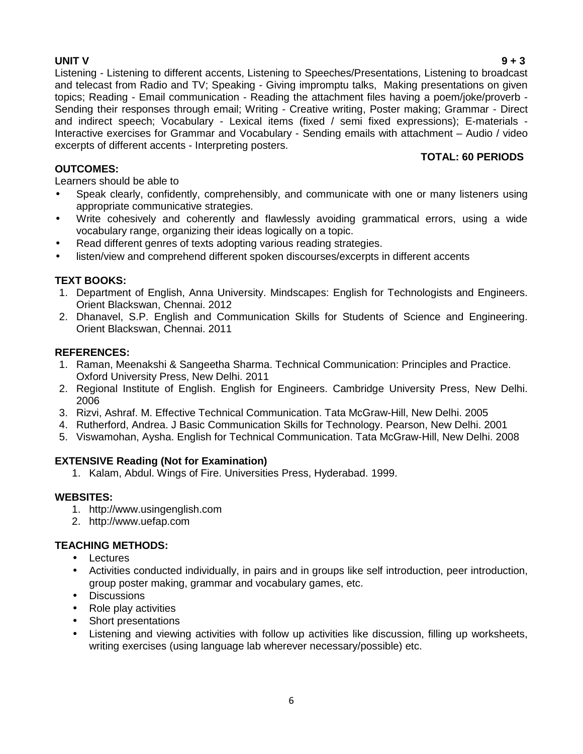**UNIT V 9 + 3**

Listening - Listening to different accents, Listening to Speeches/Presentations, Listening to broadcast and telecast from Radio and TV; Speaking - Giving impromptu talks, Making presentations on given topics; Reading - Email communication - Reading the attachment files having a poem/joke/proverb - Sending their responses through email; Writing - Creative writing, Poster making; Grammar - Direct and indirect speech; Vocabulary - Lexical items (fixed / semi fixed expressions); E-materials - Interactive exercises for Grammar and Vocabulary - Sending emails with attachment – Audio / video excerpts of different accents - Interpreting posters.

**TOTAL: 60 PERIODS**

**OUTCOMES:**

Learners should be able to

- Speak clearly, confidently, comprehensibly, and communicate with one or many listeners using appropriate communicative strategies.
- Write cohesively and coherently and flawlessly avoiding grammatical errors, using a wide vocabulary range, organizing their ideas logically on a topic.
- Read different genres of texts adopting various reading strategies.
- listen/view and comprehend different spoken discourses/excerpts in different accents

**TEXT BOOKS:**

1. Department of English, Anna University. Mindscapes: English for Technologists and Engineers. Orient Blackswan, Chennai. 2012
2. Dhanavel, S.P. English and Communication Skills for Students of Science and Engineering. Orient Blackswan, Chennai. 2011

**REFERENCES:**

1. Raman, Meenakshi & Sangeetha Sharma. Technical Communication: Principles and Practice. Oxford University Press, New Delhi. 2011
2. Regional Institute of English. English for Engineers. Cambridge University Press, New Delhi. 2006
3. Rizvi, Ashraf. M. Effective Technical Communication. Tata McGraw-Hill, New Delhi. 2005
4. Rutherford, Andrea. J Basic Communication Skills for Technology. Pearson, New Delhi. 2001
5. Viswamohan, Aysha. English for Technical Communication. Tata McGraw-Hill, New Delhi. 2008

**EXTENSIVE Reading (Not for Examination)**

1. Kalam, Abdul. Wings of Fire. Universities Press, Hyderabad. 1999.

**WEBSITES:**

1. http://www.usingenglish.com
2. http://www.uefap.com

**TEACHING METHODS:**

- Lectures
- Activities conducted individually, in pairs and in groups like self introduction, peer introduction, group poster making, grammar and vocabulary games, etc.
- Discussions
- Role play activities
- Short presentations
- Listening and viewing activities with follow up activities like discussion, filling up worksheets, writing exercises (using language lab wherever necessary/possible) etc.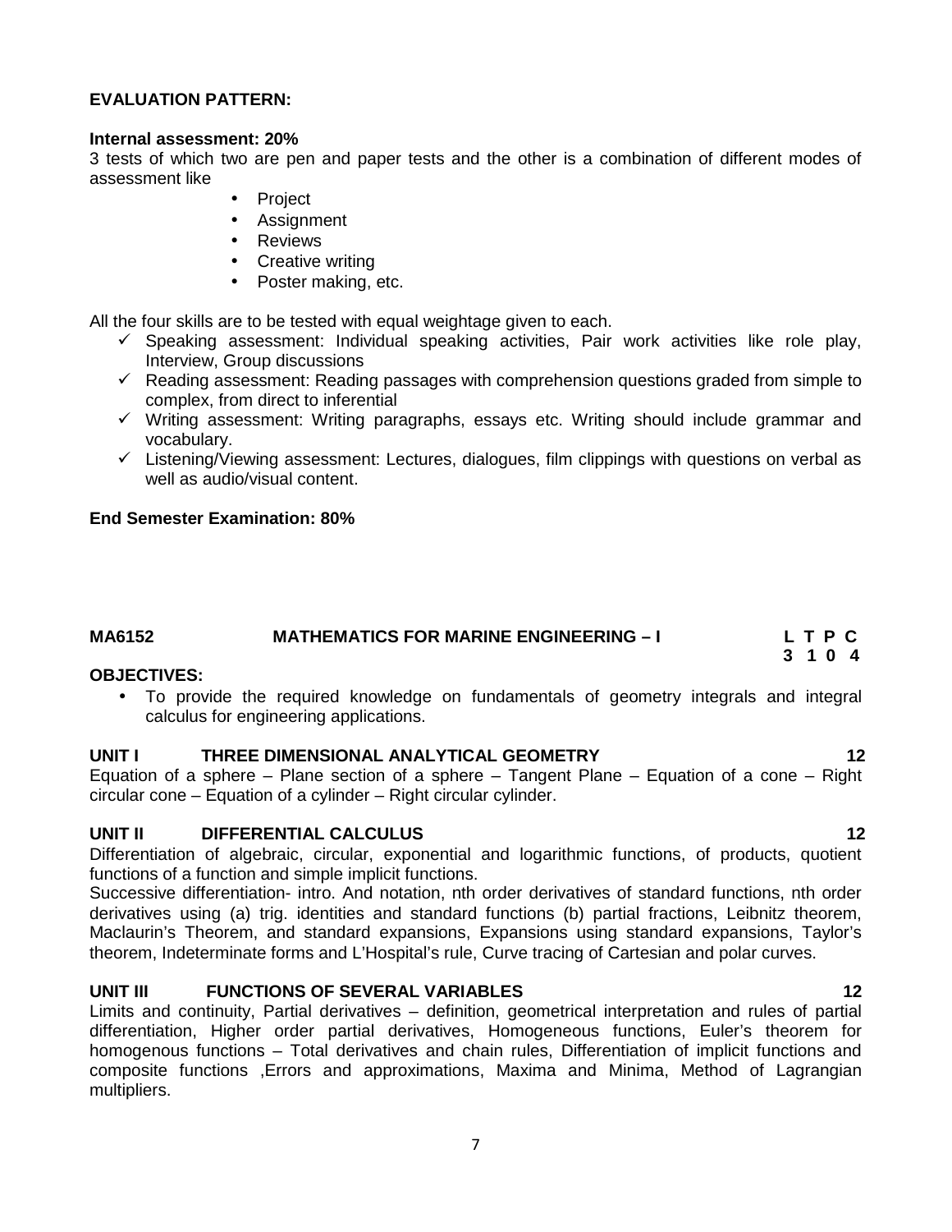**EVALUATION PATTERN:**

**Internal assessment: 20%**

3 tests of which two are pen and paper tests and the other is a combination of different modes of assessment like

- Project
- Assignment
- Reviews
- Creative writing
- Poster making, etc.

All the four skills are to be tested with equal weightage given to each.

- ✓ Speaking assessment: Individual speaking activities, Pair work activities like role play, Interview, Group discussions
- ✓ Reading assessment: Reading passages with comprehension questions graded from simple to complex, from direct to inferential
- ✓ Writing assessment: Writing paragraphs, essays etc. Writing should include grammar and vocabulary.
- ✓ Listening/Viewing assessment: Lectures, dialogues, film clippings with questions on verbal as well as audio/visual content.

**End Semester Examination: 80%**

**MA6152 MATHEMATICS FOR MARINE ENGINEERING – I**

| L | T | P | C |
|---|---|---|---|
| 3 | 1 | 0 | 4 |

**OBJECTIVES:**

- To provide the required knowledge on fundamentals of geometry integrals and integral calculus for engineering applications.

**UNIT I THREE DIMENSIONAL ANALYTICAL GEOMETRY 12**

Equation of a sphere – Plane section of a sphere – Tangent Plane – Equation of a cone – Right circular cone – Equation of a cylinder – Right circular cylinder.

**UNIT II DIFFERENTIAL CALCULUS 12**

Differentiation of algebraic, circular, exponential and logarithmic functions, of products, quotient functions of a function and simple implicit functions.

Successive differentiation- intro. And notation, nth order derivatives of standard functions, nth order derivatives using (a) trig. identities and standard functions (b) partial fractions, Leibnitz theorem, Maclaurin's Theorem, and standard expansions, Expansions using standard expansions, Taylor's theorem, Indeterminate forms and L'Hospital's rule, Curve tracing of Cartesian and polar curves.

**UNIT III FUNCTIONS OF SEVERAL VARIABLES 12**

Limits and continuity, Partial derivatives – definition, geometrical interpretation and rules of partial differentiation, Higher order partial derivatives, Homogeneous functions, Euler's theorem for homogenous functions – Total derivatives and chain rules, Differentiation of implicit functions and composite functions ,Errors and approximations, Maxima and Minima, Method of Lagrangian multipliers.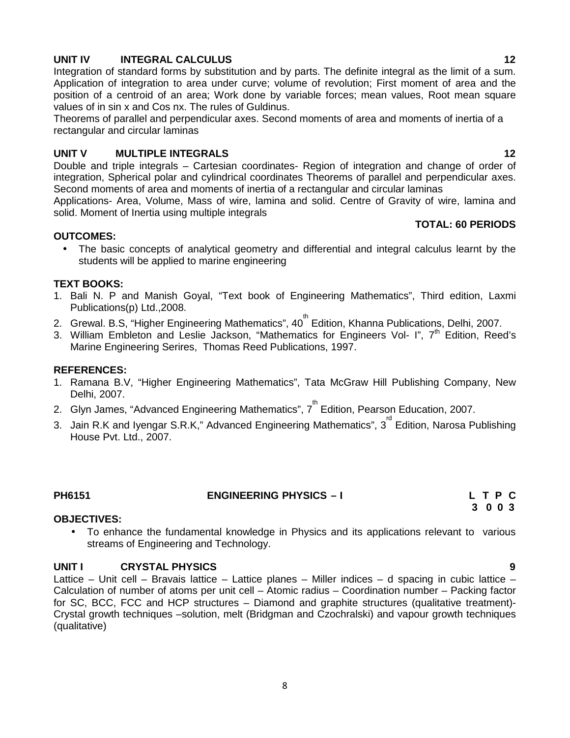**UNIT IV INTEGRAL CALCULUS 12**

Integration of standard forms by substitution and by parts. The definite integral as the limit of a sum. Application of integration to area under curve; volume of revolution; First moment of area and the position of a centroid of an area; Work done by variable forces; mean values, Root mean square values of in sin x and Cos nx. The rules of Guldinus.

Theorems of parallel and perpendicular axes. Second moments of area and moments of inertia of a rectangular and circular laminas

**UNIT V MULTIPLE INTEGRALS 12**

Double and triple integrals – Cartesian coordinates- Region of integration and change of order of integration, Spherical polar and cylindrical coordinates Theorems of parallel and perpendicular axes. Second moments of area and moments of inertia of a rectangular and circular laminas

Applications- Area, Volume, Mass of wire, lamina and solid. Centre of Gravity of wire, lamina and solid. Moment of Inertia using multiple integrals

**TOTAL: 60 PERIODS**

**OUTCOMES:**

- The basic concepts of analytical geometry and differential and integral calculus learnt by the students will be applied to marine engineering

**TEXT BOOKS:**

1. Bali N. P and Manish Goyal, "Text book of Engineering Mathematics", Third edition, Laxmi Publications(p) Ltd.,2008.
2. Grewal. B.S, "Higher Engineering Mathematics", 40th Edition, Khanna Publications, Delhi, 2007.
3. William Embleton and Leslie Jackson, "Mathematics for Engineers Vol- I", 7th Edition, Reed's Marine Engineering Serires, Thomas Reed Publications, 1997.

**REFERENCES:**

1. Ramana B.V, "Higher Engineering Mathematics", Tata McGraw Hill Publishing Company, New Delhi, 2007.
2. Glyn James, "Advanced Engineering Mathematics", 7th Edition, Pearson Education, 2007.
3. Jain R.K and Iyengar S.R.K," Advanced Engineering Mathematics", 3rd Edition, Narosa Publishing House Pvt. Ltd., 2007.

**PH6151 ENGINEERING PHYSICS – I L T P C**
**3 0 0 3**

**OBJECTIVES:**

- To enhance the fundamental knowledge in Physics and its applications relevant to various streams of Engineering and Technology.

**UNIT I CRYSTAL PHYSICS 9**

Lattice – Unit cell – Bravais lattice – Lattice planes – Miller indices – d spacing in cubic lattice – Calculation of number of atoms per unit cell – Atomic radius – Coordination number – Packing factor for SC, BCC, FCC and HCP structures – Diamond and graphite structures (qualitative treatment)- Crystal growth techniques –solution, melt (Bridgman and Czochralski) and vapour growth techniques (qualitative)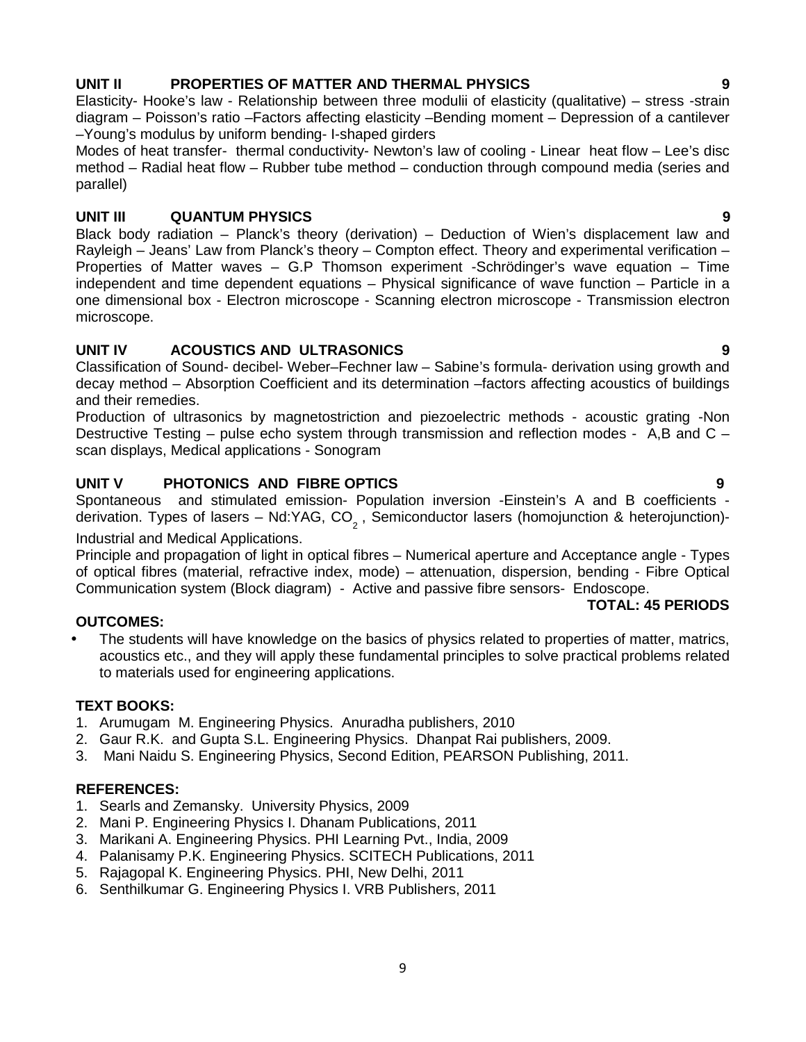## UNIT II PROPERTIES OF MATTER AND THERMAL PHYSICS 9

Elasticity- Hooke's law - Relationship between three modulii of elasticity (qualitative) – stress -strain diagram – Poisson's ratio –Factors affecting elasticity –Bending moment – Depression of a cantilever –Young's modulus by uniform bending- I-shaped girders

Modes of heat transfer- thermal conductivity- Newton's law of cooling - Linear heat flow – Lee's disc method – Radial heat flow – Rubber tube method – conduction through compound media (series and parallel)

## UNIT III QUANTUM PHYSICS 9

Black body radiation – Planck's theory (derivation) – Deduction of Wien's displacement law and Rayleigh – Jeans' Law from Planck's theory – Compton effect. Theory and experimental verification – Properties of Matter waves – G.P Thomson experiment -Schrödinger's wave equation – Time independent and time dependent equations – Physical significance of wave function – Particle in a one dimensional box - Electron microscope - Scanning electron microscope - Transmission electron microscope.

## UNIT IV ACOUSTICS AND ULTRASONICS 9

Classification of Sound- decibel- Weber–Fechner law – Sabine's formula- derivation using growth and decay method – Absorption Coefficient and its determination –factors affecting acoustics of buildings and their remedies.

Production of ultrasonics by magnetostriction and piezoelectric methods - acoustic grating -Non Destructive Testing – pulse echo system through transmission and reflection modes - A,B and C – scan displays, Medical applications - Sonogram

## UNIT V PHOTONICS AND FIBRE OPTICS 9

Spontaneous and stimulated emission- Population inversion -Einstein's A and B coefficients - derivation. Types of lasers – Nd:YAG, $CO_2$ , Semiconductor lasers (homojunction & heterojunction)- Industrial and Medical Applications.

Principle and propagation of light in optical fibres – Numerical aperture and Acceptance angle - Types of optical fibres (material, refractive index, mode) – attenuation, dispersion, bending - Fibre Optical Communication system (Block diagram) - Active and passive fibre sensors- Endoscope.

**TOTAL: 45 PERIODS**

**OUTCOMES:**

- The students will have knowledge on the basics of physics related to properties of matter, matrics, acoustics etc., and they will apply these fundamental principles to solve practical problems related to materials used for engineering applications.

**TEXT BOOKS:**

1. Arumugam M. Engineering Physics. Anuradha publishers, 2010
2. Gaur R.K. and Gupta S.L. Engineering Physics. Dhanpat Rai publishers, 2009.
3. Mani Naidu S. Engineering Physics, Second Edition, PEARSON Publishing, 2011.

**REFERENCES:**

1. Searls and Zemansky. University Physics, 2009
2. Mani P. Engineering Physics I. Dhanam Publications, 2011
3. Marikani A. Engineering Physics. PHI Learning Pvt., India, 2009
4. Palanisamy P.K. Engineering Physics. SCITECH Publications, 2011
5. Rajagopal K. Engineering Physics. PHI, New Delhi, 2011
6. Senthilkumar G. Engineering Physics I. VRB Publishers, 2011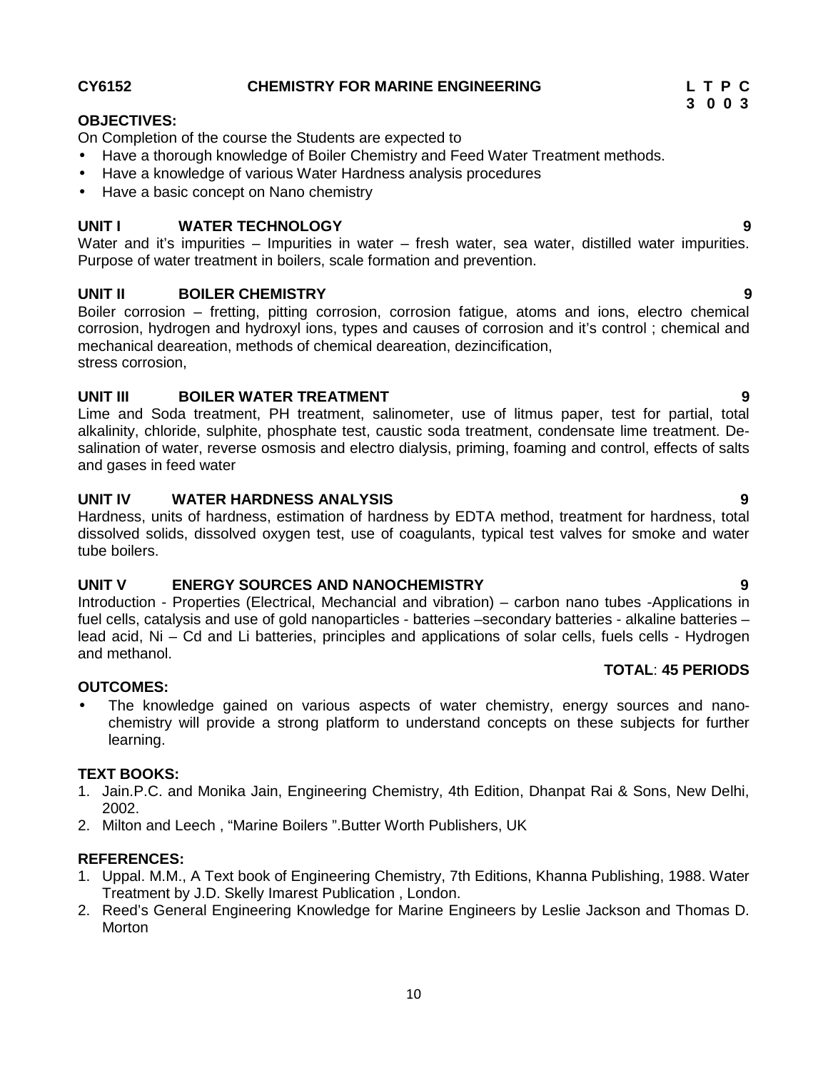**CY6152 CHEMISTRY FOR MARINE ENGINEERING**

| L | T | P | C |
|---|---|---|---|
| 3 | 0 | 0 | 3 |

**OBJECTIVES:**

On Completion of the course the Students are expected to

- Have a thorough knowledge of Boiler Chemistry and Feed Water Treatment methods.
- Have a knowledge of various Water Hardness analysis procedures
- Have a basic concept on Nano chemistry

**UNIT I WATER TECHNOLOGY 9**

Water and it's impurities – Impurities in water – fresh water, sea water, distilled water impurities. Purpose of water treatment in boilers, scale formation and prevention.

**UNIT II BOILER CHEMISTRY 9**

Boiler corrosion – fretting, pitting corrosion, corrosion fatigue, atoms and ions, electro chemical corrosion, hydrogen and hydroxyl ions, types and causes of corrosion and it's control ; chemical and mechanical deareation, methods of chemical deareation, dezincification, stress corrosion,

**UNIT III BOILER WATER TREATMENT 9**

Lime and Soda treatment, PH treatment, salinometer, use of litmus paper, test for partial, total alkalinity, chloride, sulphite, phosphate test, caustic soda treatment, condensate lime treatment. De-salination of water, reverse osmosis and electro dialysis, priming, foaming and control, effects of salts and gases in feed water

**UNIT IV WATER HARDNESS ANALYSIS 9**

Hardness, units of hardness, estimation of hardness by EDTA method, treatment for hardness, total dissolved solids, dissolved oxygen test, use of coagulants, typical test valves for smoke and water tube boilers.

**UNIT V ENERGY SOURCES AND NANOCHEMISTRY 9**

Introduction - Properties (Electrical, Mechancial and vibration) – carbon nano tubes -Applications in fuel cells, catalysis and use of gold nanoparticles - batteries –secondary batteries - alkaline batteries – lead acid, Ni – Cd and Li batteries, principles and applications of solar cells, fuels cells - Hydrogen and methanol.

**TOTAL**: **45 PERIODS**

**OUTCOMES:**

- The knowledge gained on various aspects of water chemistry, energy sources and nano-chemistry will provide a strong platform to understand concepts on these subjects for further learning.

**TEXT BOOKS:**

1. Jain.P.C. and Monika Jain, Engineering Chemistry, 4th Edition, Dhanpat Rai & Sons, New Delhi, 2002.
2. Milton and Leech , "Marine Boilers ".Butter Worth Publishers, UK

**REFERENCES:**

1. Uppal. M.M., A Text book of Engineering Chemistry, 7th Editions, Khanna Publishing, 1988. Water Treatment by J.D. Skelly Imarest Publication , London.
2. Reed's General Engineering Knowledge for Marine Engineers by Leslie Jackson and Thomas D. Morton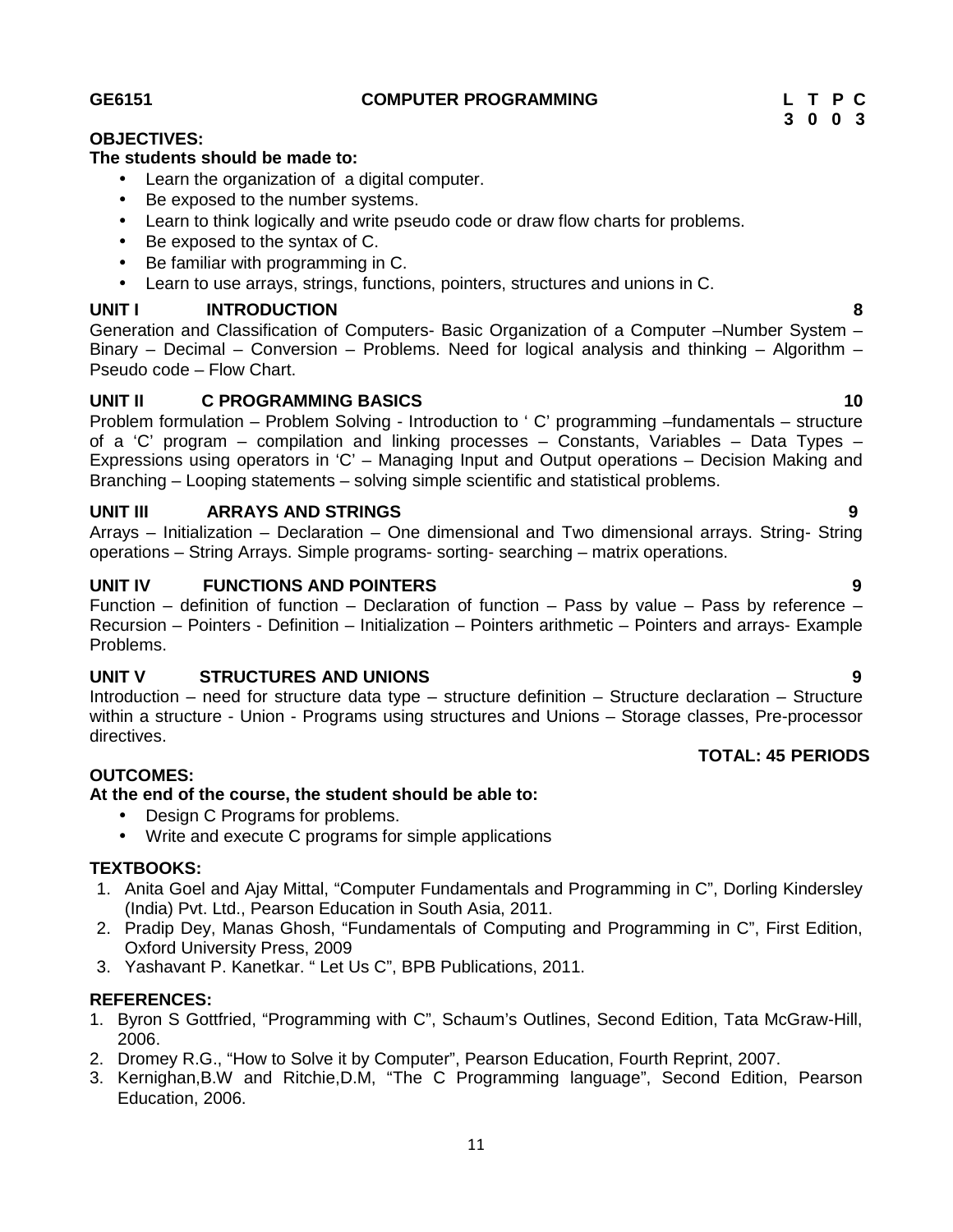**GE6151 COMPUTER PROGRAMMING**

| L | T | P | C |
|---|---|---|---|
| 3 | 0 | 0 | 3 |

**OBJECTIVES:**

**The students should be made to:**

- Learn the organization of a digital computer.
- Be exposed to the number systems.
- Learn to think logically and write pseudo code or draw flow charts for problems.
- Be exposed to the syntax of C.
- Be familiar with programming in C.
- Learn to use arrays, strings, functions, pointers, structures and unions in C.

**UNIT I INTRODUCTION 8**

Generation and Classification of Computers- Basic Organization of a Computer –Number System – Binary – Decimal – Conversion – Problems. Need for logical analysis and thinking – Algorithm – Pseudo code – Flow Chart.

**UNIT II C PROGRAMMING BASICS 10**

Problem formulation – Problem Solving - Introduction to ' C' programming –fundamentals – structure of a 'C' program – compilation and linking processes – Constants, Variables – Data Types – Expressions using operators in 'C' – Managing Input and Output operations – Decision Making and Branching – Looping statements – solving simple scientific and statistical problems.

**UNIT III ARRAYS AND STRINGS 9**

Arrays – Initialization – Declaration – One dimensional and Two dimensional arrays. String- String operations – String Arrays. Simple programs- sorting- searching – matrix operations.

**UNIT IV FUNCTIONS AND POINTERS 9**

Function – definition of function – Declaration of function – Pass by value – Pass by reference – Recursion – Pointers - Definition – Initialization – Pointers arithmetic – Pointers and arrays- Example Problems.

**UNIT V STRUCTURES AND UNIONS 9**

Introduction – need for structure data type – structure definition – Structure declaration – Structure within a structure - Union - Programs using structures and Unions – Storage classes, Pre-processor directives.

**TOTAL: 45 PERIODS**

**OUTCOMES:**

**At the end of the course, the student should be able to:**

- Design C Programs for problems.
- Write and execute C programs for simple applications

**TEXTBOOKS:**

1. Anita Goel and Ajay Mittal, "Computer Fundamentals and Programming in C", Dorling Kindersley (India) Pvt. Ltd., Pearson Education in South Asia, 2011.
2. Pradip Dey, Manas Ghosh, "Fundamentals of Computing and Programming in C", First Edition, Oxford University Press, 2009
3. Yashavant P. Kanetkar. " Let Us C", BPB Publications, 2011.

**REFERENCES:**

1. Byron S Gottfried, "Programming with C", Schaum's Outlines, Second Edition, Tata McGraw-Hill, 2006.
2. Dromey R.G., "How to Solve it by Computer", Pearson Education, Fourth Reprint, 2007.
3. Kernighan,B.W and Ritchie,D.M, "The C Programming language", Second Edition, Pearson Education, 2006.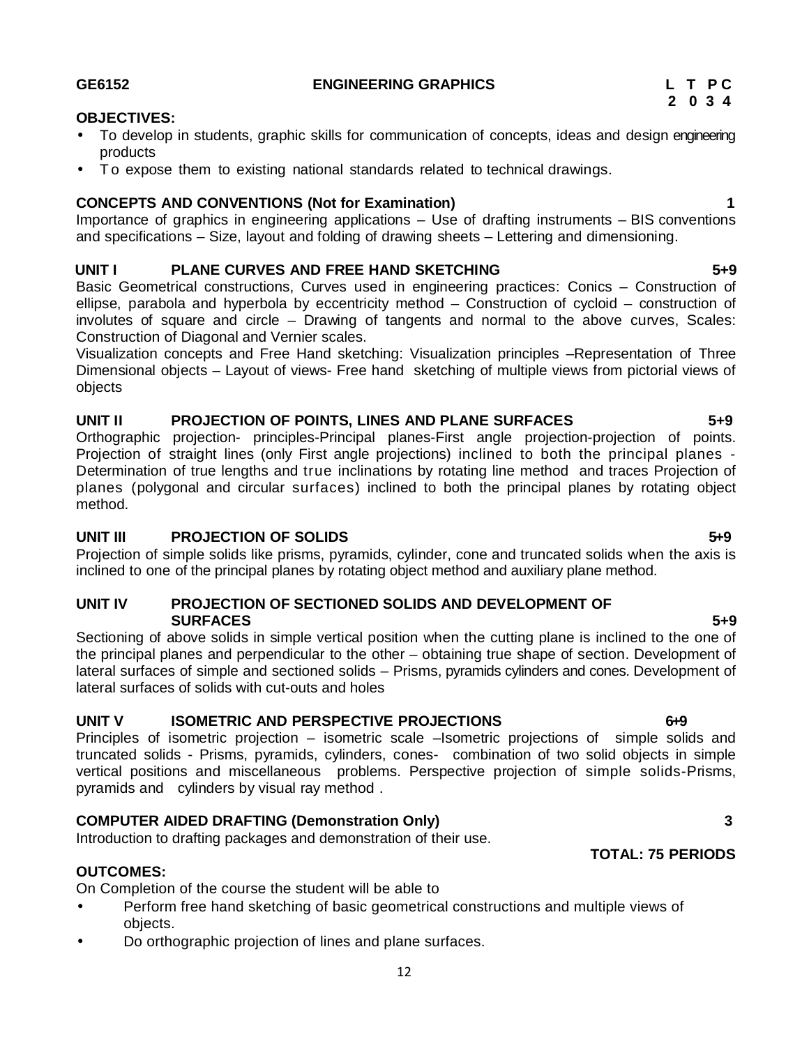**GE6152 ENGINEERING GRAPHICS**

| L | T | P | C |
|---|---|---|---|
| 2 | 0 | 3 | 4 |

**OBJECTIVES:**

- To develop in students, graphic skills for communication of concepts, ideas and design engineering products
- To expose them to existing national standards related to technical drawings.

**CONCEPTS AND CONVENTIONS (Not for Examination) 1**

Importance of graphics in engineering applications – Use of drafting instruments – BIS conventions and specifications – Size, layout and folding of drawing sheets – Lettering and dimensioning.

**UNIT I PLANE CURVES AND FREE HAND SKETCHING 5+9**

Basic Geometrical constructions, Curves used in engineering practices: Conics – Construction of ellipse, parabola and hyperbola by eccentricity method – Construction of cycloid – construction of involutes of square and circle – Drawing of tangents and normal to the above curves, Scales: Construction of Diagonal and Vernier scales.

Visualization concepts and Free Hand sketching: Visualization principles –Representation of Three Dimensional objects – Layout of views- Free hand sketching of multiple views from pictorial views of objects

**UNIT II PROJECTION OF POINTS, LINES AND PLANE SURFACES 5+9**

Orthographic projection- principles-Principal planes-First angle projection-projection of points. Projection of straight lines (only First angle projections) inclined to both the principal planes - Determination of true lengths and true inclinations by rotating line method and traces Projection of planes (polygonal and circular surfaces) inclined to both the principal planes by rotating object method.

**UNIT III PROJECTION OF SOLIDS 5+9**

Projection of simple solids like prisms, pyramids, cylinder, cone and truncated solids when the axis is inclined to one of the principal planes by rotating object method and auxiliary plane method.

**UNIT IV PROJECTION OF SECTIONED SOLIDS AND DEVELOPMENT OF SURFACES 5+9**

Sectioning of above solids in simple vertical position when the cutting plane is inclined to the one of the principal planes and perpendicular to the other – obtaining true shape of section. Development of lateral surfaces of simple and sectioned solids – Prisms, pyramids cylinders and cones. Development of lateral surfaces of solids with cut-outs and holes

**UNIT V ISOMETRIC AND PERSPECTIVE PROJECTIONS 6+9**

Principles of isometric projection – isometric scale –Isometric projections of simple solids and truncated solids - Prisms, pyramids, cylinders, cones- combination of two solid objects in simple vertical positions and miscellaneous problems. Perspective projection of simple solids-Prisms, pyramids and cylinders by visual ray method .

**COMPUTER AIDED DRAFTING (Demonstration Only) 3**

Introduction to drafting packages and demonstration of their use.

**TOTAL: 75 PERIODS**

**OUTCOMES:**

On Completion of the course the student will be able to

- Perform free hand sketching of basic geometrical constructions and multiple views of objects.
- Do orthographic projection of lines and plane surfaces.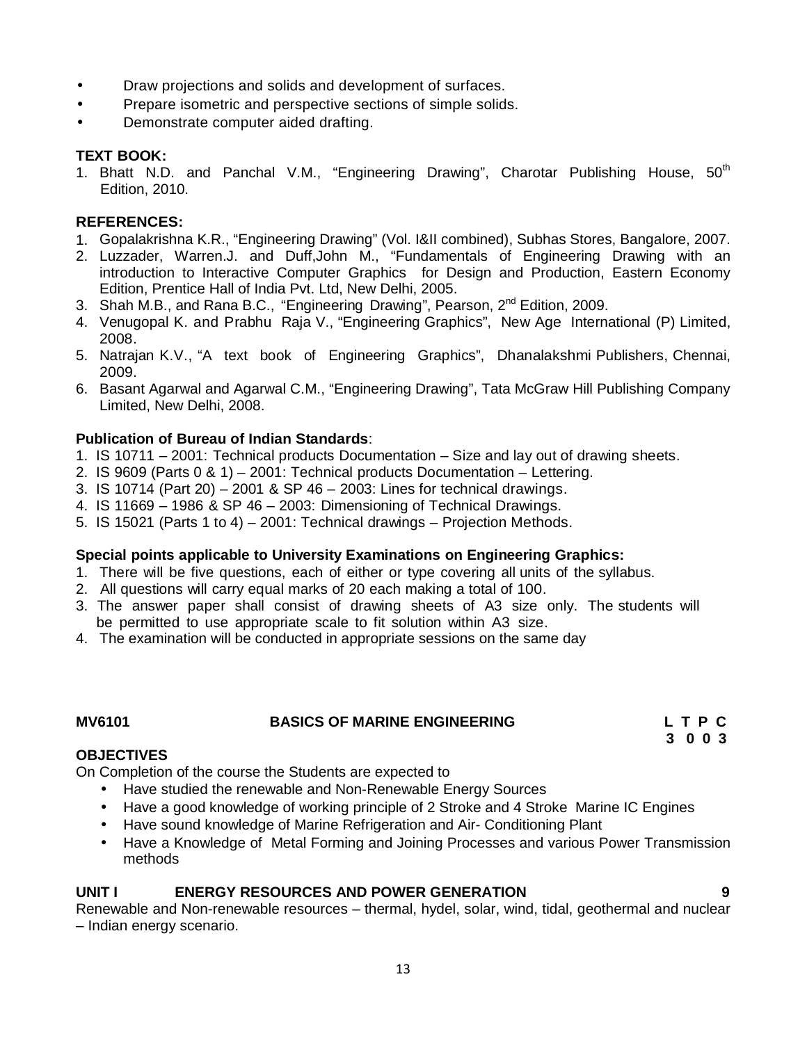- Draw projections and solids and development of surfaces.
- Prepare isometric and perspective sections of simple solids.
- Demonstrate computer aided drafting.

**TEXT BOOK:**

1. Bhatt N.D. and Panchal V.M., "Engineering Drawing", Charotar Publishing House, 50th Edition, 2010.

**REFERENCES:**

1. Gopalakrishna K.R., "Engineering Drawing" (Vol. I&II combined), Subhas Stores, Bangalore, 2007.
2. Luzzader, Warren.J. and Duff,John M., "Fundamentals of Engineering Drawing with an introduction to Interactive Computer Graphics for Design and Production, Eastern Economy Edition, Prentice Hall of India Pvt. Ltd, New Delhi, 2005.
3. Shah M.B., and Rana B.C., "Engineering Drawing", Pearson, 2nd Edition, 2009.
4. Venugopal K. and Prabhu Raja V., "Engineering Graphics", New Age International (P) Limited, 2008.
5. Natrajan K.V., "A text book of Engineering Graphics", Dhanalakshmi Publishers, Chennai, 2009.
6. Basant Agarwal and Agarwal C.M., "Engineering Drawing", Tata McGraw Hill Publishing Company Limited, New Delhi, 2008.

**Publication of Bureau of Indian Standards**:

1. IS 10711 – 2001: Technical products Documentation – Size and lay out of drawing sheets.
2. IS 9609 (Parts 0 & 1) – 2001: Technical products Documentation – Lettering.
3. IS 10714 (Part 20) – 2001 & SP 46 – 2003: Lines for technical drawings.
4. IS 11669 – 1986 & SP 46 – 2003: Dimensioning of Technical Drawings.
5. IS 15021 (Parts 1 to 4) – 2001: Technical drawings – Projection Methods.

**Special points applicable to University Examinations on Engineering Graphics:**

1. There will be five questions, each of either or type covering all units of the syllabus.
2. All questions will carry equal marks of 20 each making a total of 100.
3. The answer paper shall consist of drawing sheets of A3 size only. The students will be permitted to use appropriate scale to fit solution within A3 size.
4. The examination will be conducted in appropriate sessions on the same day

## MV6101 BASICS OF MARINE ENGINEERING

| L | T | P | C |
|---|---|---|---|
| 3 | 0 | 0 | 3 |

**OBJECTIVES**

On Completion of the course the Students are expected to

- Have studied the renewable and Non-Renewable Energy Sources
- Have a good knowledge of working principle of 2 Stroke and 4 Stroke Marine IC Engines
- Have sound knowledge of Marine Refrigeration and Air- Conditioning Plant
- Have a Knowledge of Metal Forming and Joining Processes and various Power Transmission methods

**UNIT I ENERGY RESOURCES AND POWER GENERATION 9**

Renewable and Non-renewable resources – thermal, hydel, solar, wind, tidal, geothermal and nuclear – Indian energy scenario.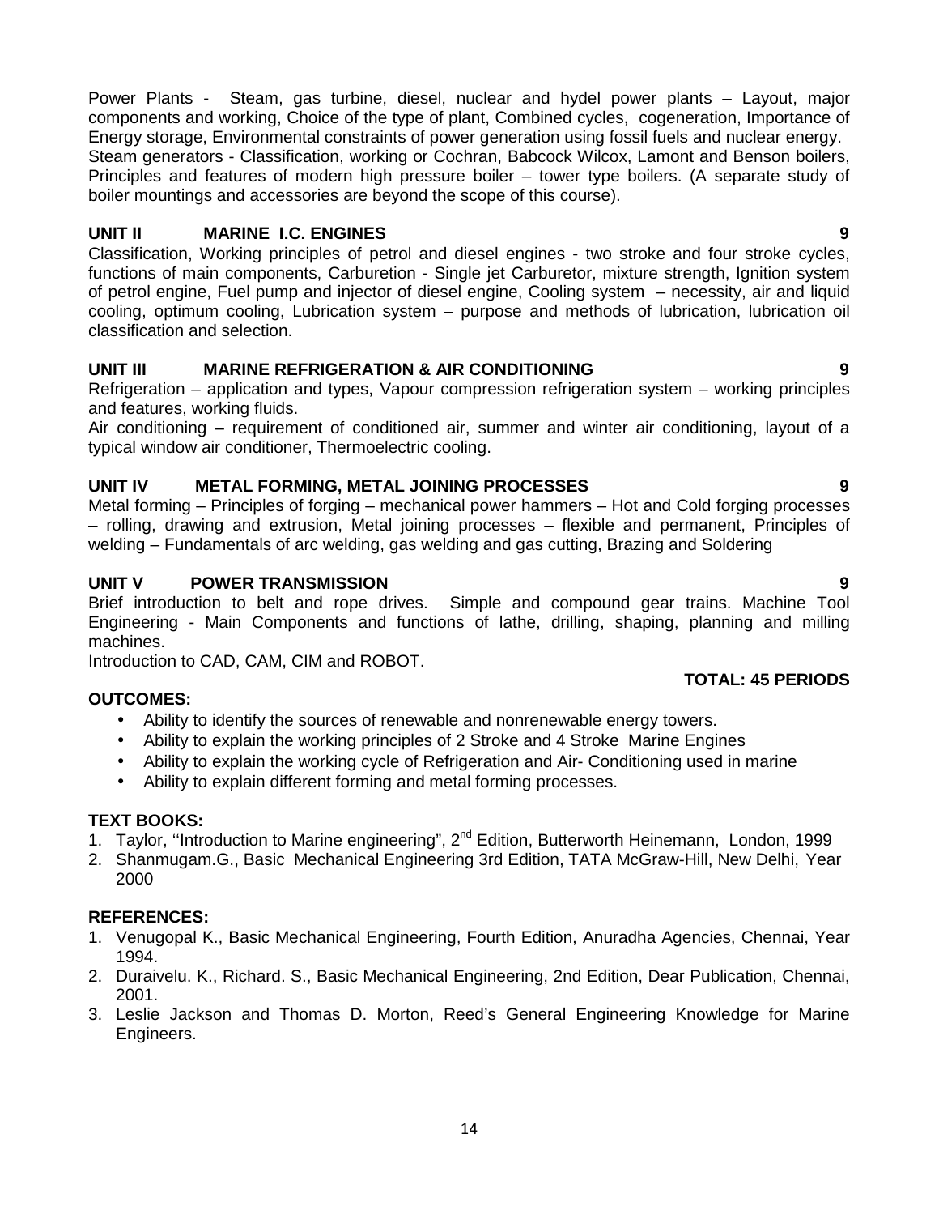Power Plants - Steam, gas turbine, diesel, nuclear and hydel power plants – Layout, major components and working, Choice of the type of plant, Combined cycles, cogeneration, Importance of Energy storage, Environmental constraints of power generation using fossil fuels and nuclear energy.
Steam generators - Classification, working or Cochran, Babcock Wilcox, Lamont and Benson boilers, Principles and features of modern high pressure boiler – tower type boilers. (A separate study of boiler mountings and accessories are beyond the scope of this course).

**UNIT II MARINE I.C. ENGINES 9**

Classification, Working principles of petrol and diesel engines - two stroke and four stroke cycles, functions of main components, Carburetion - Single jet Carburetor, mixture strength, Ignition system of petrol engine, Fuel pump and injector of diesel engine, Cooling system – necessity, air and liquid cooling, optimum cooling, Lubrication system – purpose and methods of lubrication, lubrication oil classification and selection.

**UNIT III MARINE REFRIGERATION & AIR CONDITIONING 9**

Refrigeration – application and types, Vapour compression refrigeration system – working principles and features, working fluids.
Air conditioning – requirement of conditioned air, summer and winter air conditioning, layout of a typical window air conditioner, Thermoelectric cooling.

**UNIT IV METAL FORMING, METAL JOINING PROCESSES 9**

Metal forming – Principles of forging – mechanical power hammers – Hot and Cold forging processes – rolling, drawing and extrusion, Metal joining processes – flexible and permanent, Principles of welding – Fundamentals of arc welding, gas welding and gas cutting, Brazing and Soldering

**UNIT V POWER TRANSMISSION 9**

Brief introduction to belt and rope drives. Simple and compound gear trains. Machine Tool Engineering - Main Components and functions of lathe, drilling, shaping, planning and milling machines.
Introduction to CAD, CAM, CIM and ROBOT.

**TOTAL: 45 PERIODS**

**OUTCOMES:**

- Ability to identify the sources of renewable and nonrenewable energy towers.
- Ability to explain the working principles of 2 Stroke and 4 Stroke Marine Engines
- Ability to explain the working cycle of Refrigeration and Air- Conditioning used in marine
- Ability to explain different forming and metal forming processes.

**TEXT BOOKS:**

1. Taylor, ''Introduction to Marine engineering", 2nd Edition, Butterworth Heinemann, London, 1999
2. Shanmugam.G., Basic Mechanical Engineering 3rd Edition, TATA McGraw-Hill, New Delhi, Year 2000

**REFERENCES:**

1. Venugopal K., Basic Mechanical Engineering, Fourth Edition, Anuradha Agencies, Chennai, Year 1994.
2. Duraivelu. K., Richard. S., Basic Mechanical Engineering, 2nd Edition, Dear Publication, Chennai, 2001.
3. Leslie Jackson and Thomas D. Morton, Reed's General Engineering Knowledge for Marine Engineers.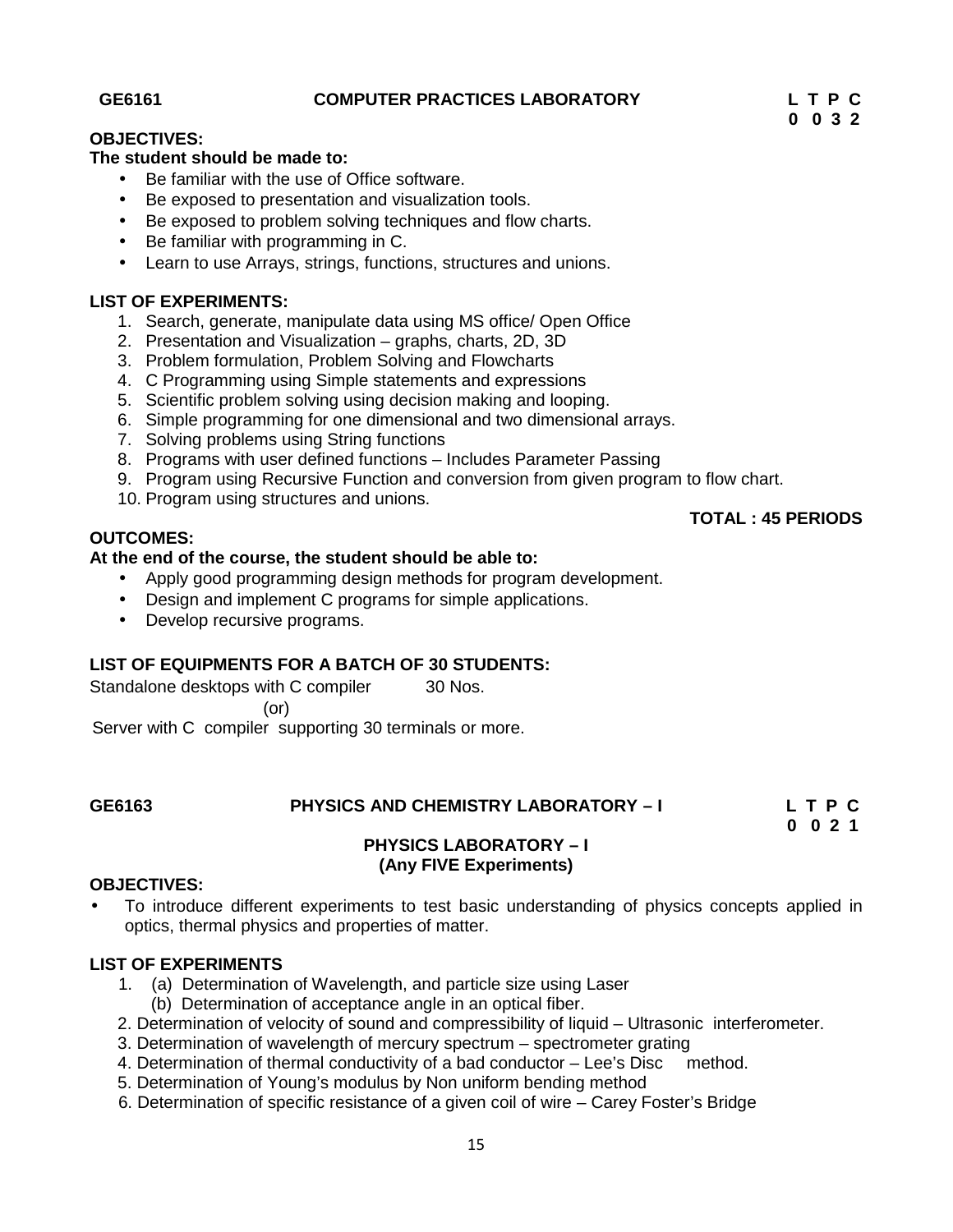## GE6161 COMPUTER PRACTICES LABORATORY

| L | T | P | C |
|---|---|---|---|
| 0 | 0 | 3 | 2 |

**OBJECTIVES:**

**The student should be made to:**

- Be familiar with the use of Office software.
- Be exposed to presentation and visualization tools.
- Be exposed to problem solving techniques and flow charts.
- Be familiar with programming in C.
- Learn to use Arrays, strings, functions, structures and unions.

**LIST OF EXPERIMENTS:**

1. Search, generate, manipulate data using MS office/ Open Office
2. Presentation and Visualization – graphs, charts, 2D, 3D
3. Problem formulation, Problem Solving and Flowcharts
4. C Programming using Simple statements and expressions
5. Scientific problem solving using decision making and looping.
6. Simple programming for one dimensional and two dimensional arrays.
7. Solving problems using String functions
8. Programs with user defined functions – Includes Parameter Passing
9. Program using Recursive Function and conversion from given program to flow chart.
10. Program using structures and unions.

**TOTAL : 45 PERIODS**

**OUTCOMES:**

**At the end of the course, the student should be able to:**

- Apply good programming design methods for program development.
- Design and implement C programs for simple applications.
- Develop recursive programs.

**LIST OF EQUIPMENTS FOR A BATCH OF 30 STUDENTS:**

Standalone desktops with C compiler 30 Nos.

(or)

Server with C compiler supporting 30 terminals or more.

## GE6163 PHYSICS AND CHEMISTRY LABORATORY – I

| L | T | P | C |
|---|---|---|---|
| 0 | 0 | 2 | 1 |

### PHYSICS LABORATORY – I
**(Any FIVE Experiments)**

**OBJECTIVES:**

- To introduce different experiments to test basic understanding of physics concepts applied in optics, thermal physics and properties of matter.

**LIST OF EXPERIMENTS**

1. (a) Determination of Wavelength, and particle size using Laser
   (b) Determination of acceptance angle in an optical fiber.
2. Determination of velocity of sound and compressibility of liquid – Ultrasonic interferometer.
3. Determination of wavelength of mercury spectrum – spectrometer grating
4. Determination of thermal conductivity of a bad conductor – Lee's Disc method.
5. Determination of Young's modulus by Non uniform bending method
6. Determination of specific resistance of a given coil of wire – Carey Foster's Bridge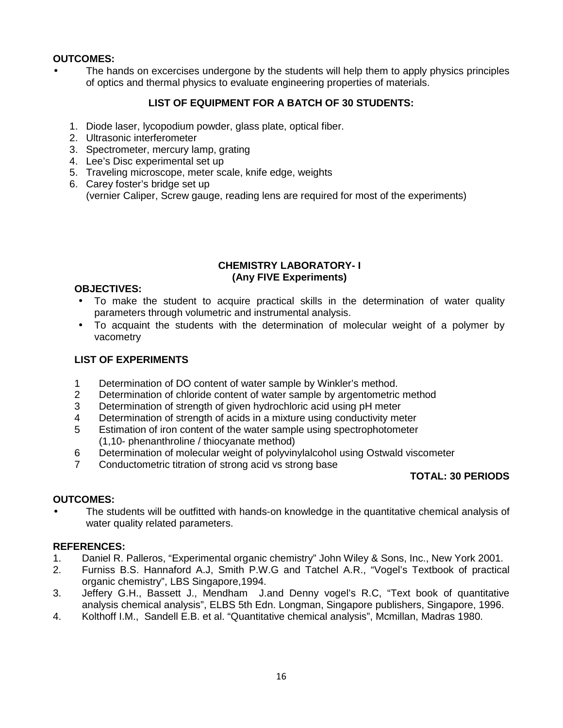**OUTCOMES:**

- The hands on excercises undergone by the students will help them to apply physics principles of optics and thermal physics to evaluate engineering properties of materials.

**LIST OF EQUIPMENT FOR A BATCH OF 30 STUDENTS:**

1. Diode laser, lycopodium powder, glass plate, optical fiber.
2. Ultrasonic interferometer
3. Spectrometer, mercury lamp, grating
4. Lee's Disc experimental set up
5. Traveling microscope, meter scale, knife edge, weights
6. Carey foster's bridge set up
   (vernier Caliper, Screw gauge, reading lens are required for most of the experiments)

## CHEMISTRY LABORATORY- I
### (Any FIVE Experiments)

**OBJECTIVES:**

- To make the student to acquire practical skills in the determination of water quality parameters through volumetric and instrumental analysis.
- To acquaint the students with the determination of molecular weight of a polymer by vacometry

**LIST OF EXPERIMENTS**

1. Determination of DO content of water sample by Winkler's method.
2. Determination of chloride content of water sample by argentometric method
3. Determination of strength of given hydrochloric acid using pH meter
4. Determination of strength of acids in a mixture using conductivity meter
5. Estimation of iron content of the water sample using spectrophotometer (1,10- phenanthroline / thiocyanate method)
6. Determination of molecular weight of polyvinylalcohol using Ostwald viscometer
7. Conductometric titration of strong acid vs strong base

**TOTAL: 30 PERIODS**

**OUTCOMES:**

- The students will be outfitted with hands-on knowledge in the quantitative chemical analysis of water quality related parameters.

**REFERENCES:**

1. Daniel R. Palleros, "Experimental organic chemistry" John Wiley & Sons, Inc., New York 2001.
2. Furniss B.S. Hannaford A.J, Smith P.W.G and Tatchel A.R., "Vogel's Textbook of practical organic chemistry", LBS Singapore,1994.
3. Jeffery G.H., Bassett J., Mendham J.and Denny vogel's R.C, "Text book of quantitative analysis chemical analysis", ELBS 5th Edn. Longman, Singapore publishers, Singapore, 1996.
4. Kolthoff I.M., Sandell E.B. et al. "Quantitative chemical analysis", Mcmillan, Madras 1980.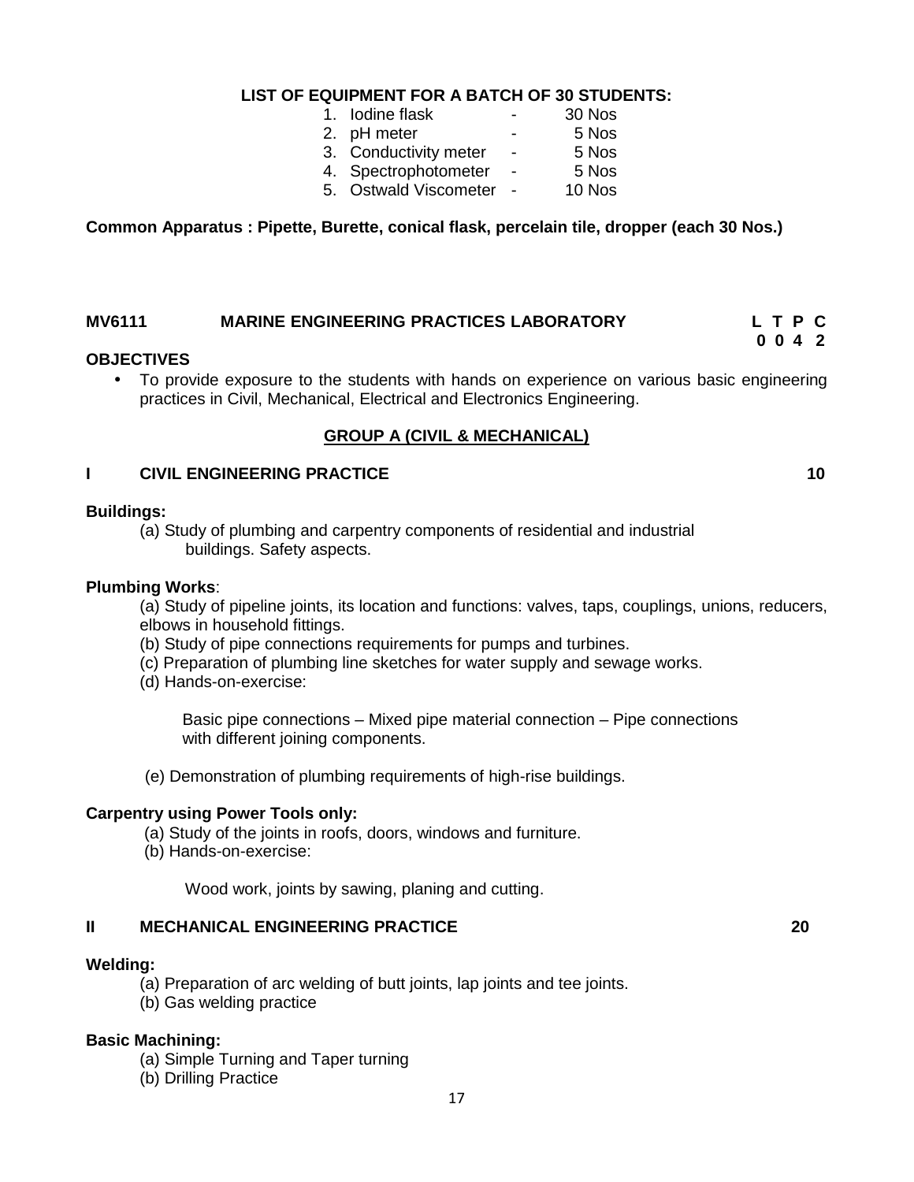**LIST OF EQUIPMENT FOR A BATCH OF 30 STUDENTS:**

1. Iodine flask - 30 Nos
2. pH meter - 5 Nos
3. Conductivity meter - 5 Nos
4. Spectrophotometer - 5 Nos
5. Ostwald Viscometer - 10 Nos

**Common Apparatus : Pipette, Burette, conical flask, percelain tile, dropper (each 30 Nos.)**

## MV6111 MARINE ENGINEERING PRACTICES LABORATORY

| L | T | P | C |
|---|---|---|---|
| 0 | 0 | 4 | 2 |

**OBJECTIVES**

- To provide exposure to the students with hands on experience on various basic engineering practices in Civil, Mechanical, Electrical and Electronics Engineering.

### GROUP A (CIVIL & MECHANICAL)

### I CIVIL ENGINEERING PRACTICE 10

**Buildings:**

(a) Study of plumbing and carpentry components of residential and industrial buildings. Safety aspects.

**Plumbing Works**:

(a) Study of pipeline joints, its location and functions: valves, taps, couplings, unions, reducers, elbows in household fittings.
(b) Study of pipe connections requirements for pumps and turbines.
(c) Preparation of plumbing line sketches for water supply and sewage works.
(d) Hands-on-exercise:

Basic pipe connections – Mixed pipe material connection – Pipe connections with different joining components.

(e) Demonstration of plumbing requirements of high-rise buildings.

**Carpentry using Power Tools only:**

(a) Study of the joints in roofs, doors, windows and furniture.
(b) Hands-on-exercise:

Wood work, joints by sawing, planing and cutting.

### II MECHANICAL ENGINEERING PRACTICE 20

**Welding:**

(a) Preparation of arc welding of butt joints, lap joints and tee joints.
(b) Gas welding practice

**Basic Machining:**

(a) Simple Turning and Taper turning
(b) Drilling Practice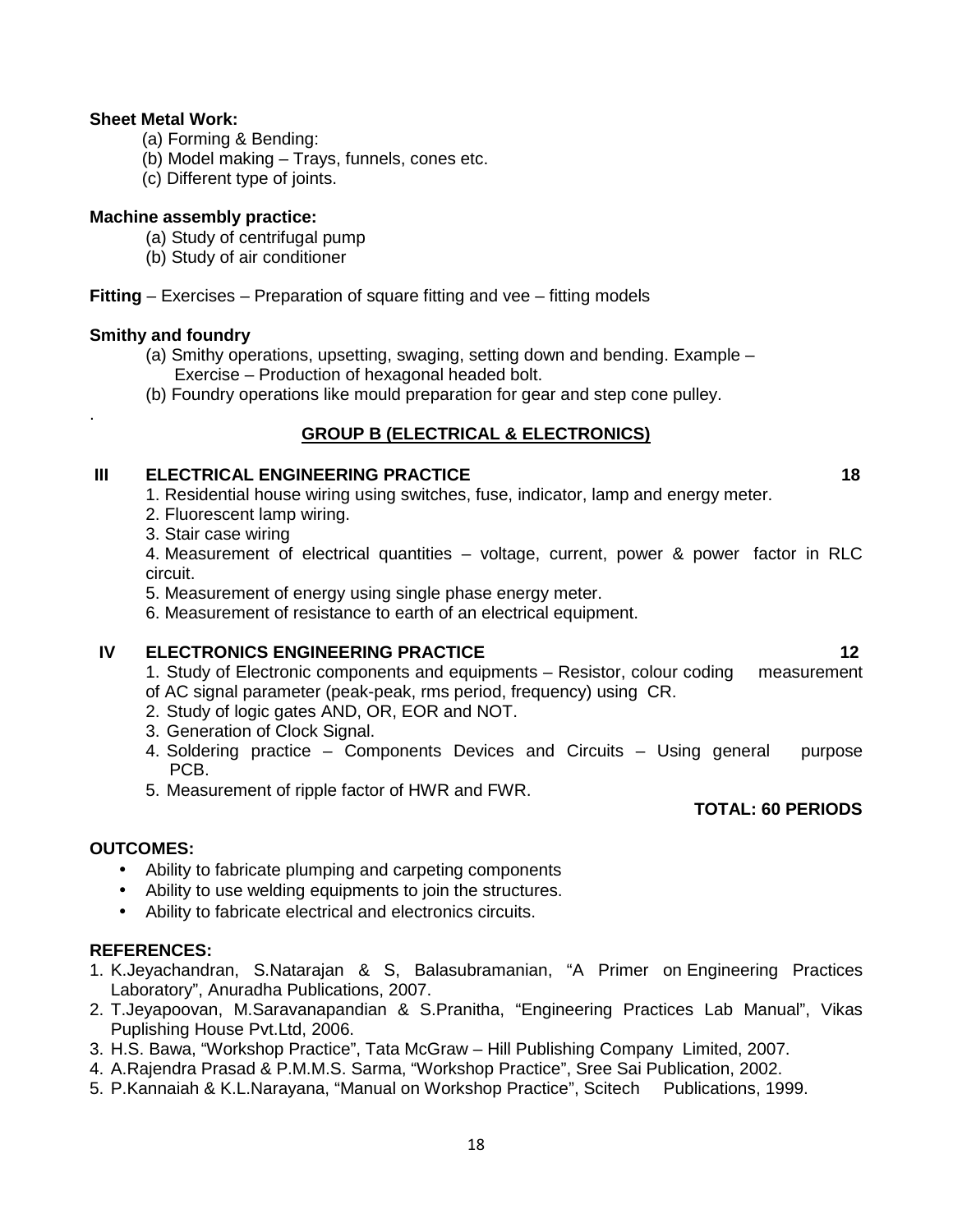**Sheet Metal Work:**

(a) Forming & Bending:
(b) Model making – Trays, funnels, cones etc.
(c) Different type of joints.

**Machine assembly practice:**

(a) Study of centrifugal pump
(b) Study of air conditioner

**Fitting** – Exercises – Preparation of square fitting and vee – fitting models

**Smithy and foundry**

(a) Smithy operations, upsetting, swaging, setting down and bending. Example – Exercise – Production of hexagonal headed bolt.
(b) Foundry operations like mould preparation for gear and step cone pulley.

.

## GROUP B (ELECTRICAL & ELECTRONICS)

**III ELECTRICAL ENGINEERING PRACTICE 18**

1. Residential house wiring using switches, fuse, indicator, lamp and energy meter.
2. Fluorescent lamp wiring.
3. Stair case wiring
4. Measurement of electrical quantities – voltage, current, power & power factor in RLC circuit.
5. Measurement of energy using single phase energy meter.
6. Measurement of resistance to earth of an electrical equipment.

**IV ELECTRONICS ENGINEERING PRACTICE 12**

1. Study of Electronic components and equipments – Resistor, colour coding measurement of AC signal parameter (peak-peak, rms period, frequency) using CR.
2. Study of logic gates AND, OR, EOR and NOT.
3. Generation of Clock Signal.
4. Soldering practice – Components Devices and Circuits – Using general purpose PCB.
5. Measurement of ripple factor of HWR and FWR.

**TOTAL: 60 PERIODS**

**OUTCOMES:**

- Ability to fabricate plumping and carpeting components
- Ability to use welding equipments to join the structures.
- Ability to fabricate electrical and electronics circuits.

**REFERENCES:**

1. K.Jeyachandran, S.Natarajan & S, Balasubramanian, "A Primer on Engineering Practices Laboratory", Anuradha Publications, 2007.
2. T.Jeyapoovan, M.Saravanapandian & S.Pranitha, "Engineering Practices Lab Manual", Vikas Puplishing House Pvt.Ltd, 2006.
3. H.S. Bawa, "Workshop Practice", Tata McGraw – Hill Publishing Company Limited, 2007.
4. A.Rajendra Prasad & P.M.M.S. Sarma, "Workshop Practice", Sree Sai Publication, 2002.
5. P.Kannaiah & K.L.Narayana, "Manual on Workshop Practice", Scitech Publications, 1999.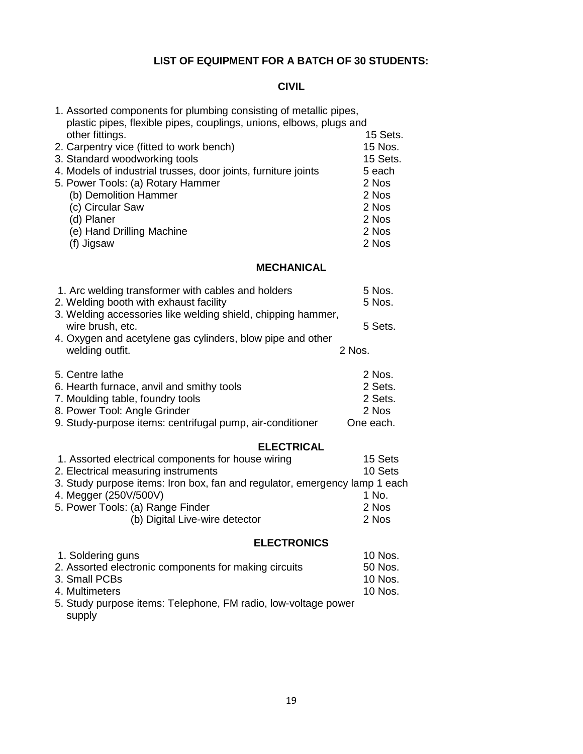## LIST OF EQUIPMENT FOR A BATCH OF 30 STUDENTS:

### CIVIL

1. Assorted components for plumbing consisting of metallic pipes, plastic pipes, flexible pipes, couplings, unions, elbows, plugs and other fittings. 15 Sets.
2. Carpentry vice (fitted to work bench) 15 Nos.
3. Standard woodworking tools 15 Sets.
4. Models of industrial trusses, door joints, furniture joints 5 each
5. Power Tools: (a) Rotary Hammer 2 Nos
   (b) Demolition Hammer 2 Nos
   (c) Circular Saw 2 Nos
   (d) Planer 2 Nos
   (e) Hand Drilling Machine 2 Nos
   (f) Jigsaw 2 Nos

### MECHANICAL

1. Arc welding transformer with cables and holders 5 Nos.
2. Welding booth with exhaust facility 5 Nos.
3. Welding accessories like welding shield, chipping hammer, wire brush, etc. 5 Sets.
4. Oxygen and acetylene gas cylinders, blow pipe and other welding outfit. 2 Nos.
5. Centre lathe 2 Nos.
6. Hearth furnace, anvil and smithy tools 2 Sets.
7. Moulding table, foundry tools 2 Sets.
8. Power Tool: Angle Grinder 2 Nos
9. Study-purpose items: centrifugal pump, air-conditioner One each.

### ELECTRICAL

1. Assorted electrical components for house wiring 15 Sets
2. Electrical measuring instruments 10 Sets
3. Study purpose items: Iron box, fan and regulator, emergency lamp 1 each
4. Megger (250V/500V) 1 No.
5. Power Tools: (a) Range Finder 2 Nos
   (b) Digital Live-wire detector 2 Nos

### ELECTRONICS

1. Soldering guns 10 Nos.
2. Assorted electronic components for making circuits 50 Nos.
3. Small PCBs 10 Nos.
4. Multimeters 10 Nos.
5. Study purpose items: Telephone, FM radio, low-voltage power supply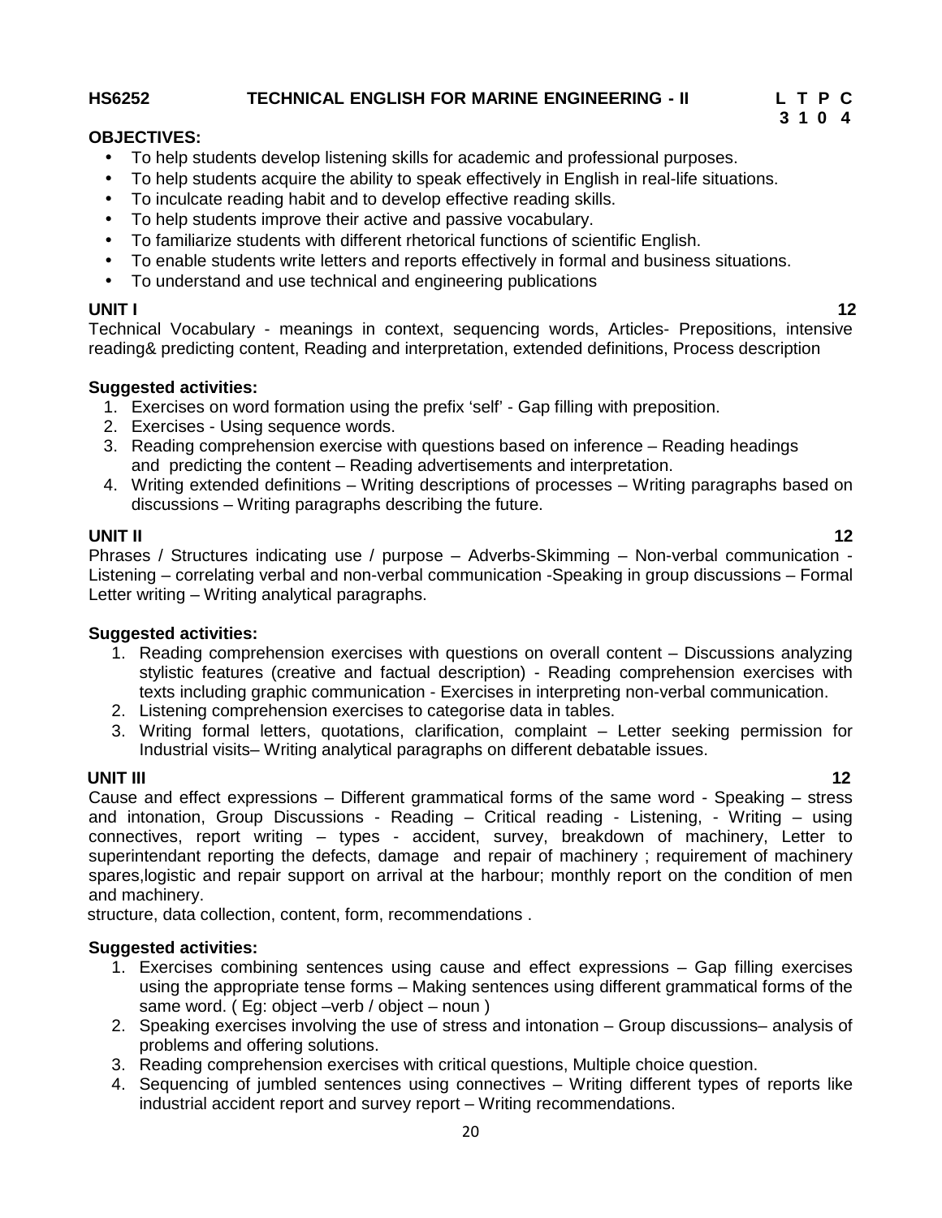**HS6252 TECHNICAL ENGLISH FOR MARINE ENGINEERING - II**

| L | T | P | C |
|---|---|---|---|
| 3 | 1 | 0 | 4 |

**OBJECTIVES:**

- To help students develop listening skills for academic and professional purposes.
- To help students acquire the ability to speak effectively in English in real-life situations.
- To inculcate reading habit and to develop effective reading skills.
- To help students improve their active and passive vocabulary.
- To familiarize students with different rhetorical functions of scientific English.
- To enable students write letters and reports effectively in formal and business situations.
- To understand and use technical and engineering publications

**UNIT I 12**

Technical Vocabulary - meanings in context, sequencing words, Articles- Prepositions, intensive reading& predicting content, Reading and interpretation, extended definitions, Process description

**Suggested activities:**

1. Exercises on word formation using the prefix 'self' - Gap filling with preposition.
2. Exercises - Using sequence words.
3. Reading comprehension exercise with questions based on inference – Reading headings and predicting the content – Reading advertisements and interpretation.
4. Writing extended definitions – Writing descriptions of processes – Writing paragraphs based on discussions – Writing paragraphs describing the future.

**UNIT II 12**

Phrases / Structures indicating use / purpose – Adverbs-Skimming – Non-verbal communication - Listening – correlating verbal and non-verbal communication -Speaking in group discussions – Formal Letter writing – Writing analytical paragraphs.

**Suggested activities:**

1. Reading comprehension exercises with questions on overall content – Discussions analyzing stylistic features (creative and factual description) - Reading comprehension exercises with texts including graphic communication - Exercises in interpreting non-verbal communication.
2. Listening comprehension exercises to categorise data in tables.
3. Writing formal letters, quotations, clarification, complaint – Letter seeking permission for Industrial visits– Writing analytical paragraphs on different debatable issues.

**UNIT III 12**

Cause and effect expressions – Different grammatical forms of the same word - Speaking – stress and intonation, Group Discussions - Reading – Critical reading - Listening, - Writing – using connectives, report writing – types - accident, survey, breakdown of machinery, Letter to superintendant reporting the defects, damage and repair of machinery ; requirement of machinery spares,logistic and repair support on arrival at the harbour; monthly report on the condition of men and machinery.

structure, data collection, content, form, recommendations .

**Suggested activities:**

1. Exercises combining sentences using cause and effect expressions – Gap filling exercises using the appropriate tense forms – Making sentences using different grammatical forms of the same word. ( Eg: object –verb / object – noun )
2. Speaking exercises involving the use of stress and intonation – Group discussions– analysis of problems and offering solutions.
3. Reading comprehension exercises with critical questions, Multiple choice question.
4. Sequencing of jumbled sentences using connectives – Writing different types of reports like industrial accident report and survey report – Writing recommendations.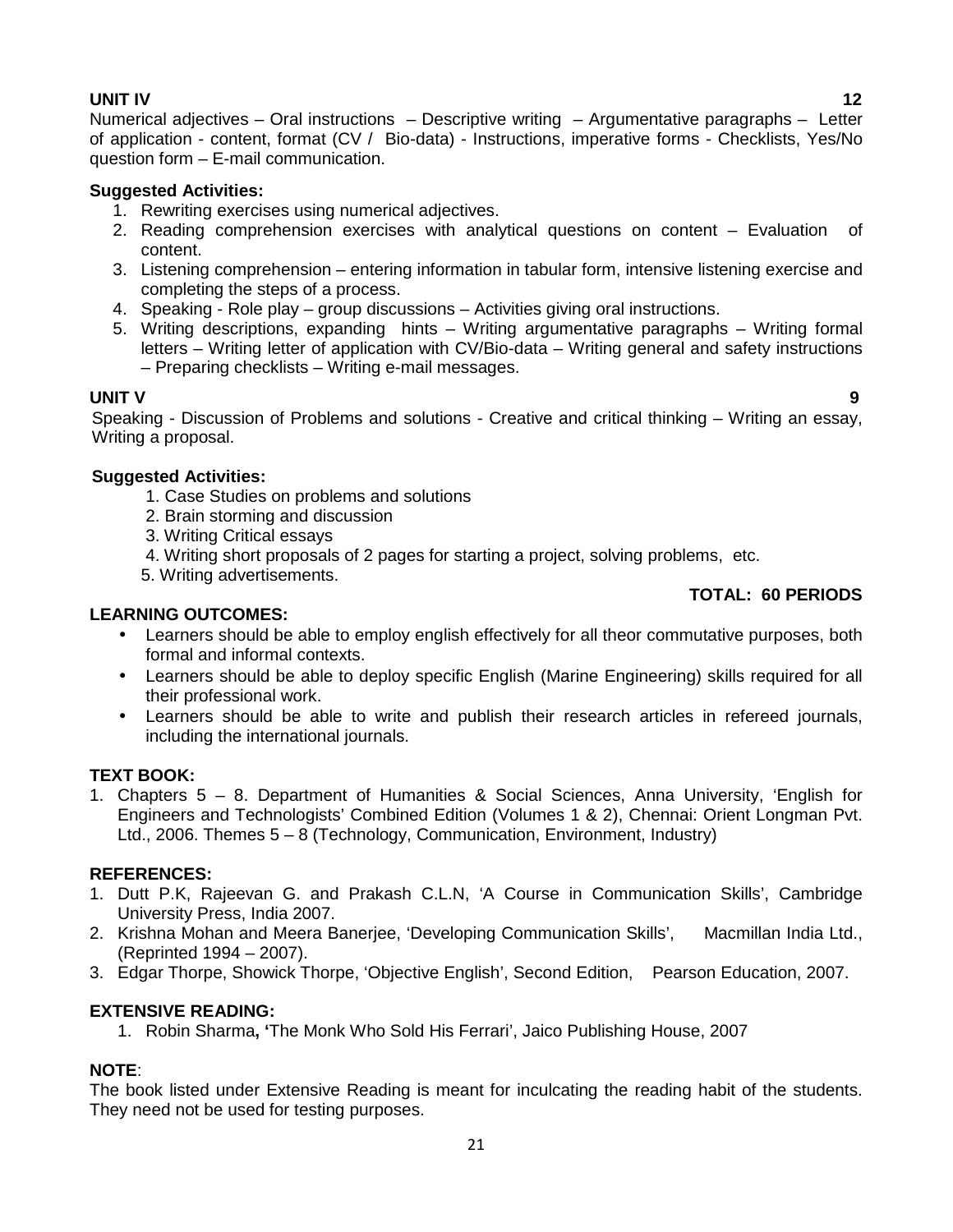**UNIT IV 12**

Numerical adjectives – Oral instructions – Descriptive writing – Argumentative paragraphs – Letter of application - content, format (CV / Bio-data) - Instructions, imperative forms - Checklists, Yes/No question form – E-mail communication.

**Suggested Activities:**

1. Rewriting exercises using numerical adjectives.
2. Reading comprehension exercises with analytical questions on content – Evaluation of content.
3. Listening comprehension – entering information in tabular form, intensive listening exercise and completing the steps of a process.
4. Speaking - Role play – group discussions – Activities giving oral instructions.
5. Writing descriptions, expanding hints – Writing argumentative paragraphs – Writing formal letters – Writing letter of application with CV/Bio-data – Writing general and safety instructions – Preparing checklists – Writing e-mail messages.

**UNIT V 9**

Speaking - Discussion of Problems and solutions - Creative and critical thinking – Writing an essay, Writing a proposal.

**Suggested Activities:**

1. Case Studies on problems and solutions
2. Brain storming and discussion
3. Writing Critical essays
4. Writing short proposals of 2 pages for starting a project, solving problems, etc.
5. Writing advertisements.

**TOTAL: 60 PERIODS**

**LEARNING OUTCOMES:**

- Learners should be able to employ english effectively for all theor commutative purposes, both formal and informal contexts.
- Learners should be able to deploy specific English (Marine Engineering) skills required for all their professional work.
- Learners should be able to write and publish their research articles in refereed journals, including the international journals.

**TEXT BOOK:**

1. Chapters 5 – 8. Department of Humanities & Social Sciences, Anna University, 'English for Engineers and Technologists' Combined Edition (Volumes 1 & 2), Chennai: Orient Longman Pvt. Ltd., 2006. Themes 5 – 8 (Technology, Communication, Environment, Industry)

**REFERENCES:**

1. Dutt P.K, Rajeevan G. and Prakash C.L.N, 'A Course in Communication Skills', Cambridge University Press, India 2007.
2. Krishna Mohan and Meera Banerjee, 'Developing Communication Skills', Macmillan India Ltd., (Reprinted 1994 – 2007).
3. Edgar Thorpe, Showick Thorpe, 'Objective English', Second Edition, Pearson Education, 2007.

**EXTENSIVE READING:**

1. Robin Sharma**, '**The Monk Who Sold His Ferrari', Jaico Publishing House, 2007

**NOTE**:

The book listed under Extensive Reading is meant for inculcating the reading habit of the students. They need not be used for testing purposes.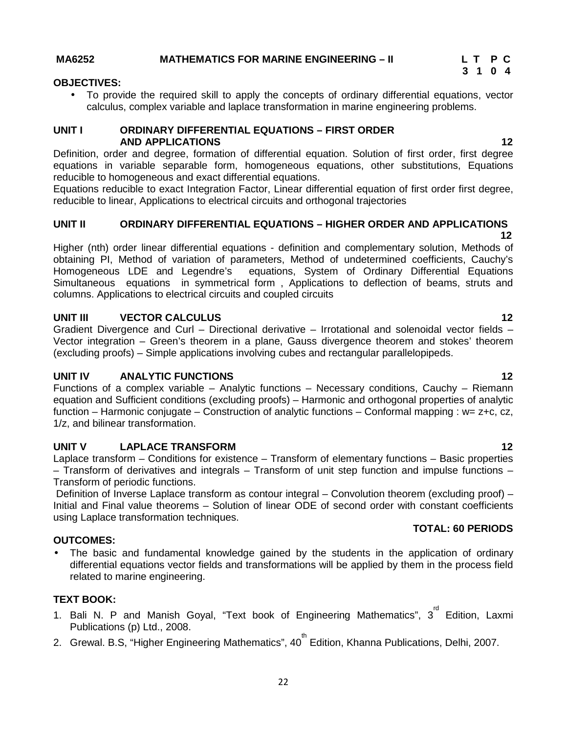**MA6252 MATHEMATICS FOR MARINE ENGINEERING – II**

| L | T | P | C |
|---|---|---|---|
| 3 | 1 | 0 | 4 |

**OBJECTIVES:**

- To provide the required skill to apply the concepts of ordinary differential equations, vector calculus, complex variable and laplace transformation in marine engineering problems.

**UNIT I ORDINARY DIFFERENTIAL EQUATIONS – FIRST ORDER AND APPLICATIONS 12**

Definition, order and degree, formation of differential equation. Solution of first order, first degree equations in variable separable form, homogeneous equations, other substitutions, Equations reducible to homogeneous and exact differential equations.
Equations reducible to exact Integration Factor, Linear differential equation of first order first degree, reducible to linear, Applications to electrical circuits and orthogonal trajectories

**UNIT II ORDINARY DIFFERENTIAL EQUATIONS – HIGHER ORDER AND APPLICATIONS 12**

Higher (nth) order linear differential equations - definition and complementary solution, Methods of obtaining PI, Method of variation of parameters, Method of undetermined coefficients, Cauchy's Homogeneous LDE and Legendre's equations, System of Ordinary Differential Equations Simultaneous equations in symmetrical form , Applications to deflection of beams, struts and columns. Applications to electrical circuits and coupled circuits

**UNIT III VECTOR CALCULUS 12**

Gradient Divergence and Curl – Directional derivative – Irrotational and solenoidal vector fields – Vector integration – Green's theorem in a plane, Gauss divergence theorem and stokes' theorem (excluding proofs) – Simple applications involving cubes and rectangular parallelopipeds.

**UNIT IV ANALYTIC FUNCTIONS 12**

Functions of a complex variable – Analytic functions – Necessary conditions, Cauchy – Riemann equation and Sufficient conditions (excluding proofs) – Harmonic and orthogonal properties of analytic function – Harmonic conjugate – Construction of analytic functions – Conformal mapping : w= z+c, cz, 1/z, and bilinear transformation.

**UNIT V LAPLACE TRANSFORM 12**

Laplace transform – Conditions for existence – Transform of elementary functions – Basic properties – Transform of derivatives and integrals – Transform of unit step function and impulse functions – Transform of periodic functions.
Definition of Inverse Laplace transform as contour integral – Convolution theorem (excluding proof) – Initial and Final value theorems – Solution of linear ODE of second order with constant coefficients using Laplace transformation techniques.

**TOTAL: 60 PERIODS**

**OUTCOMES:**

- The basic and fundamental knowledge gained by the students in the application of ordinary differential equations vector fields and transformations will be applied by them in the process field related to marine engineering.

**TEXT BOOK:**

1. Bali N. P and Manish Goyal, "Text book of Engineering Mathematics", 3rd Edition, Laxmi Publications (p) Ltd., 2008.
2. Grewal. B.S, "Higher Engineering Mathematics", 40th Edition, Khanna Publications, Delhi, 2007.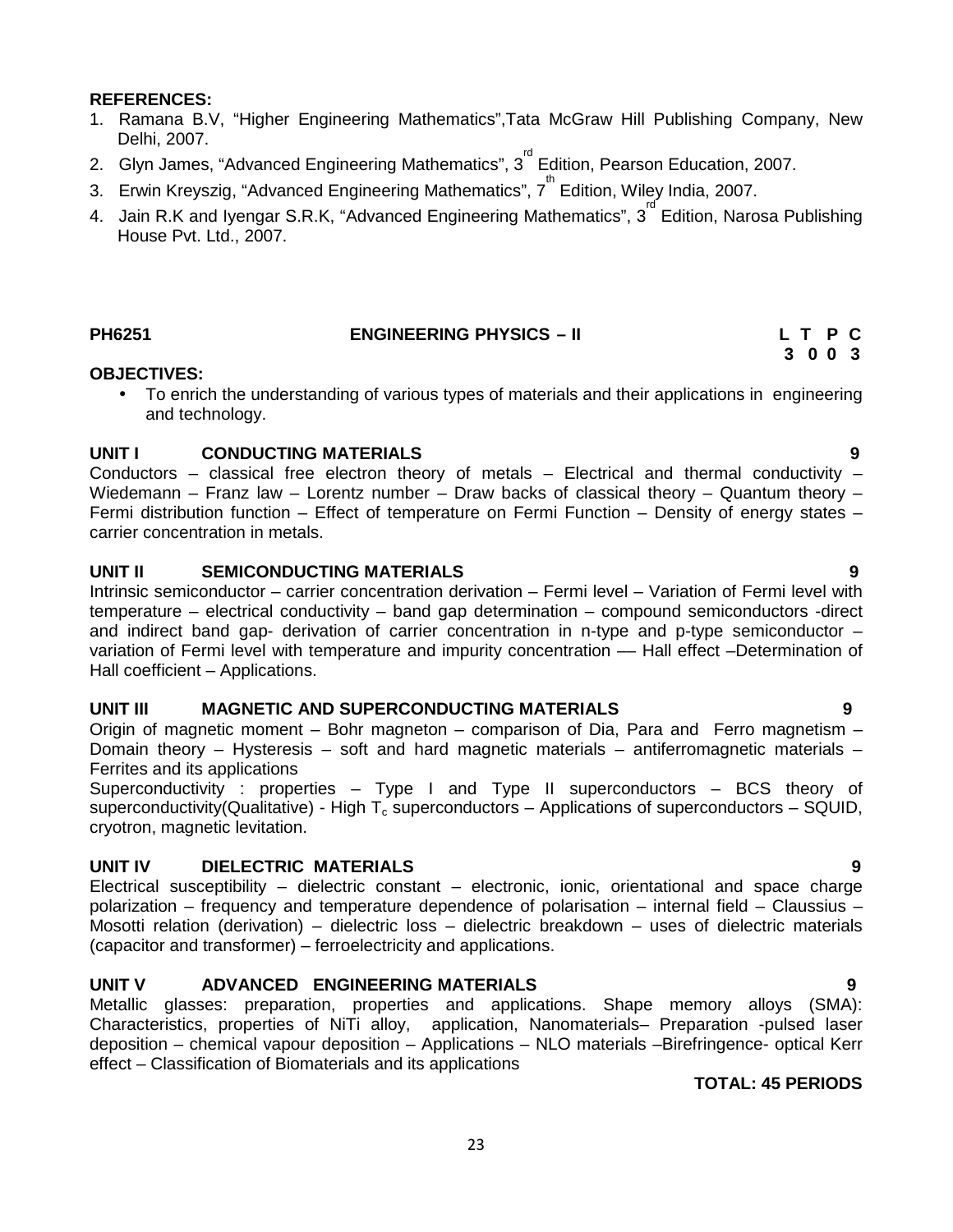**REFERENCES:**

1. Ramana B.V, "Higher Engineering Mathematics",Tata McGraw Hill Publishing Company, New Delhi, 2007.
2. Glyn James, "Advanced Engineering Mathematics", 3rd Edition, Pearson Education, 2007.
3. Erwin Kreyszig, "Advanced Engineering Mathematics", 7th Edition, Wiley India, 2007.
4. Jain R.K and Iyengar S.R.K, "Advanced Engineering Mathematics", 3rd Edition, Narosa Publishing House Pvt. Ltd., 2007.

## PH6251 ENGINEERING PHYSICS – II

| L | T | P | C |
|---|---|---|---|
| 3 | 0 | 0 | 3 |

**OBJECTIVES:**

- To enrich the understanding of various types of materials and their applications in engineering and technology.

### UNIT I CONDUCTING MATERIALS — 9

Conductors – classical free electron theory of metals – Electrical and thermal conductivity – Wiedemann – Franz law – Lorentz number – Draw backs of classical theory – Quantum theory – Fermi distribution function – Effect of temperature on Fermi Function – Density of energy states – carrier concentration in metals.

### UNIT II SEMICONDUCTING MATERIALS — 9

Intrinsic semiconductor – carrier concentration derivation – Fermi level – Variation of Fermi level with temperature – electrical conductivity – band gap determination – compound semiconductors -direct and indirect band gap- derivation of carrier concentration in n-type and p-type semiconductor – variation of Fermi level with temperature and impurity concentration –– Hall effect –Determination of Hall coefficient – Applications.

### UNIT III MAGNETIC AND SUPERCONDUCTING MATERIALS — 9

Origin of magnetic moment – Bohr magneton – comparison of Dia, Para and Ferro magnetism – Domain theory – Hysteresis – soft and hard magnetic materials – antiferromagnetic materials – Ferrites and its applications

Superconductivity : properties – Type I and Type II superconductors – BCS theory of superconductivity(Qualitative) - High $T_c$ superconductors – Applications of superconductors – SQUID, cryotron, magnetic levitation.

### UNIT IV DIELECTRIC MATERIALS — 9

Electrical susceptibility – dielectric constant – electronic, ionic, orientational and space charge polarization – frequency and temperature dependence of polarisation – internal field – Claussius – Mosotti relation (derivation) – dielectric loss – dielectric breakdown – uses of dielectric materials (capacitor and transformer) – ferroelectricity and applications.

### UNIT V ADVANCED ENGINEERING MATERIALS — 9

Metallic glasses: preparation, properties and applications. Shape memory alloys (SMA): Characteristics, properties of NiTi alloy, application, Nanomaterials– Preparation -pulsed laser deposition – chemical vapour deposition – Applications – NLO materials –Birefringence- optical Kerr effect – Classification of Biomaterials and its applications

**TOTAL: 45 PERIODS**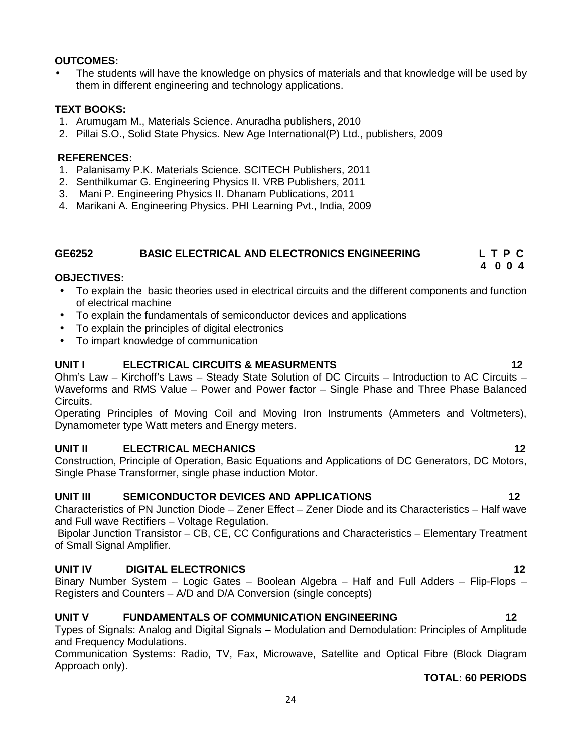**OUTCOMES:**

- The students will have the knowledge on physics of materials and that knowledge will be used by them in different engineering and technology applications.

**TEXT BOOKS:**

1. Arumugam M., Materials Science. Anuradha publishers, 2010
2. Pillai S.O., Solid State Physics. New Age International(P) Ltd., publishers, 2009

**REFERENCES:**

1. Palanisamy P.K. Materials Science. SCITECH Publishers, 2011
2. Senthilkumar G. Engineering Physics II. VRB Publishers, 2011
3. Mani P. Engineering Physics II. Dhanam Publications, 2011
4. Marikani A. Engineering Physics. PHI Learning Pvt., India, 2009

## GE6252 BASIC ELECTRICAL AND ELECTRONICS ENGINEERING

| L | T | P | C |
|---|---|---|---|
| 4 | 0 | 0 | 4 |

**OBJECTIVES:**

- To explain the basic theories used in electrical circuits and the different components and function of electrical machine
- To explain the fundamentals of semiconductor devices and applications
- To explain the principles of digital electronics
- To impart knowledge of communication

### UNIT I ELECTRICAL CIRCUITS & MEASURMENTS 12

Ohm's Law – Kirchoff's Laws – Steady State Solution of DC Circuits – Introduction to AC Circuits – Waveforms and RMS Value – Power and Power factor – Single Phase and Three Phase Balanced Circuits.

Operating Principles of Moving Coil and Moving Iron Instruments (Ammeters and Voltmeters), Dynamometer type Watt meters and Energy meters.

### UNIT II ELECTRICAL MECHANICS 12

Construction, Principle of Operation, Basic Equations and Applications of DC Generators, DC Motors, Single Phase Transformer, single phase induction Motor.

### UNIT III SEMICONDUCTOR DEVICES AND APPLICATIONS 12

Characteristics of PN Junction Diode – Zener Effect – Zener Diode and its Characteristics – Half wave and Full wave Rectifiers – Voltage Regulation.

Bipolar Junction Transistor – CB, CE, CC Configurations and Characteristics – Elementary Treatment of Small Signal Amplifier.

### UNIT IV DIGITAL ELECTRONICS 12

Binary Number System – Logic Gates – Boolean Algebra – Half and Full Adders – Flip-Flops – Registers and Counters – A/D and D/A Conversion (single concepts)

### UNIT V FUNDAMENTALS OF COMMUNICATION ENGINEERING 12

Types of Signals: Analog and Digital Signals – Modulation and Demodulation: Principles of Amplitude and Frequency Modulations.

Communication Systems: Radio, TV, Fax, Microwave, Satellite and Optical Fibre (Block Diagram Approach only).

**TOTAL: 60 PERIODS**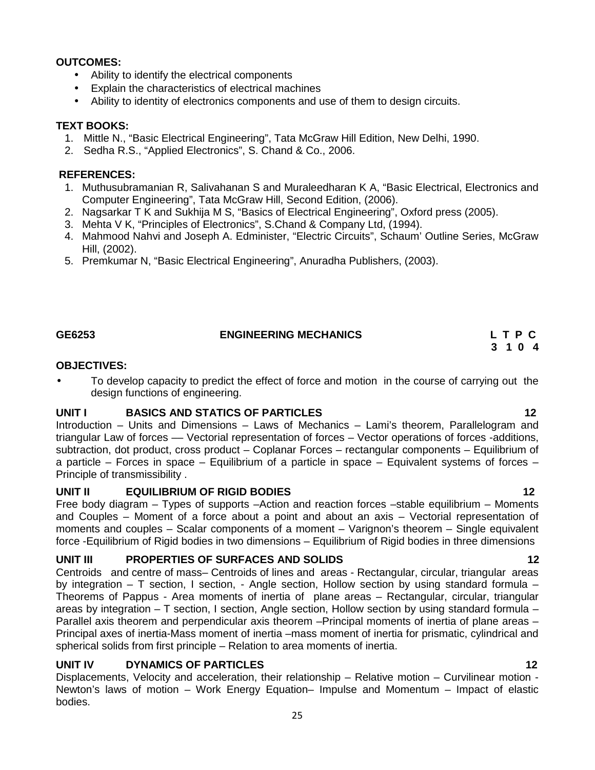**OUTCOMES:**

- Ability to identify the electrical components
- Explain the characteristics of electrical machines
- Ability to identity of electronics components and use of them to design circuits.

**TEXT BOOKS:**

1. Mittle N., "Basic Electrical Engineering", Tata McGraw Hill Edition, New Delhi, 1990.
2. Sedha R.S., "Applied Electronics", S. Chand & Co., 2006.

**REFERENCES:**

1. Muthusubramanian R, Salivahanan S and Muraleedharan K A, "Basic Electrical, Electronics and Computer Engineering", Tata McGraw Hill, Second Edition, (2006).
2. Nagsarkar T K and Sukhija M S, "Basics of Electrical Engineering", Oxford press (2005).
3. Mehta V K, "Principles of Electronics", S.Chand & Company Ltd, (1994).
4. Mahmood Nahvi and Joseph A. Edminister, "Electric Circuits", Schaum' Outline Series, McGraw Hill, (2002).
5. Premkumar N, "Basic Electrical Engineering", Anuradha Publishers, (2003).

## GE6253 ENGINEERING MECHANICS

| L | T | P | C |
|---|---|---|---|
| 3 | 1 | 0 | 4 |

**OBJECTIVES:**

- To develop capacity to predict the effect of force and motion in the course of carrying out the design functions of engineering.

### UNIT I BASICS AND STATICS OF PARTICLES 12

Introduction – Units and Dimensions – Laws of Mechanics – Lami's theorem, Parallelogram and triangular Law of forces –– Vectorial representation of forces – Vector operations of forces -additions, subtraction, dot product, cross product – Coplanar Forces – rectangular components – Equilibrium of a particle – Forces in space – Equilibrium of a particle in space – Equivalent systems of forces – Principle of transmissibility .

### UNIT II EQUILIBRIUM OF RIGID BODIES 12

Free body diagram – Types of supports –Action and reaction forces –stable equilibrium – Moments and Couples – Moment of a force about a point and about an axis – Vectorial representation of moments and couples – Scalar components of a moment – Varignon's theorem – Single equivalent force -Equilibrium of Rigid bodies in two dimensions – Equilibrium of Rigid bodies in three dimensions

### UNIT III PROPERTIES OF SURFACES AND SOLIDS 12

Centroids and centre of mass– Centroids of lines and areas - Rectangular, circular, triangular areas by integration – T section, I section, - Angle section, Hollow section by using standard formula – Theorems of Pappus - Area moments of inertia of plane areas – Rectangular, circular, triangular areas by integration – T section, I section, Angle section, Hollow section by using standard formula – Parallel axis theorem and perpendicular axis theorem –Principal moments of inertia of plane areas – Principal axes of inertia-Mass moment of inertia –mass moment of inertia for prismatic, cylindrical and spherical solids from first principle – Relation to area moments of inertia.

### UNIT IV DYNAMICS OF PARTICLES 12

Displacements, Velocity and acceleration, their relationship – Relative motion – Curvilinear motion - Newton's laws of motion – Work Energy Equation– Impulse and Momentum – Impact of elastic bodies.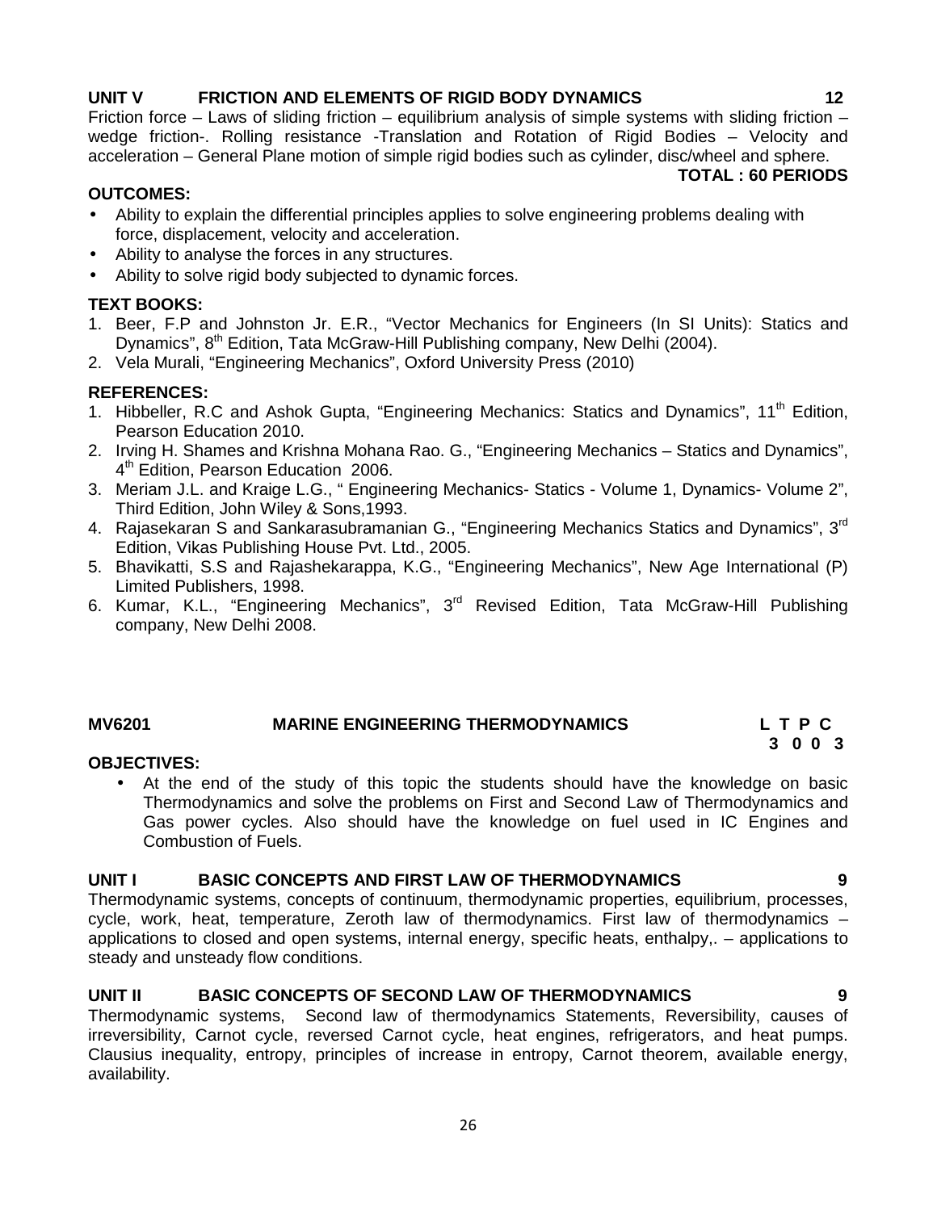**UNIT V FRICTION AND ELEMENTS OF RIGID BODY DYNAMICS 12**

Friction force – Laws of sliding friction – equilibrium analysis of simple systems with sliding friction – wedge friction-. Rolling resistance -Translation and Rotation of Rigid Bodies – Velocity and acceleration – General Plane motion of simple rigid bodies such as cylinder, disc/wheel and sphere.

**TOTAL : 60 PERIODS**

**OUTCOMES:**

- Ability to explain the differential principles applies to solve engineering problems dealing with force, displacement, velocity and acceleration.
- Ability to analyse the forces in any structures.
- Ability to solve rigid body subjected to dynamic forces.

**TEXT BOOKS:**

1. Beer, F.P and Johnston Jr. E.R., "Vector Mechanics for Engineers (In SI Units): Statics and Dynamics", 8th Edition, Tata McGraw-Hill Publishing company, New Delhi (2004).
2. Vela Murali, "Engineering Mechanics", Oxford University Press (2010)

**REFERENCES:**

1. Hibbeller, R.C and Ashok Gupta, "Engineering Mechanics: Statics and Dynamics", 11th Edition, Pearson Education 2010.
2. Irving H. Shames and Krishna Mohana Rao. G., "Engineering Mechanics – Statics and Dynamics", 4th Edition, Pearson Education 2006.
3. Meriam J.L. and Kraige L.G., " Engineering Mechanics- Statics - Volume 1, Dynamics- Volume 2", Third Edition, John Wiley & Sons,1993.
4. Rajasekaran S and Sankarasubramanian G., "Engineering Mechanics Statics and Dynamics", 3rd Edition, Vikas Publishing House Pvt. Ltd., 2005.
5. Bhavikatti, S.S and Rajashekarappa, K.G., "Engineering Mechanics", New Age International (P) Limited Publishers, 1998.
6. Kumar, K.L., "Engineering Mechanics", 3rd Revised Edition, Tata McGraw-Hill Publishing company, New Delhi 2008.

**MV6201 MARINE ENGINEERING THERMODYNAMICS L T P C**
**3 0 0 3**

**OBJECTIVES:**

- At the end of the study of this topic the students should have the knowledge on basic Thermodynamics and solve the problems on First and Second Law of Thermodynamics and Gas power cycles. Also should have the knowledge on fuel used in IC Engines and Combustion of Fuels.

**UNIT I BASIC CONCEPTS AND FIRST LAW OF THERMODYNAMICS 9**

Thermodynamic systems, concepts of continuum, thermodynamic properties, equilibrium, processes, cycle, work, heat, temperature, Zeroth law of thermodynamics. First law of thermodynamics – applications to closed and open systems, internal energy, specific heats, enthalpy,. – applications to steady and unsteady flow conditions.

**UNIT II BASIC CONCEPTS OF SECOND LAW OF THERMODYNAMICS 9**

Thermodynamic systems, Second law of thermodynamics Statements, Reversibility, causes of irreversibility, Carnot cycle, reversed Carnot cycle, heat engines, refrigerators, and heat pumps. Clausius inequality, entropy, principles of increase in entropy, Carnot theorem, available energy, availability.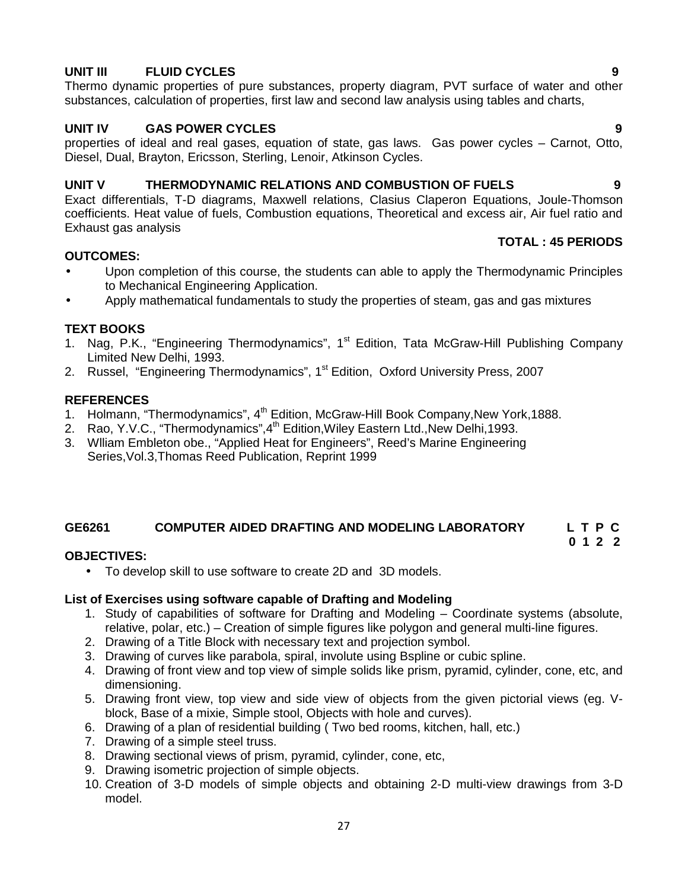**UNIT III FLUID CYCLES 9**

Thermo dynamic properties of pure substances, property diagram, PVT surface of water and other substances, calculation of properties, first law and second law analysis using tables and charts,

**UNIT IV GAS POWER CYCLES 9**

properties of ideal and real gases, equation of state, gas laws. Gas power cycles – Carnot, Otto, Diesel, Dual, Brayton, Ericsson, Sterling, Lenoir, Atkinson Cycles.

**UNIT V THERMODYNAMIC RELATIONS AND COMBUSTION OF FUELS 9**

Exact differentials, T-D diagrams, Maxwell relations, Clasius Claperon Equations, Joule-Thomson coefficients. Heat value of fuels, Combustion equations, Theoretical and excess air, Air fuel ratio and Exhaust gas analysis

**TOTAL : 45 PERIODS**

**OUTCOMES:**

- Upon completion of this course, the students can able to apply the Thermodynamic Principles to Mechanical Engineering Application.
- Apply mathematical fundamentals to study the properties of steam, gas and gas mixtures

**TEXT BOOKS**

1. Nag, P.K., "Engineering Thermodynamics", 1st Edition, Tata McGraw-Hill Publishing Company Limited New Delhi, 1993.
2. Russel, "Engineering Thermodynamics", 1st Edition, Oxford University Press, 2007

**REFERENCES**

1. Holmann, "Thermodynamics", 4th Edition, McGraw-Hill Book Company,New York,1888.
2. Rao, Y.V.C., "Thermodynamics",4th Edition,Wiley Eastern Ltd.,New Delhi,1993.
3. Wlliam Embleton obe., "Applied Heat for Engineers", Reed's Marine Engineering Series,Vol.3,Thomas Reed Publication, Reprint 1999

## GE6261 COMPUTER AIDED DRAFTING AND MODELING LABORATORY

| L | T | P | C |
|---|---|---|---|
| 0 | 1 | 2 | 2 |

**OBJECTIVES:**

- To develop skill to use software to create 2D and 3D models.

**List of Exercises using software capable of Drafting and Modeling**

1. Study of capabilities of software for Drafting and Modeling – Coordinate systems (absolute, relative, polar, etc.) – Creation of simple figures like polygon and general multi-line figures.
2. Drawing of a Title Block with necessary text and projection symbol.
3. Drawing of curves like parabola, spiral, involute using Bspline or cubic spline.
4. Drawing of front view and top view of simple solids like prism, pyramid, cylinder, cone, etc, and dimensioning.
5. Drawing front view, top view and side view of objects from the given pictorial views (eg. V-block, Base of a mixie, Simple stool, Objects with hole and curves).
6. Drawing of a plan of residential building ( Two bed rooms, kitchen, hall, etc.)
7. Drawing of a simple steel truss.
8. Drawing sectional views of prism, pyramid, cylinder, cone, etc,
9. Drawing isometric projection of simple objects.
10. Creation of 3-D models of simple objects and obtaining 2-D multi-view drawings from 3-D model.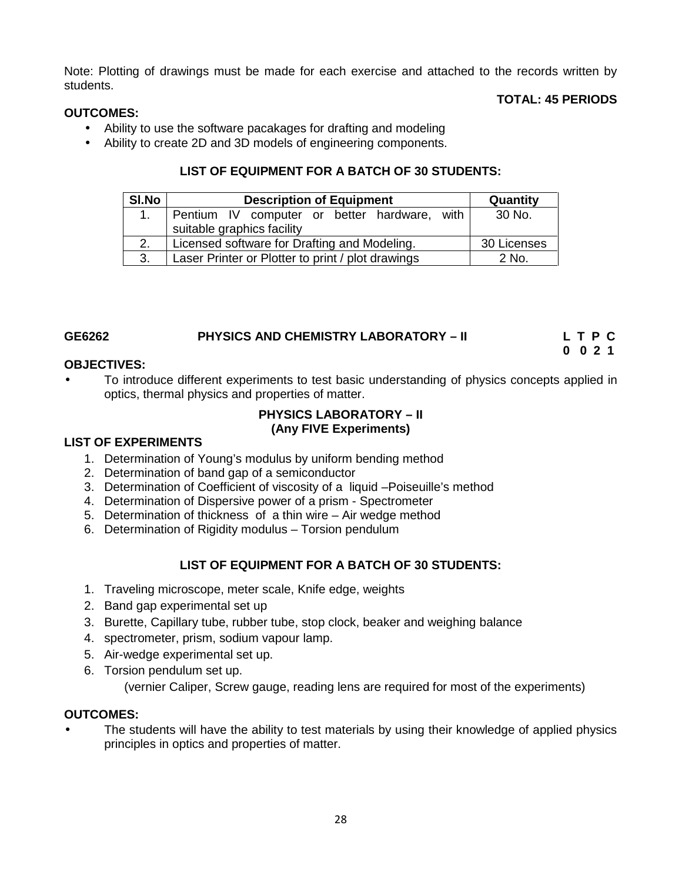Note: Plotting of drawings must be made for each exercise and attached to the records written by students.

**TOTAL: 45 PERIODS**

**OUTCOMES:**

- Ability to use the software pacakages for drafting and modeling
- Ability to create 2D and 3D models of engineering components.

**LIST OF EQUIPMENT FOR A BATCH OF 30 STUDENTS:**

| Sl.No | Description of Equipment | Quantity |
|---|---|---|
| 1. | Pentium IV computer or better hardware, with suitable graphics facility | 30 No. |
| 2. | Licensed software for Drafting and Modeling. | 30 Licenses |
| 3. | Laser Printer or Plotter to print / plot drawings | 2 No. |

## GE6262 PHYSICS AND CHEMISTRY LABORATORY – II

**L T P C**
**0 0 2 1**

**OBJECTIVES:**

- To introduce different experiments to test basic understanding of physics concepts applied in optics, thermal physics and properties of matter.

### PHYSICS LABORATORY – II
### (Any FIVE Experiments)

**LIST OF EXPERIMENTS**

1. Determination of Young's modulus by uniform bending method
2. Determination of band gap of a semiconductor
3. Determination of Coefficient of viscosity of a liquid –Poiseuille's method
4. Determination of Dispersive power of a prism - Spectrometer
5. Determination of thickness of a thin wire – Air wedge method
6. Determination of Rigidity modulus – Torsion pendulum

**LIST OF EQUIPMENT FOR A BATCH OF 30 STUDENTS:**

1. Traveling microscope, meter scale, Knife edge, weights
2. Band gap experimental set up
3. Burette, Capillary tube, rubber tube, stop clock, beaker and weighing balance
4. spectrometer, prism, sodium vapour lamp.
5. Air-wedge experimental set up.
6. Torsion pendulum set up.

(vernier Caliper, Screw gauge, reading lens are required for most of the experiments)

**OUTCOMES:**

- The students will have the ability to test materials by using their knowledge of applied physics principles in optics and properties of matter.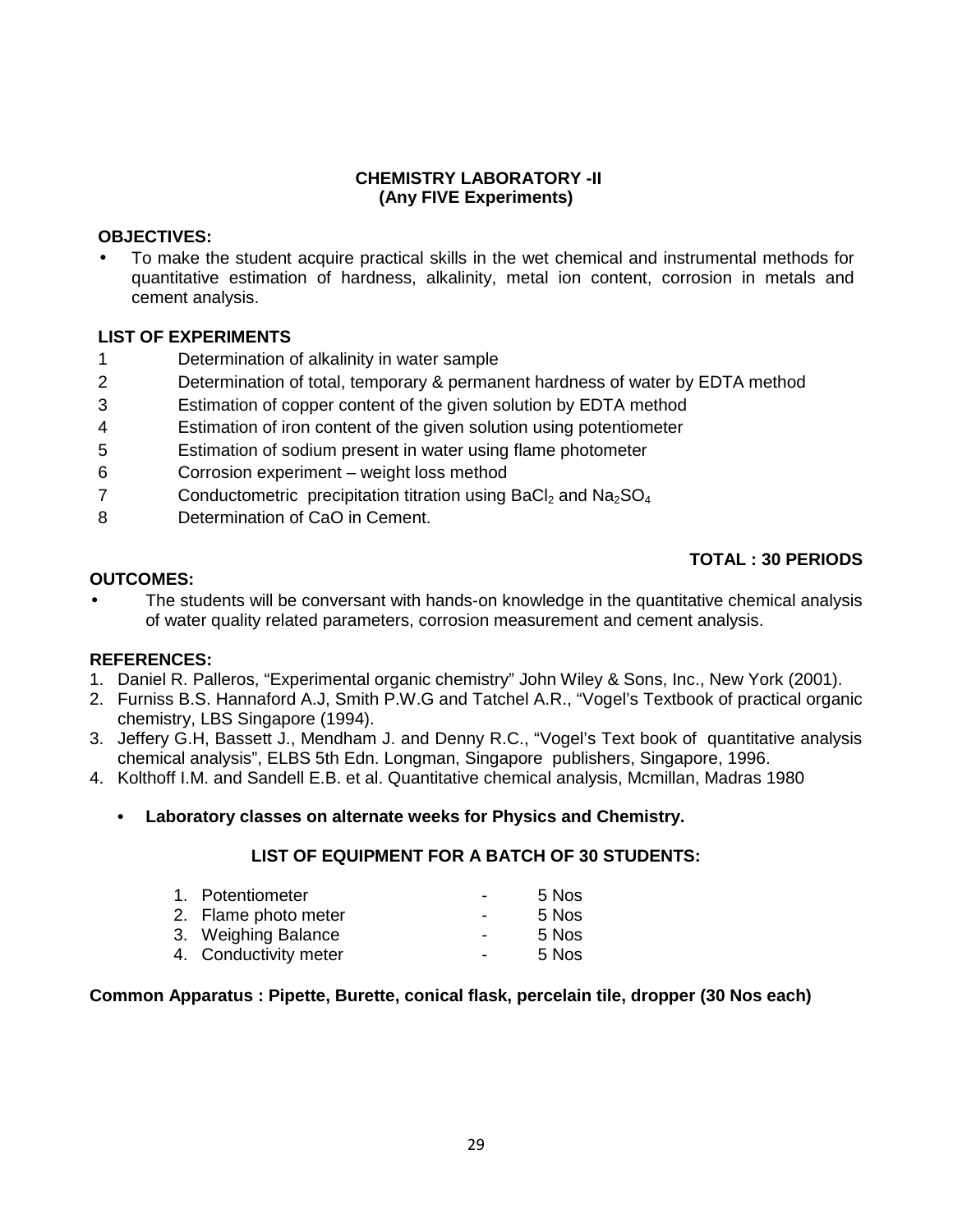## CHEMISTRY LABORATORY -II
### (Any FIVE Experiments)

**OBJECTIVES:**

- To make the student acquire practical skills in the wet chemical and instrumental methods for quantitative estimation of hardness, alkalinity, metal ion content, corrosion in metals and cement analysis.

**LIST OF EXPERIMENTS**

1. Determination of alkalinity in water sample
2. Determination of total, temporary & permanent hardness of water by EDTA method
3. Estimation of copper content of the given solution by EDTA method
4. Estimation of iron content of the given solution using potentiometer
5. Estimation of sodium present in water using flame photometer
6. Corrosion experiment – weight loss method
7. Conductometric precipitation titration using $BaCl_2$ and $Na_2SO_4$
8. Determination of CaO in Cement.

**TOTAL : 30 PERIODS**

**OUTCOMES:**

- The students will be conversant with hands-on knowledge in the quantitative chemical analysis of water quality related parameters, corrosion measurement and cement analysis.

**REFERENCES:**

1. Daniel R. Palleros, "Experimental organic chemistry" John Wiley & Sons, Inc., New York (2001).
2. Furniss B.S. Hannaford A.J, Smith P.W.G and Tatchel A.R., "Vogel's Textbook of practical organic chemistry, LBS Singapore (1994).
3. Jeffery G.H, Bassett J., Mendham J. and Denny R.C., "Vogel's Text book of quantitative analysis chemical analysis", ELBS 5th Edn. Longman, Singapore publishers, Singapore, 1996.
4. Kolthoff I.M. and Sandell E.B. et al. Quantitative chemical analysis, Mcmillan, Madras 1980

- **Laboratory classes on alternate weeks for Physics and Chemistry.**

**LIST OF EQUIPMENT FOR A BATCH OF 30 STUDENTS:**

1. Potentiometer - 5 Nos
2. Flame photo meter - 5 Nos
3. Weighing Balance - 5 Nos
4. Conductivity meter - 5 Nos

**Common Apparatus : Pipette, Burette, conical flask, percelain tile, dropper (30 Nos each)**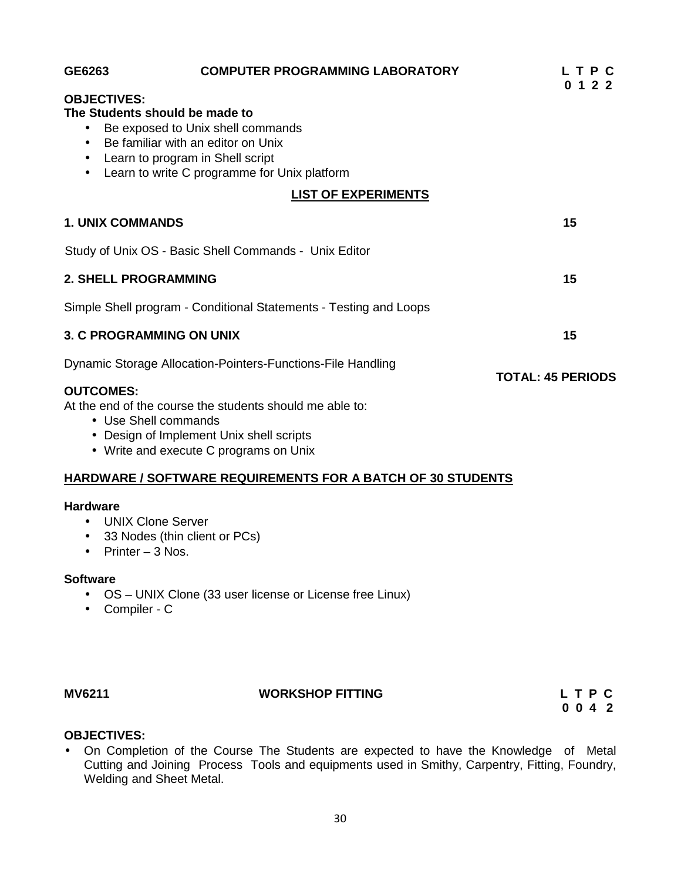**GE6263 COMPUTER PROGRAMMING LABORATORY**

| L | T | P | C |
|---|---|---|---|
| 0 | 1 | 2 | 2 |

**OBJECTIVES:**

**The Students should be made to**

- Be exposed to Unix shell commands
- Be familiar with an editor on Unix
- Learn to program in Shell script
- Learn to write C programme for Unix platform

**LIST OF EXPERIMENTS**

**1. UNIX COMMANDS** **15**

Study of Unix OS - Basic Shell Commands - Unix Editor

**2. SHELL PROGRAMMING** **15**

Simple Shell program - Conditional Statements - Testing and Loops

**3. C PROGRAMMING ON UNIX** **15**

Dynamic Storage Allocation-Pointers-Functions-File Handling

**TOTAL: 45 PERIODS**

**OUTCOMES:**

At the end of the course the students should me able to:

- Use Shell commands
- Design of Implement Unix shell scripts
- Write and execute C programs on Unix

**HARDWARE / SOFTWARE REQUIREMENTS FOR A BATCH OF 30 STUDENTS**

**Hardware**

- UNIX Clone Server
- 33 Nodes (thin client or PCs)
- Printer – 3 Nos.

**Software**

- OS – UNIX Clone (33 user license or License free Linux)
- Compiler - C

**MV6211 WORKSHOP FITTING**

| L | T | P | C |
|---|---|---|---|
| 0 | 0 | 4 | 2 |

**OBJECTIVES:**

- On Completion of the Course The Students are expected to have the Knowledge of Metal Cutting and Joining Process Tools and equipments used in Smithy, Carpentry, Fitting, Foundry, Welding and Sheet Metal.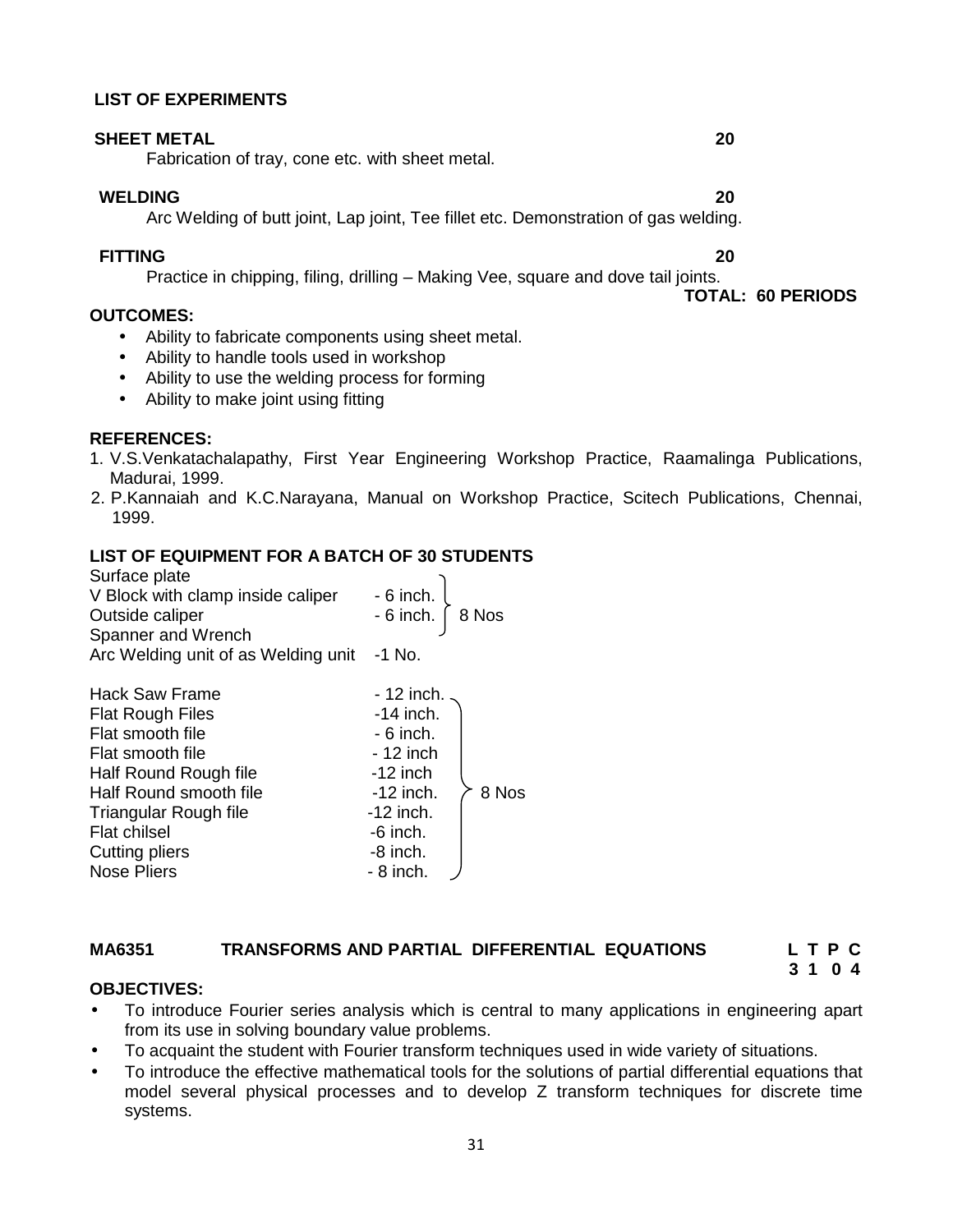**LIST OF EXPERIMENTS**

**SHEET METAL** **20**

Fabrication of tray, cone etc. with sheet metal.

**WELDING** **20**

Arc Welding of butt joint, Lap joint, Tee fillet etc. Demonstration of gas welding.

**FITTING** **20**

Practice in chipping, filing, drilling – Making Vee, square and dove tail joints.

**TOTAL: 60 PERIODS**

**OUTCOMES:**

- Ability to fabricate components using sheet metal.
- Ability to handle tools used in workshop
- Ability to use the welding process for forming
- Ability to make joint using fitting

**REFERENCES:**

1. V.S.Venkatachalapathy, First Year Engineering Workshop Practice, Raamalinga Publications, Madurai, 1999.
2. P.Kannaiah and K.C.Narayana, Manual on Workshop Practice, Scitech Publications, Chennai, 1999.

**LIST OF EQUIPMENT FOR A BATCH OF 30 STUDENTS**

| Equipment | Size | Quantity |
|---|---|---|
| Surface plate | | 8 Nos |
| V Block with clamp inside caliper | - 6 inch. | |
| Outside caliper | - 6 inch. | |
| Spanner and Wrench | | |
| Arc Welding unit of as Welding unit | | -1 No. |
| Hack Saw Frame | - 12 inch. | 8 Nos |
| Flat Rough Files | -14 inch. | |
| Flat smooth file | - 6 inch. | |
| Flat smooth file | - 12 inch | |
| Half Round Rough file | -12 inch | |
| Half Round smooth file | -12 inch. | |
| Triangular Rough file | -12 inch. | |
| Flat chilsel | -6 inch. | |
| Cutting pliers | -8 inch. | |
| Nose Pliers | - 8 inch. | |

**MA6351 TRANSFORMS AND PARTIAL DIFFERENTIAL EQUATIONS** **L T P C**
**3 1 0 4**

**OBJECTIVES:**

- To introduce Fourier series analysis which is central to many applications in engineering apart from its use in solving boundary value problems.
- To acquaint the student with Fourier transform techniques used in wide variety of situations.
- To introduce the effective mathematical tools for the solutions of partial differential equations that model several physical processes and to develop Z transform techniques for discrete time systems.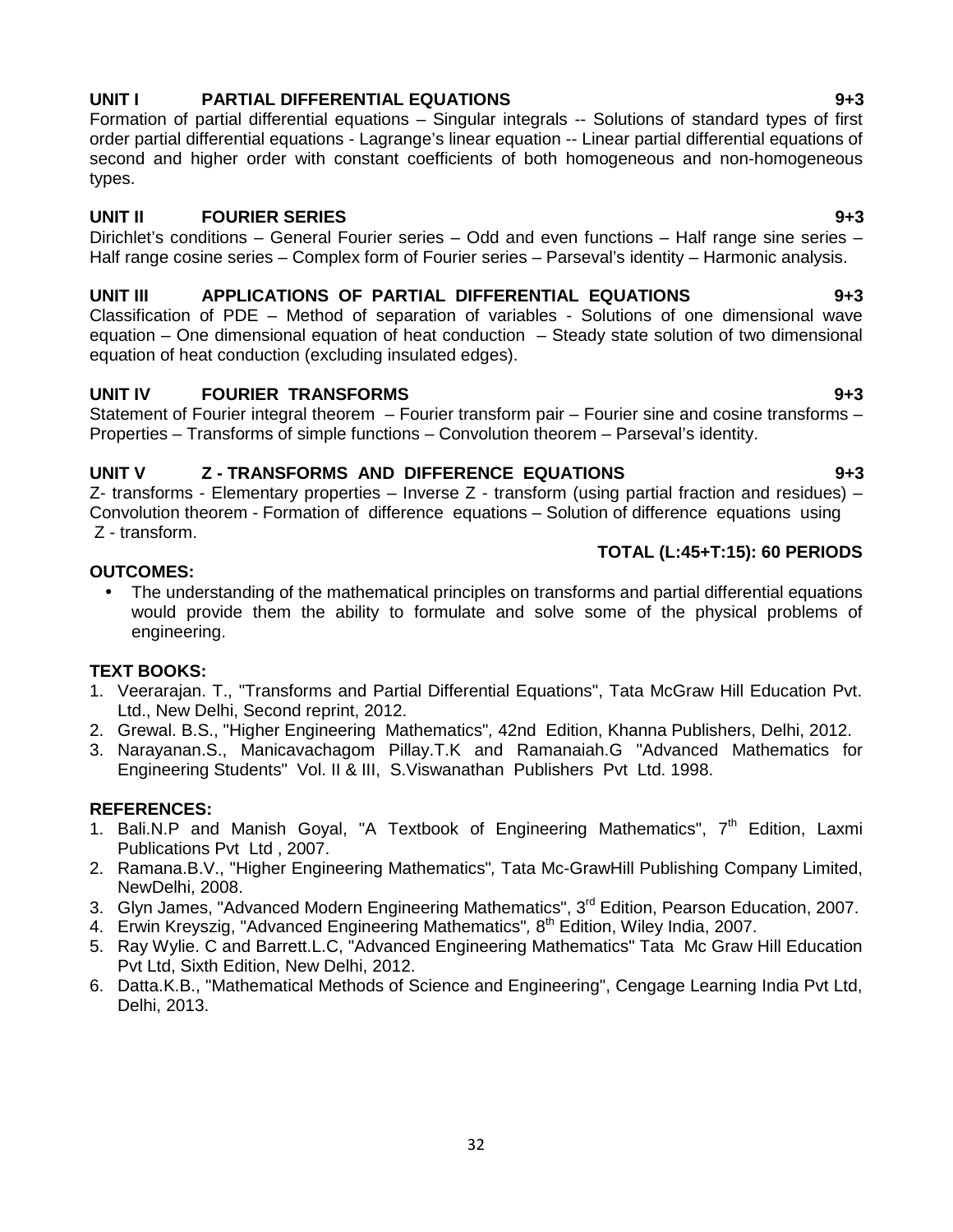**UNIT I PARTIAL DIFFERENTIAL EQUATIONS 9+3**

Formation of partial differential equations – Singular integrals -- Solutions of standard types of first order partial differential equations - Lagrange's linear equation -- Linear partial differential equations of second and higher order with constant coefficients of both homogeneous and non-homogeneous types.

**UNIT II FOURIER SERIES 9+3**

Dirichlet's conditions – General Fourier series – Odd and even functions – Half range sine series – Half range cosine series – Complex form of Fourier series – Parseval's identity – Harmonic analysis.

**UNIT III APPLICATIONS OF PARTIAL DIFFERENTIAL EQUATIONS 9+3**

Classification of PDE – Method of separation of variables - Solutions of one dimensional wave equation – One dimensional equation of heat conduction – Steady state solution of two dimensional equation of heat conduction (excluding insulated edges).

**UNIT IV FOURIER TRANSFORMS 9+3**

Statement of Fourier integral theorem – Fourier transform pair – Fourier sine and cosine transforms – Properties – Transforms of simple functions – Convolution theorem – Parseval's identity.

**UNIT V Z - TRANSFORMS AND DIFFERENCE EQUATIONS 9+3**

Z- transforms - Elementary properties – Inverse Z - transform (using partial fraction and residues) – Convolution theorem - Formation of difference equations – Solution of difference equations using Z - transform.

**TOTAL (L:45+T:15): 60 PERIODS**

**OUTCOMES:**

- The understanding of the mathematical principles on transforms and partial differential equations would provide them the ability to formulate and solve some of the physical problems of engineering.

**TEXT BOOKS:**

1. Veerarajan. T., "Transforms and Partial Differential Equations", Tata McGraw Hill Education Pvt. Ltd., New Delhi, Second reprint, 2012.
2. Grewal. B.S., "Higher Engineering Mathematics", 42nd Edition, Khanna Publishers, Delhi, 2012.
3. Narayanan.S., Manicavachagom Pillay.T.K and Ramanaiah.G "Advanced Mathematics for Engineering Students" Vol. II & III, S.Viswanathan Publishers Pvt Ltd. 1998.

**REFERENCES:**

1. Bali.N.P and Manish Goyal, "A Textbook of Engineering Mathematics", 7th Edition, Laxmi Publications Pvt Ltd , 2007.
2. Ramana.B.V., "Higher Engineering Mathematics", Tata Mc-GrawHill Publishing Company Limited, NewDelhi, 2008.
3. Glyn James, "Advanced Modern Engineering Mathematics", 3rd Edition, Pearson Education, 2007.
4. Erwin Kreyszig, "Advanced Engineering Mathematics", 8th Edition, Wiley India, 2007.
5. Ray Wylie. C and Barrett.L.C, "Advanced Engineering Mathematics" Tata Mc Graw Hill Education Pvt Ltd, Sixth Edition, New Delhi, 2012.
6. Datta.K.B., "Mathematical Methods of Science and Engineering", Cengage Learning India Pvt Ltd, Delhi, 2013.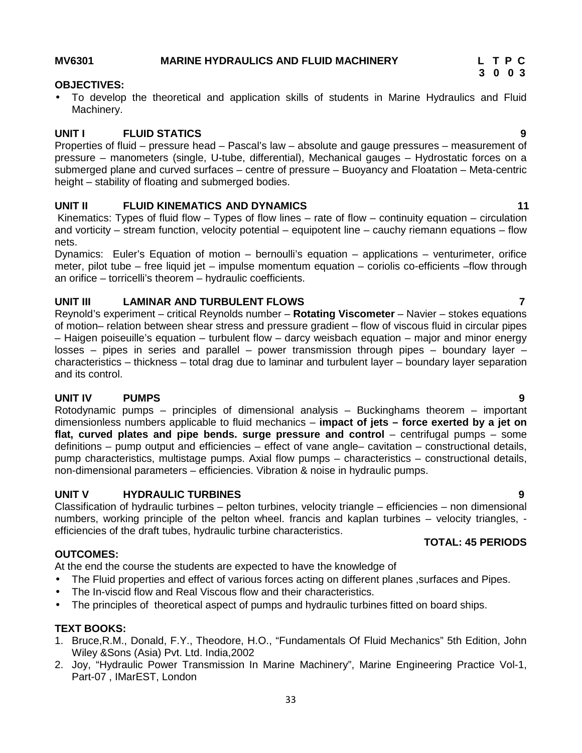**MV6301　　　MARINE HYDRAULICS AND FLUID MACHINERY　　　L T P C**
**3 0 0 3**

**OBJECTIVES:**

- To develop the theoretical and application skills of students in Marine Hydraulics and Fluid Machinery.

**UNIT I　　FLUID STATICS　　9**

Properties of fluid – pressure head – Pascal's law – absolute and gauge pressures – measurement of pressure – manometers (single, U-tube, differential), Mechanical gauges – Hydrostatic forces on a submerged plane and curved surfaces – centre of pressure – Buoyancy and Floatation – Meta-centric height – stability of floating and submerged bodies.

**UNIT II　　FLUID KINEMATICS AND DYNAMICS　　11**

Kinematics: Types of fluid flow – Types of flow lines – rate of flow – continuity equation – circulation and vorticity – stream function, velocity potential – equipotent line – cauchy riemann equations – flow nets.

Dynamics: Euler's Equation of motion – bernoulli's equation – applications – venturimeter, orifice meter, pilot tube – free liquid jet – impulse momentum equation – coriolis co-efficients –flow through an orifice – torricelli's theorem – hydraulic coefficients.

**UNIT III　　LAMINAR AND TURBULENT FLOWS　　7**

Reynold's experiment – critical Reynolds number – **Rotating Viscometer** – Navier – stokes equations of motion– relation between shear stress and pressure gradient – flow of viscous fluid in circular pipes – Haigen poiseuille's equation – turbulent flow – darcy weisbach equation – major and minor energy losses – pipes in series and parallel – power transmission through pipes – boundary layer – characteristics – thickness – total drag due to laminar and turbulent layer – boundary layer separation and its control.

**UNIT IV　　PUMPS　　9**

Rotodynamic pumps – principles of dimensional analysis – Buckinghams theorem – important dimensionless numbers applicable to fluid mechanics – **impact of jets – force exerted by a jet on flat, curved plates and pipe bends. surge pressure and control** – centrifugal pumps – some definitions – pump output and efficiencies – effect of vane angle– cavitation – constructional details, pump characteristics, multistage pumps. Axial flow pumps – characteristics – constructional details, non-dimensional parameters – efficiencies. Vibration & noise in hydraulic pumps.

**UNIT V　　HYDRAULIC TURBINES　　9**

Classification of hydraulic turbines – pelton turbines, velocity triangle – efficiencies – non dimensional numbers, working principle of the pelton wheel. francis and kaplan turbines – velocity triangles, - efficiencies of the draft tubes, hydraulic turbine characteristics.

**TOTAL: 45 PERIODS**

**OUTCOMES:**

At the end the course the students are expected to have the knowledge of

- The Fluid properties and effect of various forces acting on different planes ,surfaces and Pipes.
- The In-viscid flow and Real Viscous flow and their characteristics.
- The principles of theoretical aspect of pumps and hydraulic turbines fitted on board ships.

**TEXT BOOKS:**

1. Bruce,R.M., Donald, F.Y., Theodore, H.O., "Fundamentals Of Fluid Mechanics" 5th Edition, John Wiley &Sons (Asia) Pvt. Ltd. India,2002
2. Joy, "Hydraulic Power Transmission In Marine Machinery", Marine Engineering Practice Vol-1, Part-07 , IMarEST, London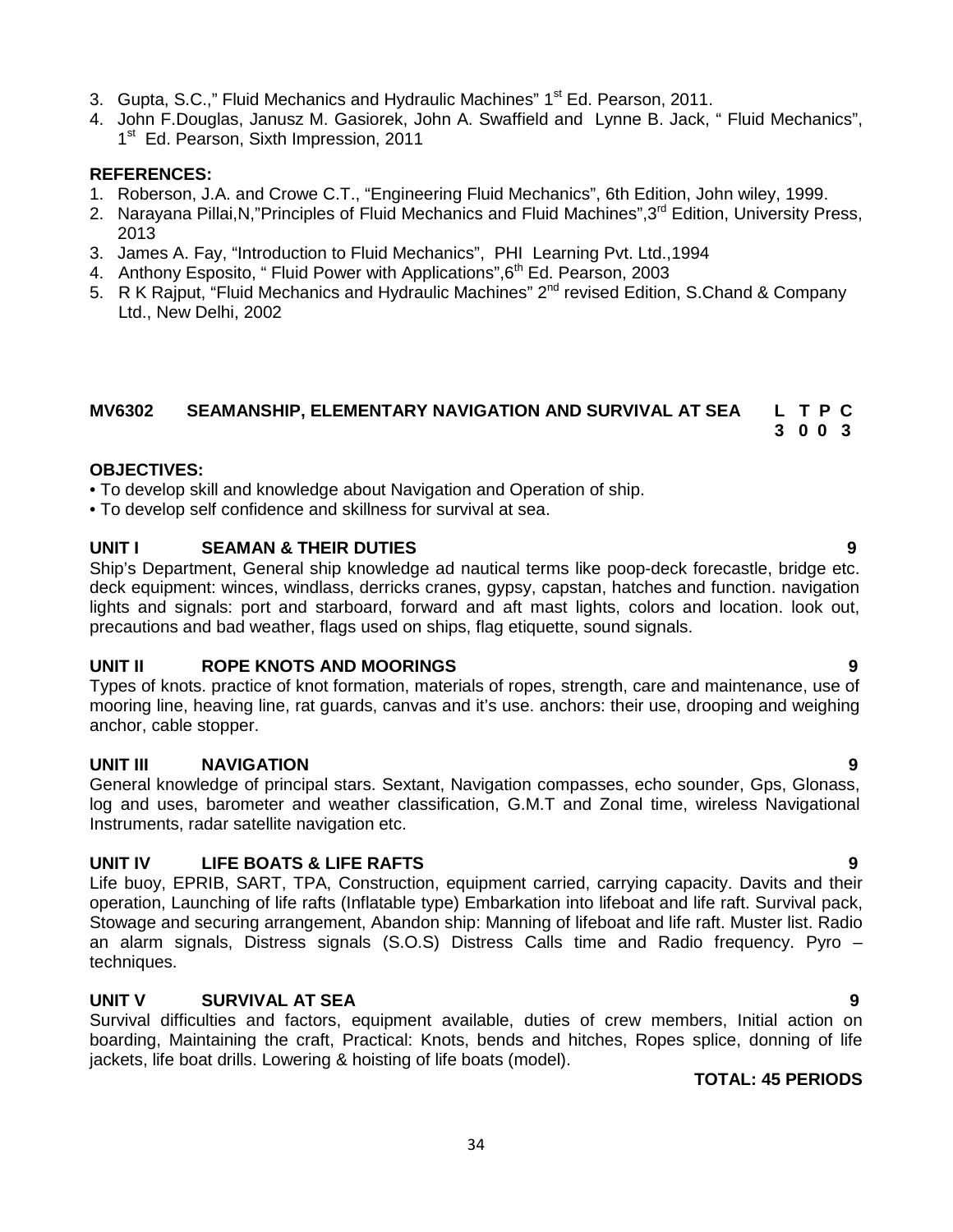3. Gupta, S.C.," Fluid Mechanics and Hydraulic Machines" 1st Ed. Pearson, 2011.
4. John F.Douglas, Janusz M. Gasiorek, John A. Swaffield and Lynne B. Jack, " Fluid Mechanics", 1st Ed. Pearson, Sixth Impression, 2011

**REFERENCES:**

1. Roberson, J.A. and Crowe C.T., "Engineering Fluid Mechanics", 6th Edition, John wiley, 1999.
2. Narayana Pillai,N,"Principles of Fluid Mechanics and Fluid Machines",3rd Edition, University Press, 2013
3. James A. Fay, "Introduction to Fluid Mechanics", PHI Learning Pvt. Ltd.,1994
4. Anthony Esposito, " Fluid Power with Applications",6th Ed. Pearson, 2003
5. R K Rajput, "Fluid Mechanics and Hydraulic Machines" 2nd revised Edition, S.Chand & Company Ltd., New Delhi, 2002

## MV6302 SEAMANSHIP, ELEMENTARY NAVIGATION AND SURVIVAL AT SEA

| L | T | P | C |
|---|---|---|---|
| 3 | 0 | 0 | 3 |

**OBJECTIVES:**

- To develop skill and knowledge about Navigation and Operation of ship.
- To develop self confidence and skillness for survival at sea.

### UNIT I SEAMAN & THEIR DUTIES 9

Ship's Department, General ship knowledge ad nautical terms like poop-deck forecastle, bridge etc. deck equipment: winces, windlass, derricks cranes, gypsy, capstan, hatches and function. navigation lights and signals: port and starboard, forward and aft mast lights, colors and location. look out, precautions and bad weather, flags used on ships, flag etiquette, sound signals.

### UNIT II ROPE KNOTS AND MOORINGS 9

Types of knots. practice of knot formation, materials of ropes, strength, care and maintenance, use of mooring line, heaving line, rat guards, canvas and it's use. anchors: their use, drooping and weighing anchor, cable stopper.

### UNIT III NAVIGATION 9

General knowledge of principal stars. Sextant, Navigation compasses, echo sounder, Gps, Glonass, log and uses, barometer and weather classification, G.M.T and Zonal time, wireless Navigational Instruments, radar satellite navigation etc.

### UNIT IV LIFE BOATS & LIFE RAFTS 9

Life buoy, EPRIB, SART, TPA, Construction, equipment carried, carrying capacity. Davits and their operation, Launching of life rafts (Inflatable type) Embarkation into lifeboat and life raft. Survival pack, Stowage and securing arrangement, Abandon ship: Manning of lifeboat and life raft. Muster list. Radio an alarm signals, Distress signals (S.O.S) Distress Calls time and Radio frequency. Pyro – techniques.

### UNIT V SURVIVAL AT SEA 9

Survival difficulties and factors, equipment available, duties of crew members, Initial action on boarding, Maintaining the craft, Practical: Knots, bends and hitches, Ropes splice, donning of life jackets, life boat drills. Lowering & hoisting of life boats (model).

**TOTAL: 45 PERIODS**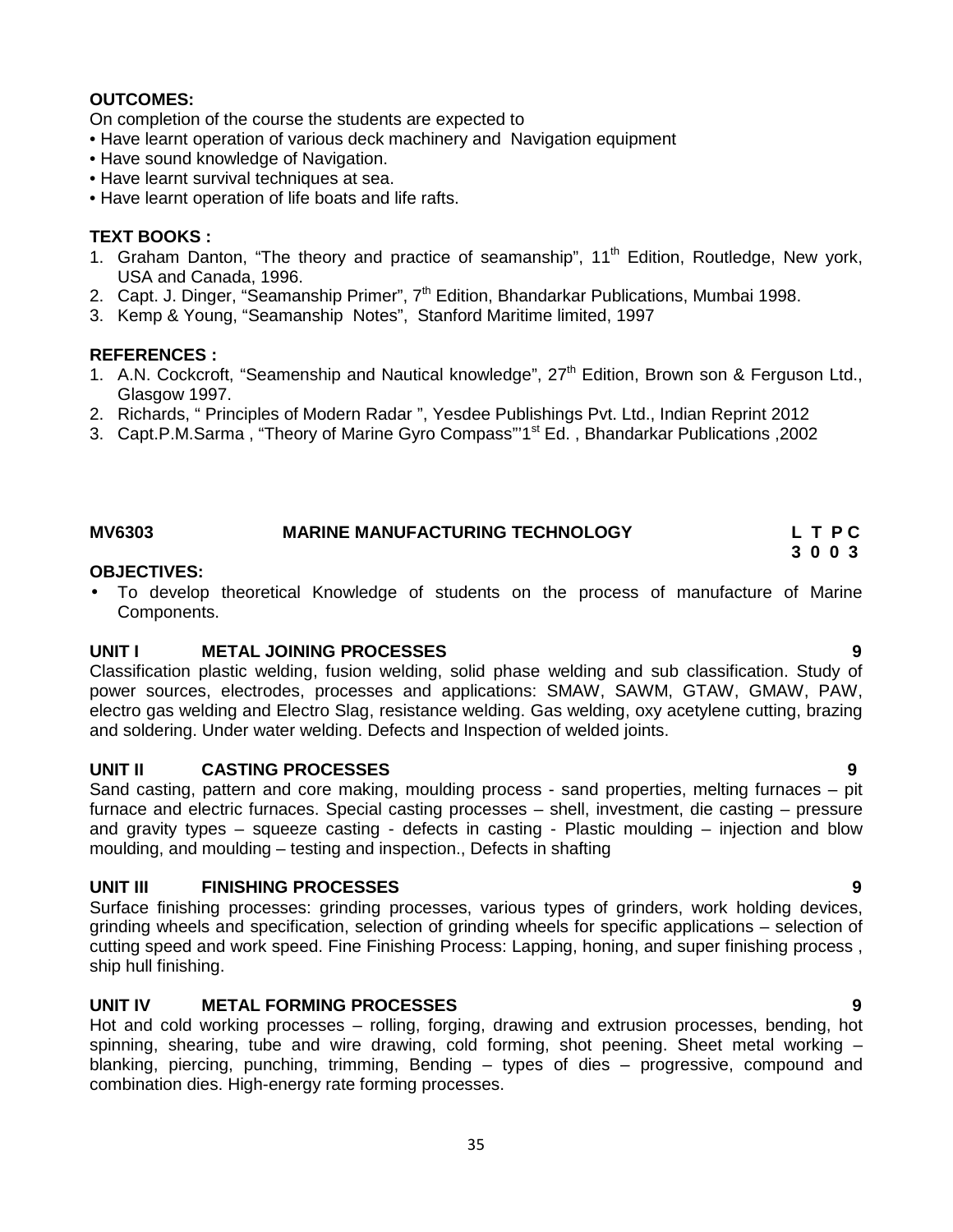**OUTCOMES:**

On completion of the course the students are expected to

- Have learnt operation of various deck machinery and Navigation equipment
- Have sound knowledge of Navigation.
- Have learnt survival techniques at sea.
- Have learnt operation of life boats and life rafts.

**TEXT BOOKS :**

1. Graham Danton, "The theory and practice of seamanship", 11th Edition, Routledge, New york, USA and Canada, 1996.
2. Capt. J. Dinger, "Seamanship Primer", 7th Edition, Bhandarkar Publications, Mumbai 1998.
3. Kemp & Young, "Seamanship Notes", Stanford Maritime limited, 1997

**REFERENCES :**

1. A.N. Cockcroft, "Seamenship and Nautical knowledge", 27th Edition, Brown son & Ferguson Ltd., Glasgow 1997.
2. Richards, " Principles of Modern Radar ", Yesdee Publishings Pvt. Ltd., Indian Reprint 2012
3. Capt.P.M.Sarma , "Theory of Marine Gyro Compass"'1st Ed. , Bhandarkar Publications ,2002

## MV6303 MARINE MANUFACTURING TECHNOLOGY

**L T P C**
**3 0 0 3**

**OBJECTIVES:**

- To develop theoretical Knowledge of students on the process of manufacture of Marine Components.

**UNIT I METAL JOINING PROCESSES 9**

Classification plastic welding, fusion welding, solid phase welding and sub classification. Study of power sources, electrodes, processes and applications: SMAW, SAWM, GTAW, GMAW, PAW, electro gas welding and Electro Slag, resistance welding. Gas welding, oxy acetylene cutting, brazing and soldering. Under water welding. Defects and Inspection of welded joints.

**UNIT II CASTING PROCESSES 9**

Sand casting, pattern and core making, moulding process - sand properties, melting furnaces – pit furnace and electric furnaces. Special casting processes – shell, investment, die casting – pressure and gravity types – squeeze casting - defects in casting - Plastic moulding – injection and blow moulding, and moulding – testing and inspection., Defects in shafting

**UNIT III FINISHING PROCESSES 9**

Surface finishing processes: grinding processes, various types of grinders, work holding devices, grinding wheels and specification, selection of grinding wheels for specific applications – selection of cutting speed and work speed. Fine Finishing Process: Lapping, honing, and super finishing process , ship hull finishing.

**UNIT IV METAL FORMING PROCESSES 9**

Hot and cold working processes – rolling, forging, drawing and extrusion processes, bending, hot spinning, shearing, tube and wire drawing, cold forming, shot peening. Sheet metal working – blanking, piercing, punching, trimming, Bending – types of dies – progressive, compound and combination dies. High-energy rate forming processes.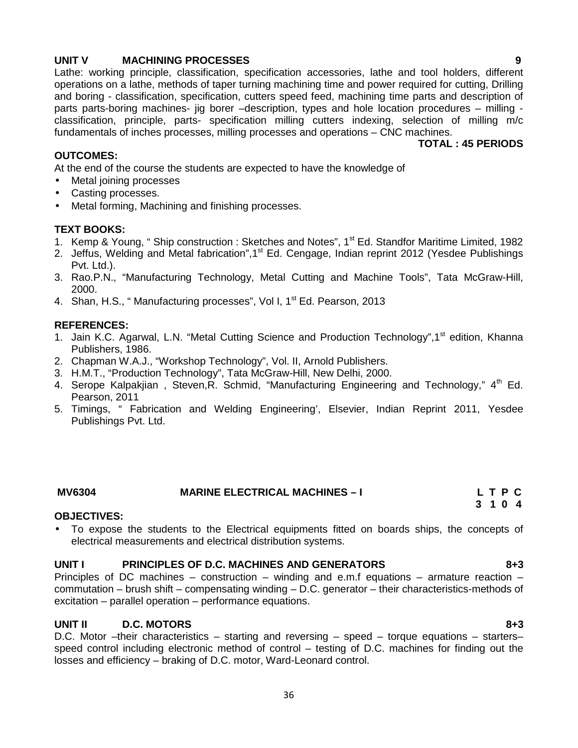**UNIT V MACHINING PROCESSES 9**

Lathe: working principle, classification, specification accessories, lathe and tool holders, different operations on a lathe, methods of taper turning machining time and power required for cutting, Drilling and boring - classification, specification, cutters speed feed, machining time parts and description of parts parts-boring machines- jig borer –description, types and hole location procedures – milling - classification, principle, parts- specification milling cutters indexing, selection of milling m/c fundamentals of inches processes, milling processes and operations – CNC machines.

**TOTAL : 45 PERIODS**

**OUTCOMES:**

At the end of the course the students are expected to have the knowledge of

- Metal joining processes
- Casting processes.
- Metal forming, Machining and finishing processes.

**TEXT BOOKS:**

1. Kemp & Young, " Ship construction : Sketches and Notes", 1st Ed. Standfor Maritime Limited, 1982
2. Jeffus, Welding and Metal fabrication",1st Ed. Cengage, Indian reprint 2012 (Yesdee Publishings Pvt. Ltd.).
3. Rao.P.N., "Manufacturing Technology, Metal Cutting and Machine Tools", Tata McGraw-Hill, 2000.
4. Shan, H.S., " Manufacturing processes", Vol I, 1st Ed. Pearson, 2013

**REFERENCES:**

1. Jain K.C. Agarwal, L.N. "Metal Cutting Science and Production Technology",1st edition, Khanna Publishers, 1986.
2. Chapman W.A.J., "Workshop Technology", Vol. II, Arnold Publishers.
3. H.M.T., "Production Technology", Tata McGraw-Hill, New Delhi, 2000.
4. Serope Kalpakjian , Steven,R. Schmid, "Manufacturing Engineering and Technology," 4th Ed. Pearson, 2011
5. Timings, " Fabrication and Welding Engineering', Elsevier, Indian Reprint 2011, Yesdee Publishings Pvt. Ltd.

**MV6304 MARINE ELECTRICAL MACHINES – I**

| L | T | P | C |
|---|---|---|---|
| 3 | 1 | 0 | 4 |

**OBJECTIVES:**

- To expose the students to the Electrical equipments fitted on boards ships, the concepts of electrical measurements and electrical distribution systems.

**UNIT I PRINCIPLES OF D.C. MACHINES AND GENERATORS 8+3**

Principles of DC machines – construction – winding and e.m.f equations – armature reaction – commutation – brush shift – compensating winding – D.C. generator – their characteristics-methods of excitation – parallel operation – performance equations.

**UNIT II D.C. MOTORS 8+3**

D.C. Motor –their characteristics – starting and reversing – speed – torque equations – starters– speed control including electronic method of control – testing of D.C. machines for finding out the losses and efficiency – braking of D.C. motor, Ward-Leonard control.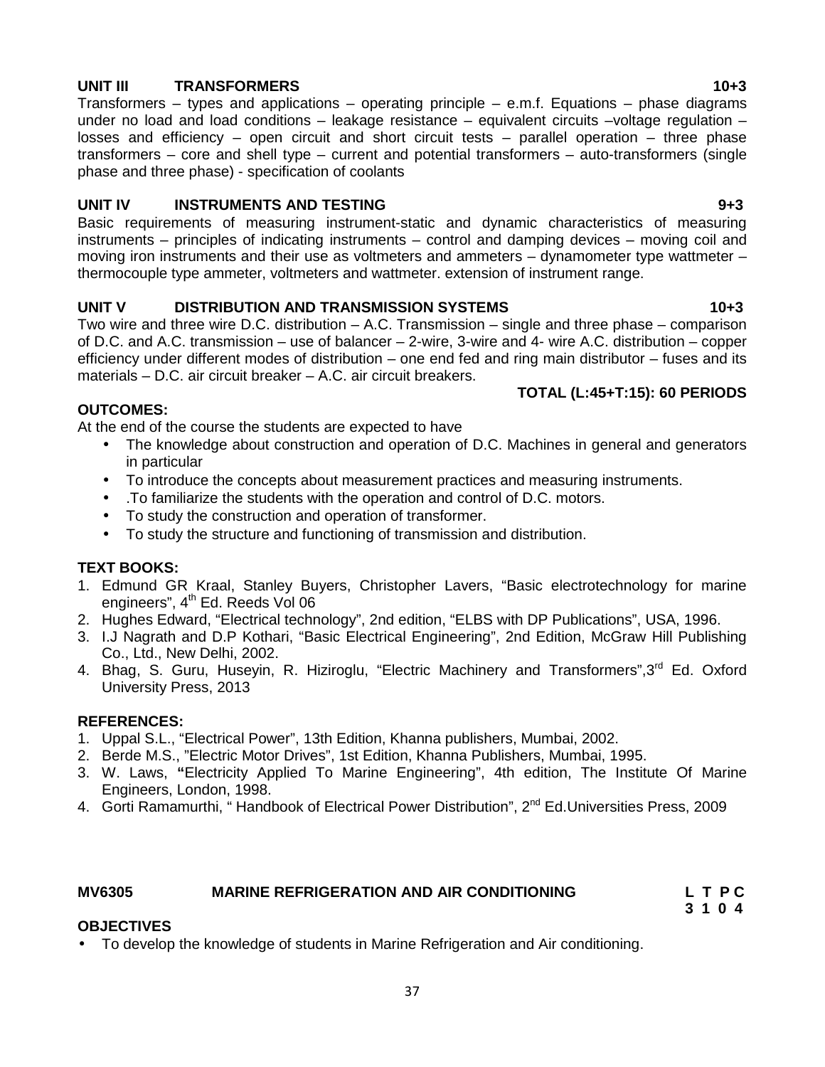**UNIT III TRANSFORMERS 10+3**

Transformers – types and applications – operating principle – e.m.f. Equations – phase diagrams under no load and load conditions – leakage resistance – equivalent circuits –voltage regulation – losses and efficiency – open circuit and short circuit tests – parallel operation – three phase transformers – core and shell type – current and potential transformers – auto-transformers (single phase and three phase) - specification of coolants

**UNIT IV INSTRUMENTS AND TESTING 9+3**

Basic requirements of measuring instrument-static and dynamic characteristics of measuring instruments – principles of indicating instruments – control and damping devices – moving coil and moving iron instruments and their use as voltmeters and ammeters – dynamometer type wattmeter – thermocouple type ammeter, voltmeters and wattmeter. extension of instrument range.

**UNIT V DISTRIBUTION AND TRANSMISSION SYSTEMS 10+3**

Two wire and three wire D.C. distribution – A.C. Transmission – single and three phase – comparison of D.C. and A.C. transmission – use of balancer – 2-wire, 3-wire and 4- wire A.C. distribution – copper efficiency under different modes of distribution – one end fed and ring main distributor – fuses and its materials – D.C. air circuit breaker – A.C. air circuit breakers.

**TOTAL (L:45+T:15): 60 PERIODS**

**OUTCOMES:**

At the end of the course the students are expected to have

- The knowledge about construction and operation of D.C. Machines in general and generators in particular
- To introduce the concepts about measurement practices and measuring instruments.
- .To familiarize the students with the operation and control of D.C. motors.
- To study the construction and operation of transformer.
- To study the structure and functioning of transmission and distribution.

**TEXT BOOKS:**

1. Edmund GR Kraal, Stanley Buyers, Christopher Lavers, "Basic electrotechnology for marine engineers", 4th Ed. Reeds Vol 06
2. Hughes Edward, "Electrical technology", 2nd edition, "ELBS with DP Publications", USA, 1996.
3. I.J Nagrath and D.P Kothari, "Basic Electrical Engineering", 2nd Edition, McGraw Hill Publishing Co., Ltd., New Delhi, 2002.
4. Bhag, S. Guru, Huseyin, R. Hiziroglu, "Electric Machinery and Transformers",3rd Ed. Oxford University Press, 2013

**REFERENCES:**

1. Uppal S.L., "Electrical Power", 13th Edition, Khanna publishers, Mumbai, 2002.
2. Berde M.S., "Electric Motor Drives", 1st Edition, Khanna Publishers, Mumbai, 1995.
3. W. Laws, **"**Electricity Applied To Marine Engineering", 4th edition, The Institute Of Marine Engineers, London, 1998.
4. Gorti Ramamurthi, " Handbook of Electrical Power Distribution", 2nd Ed.Universities Press, 2009

**MV6305 MARINE REFRIGERATION AND AIR CONDITIONING**

| L | T | P | C |
|---|---|---|---|
| 3 | 1 | 0 | 4 |

**OBJECTIVES**

- To develop the knowledge of students in Marine Refrigeration and Air conditioning.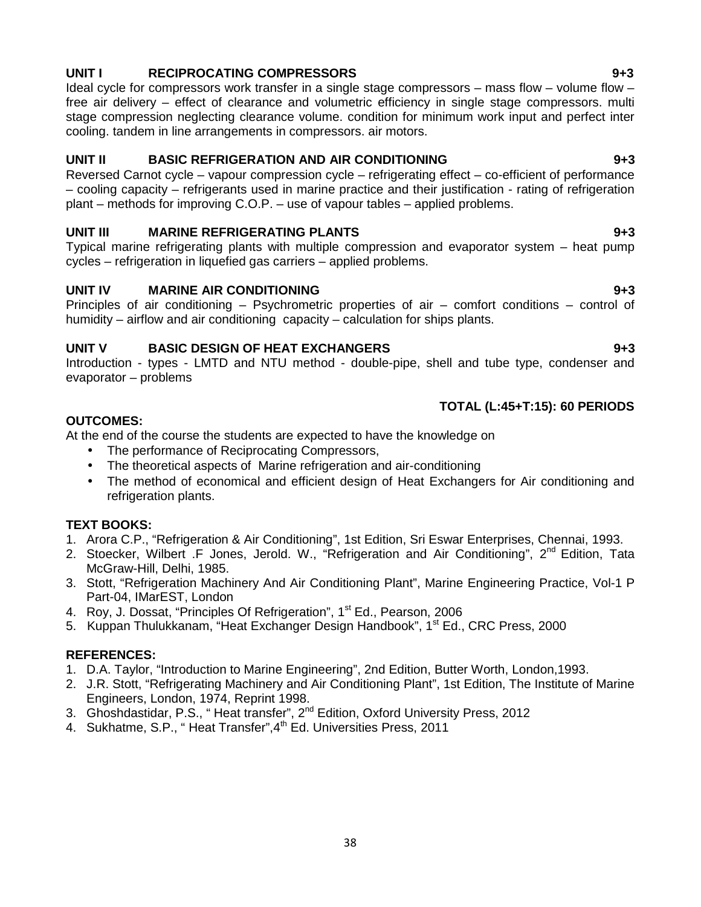**UNIT I RECIPROCATING COMPRESSORS 9+3**

Ideal cycle for compressors work transfer in a single stage compressors – mass flow – volume flow – free air delivery – effect of clearance and volumetric efficiency in single stage compressors. multi stage compression neglecting clearance volume. condition for minimum work input and perfect inter cooling. tandem in line arrangements in compressors. air motors.

**UNIT II BASIC REFRIGERATION AND AIR CONDITIONING 9+3**

Reversed Carnot cycle – vapour compression cycle – refrigerating effect – co-efficient of performance – cooling capacity – refrigerants used in marine practice and their justification - rating of refrigeration plant – methods for improving C.O.P. – use of vapour tables – applied problems.

**UNIT III MARINE REFRIGERATING PLANTS 9+3**

Typical marine refrigerating plants with multiple compression and evaporator system – heat pump cycles – refrigeration in liquefied gas carriers – applied problems.

**UNIT IV MARINE AIR CONDITIONING 9+3**

Principles of air conditioning – Psychrometric properties of air – comfort conditions – control of humidity – airflow and air conditioning capacity – calculation for ships plants.

**UNIT V BASIC DESIGN OF HEAT EXCHANGERS 9+3**

Introduction - types - LMTD and NTU method - double-pipe, shell and tube type, condenser and evaporator – problems

**TOTAL (L:45+T:15): 60 PERIODS**

**OUTCOMES:**

At the end of the course the students are expected to have the knowledge on

- The performance of Reciprocating Compressors,
- The theoretical aspects of Marine refrigeration and air-conditioning
- The method of economical and efficient design of Heat Exchangers for Air conditioning and refrigeration plants.

**TEXT BOOKS:**

1. Arora C.P., "Refrigeration & Air Conditioning", 1st Edition, Sri Eswar Enterprises, Chennai, 1993.
2. Stoecker, Wilbert .F Jones, Jerold. W., "Refrigeration and Air Conditioning", 2nd Edition, Tata McGraw-Hill, Delhi, 1985.
3. Stott, "Refrigeration Machinery And Air Conditioning Plant", Marine Engineering Practice, Vol-1 P Part-04, IMarEST, London
4. Roy, J. Dossat, "Principles Of Refrigeration", 1st Ed., Pearson, 2006
5. Kuppan Thulukkanam, "Heat Exchanger Design Handbook", 1st Ed., CRC Press, 2000

**REFERENCES:**

1. D.A. Taylor, "Introduction to Marine Engineering", 2nd Edition, Butter Worth, London,1993.
2. J.R. Stott, "Refrigerating Machinery and Air Conditioning Plant", 1st Edition, The Institute of Marine Engineers, London, 1974, Reprint 1998.
3. Ghoshdastidar, P.S., " Heat transfer", 2nd Edition, Oxford University Press, 2012
4. Sukhatme, S.P., " Heat Transfer",4th Ed. Universities Press, 2011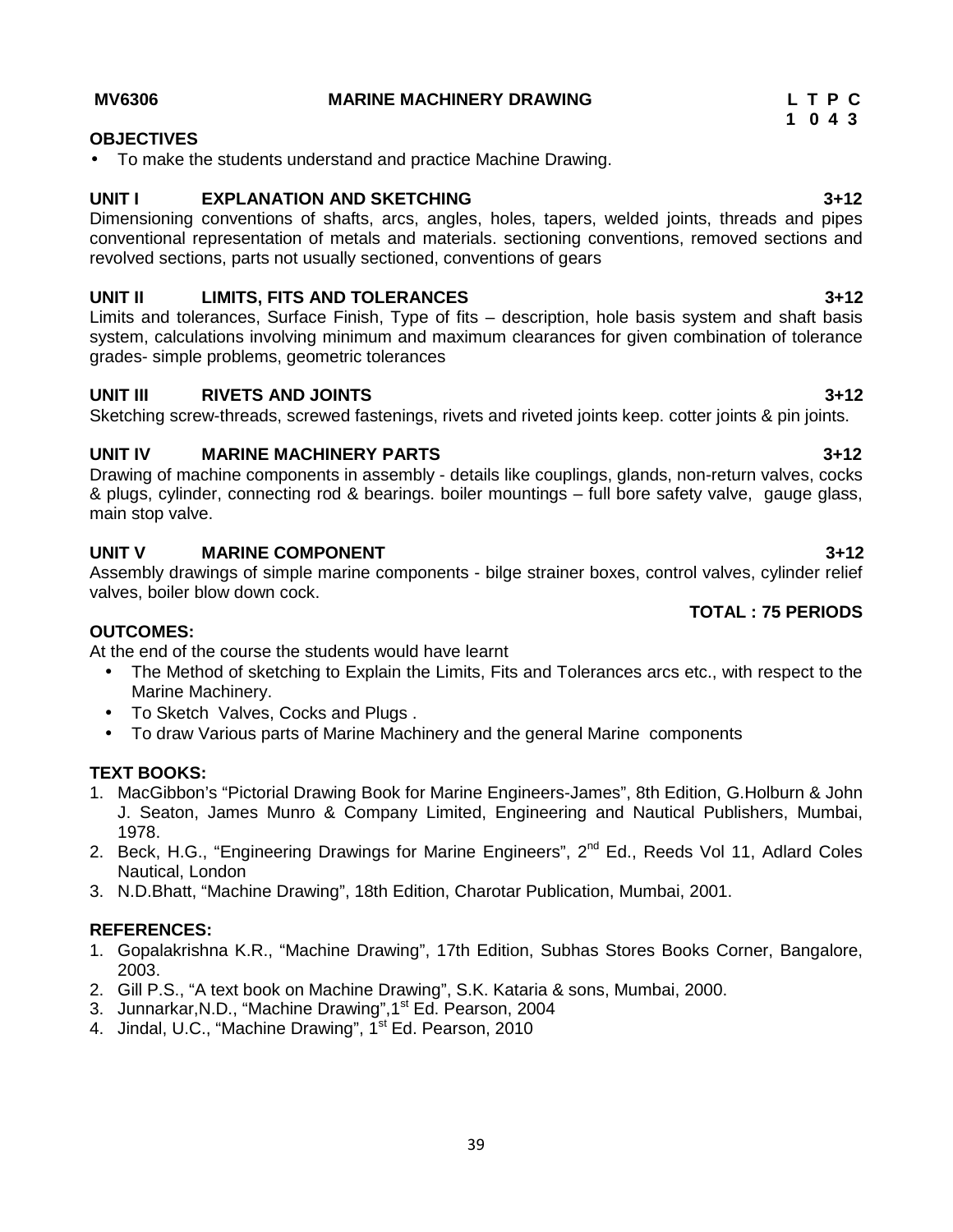**MV6306 MARINE MACHINERY DRAWING**

| L | T | P | C |
|---|---|---|---|
| 1 | 0 | 4 | 3 |

**OBJECTIVES**

- To make the students understand and practice Machine Drawing.

**UNIT I EXPLANATION AND SKETCHING 3+12**

Dimensioning conventions of shafts, arcs, angles, holes, tapers, welded joints, threads and pipes conventional representation of metals and materials. sectioning conventions, removed sections and revolved sections, parts not usually sectioned, conventions of gears

**UNIT II LIMITS, FITS AND TOLERANCES 3+12**

Limits and tolerances, Surface Finish, Type of fits – description, hole basis system and shaft basis system, calculations involving minimum and maximum clearances for given combination of tolerance grades- simple problems, geometric tolerances

**UNIT III RIVETS AND JOINTS 3+12**

Sketching screw-threads, screwed fastenings, rivets and riveted joints keep. cotter joints & pin joints.

**UNIT IV MARINE MACHINERY PARTS 3+12**

Drawing of machine components in assembly - details like couplings, glands, non-return valves, cocks & plugs, cylinder, connecting rod & bearings. boiler mountings – full bore safety valve, gauge glass, main stop valve.

**UNIT V MARINE COMPONENT 3+12**

Assembly drawings of simple marine components - bilge strainer boxes, control valves, cylinder relief valves, boiler blow down cock.

**TOTAL : 75 PERIODS**

**OUTCOMES:**

At the end of the course the students would have learnt

- The Method of sketching to Explain the Limits, Fits and Tolerances arcs etc., with respect to the Marine Machinery.
- To Sketch Valves, Cocks and Plugs .
- To draw Various parts of Marine Machinery and the general Marine components

**TEXT BOOKS:**

1. MacGibbon's "Pictorial Drawing Book for Marine Engineers-James", 8th Edition, G.Holburn & John J. Seaton, James Munro & Company Limited, Engineering and Nautical Publishers, Mumbai, 1978.
2. Beck, H.G., "Engineering Drawings for Marine Engineers", 2nd Ed., Reeds Vol 11, Adlard Coles Nautical, London
3. N.D.Bhatt, "Machine Drawing", 18th Edition, Charotar Publication, Mumbai, 2001.

**REFERENCES:**

1. Gopalakrishna K.R., "Machine Drawing", 17th Edition, Subhas Stores Books Corner, Bangalore, 2003.
2. Gill P.S., "A text book on Machine Drawing", S.K. Kataria & sons, Mumbai, 2000.
3. Junnarkar,N.D., "Machine Drawing",1st Ed. Pearson, 2004
4. Jindal, U.C., "Machine Drawing", 1st Ed. Pearson, 2010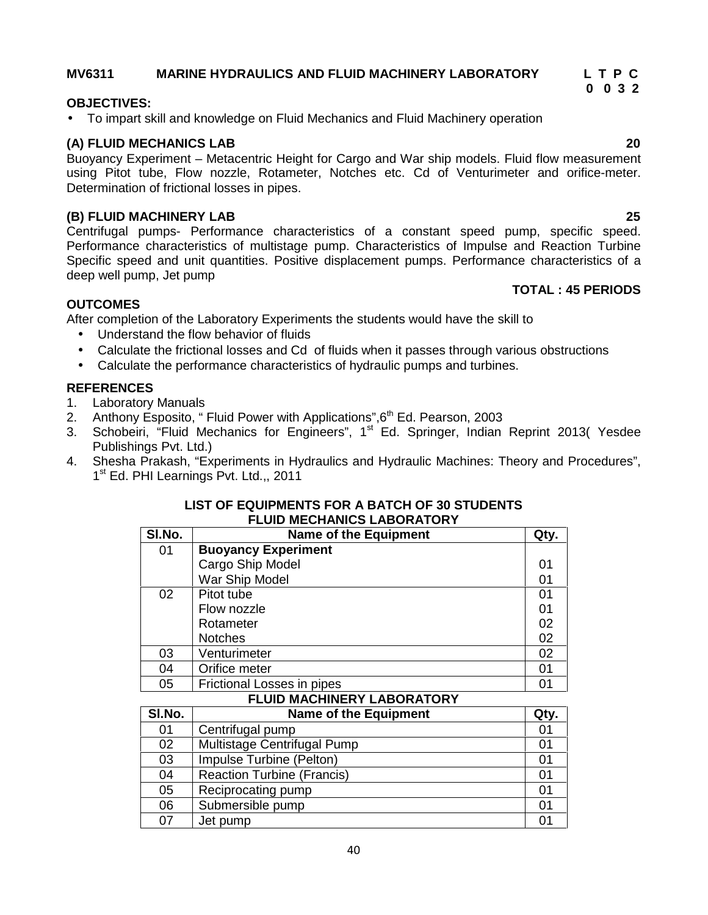**MV6311 MARINE HYDRAULICS AND FLUID MACHINERY LABORATORY** **L T P C**
**0 0 3 2**

**OBJECTIVES:**

- To impart skill and knowledge on Fluid Mechanics and Fluid Machinery operation

**(A) FLUID MECHANICS LAB** **20**

Buoyancy Experiment – Metacentric Height for Cargo and War ship models. Fluid flow measurement using Pitot tube, Flow nozzle, Rotameter, Notches etc. Cd of Venturimeter and orifice-meter. Determination of frictional losses in pipes.

**(B) FLUID MACHINERY LAB** **25**

Centrifugal pumps- Performance characteristics of a constant speed pump, specific speed. Performance characteristics of multistage pump. Characteristics of Impulse and Reaction Turbine Specific speed and unit quantities. Positive displacement pumps. Performance characteristics of a deep well pump, Jet pump

**TOTAL : 45 PERIODS**

**OUTCOMES**

After completion of the Laboratory Experiments the students would have the skill to

- Understand the flow behavior of fluids
- Calculate the frictional losses and Cd of fluids when it passes through various obstructions
- Calculate the performance characteristics of hydraulic pumps and turbines.

**REFERENCES**

1. Laboratory Manuals
2. Anthony Esposito, " Fluid Power with Applications",6th Ed. Pearson, 2003
3. Schobeiri, "Fluid Mechanics for Engineers", 1st Ed. Springer, Indian Reprint 2013( Yesdee Publishings Pvt. Ltd.)
4. Shesha Prakash, "Experiments in Hydraulics and Hydraulic Machines: Theory and Procedures", 1st Ed. PHI Learnings Pvt. Ltd.,, 2011

**LIST OF EQUIPMENTS FOR A BATCH OF 30 STUDENTS**

**FLUID MECHANICS LABORATORY**

| Sl.No. | Name of the Equipment | Qty. |
|---|---|---|
| 01 | **Buoyancy Experiment** | |
| | Cargo Ship Model | 01 |
| | War Ship Model | 01 |
| 02 | Pitot tube | 01 |
| | Flow nozzle | 01 |
| | Rotameter | 02 |
| | Notches | 02 |
| 03 | Venturimeter | 02 |
| 04 | Orifice meter | 01 |
| 05 | Frictional Losses in pipes | 01 |

**FLUID MACHINERY LABORATORY**

| Sl.No. | Name of the Equipment | Qty. |
|---|---|---|
| 01 | Centrifugal pump | 01 |
| 02 | Multistage Centrifugal Pump | 01 |
| 03 | Impulse Turbine (Pelton) | 01 |
| 04 | Reaction Turbine (Francis) | 01 |
| 05 | Reciprocating pump | 01 |
| 06 | Submersible pump | 01 |
| 07 | Jet pump | 01 |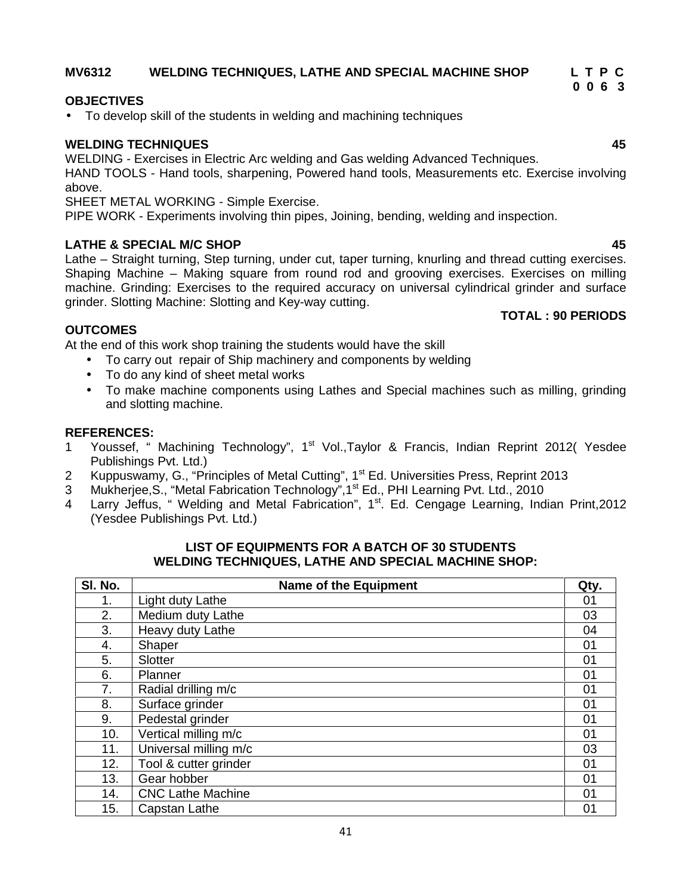## MV6312 WELDING TECHNIQUES, LATHE AND SPECIAL MACHINE SHOP

**L T P C**
**0 0 6 3**

### OBJECTIVES

- To develop skill of the students in welding and machining techniques

### WELDING TECHNIQUES 45

WELDING - Exercises in Electric Arc welding and Gas welding Advanced Techniques.

HAND TOOLS - Hand tools, sharpening, Powered hand tools, Measurements etc. Exercise involving above.

SHEET METAL WORKING - Simple Exercise.

PIPE WORK - Experiments involving thin pipes, Joining, bending, welding and inspection.

### LATHE & SPECIAL M/C SHOP 45

Lathe – Straight turning, Step turning, under cut, taper turning, knurling and thread cutting exercises. Shaping Machine – Making square from round rod and grooving exercises. Exercises on milling machine. Grinding: Exercises to the required accuracy on universal cylindrical grinder and surface grinder. Slotting Machine: Slotting and Key-way cutting.

**TOTAL : 90 PERIODS**

### OUTCOMES

At the end of this work shop training the students would have the skill

- To carry out repair of Ship machinery and components by welding
- To do any kind of sheet metal works
- To make machine components using Lathes and Special machines such as milling, grinding and slotting machine.

### REFERENCES:

1. Youssef, " Machining Technology", 1st Vol.,Taylor & Francis, Indian Reprint 2012( Yesdee Publishings Pvt. Ltd.)
2. Kuppuswamy, G., "Principles of Metal Cutting", 1st Ed. Universities Press, Reprint 2013
3. Mukherjee,S., "Metal Fabrication Technology",1st Ed., PHI Learning Pvt. Ltd., 2010
4. Larry Jeffus, " Welding and Metal Fabrication", 1st. Ed. Cengage Learning, Indian Print,2012 (Yesdee Publishings Pvt. Ltd.)

**LIST OF EQUIPMENTS FOR A BATCH OF 30 STUDENTS**
**WELDING TECHNIQUES, LATHE AND SPECIAL MACHINE SHOP:**

| Sl. No. | Name of the Equipment | Qty. |
|---|---|---|
| 1. | Light duty Lathe | 01 |
| 2. | Medium duty Lathe | 03 |
| 3. | Heavy duty Lathe | 04 |
| 4. | Shaper | 01 |
| 5. | Slotter | 01 |
| 6. | Planner | 01 |
| 7. | Radial drilling m/c | 01 |
| 8. | Surface grinder | 01 |
| 9. | Pedestal grinder | 01 |
| 10. | Vertical milling m/c | 01 |
| 11. | Universal milling m/c | 03 |
| 12. | Tool & cutter grinder | 01 |
| 13. | Gear hobber | 01 |
| 14. | CNC Lathe Machine | 01 |
| 15. | Capstan Lathe | 01 |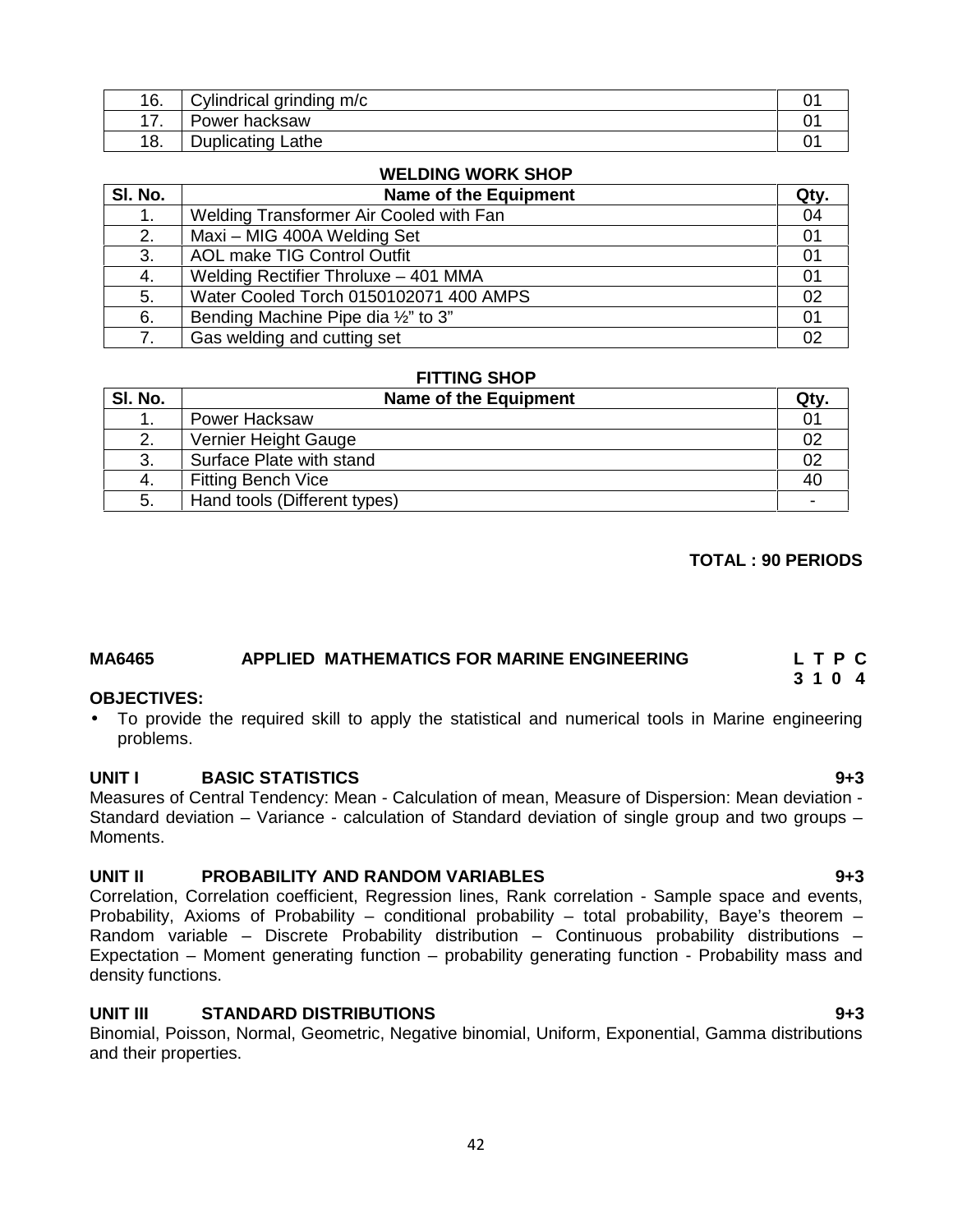| 16. | Cylindrical grinding m/c | 01 |
|---|---|---|
| 17. | Power hacksaw | 01 |
| 18. | Duplicating Lathe | 01 |

**WELDING WORK SHOP**

| Sl. No. | Name of the Equipment | Qty. |
|---|---|---|
| 1. | Welding Transformer Air Cooled with Fan | 04 |
| 2. | Maxi – MIG 400A Welding Set | 01 |
| 3. | AOL make TIG Control Outfit | 01 |
| 4. | Welding Rectifier Throluxe – 401 MMA | 01 |
| 5. | Water Cooled Torch 0150102071 400 AMPS | 02 |
| 6. | Bending Machine Pipe dia ½" to 3" | 01 |
| 7. | Gas welding and cutting set | 02 |

**FITTING SHOP**

| Sl. No. | Name of the Equipment | Qty. |
|---|---|---|
| 1. | Power Hacksaw | 01 |
| 2. | Vernier Height Gauge | 02 |
| 3. | Surface Plate with stand | 02 |
| 4. | Fitting Bench Vice | 40 |
| 5. | Hand tools (Different types) | - |

**TOTAL : 90 PERIODS**

## MA6465 APPLIED MATHEMATICS FOR MARINE ENGINEERING

**L T P C**
**3 1 0 4**

**OBJECTIVES:**

- To provide the required skill to apply the statistical and numerical tools in Marine engineering problems.

**UNIT I BASIC STATISTICS 9+3**

Measures of Central Tendency: Mean - Calculation of mean, Measure of Dispersion: Mean deviation - Standard deviation – Variance - calculation of Standard deviation of single group and two groups – Moments.

**UNIT II PROBABILITY AND RANDOM VARIABLES 9+3**

Correlation, Correlation coefficient, Regression lines, Rank correlation - Sample space and events, Probability, Axioms of Probability – conditional probability – total probability, Baye's theorem – Random variable – Discrete Probability distribution – Continuous probability distributions – Expectation – Moment generating function – probability generating function - Probability mass and density functions.

**UNIT III STANDARD DISTRIBUTIONS 9+3**

Binomial, Poisson, Normal, Geometric, Negative binomial, Uniform, Exponential, Gamma distributions and their properties.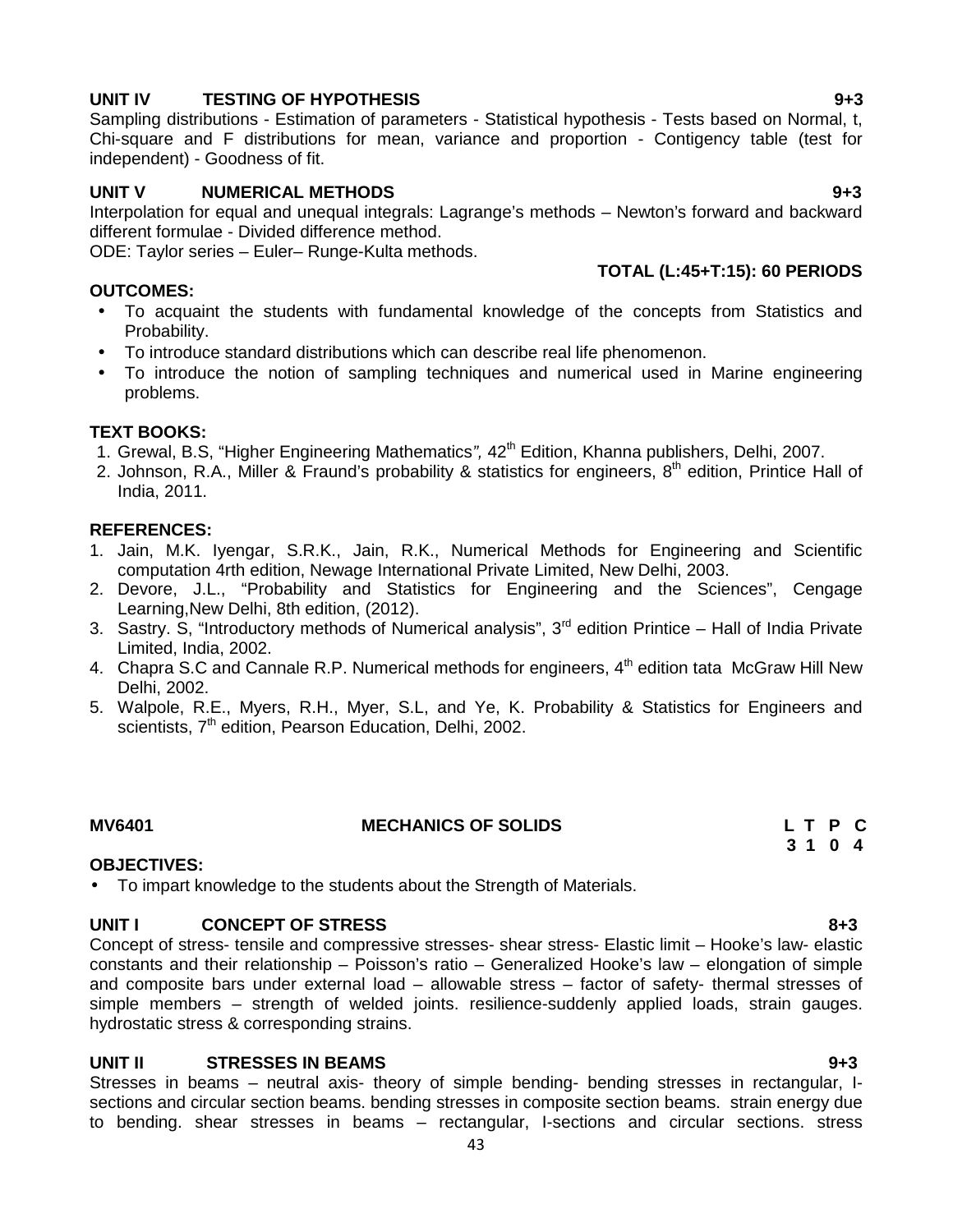**UNIT IV TESTING OF HYPOTHESIS 9+3**

Sampling distributions - Estimation of parameters - Statistical hypothesis - Tests based on Normal, t, Chi-square and F distributions for mean, variance and proportion - Contigency table (test for independent) - Goodness of fit.

**UNIT V NUMERICAL METHODS 9+3**

Interpolation for equal and unequal integrals: Lagrange's methods – Newton's forward and backward different formulae - Divided difference method.
ODE: Taylor series – Euler– Runge-Kulta methods.

**TOTAL (L:45+T:15): 60 PERIODS**

**OUTCOMES:**

- To acquaint the students with fundamental knowledge of the concepts from Statistics and Probability.
- To introduce standard distributions which can describe real life phenomenon.
- To introduce the notion of sampling techniques and numerical used in Marine engineering problems.

**TEXT BOOKS:**

1. Grewal, B.S, "Higher Engineering Mathematics*",* 42th Edition, Khanna publishers, Delhi, 2007.
2. Johnson, R.A., Miller & Fraund's probability & statistics for engineers, 8th edition, Printice Hall of India, 2011.

**REFERENCES:**

1. Jain, M.K. Iyengar, S.R.K., Jain, R.K., Numerical Methods for Engineering and Scientific computation 4rth edition, Newage International Private Limited, New Delhi, 2003.
2. Devore, J.L., "Probability and Statistics for Engineering and the Sciences", Cengage Learning,New Delhi, 8th edition, (2012).
3. Sastry. S, "Introductory methods of Numerical analysis", 3rd edition Printice – Hall of India Private Limited, India, 2002.
4. Chapra S.C and Cannale R.P. Numerical methods for engineers, 4th edition tata McGraw Hill New Delhi, 2002.
5. Walpole, R.E., Myers, R.H., Myer, S.L, and Ye, K. Probability & Statistics for Engineers and scientists, 7th edition, Pearson Education, Delhi, 2002.

**MV6401 MECHANICS OF SOLIDS**

| L | T | P | C |
|---|---|---|---|
| 3 | 1 | 0 | 4 |

**OBJECTIVES:**

- To impart knowledge to the students about the Strength of Materials.

**UNIT I CONCEPT OF STRESS 8+3**

Concept of stress- tensile and compressive stresses- shear stress- Elastic limit – Hooke's law- elastic constants and their relationship – Poisson's ratio – Generalized Hooke's law – elongation of simple and composite bars under external load – allowable stress – factor of safety- thermal stresses of simple members – strength of welded joints. resilience-suddenly applied loads, strain gauges. hydrostatic stress & corresponding strains.

**UNIT II STRESSES IN BEAMS 9+3**

Stresses in beams – neutral axis- theory of simple bending- bending stresses in rectangular, I-sections and circular section beams. bending stresses in composite section beams. strain energy due to bending. shear stresses in beams – rectangular, I-sections and circular sections. stress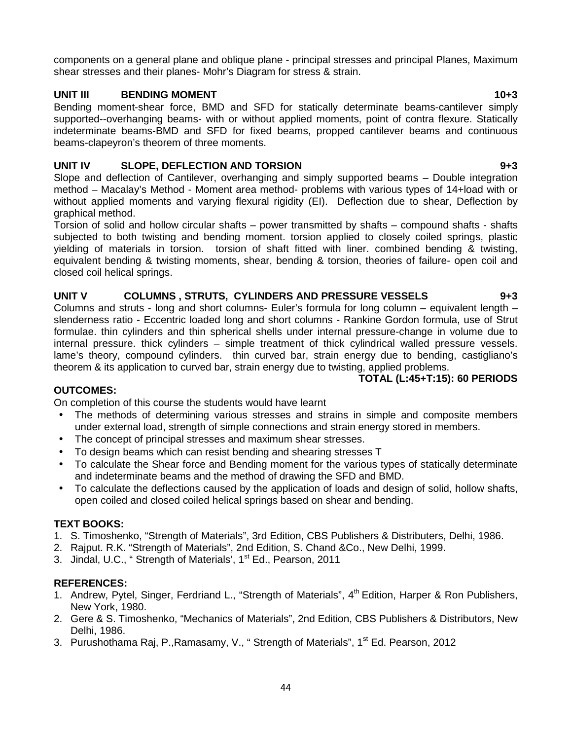components on a general plane and oblique plane - principal stresses and principal Planes, Maximum shear stresses and their planes- Mohr's Diagram for stress & strain.

**UNIT III BENDING MOMENT 10+3**

Bending moment-shear force, BMD and SFD for statically determinate beams-cantilever simply supported--overhanging beams- with or without applied moments, point of contra flexure. Statically indeterminate beams-BMD and SFD for fixed beams, propped cantilever beams and continuous beams-clapeyron's theorem of three moments.

**UNIT IV SLOPE, DEFLECTION AND TORSION 9+3**

Slope and deflection of Cantilever, overhanging and simply supported beams – Double integration method – Macalay's Method - Moment area method- problems with various types of 14+load with or without applied moments and varying flexural rigidity (EI). Deflection due to shear, Deflection by graphical method.

Torsion of solid and hollow circular shafts – power transmitted by shafts – compound shafts - shafts subjected to both twisting and bending moment. torsion applied to closely coiled springs, plastic yielding of materials in torsion. torsion of shaft fitted with liner. combined bending & twisting, equivalent bending & twisting moments, shear, bending & torsion, theories of failure- open coil and closed coil helical springs.

**UNIT V COLUMNS , STRUTS, CYLINDERS AND PRESSURE VESSELS 9+3**

Columns and struts - long and short columns- Euler's formula for long column – equivalent length – slenderness ratio - Eccentric loaded long and short columns - Rankine Gordon formula, use of Strut formulae. thin cylinders and thin spherical shells under internal pressure-change in volume due to internal pressure. thick cylinders – simple treatment of thick cylindrical walled pressure vessels. lame's theory, compound cylinders. thin curved bar, strain energy due to bending, castigliano's theorem & its application to curved bar, strain energy due to twisting, applied problems.

**TOTAL (L:45+T:15): 60 PERIODS**

**OUTCOMES:**

On completion of this course the students would have learnt

- The methods of determining various stresses and strains in simple and composite members under external load, strength of simple connections and strain energy stored in members.
- The concept of principal stresses and maximum shear stresses.
- To design beams which can resist bending and shearing stresses T
- To calculate the Shear force and Bending moment for the various types of statically determinate and indeterminate beams and the method of drawing the SFD and BMD.
- To calculate the deflections caused by the application of loads and design of solid, hollow shafts, open coiled and closed coiled helical springs based on shear and bending.

**TEXT BOOKS:**

1. S. Timoshenko, "Strength of Materials", 3rd Edition, CBS Publishers & Distributers, Delhi, 1986.
2. Rajput. R.K. "Strength of Materials", 2nd Edition, S. Chand &Co., New Delhi, 1999.
3. Jindal, U.C., " Strength of Materials', 1st Ed., Pearson, 2011

**REFERENCES:**

1. Andrew, Pytel, Singer, Ferdriand L., "Strength of Materials", 4th Edition, Harper & Ron Publishers, New York, 1980.
2. Gere & S. Timoshenko, "Mechanics of Materials", 2nd Edition, CBS Publishers & Distributors, New Delhi, 1986.
3. Purushothama Raj, P.,Ramasamy, V., " Strength of Materials", 1st Ed. Pearson, 2012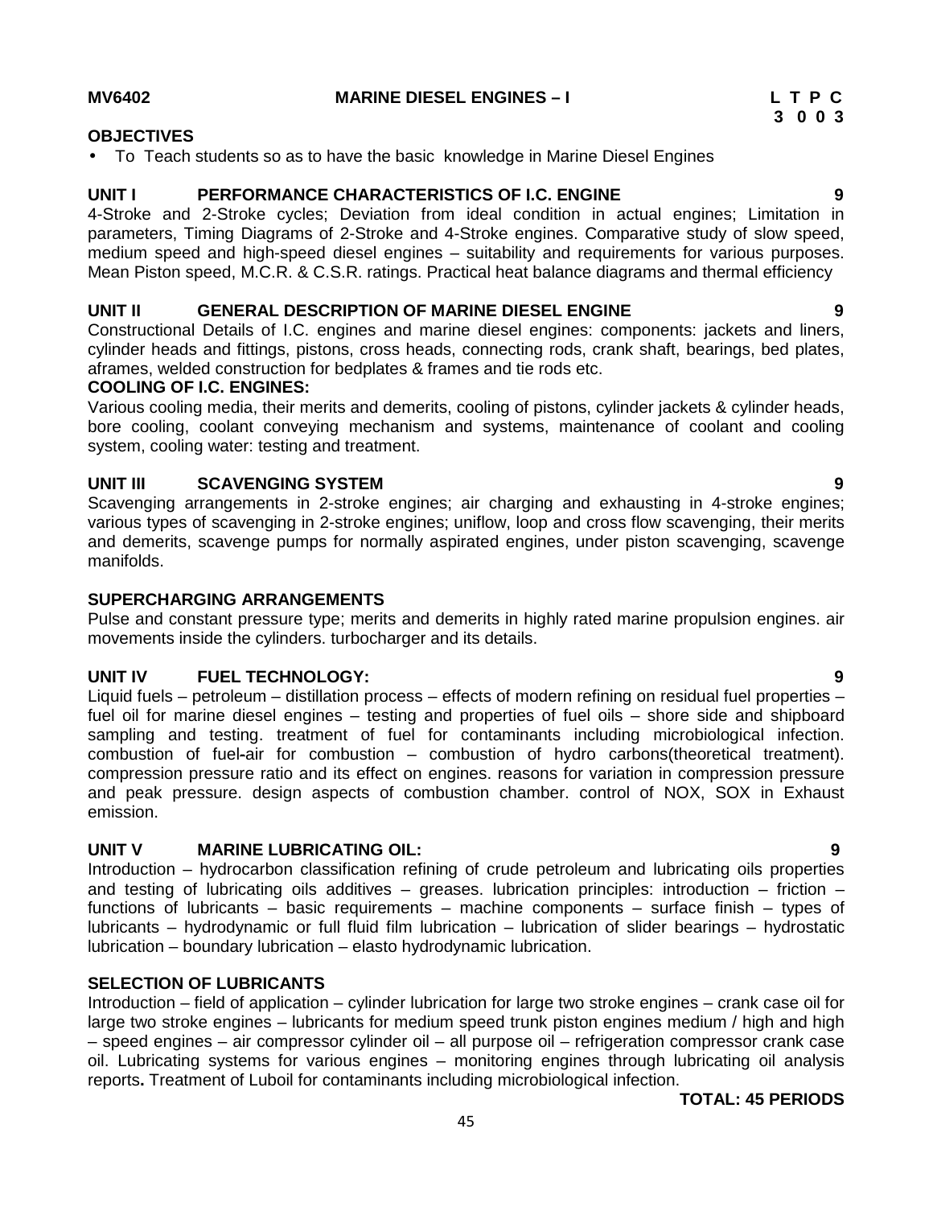**MV6402 MARINE DIESEL ENGINES – I**

| L | T | P | C |
|---|---|---|---|
| 3 | 0 | 0 | 3 |

**OBJECTIVES**

- To Teach students so as to have the basic knowledge in Marine Diesel Engines

**UNIT I PERFORMANCE CHARACTERISTICS OF I.C. ENGINE 9**

4-Stroke and 2-Stroke cycles; Deviation from ideal condition in actual engines; Limitation in parameters, Timing Diagrams of 2-Stroke and 4-Stroke engines. Comparative study of slow speed, medium speed and high-speed diesel engines – suitability and requirements for various purposes. Mean Piston speed, M.C.R. & C.S.R. ratings. Practical heat balance diagrams and thermal efficiency

**UNIT II GENERAL DESCRIPTION OF MARINE DIESEL ENGINE 9**

Constructional Details of I.C. engines and marine diesel engines: components: jackets and liners, cylinder heads and fittings, pistons, cross heads, connecting rods, crank shaft, bearings, bed plates, aframes, welded construction for bedplates & frames and tie rods etc.

**COOLING OF I.C. ENGINES:**

Various cooling media, their merits and demerits, cooling of pistons, cylinder jackets & cylinder heads, bore cooling, coolant conveying mechanism and systems, maintenance of coolant and cooling system, cooling water: testing and treatment.

**UNIT III SCAVENGING SYSTEM 9**

Scavenging arrangements in 2-stroke engines; air charging and exhausting in 4-stroke engines; various types of scavenging in 2-stroke engines; uniflow, loop and cross flow scavenging, their merits and demerits, scavenge pumps for normally aspirated engines, under piston scavenging, scavenge manifolds.

**SUPERCHARGING ARRANGEMENTS**

Pulse and constant pressure type; merits and demerits in highly rated marine propulsion engines. air movements inside the cylinders. turbocharger and its details.

**UNIT IV FUEL TECHNOLOGY: 9**

Liquid fuels – petroleum – distillation process – effects of modern refining on residual fuel properties – fuel oil for marine diesel engines – testing and properties of fuel oils – shore side and shipboard sampling and testing. treatment of fuel for contaminants including microbiological infection. combustion of fuel-air for combustion – combustion of hydro carbons(theoretical treatment). compression pressure ratio and its effect on engines. reasons for variation in compression pressure and peak pressure. design aspects of combustion chamber. control of NOX, SOX in Exhaust emission.

**UNIT V MARINE LUBRICATING OIL: 9**

Introduction – hydrocarbon classification refining of crude petroleum and lubricating oils properties and testing of lubricating oils additives – greases. lubrication principles: introduction – friction – functions of lubricants – basic requirements – machine components – surface finish – types of lubricants – hydrodynamic or full fluid film lubrication – lubrication of slider bearings – hydrostatic lubrication – boundary lubrication – elasto hydrodynamic lubrication.

**SELECTION OF LUBRICANTS**

Introduction – field of application – cylinder lubrication for large two stroke engines – crank case oil for large two stroke engines – lubricants for medium speed trunk piston engines medium / high and high – speed engines – air compressor cylinder oil – all purpose oil – refrigeration compressor crank case oil. Lubricating systems for various engines – monitoring engines through lubricating oil analysis reports**.** Treatment of Luboil for contaminants including microbiological infection.

**TOTAL: 45 PERIODS**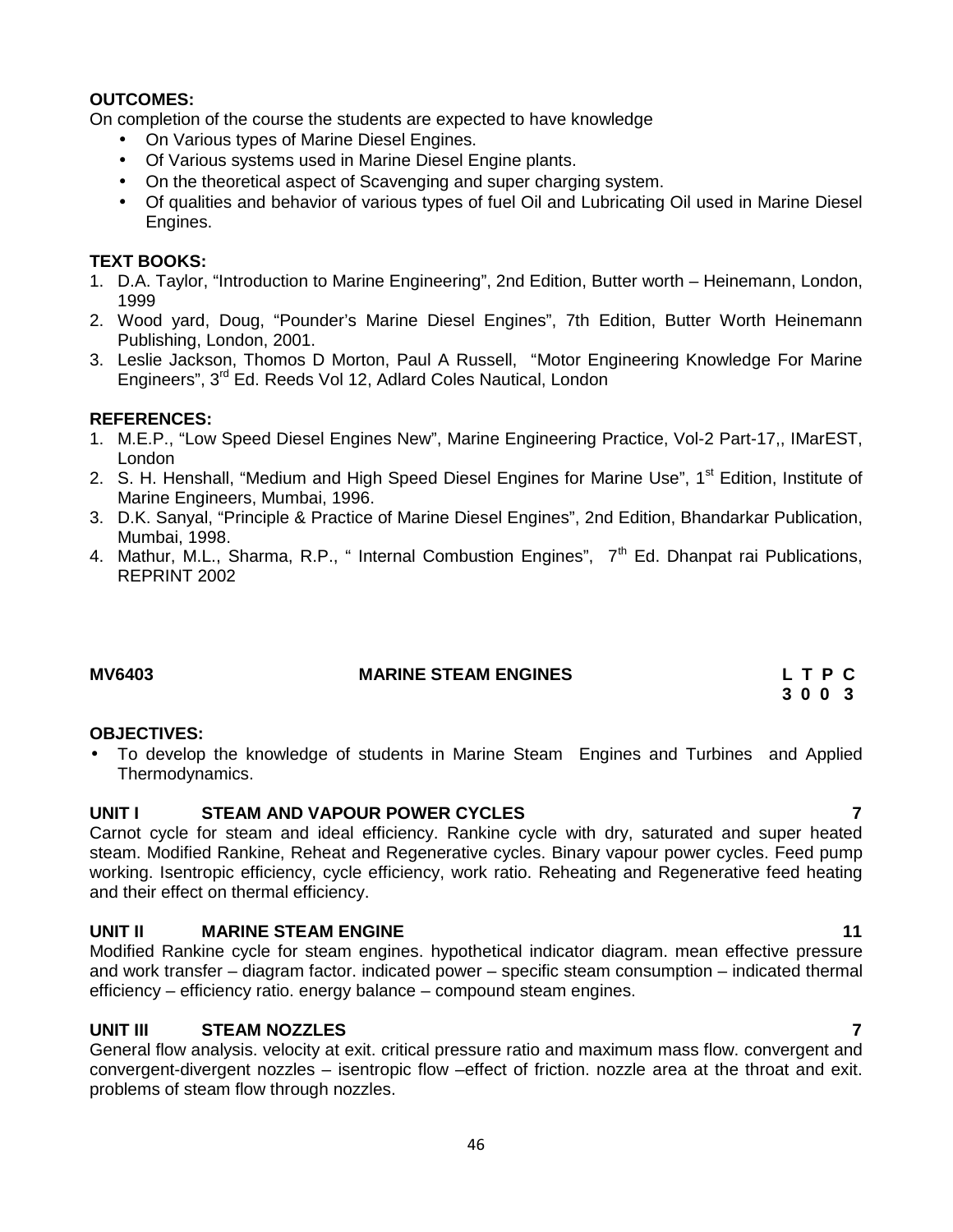**OUTCOMES:**

On completion of the course the students are expected to have knowledge

- On Various types of Marine Diesel Engines.
- Of Various systems used in Marine Diesel Engine plants.
- On the theoretical aspect of Scavenging and super charging system.
- Of qualities and behavior of various types of fuel Oil and Lubricating Oil used in Marine Diesel Engines.

**TEXT BOOKS:**

1. D.A. Taylor, "Introduction to Marine Engineering", 2nd Edition, Butter worth – Heinemann, London, 1999
2. Wood yard, Doug, "Pounder's Marine Diesel Engines", 7th Edition, Butter Worth Heinemann Publishing, London, 2001.
3. Leslie Jackson, Thomos D Morton, Paul A Russell, "Motor Engineering Knowledge For Marine Engineers", 3rd Ed. Reeds Vol 12, Adlard Coles Nautical, London

**REFERENCES:**

1. M.E.P., "Low Speed Diesel Engines New", Marine Engineering Practice, Vol-2 Part-17,, IMarEST, London
2. S. H. Henshall, "Medium and High Speed Diesel Engines for Marine Use", 1st Edition, Institute of Marine Engineers, Mumbai, 1996.
3. D.K. Sanyal, "Principle & Practice of Marine Diesel Engines", 2nd Edition, Bhandarkar Publication, Mumbai, 1998.
4. Mathur, M.L., Sharma, R.P., " Internal Combustion Engines", 7th Ed. Dhanpat rai Publications, REPRINT 2002

## MV6403 MARINE STEAM ENGINES

| L | T | P | C |
|---|---|---|---|
| 3 | 0 | 0 | 3 |

**OBJECTIVES:**

- To develop the knowledge of students in Marine Steam Engines and Turbines and Applied Thermodynamics.

**UNIT I STEAM AND VAPOUR POWER CYCLES 7**

Carnot cycle for steam and ideal efficiency. Rankine cycle with dry, saturated and super heated steam. Modified Rankine, Reheat and Regenerative cycles. Binary vapour power cycles. Feed pump working. Isentropic efficiency, cycle efficiency, work ratio. Reheating and Regenerative feed heating and their effect on thermal efficiency.

**UNIT II MARINE STEAM ENGINE 11**

Modified Rankine cycle for steam engines. hypothetical indicator diagram. mean effective pressure and work transfer – diagram factor. indicated power – specific steam consumption – indicated thermal efficiency – efficiency ratio. energy balance – compound steam engines.

**UNIT III STEAM NOZZLES 7**

General flow analysis. velocity at exit. critical pressure ratio and maximum mass flow. convergent and convergent-divergent nozzles – isentropic flow –effect of friction. nozzle area at the throat and exit. problems of steam flow through nozzles.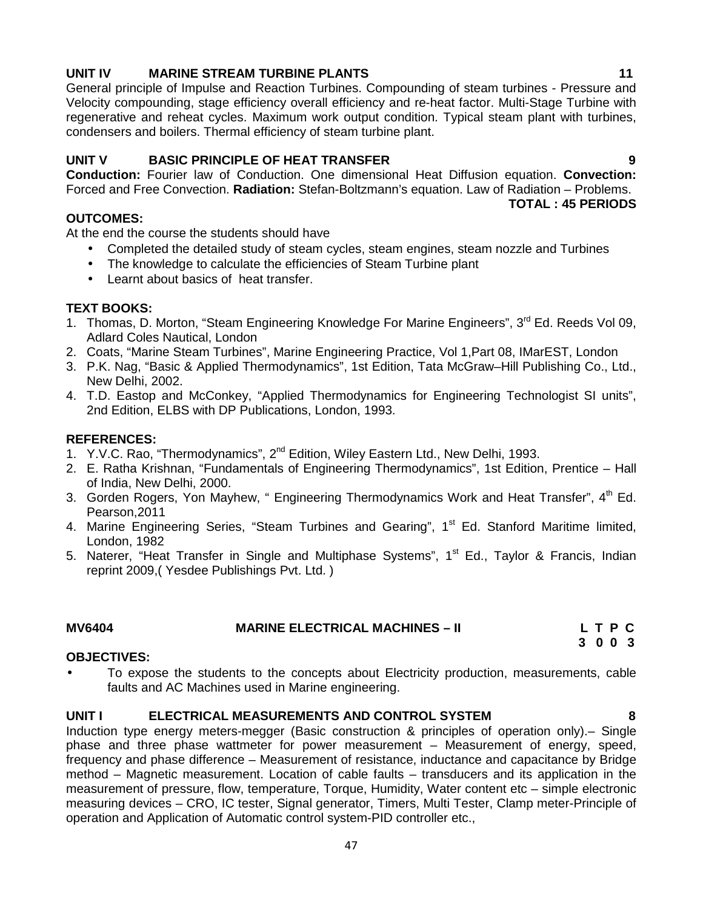**UNIT IV MARINE STREAM TURBINE PLANTS 11**

General principle of Impulse and Reaction Turbines. Compounding of steam turbines - Pressure and Velocity compounding, stage efficiency overall efficiency and re-heat factor. Multi-Stage Turbine with regenerative and reheat cycles. Maximum work output condition. Typical steam plant with turbines, condensers and boilers. Thermal efficiency of steam turbine plant.

**UNIT V BASIC PRINCIPLE OF HEAT TRANSFER 9**

**Conduction:** Fourier law of Conduction. One dimensional Heat Diffusion equation. **Convection:** Forced and Free Convection. **Radiation:** Stefan-Boltzmann's equation. Law of Radiation – Problems.

**TOTAL : 45 PERIODS**

**OUTCOMES:**

At the end the course the students should have

- Completed the detailed study of steam cycles, steam engines, steam nozzle and Turbines
- The knowledge to calculate the efficiencies of Steam Turbine plant
- Learnt about basics of heat transfer.

**TEXT BOOKS:**

1. Thomas, D. Morton, "Steam Engineering Knowledge For Marine Engineers", 3rd Ed. Reeds Vol 09, Adlard Coles Nautical, London
2. Coats, "Marine Steam Turbines", Marine Engineering Practice, Vol 1,Part 08, IMarEST, London
3. P.K. Nag, "Basic & Applied Thermodynamics", 1st Edition, Tata McGraw–Hill Publishing Co., Ltd., New Delhi, 2002.
4. T.D. Eastop and McConkey, "Applied Thermodynamics for Engineering Technologist SI units", 2nd Edition, ELBS with DP Publications, London, 1993.

**REFERENCES:**

1. Y.V.C. Rao, "Thermodynamics", 2nd Edition, Wiley Eastern Ltd., New Delhi, 1993.
2. E. Ratha Krishnan, "Fundamentals of Engineering Thermodynamics", 1st Edition, Prentice – Hall of India, New Delhi, 2000.
3. Gorden Rogers, Yon Mayhew, " Engineering Thermodynamics Work and Heat Transfer", 4th Ed. Pearson,2011
4. Marine Engineering Series, "Steam Turbines and Gearing", 1st Ed. Stanford Maritime limited, London, 1982
5. Naterer, "Heat Transfer in Single and Multiphase Systems", 1st Ed., Taylor & Francis, Indian reprint 2009,( Yesdee Publishings Pvt. Ltd. )

**MV6404 MARINE ELECTRICAL MACHINES – II**

| L | T | P | C |
|---|---|---|---|
| 3 | 0 | 0 | 3 |

**OBJECTIVES:**

- To expose the students to the concepts about Electricity production, measurements, cable faults and AC Machines used in Marine engineering.

**UNIT I ELECTRICAL MEASUREMENTS AND CONTROL SYSTEM 8**

Induction type energy meters-megger (Basic construction & principles of operation only).– Single phase and three phase wattmeter for power measurement – Measurement of energy, speed, frequency and phase difference – Measurement of resistance, inductance and capacitance by Bridge method – Magnetic measurement. Location of cable faults – transducers and its application in the measurement of pressure, flow, temperature, Torque, Humidity, Water content etc – simple electronic measuring devices – CRO, IC tester, Signal generator, Timers, Multi Tester, Clamp meter-Principle of operation and Application of Automatic control system-PID controller etc.,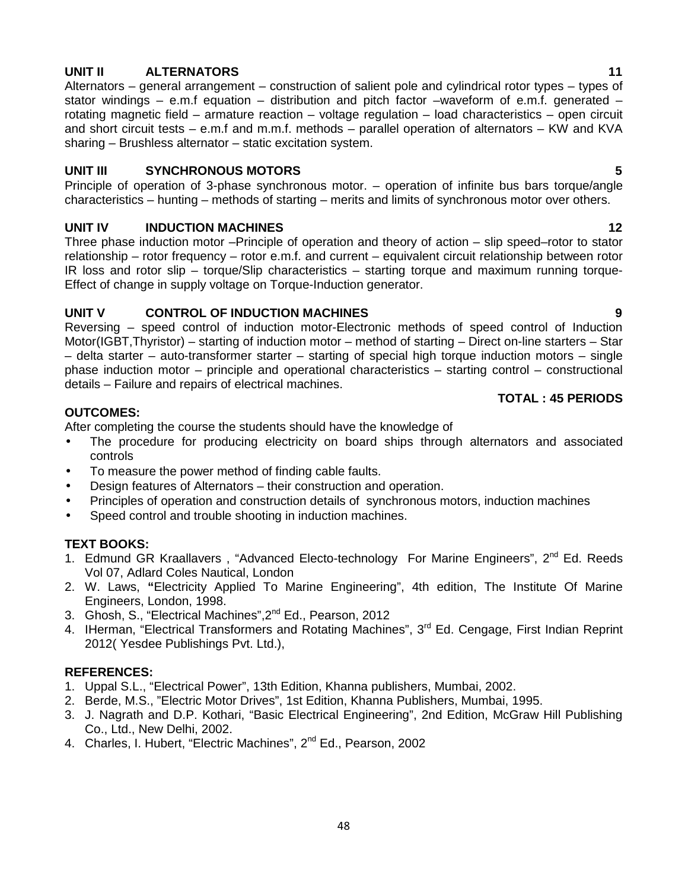**UNIT II ALTERNATORS 11**

Alternators – general arrangement – construction of salient pole and cylindrical rotor types – types of stator windings – e.m.f equation – distribution and pitch factor –waveform of e.m.f. generated – rotating magnetic field – armature reaction – voltage regulation – load characteristics – open circuit and short circuit tests – e.m.f and m.m.f. methods – parallel operation of alternators – KW and KVA sharing – Brushless alternator – static excitation system.

**UNIT III SYNCHRONOUS MOTORS 5**

Principle of operation of 3-phase synchronous motor. – operation of infinite bus bars torque/angle characteristics – hunting – methods of starting – merits and limits of synchronous motor over others.

**UNIT IV INDUCTION MACHINES 12**

Three phase induction motor –Principle of operation and theory of action – slip speed–rotor to stator relationship – rotor frequency – rotor e.m.f. and current – equivalent circuit relationship between rotor IR loss and rotor slip – torque/Slip characteristics – starting torque and maximum running torque-Effect of change in supply voltage on Torque-Induction generator.

**UNIT V CONTROL OF INDUCTION MACHINES 9**

Reversing – speed control of induction motor-Electronic methods of speed control of Induction Motor(IGBT,Thyristor) – starting of induction motor – method of starting – Direct on-line starters – Star – delta starter – auto-transformer starter – starting of special high torque induction motors – single phase induction motor – principle and operational characteristics – starting control – constructional details – Failure and repairs of electrical machines.

**TOTAL : 45 PERIODS**

**OUTCOMES:**

After completing the course the students should have the knowledge of

- The procedure for producing electricity on board ships through alternators and associated controls
- To measure the power method of finding cable faults.
- Design features of Alternators – their construction and operation.
- Principles of operation and construction details of synchronous motors, induction machines
- Speed control and trouble shooting in induction machines.

**TEXT BOOKS:**

1. Edmund GR Kraallavers , "Advanced Electo-technology For Marine Engineers", 2nd Ed. Reeds Vol 07, Adlard Coles Nautical, London
2. W. Laws, **"**Electricity Applied To Marine Engineering", 4th edition, The Institute Of Marine Engineers, London, 1998.
3. Ghosh, S., "Electrical Machines",2nd Ed., Pearson, 2012
4. IHerman, "Electrical Transformers and Rotating Machines", 3rd Ed. Cengage, First Indian Reprint 2012( Yesdee Publishings Pvt. Ltd.),

**REFERENCES:**

1. Uppal S.L., "Electrical Power", 13th Edition, Khanna publishers, Mumbai, 2002.
2. Berde, M.S., "Electric Motor Drives", 1st Edition, Khanna Publishers, Mumbai, 1995.
3. J. Nagrath and D.P. Kothari, "Basic Electrical Engineering", 2nd Edition, McGraw Hill Publishing Co., Ltd., New Delhi, 2002.
4. Charles, I. Hubert, "Electric Machines", 2nd Ed., Pearson, 2002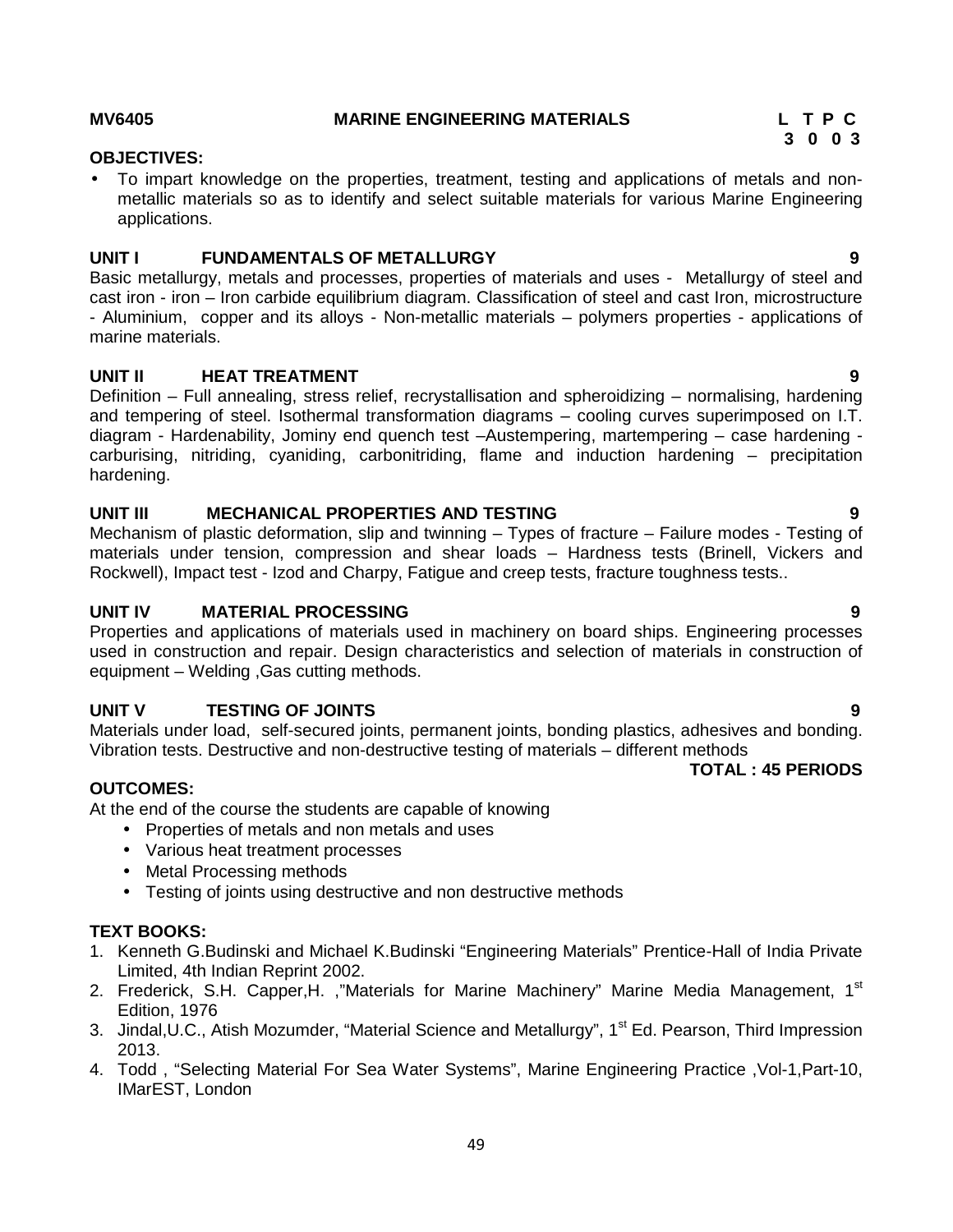**MV6405 MARINE ENGINEERING MATERIALS**

| L | T | P | C |
|---|---|---|---|
| 3 | 0 | 0 | 3 |

**OBJECTIVES:**

- To impart knowledge on the properties, treatment, testing and applications of metals and non-metallic materials so as to identify and select suitable materials for various Marine Engineering applications.

**UNIT I FUNDAMENTALS OF METALLURGY 9**

Basic metallurgy, metals and processes, properties of materials and uses - Metallurgy of steel and cast iron - iron – Iron carbide equilibrium diagram. Classification of steel and cast Iron, microstructure - Aluminium, copper and its alloys - Non-metallic materials – polymers properties - applications of marine materials.

**UNIT II HEAT TREATMENT 9**

Definition – Full annealing, stress relief, recrystallisation and spheroidizing – normalising, hardening and tempering of steel. Isothermal transformation diagrams – cooling curves superimposed on I.T. diagram - Hardenability, Jominy end quench test –Austempering, martempering – case hardening - carburising, nitriding, cyaniding, carbonitriding, flame and induction hardening – precipitation hardening.

**UNIT III MECHANICAL PROPERTIES AND TESTING 9**

Mechanism of plastic deformation, slip and twinning – Types of fracture – Failure modes - Testing of materials under tension, compression and shear loads – Hardness tests (Brinell, Vickers and Rockwell), Impact test - Izod and Charpy, Fatigue and creep tests, fracture toughness tests..

**UNIT IV MATERIAL PROCESSING 9**

Properties and applications of materials used in machinery on board ships. Engineering processes used in construction and repair. Design characteristics and selection of materials in construction of equipment – Welding ,Gas cutting methods.

**UNIT V TESTING OF JOINTS 9**

Materials under load, self-secured joints, permanent joints, bonding plastics, adhesives and bonding. Vibration tests. Destructive and non-destructive testing of materials – different methods

**TOTAL : 45 PERIODS**

**OUTCOMES:**

At the end of the course the students are capable of knowing

- Properties of metals and non metals and uses
- Various heat treatment processes
- Metal Processing methods
- Testing of joints using destructive and non destructive methods

**TEXT BOOKS:**

1. Kenneth G.Budinski and Michael K.Budinski "Engineering Materials" Prentice-Hall of India Private Limited, 4th Indian Reprint 2002.
2. Frederick, S.H. Capper,H. ,"Materials for Marine Machinery" Marine Media Management, 1st Edition, 1976
3. Jindal,U.C., Atish Mozumder, "Material Science and Metallurgy", 1st Ed. Pearson, Third Impression 2013.
4. Todd , "Selecting Material For Sea Water Systems", Marine Engineering Practice ,Vol-1,Part-10, IMarEST, London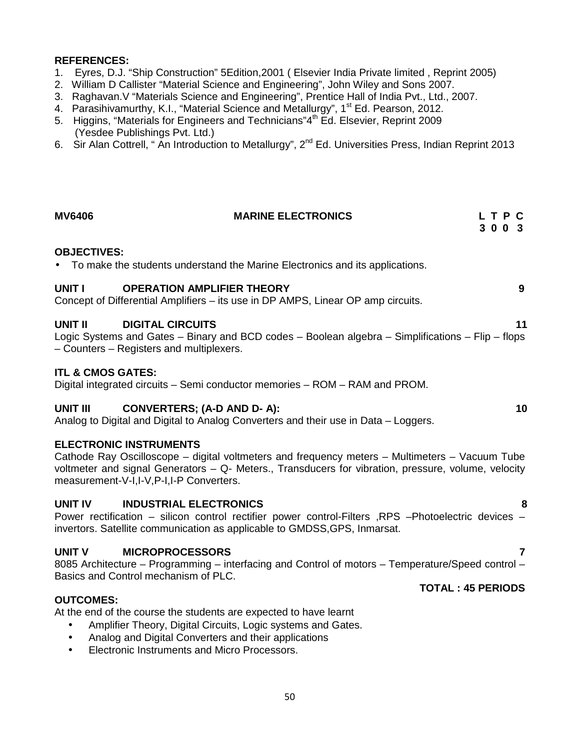**REFERENCES:**

1. Eyres, D.J. "Ship Construction" 5Edition,2001 ( Elsevier India Private limited , Reprint 2005)
2. William D Callister "Material Science and Engineering", John Wiley and Sons 2007.
3. Raghavan.V "Materials Science and Engineering", Prentice Hall of India Pvt., Ltd., 2007.
4. Parasihivamurthy, K.I., "Material Science and Metallurgy", 1st Ed. Pearson, 2012.
5. Higgins, "Materials for Engineers and Technicians"4th Ed. Elsevier, Reprint 2009 (Yesdee Publishings Pvt. Ltd.)
6. Sir Alan Cottrell, " An Introduction to Metallurgy", 2nd Ed. Universities Press, Indian Reprint 2013

## MV6406 MARINE ELECTRONICS

| L | T | P | C |
|---|---|---|---|
| 3 | 0 | 0 | 3 |

**OBJECTIVES:**

- To make the students understand the Marine Electronics and its applications.

**UNIT I OPERATION AMPLIFIER THEORY** **9**

Concept of Differential Amplifiers – its use in DP AMPS, Linear OP amp circuits.

**UNIT II DIGITAL CIRCUITS** **11**

Logic Systems and Gates – Binary and BCD codes – Boolean algebra – Simplifications – Flip – flops – Counters – Registers and multiplexers.

**ITL & CMOS GATES:**

Digital integrated circuits – Semi conductor memories – ROM – RAM and PROM.

**UNIT III CONVERTERS; (A-D AND D- A):** **10**

Analog to Digital and Digital to Analog Converters and their use in Data – Loggers.

**ELECTRONIC INSTRUMENTS**

Cathode Ray Oscilloscope – digital voltmeters and frequency meters – Multimeters – Vacuum Tube voltmeter and signal Generators – Q- Meters., Transducers for vibration, pressure, volume, velocity measurement-V-I,I-V,P-I,I-P Converters.

**UNIT IV INDUSTRIAL ELECTRONICS** **8**

Power rectification – silicon control rectifier power control-Filters ,RPS –Photoelectric devices – invertors. Satellite communication as applicable to GMDSS,GPS, Inmarsat.

**UNIT V MICROPROCESSORS** **7**

8085 Architecture – Programming – interfacing and Control of motors – Temperature/Speed control – Basics and Control mechanism of PLC.

**TOTAL : 45 PERIODS**

**OUTCOMES:**

At the end of the course the students are expected to have learnt

- Amplifier Theory, Digital Circuits, Logic systems and Gates.
- Analog and Digital Converters and their applications
- Electronic Instruments and Micro Processors.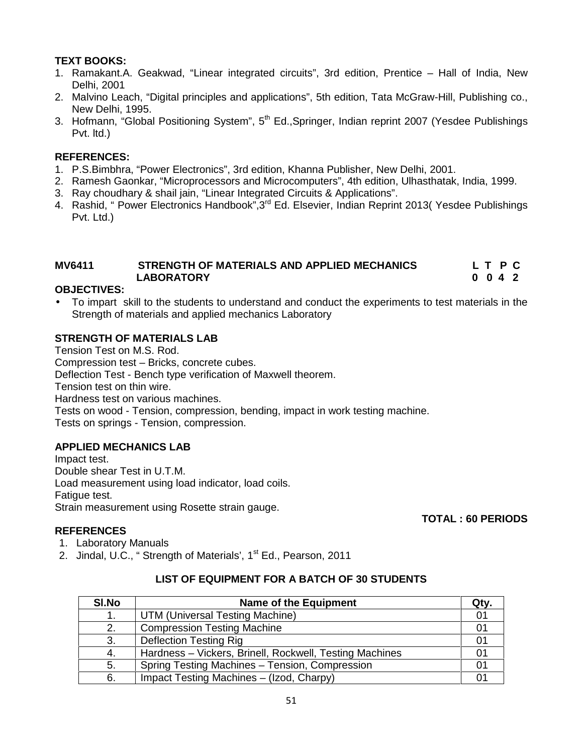**TEXT BOOKS:**

1. Ramakant.A. Geakwad, "Linear integrated circuits", 3rd edition, Prentice – Hall of India, New Delhi, 2001
2. Malvino Leach, "Digital principles and applications", 5th edition, Tata McGraw-Hill, Publishing co., New Delhi, 1995.
3. Hofmann, "Global Positioning System", 5th Ed.,Springer, Indian reprint 2007 (Yesdee Publishings Pvt. ltd.)

**REFERENCES:**

1. P.S.Bimbhra, "Power Electronics", 3rd edition, Khanna Publisher, New Delhi, 2001.
2. Ramesh Gaonkar, "Microprocessors and Microcomputers", 4th edition, Ulhasthatak, India, 1999.
3. Ray choudhary & shail jain, "Linear Integrated Circuits & Applications".
4. Rashid, " Power Electronics Handbook",3rd Ed. Elsevier, Indian Reprint 2013( Yesdee Publishings Pvt. Ltd.)

## MV6411 STRENGTH OF MATERIALS AND APPLIED MECHANICS LABORATORY

**L T P C**
**0 0 4 2**

**OBJECTIVES:**

- To impart skill to the students to understand and conduct the experiments to test materials in the Strength of materials and applied mechanics Laboratory

**STRENGTH OF MATERIALS LAB**

Tension Test on M.S. Rod.
Compression test – Bricks, concrete cubes.
Deflection Test - Bench type verification of Maxwell theorem.
Tension test on thin wire.
Hardness test on various machines.
Tests on wood - Tension, compression, bending, impact in work testing machine.
Tests on springs - Tension, compression.

**APPLIED MECHANICS LAB**

Impact test.
Double shear Test in U.T.M.
Load measurement using load indicator, load coils.
Fatigue test.
Strain measurement using Rosette strain gauge.

**TOTAL : 60 PERIODS**

**REFERENCES**

1. Laboratory Manuals
2. Jindal, U.C., " Strength of Materials', 1st Ed., Pearson, 2011

**LIST OF EQUIPMENT FOR A BATCH OF 30 STUDENTS**

| Sl.No | Name of the Equipment | Qty. |
|---|---|---|
| 1. | UTM (Universal Testing Machine) | 01 |
| 2. | Compression Testing Machine | 01 |
| 3. | Deflection Testing Rig | 01 |
| 4. | Hardness – Vickers, Brinell, Rockwell, Testing Machines | 01 |
| 5. | Spring Testing Machines – Tension, Compression | 01 |
| 6. | Impact Testing Machines – (Izod, Charpy) | 01 |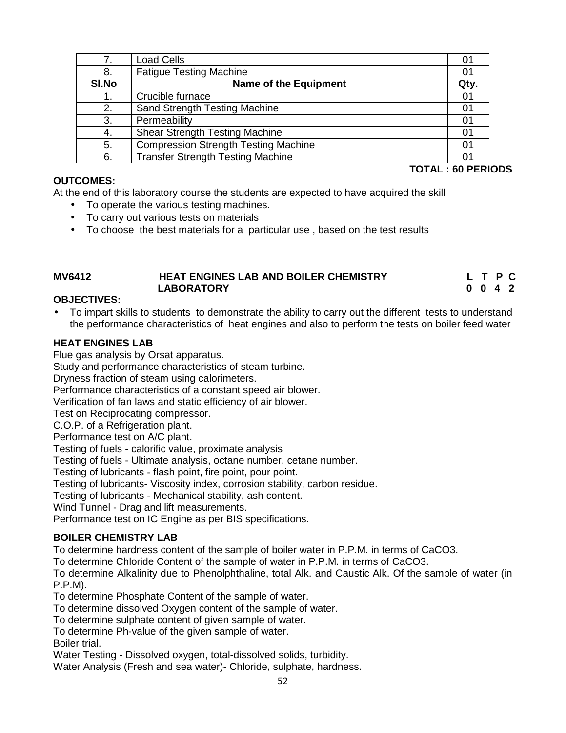| 7. | Load Cells | 01 |
|---|---|---|
| 8. | Fatigue Testing Machine | 01 |
| **Sl.No** | **Name of the Equipment** | **Qty.** |
| 1. | Crucible furnace | 01 |
| 2. | Sand Strength Testing Machine | 01 |
| 3. | Permeability | 01 |
| 4. | Shear Strength Testing Machine | 01 |
| 5. | Compression Strength Testing Machine | 01 |
| 6. | Transfer Strength Testing Machine | 01 |

**TOTAL : 60 PERIODS**

**OUTCOMES:**

At the end of this laboratory course the students are expected to have acquired the skill

- To operate the various testing machines.
- To carry out various tests on materials
- To choose the best materials for a particular use , based on the test results

**MV6412 HEAT ENGINES LAB AND BOILER CHEMISTRY LABORATORY** **L T P C 0 0 4 2**

**OBJECTIVES:**

- To impart skills to students to demonstrate the ability to carry out the different tests to understand the performance characteristics of heat engines and also to perform the tests on boiler feed water

**HEAT ENGINES LAB**

Flue gas analysis by Orsat apparatus.
Study and performance characteristics of steam turbine.
Dryness fraction of steam using calorimeters.
Performance characteristics of a constant speed air blower.
Verification of fan laws and static efficiency of air blower.
Test on Reciprocating compressor.
C.O.P. of a Refrigeration plant.
Performance test on A/C plant.
Testing of fuels - calorific value, proximate analysis
Testing of fuels - Ultimate analysis, octane number, cetane number.
Testing of lubricants - flash point, fire point, pour point.
Testing of lubricants- Viscosity index, corrosion stability, carbon residue.
Testing of lubricants - Mechanical stability, ash content.
Wind Tunnel - Drag and lift measurements.
Performance test on IC Engine as per BIS specifications.

**BOILER CHEMISTRY LAB**

To determine hardness content of the sample of boiler water in P.P.M. in terms of $CaCO_3$.
To determine Chloride Content of the sample of water in P.P.M. in terms of $CaCO_3$.
To determine Alkalinity due to Phenolphthaline, total Alk. and Caustic Alk. Of the sample of water (in P.P.M).
To determine Phosphate Content of the sample of water.
To determine dissolved Oxygen content of the sample of water.
To determine sulphate content of given sample of water.
To determine Ph-value of the given sample of water.
Boiler trial.
Water Testing - Dissolved oxygen, total-dissolved solids, turbidity.
Water Analysis (Fresh and sea water)- Chloride, sulphate, hardness.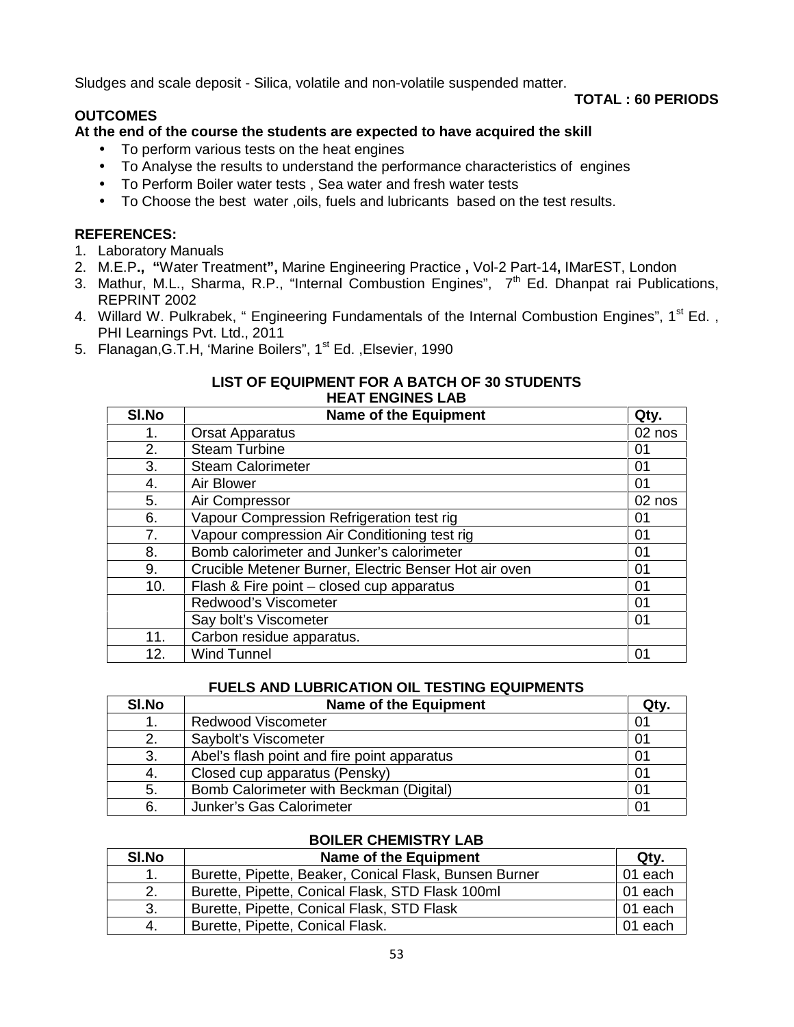Sludges and scale deposit - Silica, volatile and non-volatile suspended matter.

**TOTAL : 60 PERIODS**

**OUTCOMES**

**At the end of the course the students are expected to have acquired the skill**

- To perform various tests on the heat engines
- To Analyse the results to understand the performance characteristics of engines
- To Perform Boiler water tests , Sea water and fresh water tests
- To Choose the best water ,oils, fuels and lubricants based on the test results.

**REFERENCES:**

1. Laboratory Manuals
2. M.E.P**.**, **"**Water Treatment**",** Marine Engineering Practice **,** Vol-2 Part-14**,** IMarEST, London
3. Mathur, M.L., Sharma, R.P., "Internal Combustion Engines", 7th Ed. Dhanpat rai Publications, REPRINT 2002
4. Willard W. Pulkrabek, " Engineering Fundamentals of the Internal Combustion Engines", 1st Ed. , PHI Learnings Pvt. Ltd., 2011
5. Flanagan,G.T.H, 'Marine Boilers", 1st Ed. ,Elsevier, 1990

**LIST OF EQUIPMENT FOR A BATCH OF 30 STUDENTS**

**HEAT ENGINES LAB**

| Sl.No | Name of the Equipment | Qty. |
|---|---|---|
| 1. | Orsat Apparatus | 02 nos |
| 2. | Steam Turbine | 01 |
| 3. | Steam Calorimeter | 01 |
| 4. | Air Blower | 01 |
| 5. | Air Compressor | 02 nos |
| 6. | Vapour Compression Refrigeration test rig | 01 |
| 7. | Vapour compression Air Conditioning test rig | 01 |
| 8. | Bomb calorimeter and Junker's calorimeter | 01 |
| 9. | Crucible Metener Burner, Electric Benser Hot air oven | 01 |
| 10. | Flash & Fire point – closed cup apparatus | 01 |
| | Redwood's Viscometer | 01 |
| | Say bolt's Viscometer | 01 |
| 11. | Carbon residue apparatus. | |
| 12. | Wind Tunnel | 01 |

**FUELS AND LUBRICATION OIL TESTING EQUIPMENTS**

| Sl.No | Name of the Equipment | Qty. |
|---|---|---|
| 1. | Redwood Viscometer | 01 |
| 2. | Saybolt's Viscometer | 01 |
| 3. | Abel's flash point and fire point apparatus | 01 |
| 4. | Closed cup apparatus (Pensky) | 01 |
| 5. | Bomb Calorimeter with Beckman (Digital) | 01 |
| 6. | Junker's Gas Calorimeter | 01 |

**BOILER CHEMISTRY LAB**

| Sl.No | Name of the Equipment | Qty. |
|---|---|---|
| 1. | Burette, Pipette, Beaker, Conical Flask, Bunsen Burner | 01 each |
| 2. | Burette, Pipette, Conical Flask, STD Flask 100ml | 01 each |
| 3. | Burette, Pipette, Conical Flask, STD Flask | 01 each |
| 4. | Burette, Pipette, Conical Flask. | 01 each |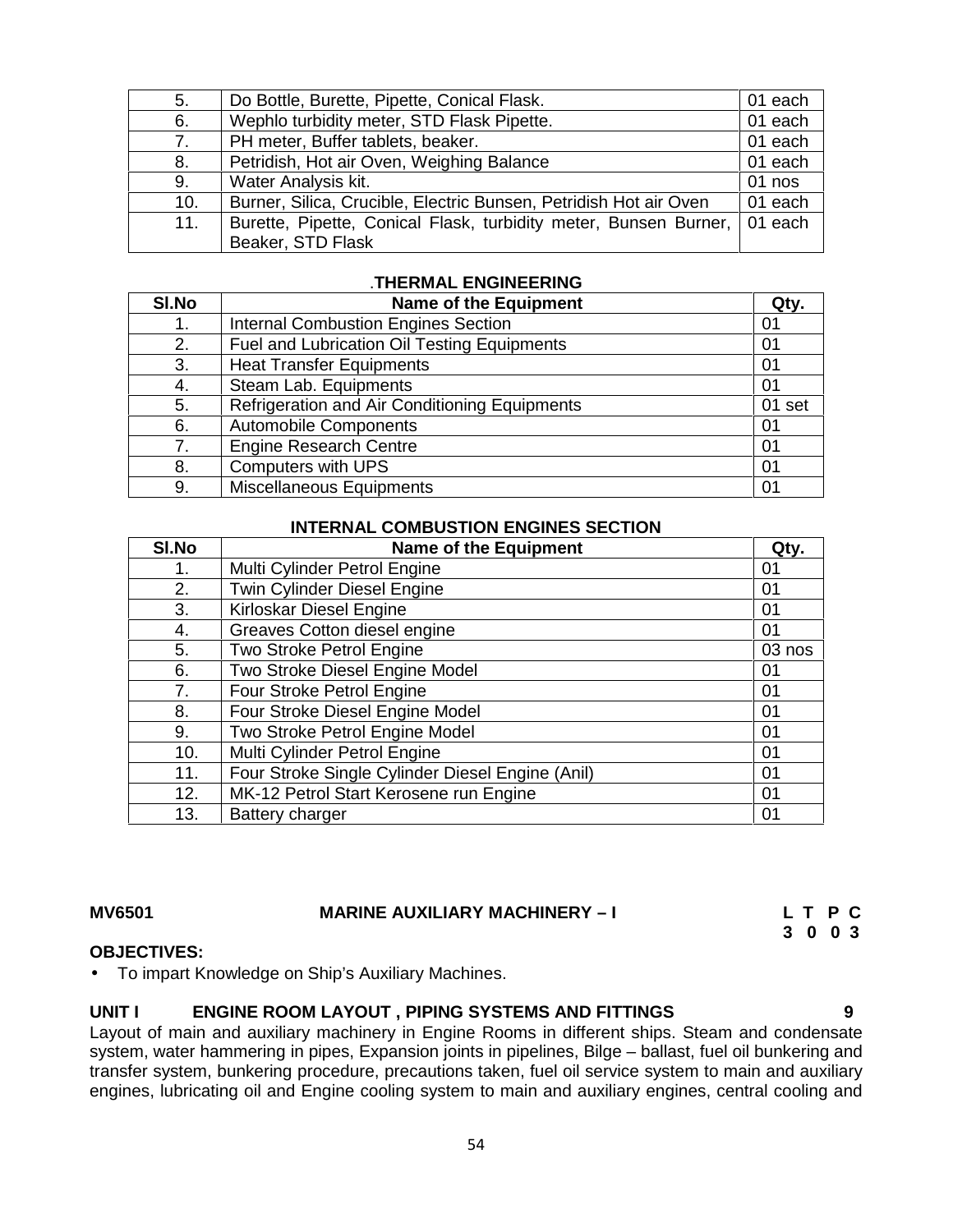| | | |
|---|---|---|
| 5. | Do Bottle, Burette, Pipette, Conical Flask. | 01 each |
| 6. | Wephlo turbidity meter, STD Flask Pipette. | 01 each |
| 7. | PH meter, Buffer tablets, beaker. | 01 each |
| 8. | Petridish, Hot air Oven, Weighing Balance | 01 each |
| 9. | Water Analysis kit. | 01 nos |
| 10. | Burner, Silica, Crucible, Electric Bunsen, Petridish Hot air Oven | 01 each |
| 11. | Burette, Pipette, Conical Flask, turbidity meter, Bunsen Burner, Beaker, STD Flask | 01 each |

**.THERMAL ENGINEERING**

| Sl.No | Name of the Equipment | Qty. |
|---|---|---|
| 1. | Internal Combustion Engines Section | 01 |
| 2. | Fuel and Lubrication Oil Testing Equipments | 01 |
| 3. | Heat Transfer Equipments | 01 |
| 4. | Steam Lab. Equipments | 01 |
| 5. | Refrigeration and Air Conditioning Equipments | 01 set |
| 6. | Automobile Components | 01 |
| 7. | Engine Research Centre | 01 |
| 8. | Computers with UPS | 01 |
| 9. | Miscellaneous Equipments | 01 |

**INTERNAL COMBUSTION ENGINES SECTION**

| Sl.No | Name of the Equipment | Qty. |
|---|---|---|
| 1. | Multi Cylinder Petrol Engine | 01 |
| 2. | Twin Cylinder Diesel Engine | 01 |
| 3. | Kirloskar Diesel Engine | 01 |
| 4. | Greaves Cotton diesel engine | 01 |
| 5. | Two Stroke Petrol Engine | 03 nos |
| 6. | Two Stroke Diesel Engine Model | 01 |
| 7. | Four Stroke Petrol Engine | 01 |
| 8. | Four Stroke Diesel Engine Model | 01 |
| 9. | Two Stroke Petrol Engine Model | 01 |
| 10. | Multi Cylinder Petrol Engine | 01 |
| 11. | Four Stroke Single Cylinder Diesel Engine (Anil) | 01 |
| 12. | MK-12 Petrol Start Kerosene run Engine | 01 |
| 13. | Battery charger | 01 |

**MV6501 MARINE AUXILIARY MACHINERY – I** **L T P C**
**3 0 0 3**

**OBJECTIVES:**

- To impart Knowledge on Ship's Auxiliary Machines.

**UNIT I ENGINE ROOM LAYOUT , PIPING SYSTEMS AND FITTINGS 9**

Layout of main and auxiliary machinery in Engine Rooms in different ships. Steam and condensate system, water hammering in pipes, Expansion joints in pipelines, Bilge – ballast, fuel oil bunkering and transfer system, bunkering procedure, precautions taken, fuel oil service system to main and auxiliary engines, lubricating oil and Engine cooling system to main and auxiliary engines, central cooling and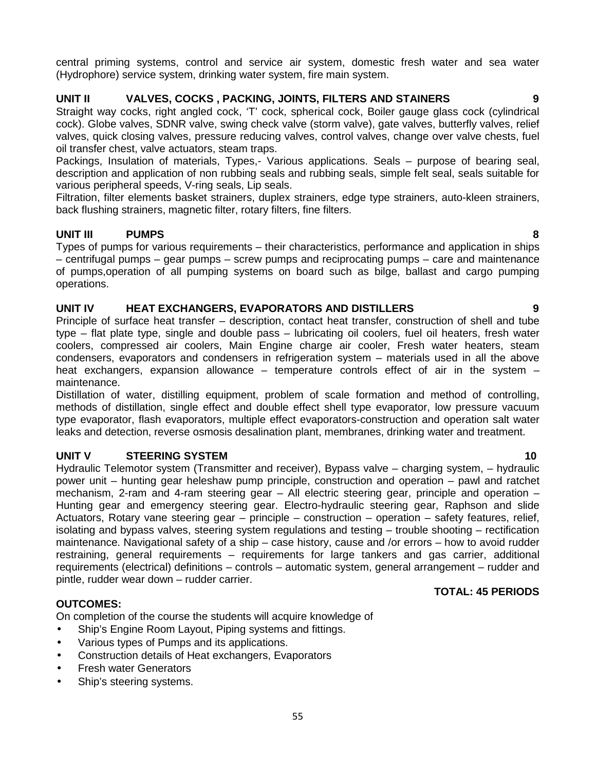central priming systems, control and service air system, domestic fresh water and sea water (Hydrophore) service system, drinking water system, fire main system.

### UNIT II VALVES, COCKS , PACKING, JOINTS, FILTERS AND STAINERS 9

Straight way cocks, right angled cock, 'T' cock, spherical cock, Boiler gauge glass cock (cylindrical cock). Globe valves, SDNR valve, swing check valve (storm valve), gate valves, butterfly valves, relief valves, quick closing valves, pressure reducing valves, control valves, change over valve chests, fuel oil transfer chest, valve actuators, steam traps.

Packings, Insulation of materials, Types,- Various applications. Seals – purpose of bearing seal, description and application of non rubbing seals and rubbing seals, simple felt seal, seals suitable for various peripheral speeds, V-ring seals, Lip seals.

Filtration, filter elements basket strainers, duplex strainers, edge type strainers, auto-kleen strainers, back flushing strainers, magnetic filter, rotary filters, fine filters.

### UNIT III PUMPS 8

Types of pumps for various requirements – their characteristics, performance and application in ships – centrifugal pumps – gear pumps – screw pumps and reciprocating pumps – care and maintenance of pumps,operation of all pumping systems on board such as bilge, ballast and cargo pumping operations.

### UNIT IV HEAT EXCHANGERS, EVAPORATORS AND DISTILLERS 9

Principle of surface heat transfer – description, contact heat transfer, construction of shell and tube type – flat plate type, single and double pass – lubricating oil coolers, fuel oil heaters, fresh water coolers, compressed air coolers, Main Engine charge air cooler, Fresh water heaters, steam condensers, evaporators and condensers in refrigeration system – materials used in all the above heat exchangers, expansion allowance – temperature controls effect of air in the system – maintenance.

Distillation of water, distilling equipment, problem of scale formation and method of controlling, methods of distillation, single effect and double effect shell type evaporator, low pressure vacuum type evaporator, flash evaporators, multiple effect evaporators-construction and operation salt water leaks and detection, reverse osmosis desalination plant, membranes, drinking water and treatment.

### UNIT V STEERING SYSTEM 10

Hydraulic Telemotor system (Transmitter and receiver), Bypass valve – charging system, – hydraulic power unit – hunting gear heleshaw pump principle, construction and operation – pawl and ratchet mechanism, 2-ram and 4-ram steering gear – All electric steering gear, principle and operation – Hunting gear and emergency steering gear. Electro-hydraulic steering gear, Raphson and slide Actuators, Rotary vane steering gear – principle – construction – operation – safety features, relief, isolating and bypass valves, steering system regulations and testing – trouble shooting – rectification maintenance. Navigational safety of a ship – case history, cause and /or errors – how to avoid rudder restraining, general requirements – requirements for large tankers and gas carrier, additional requirements (electrical) definitions – controls – automatic system, general arrangement – rudder and pintle, rudder wear down – rudder carrier.

**TOTAL: 45 PERIODS**

**OUTCOMES:**

On completion of the course the students will acquire knowledge of

- Ship's Engine Room Layout, Piping systems and fittings.
- Various types of Pumps and its applications.
- Construction details of Heat exchangers, Evaporators
- Fresh water Generators
- Ship's steering systems.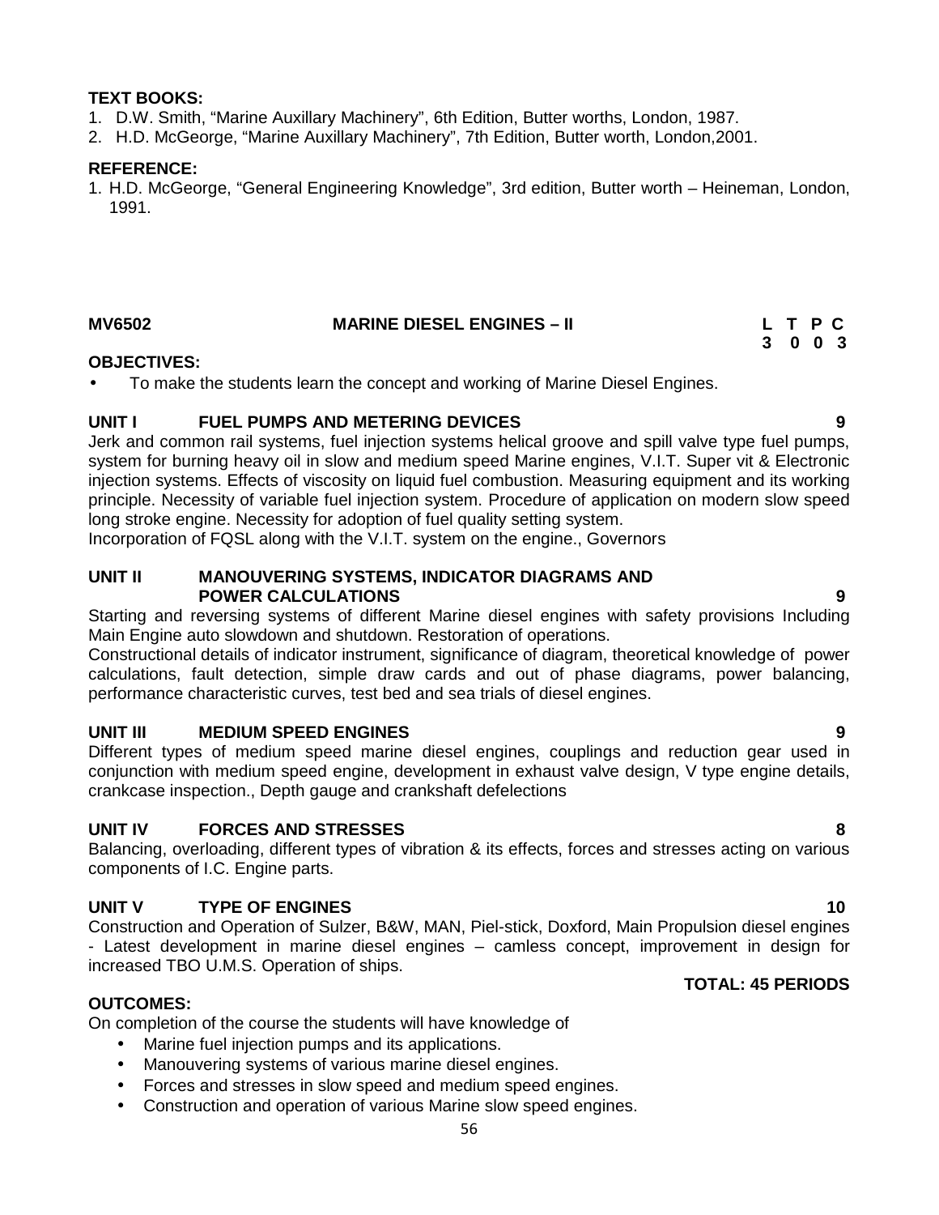**TEXT BOOKS:**

1. D.W. Smith, "Marine Auxillary Machinery", 6th Edition, Butter worths, London, 1987.
2. H.D. McGeorge, "Marine Auxillary Machinery", 7th Edition, Butter worth, London,2001.

**REFERENCE:**

1. H.D. McGeorge, "General Engineering Knowledge", 3rd edition, Butter worth – Heineman, London, 1991.

## MV6502 MARINE DIESEL ENGINES – II

| L | T | P | C |
|---|---|---|---|
| 3 | 0 | 0 | 3 |

**OBJECTIVES:**

- To make the students learn the concept and working of Marine Diesel Engines.

### UNIT I FUEL PUMPS AND METERING DEVICES 9

Jerk and common rail systems, fuel injection systems helical groove and spill valve type fuel pumps, system for burning heavy oil in slow and medium speed Marine engines, V.I.T. Super vit & Electronic injection systems. Effects of viscosity on liquid fuel combustion. Measuring equipment and its working principle. Necessity of variable fuel injection system. Procedure of application on modern slow speed long stroke engine. Necessity for adoption of fuel quality setting system.
Incorporation of FQSL along with the V.I.T. system on the engine., Governors

### UNIT II MANOUVERING SYSTEMS, INDICATOR DIAGRAMS AND POWER CALCULATIONS 9

Starting and reversing systems of different Marine diesel engines with safety provisions Including Main Engine auto slowdown and shutdown. Restoration of operations.
Constructional details of indicator instrument, significance of diagram, theoretical knowledge of power calculations, fault detection, simple draw cards and out of phase diagrams, power balancing, performance characteristic curves, test bed and sea trials of diesel engines.

### UNIT III MEDIUM SPEED ENGINES 9

Different types of medium speed marine diesel engines, couplings and reduction gear used in conjunction with medium speed engine, development in exhaust valve design, V type engine details, crankcase inspection., Depth gauge and crankshaft defelections

### UNIT IV FORCES AND STRESSES 8

Balancing, overloading, different types of vibration & its effects, forces and stresses acting on various components of I.C. Engine parts.

### UNIT V TYPE OF ENGINES 10

Construction and Operation of Sulzer, B&W, MAN, Piel-stick, Doxford, Main Propulsion diesel engines - Latest development in marine diesel engines – camless concept, improvement in design for increased TBO U.M.S. Operation of ships.

**TOTAL: 45 PERIODS**

**OUTCOMES:**

On completion of the course the students will have knowledge of

- Marine fuel injection pumps and its applications.
- Manouvering systems of various marine diesel engines.
- Forces and stresses in slow speed and medium speed engines.
- Construction and operation of various Marine slow speed engines.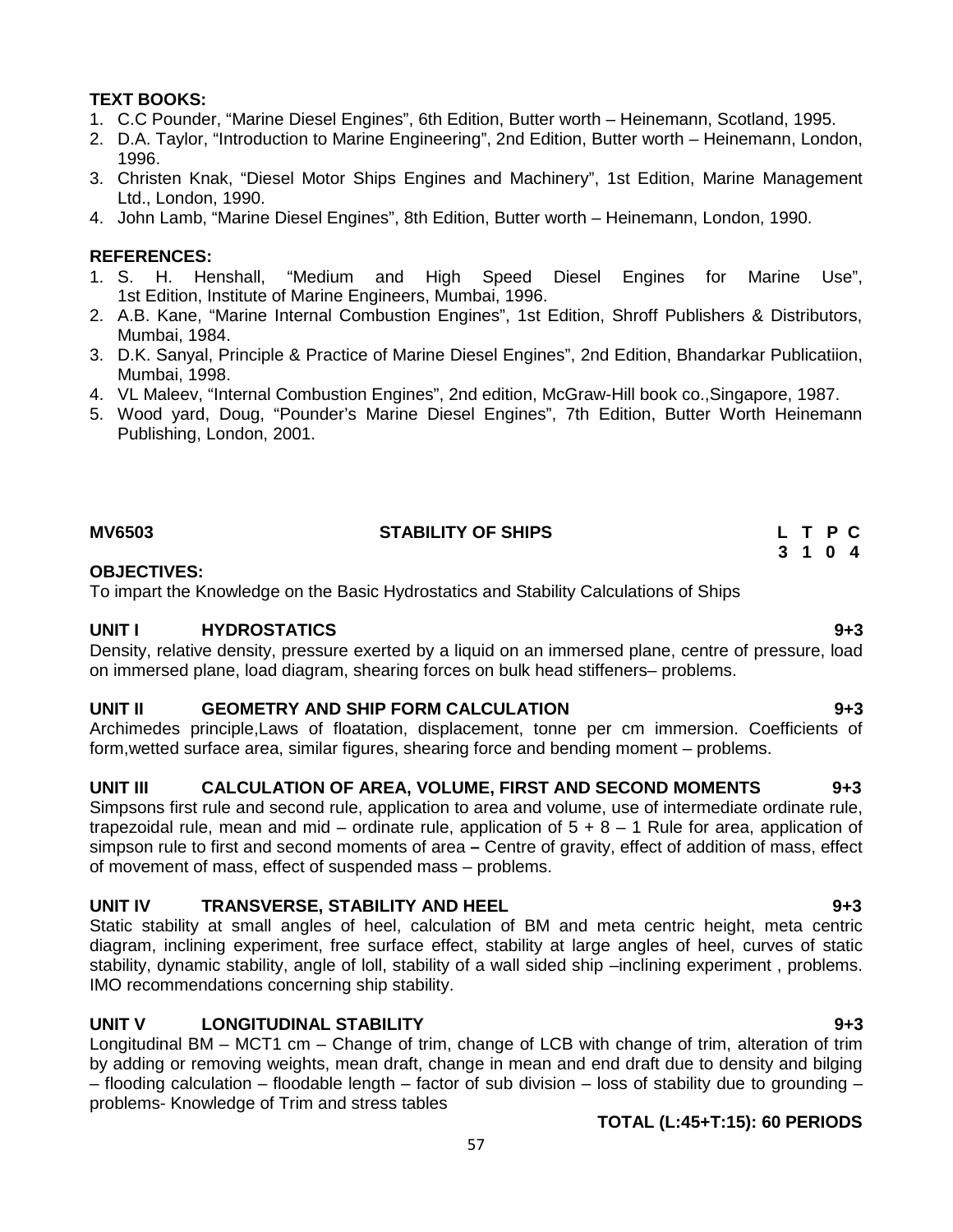**TEXT BOOKS:**

1. C.C Pounder, "Marine Diesel Engines", 6th Edition, Butter worth – Heinemann, Scotland, 1995.
2. D.A. Taylor, "Introduction to Marine Engineering", 2nd Edition, Butter worth – Heinemann, London, 1996.
3. Christen Knak, "Diesel Motor Ships Engines and Machinery", 1st Edition, Marine Management Ltd., London, 1990.
4. John Lamb, "Marine Diesel Engines", 8th Edition, Butter worth – Heinemann, London, 1990.

**REFERENCES:**

1. S. H. Henshall, "Medium and High Speed Diesel Engines for Marine Use", 1st Edition, Institute of Marine Engineers, Mumbai, 1996.
2. A.B. Kane, "Marine Internal Combustion Engines", 1st Edition, Shroff Publishers & Distributors, Mumbai, 1984.
3. D.K. Sanyal, Principle & Practice of Marine Diesel Engines", 2nd Edition, Bhandarkar Publicatiion, Mumbai, 1998.
4. VL Maleev, "Internal Combustion Engines", 2nd edition, McGraw-Hill book co.,Singapore, 1987.
5. Wood yard, Doug, "Pounder's Marine Diesel Engines", 7th Edition, Butter Worth Heinemann Publishing, London, 2001.

**MV6503 STABILITY OF SHIPS**

| L | T | P | C |
|---|---|---|---|
| 3 | 1 | 0 | 4 |

**OBJECTIVES:**

To impart the Knowledge on the Basic Hydrostatics and Stability Calculations of Ships

**UNIT I HYDROSTATICS 9+3**

Density, relative density, pressure exerted by a liquid on an immersed plane, centre of pressure, load on immersed plane, load diagram, shearing forces on bulk head stiffeners– problems.

**UNIT II GEOMETRY AND SHIP FORM CALCULATION 9+3**

Archimedes principle,Laws of floatation, displacement, tonne per cm immersion. Coefficients of form,wetted surface area, similar figures, shearing force and bending moment – problems.

**UNIT III CALCULATION OF AREA, VOLUME, FIRST AND SECOND MOMENTS 9+3**

Simpsons first rule and second rule, application to area and volume, use of intermediate ordinate rule, trapezoidal rule, mean and mid – ordinate rule, application of 5 + 8 – 1 Rule for area, application of simpson rule to first and second moments of area **–** Centre of gravity, effect of addition of mass, effect of movement of mass, effect of suspended mass – problems.

**UNIT IV TRANSVERSE, STABILITY AND HEEL 9+3**

Static stability at small angles of heel, calculation of BM and meta centric height, meta centric diagram, inclining experiment, free surface effect, stability at large angles of heel, curves of static stability, dynamic stability, angle of loll, stability of a wall sided ship –inclining experiment , problems. IMO recommendations concerning ship stability.

**UNIT V LONGITUDINAL STABILITY 9+3**

Longitudinal BM – MCT1 cm – Change of trim, change of LCB with change of trim, alteration of trim by adding or removing weights, mean draft, change in mean and end draft due to density and bilging – flooding calculation – floodable length – factor of sub division – loss of stability due to grounding – problems- Knowledge of Trim and stress tables

**TOTAL (L:45+T:15): 60 PERIODS**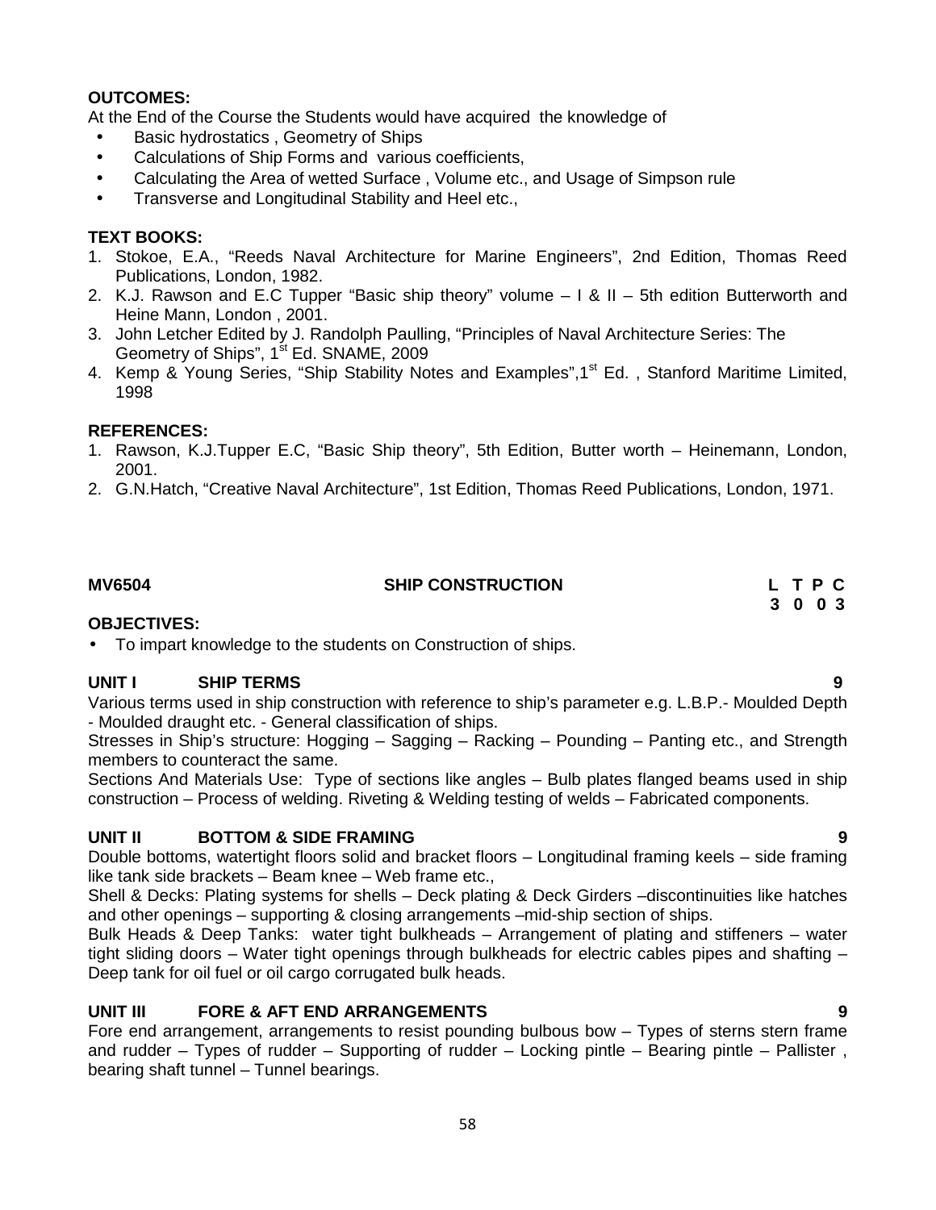**OUTCOMES:**

At the End of the Course the Students would have acquired the knowledge of

- Basic hydrostatics , Geometry of Ships
- Calculations of Ship Forms and various coefficients,
- Calculating the Area of wetted Surface , Volume etc., and Usage of Simpson rule
- Transverse and Longitudinal Stability and Heel etc.,

**TEXT BOOKS:**

1. Stokoe, E.A., "Reeds Naval Architecture for Marine Engineers", 2nd Edition, Thomas Reed Publications, London, 1982.
2. K.J. Rawson and E.C Tupper "Basic ship theory" volume – I & II – 5th edition Butterworth and Heine Mann, London , 2001.
3. John Letcher Edited by J. Randolph Paulling, "Principles of Naval Architecture Series: The Geometry of Ships", 1st Ed. SNAME, 2009
4. Kemp & Young Series, "Ship Stability Notes and Examples",1st Ed. , Stanford Maritime Limited, 1998

**REFERENCES:**

1. Rawson, K.J.Tupper E.C, "Basic Ship theory", 5th Edition, Butter worth – Heinemann, London, 2001.
2. G.N.Hatch, "Creative Naval Architecture", 1st Edition, Thomas Reed Publications, London, 1971.

## MV6504 SHIP CONSTRUCTION

| L | T | P | C |
|---|---|---|---|
| 3 | 0 | 0 | 3 |

**OBJECTIVES:**

- To impart knowledge to the students on Construction of ships.

### UNIT I SHIP TERMS 9

Various terms used in ship construction with reference to ship's parameter e.g. L.B.P.- Moulded Depth - Moulded draught etc. - General classification of ships.

Stresses in Ship's structure: Hogging – Sagging – Racking – Pounding – Panting etc., and Strength members to counteract the same.

Sections And Materials Use: Type of sections like angles – Bulb plates flanged beams used in ship construction – Process of welding. Riveting & Welding testing of welds – Fabricated components.

### UNIT II BOTTOM & SIDE FRAMING 9

Double bottoms, watertight floors solid and bracket floors – Longitudinal framing keels – side framing like tank side brackets – Beam knee – Web frame etc.,

Shell & Decks: Plating systems for shells – Deck plating & Deck Girders –discontinuities like hatches and other openings – supporting & closing arrangements –mid-ship section of ships.

Bulk Heads & Deep Tanks: water tight bulkheads – Arrangement of plating and stiffeners – water tight sliding doors – Water tight openings through bulkheads for electric cables pipes and shafting – Deep tank for oil fuel or oil cargo corrugated bulk heads.

### UNIT III FORE & AFT END ARRANGEMENTS 9

Fore end arrangement, arrangements to resist pounding bulbous bow – Types of sterns stern frame and rudder – Types of rudder – Supporting of rudder – Locking pintle – Bearing pintle – Pallister , bearing shaft tunnel – Tunnel bearings.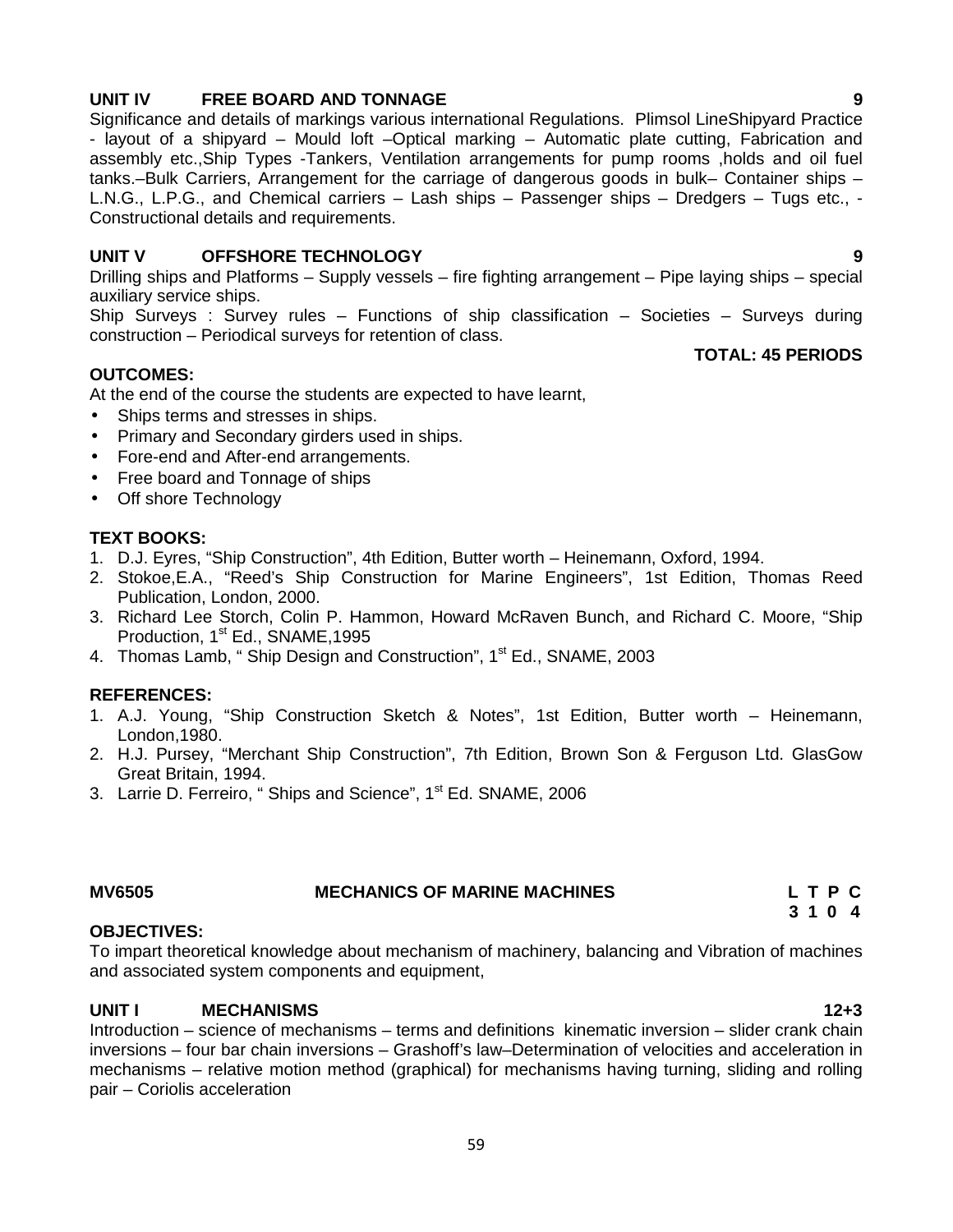**UNIT IV FREE BOARD AND TONNAGE 9**

Significance and details of markings various international Regulations. Plimsol LineShipyard Practice - layout of a shipyard – Mould loft –Optical marking – Automatic plate cutting, Fabrication and assembly etc.,Ship Types -Tankers, Ventilation arrangements for pump rooms ,holds and oil fuel tanks.–Bulk Carriers, Arrangement for the carriage of dangerous goods in bulk– Container ships – L.N.G., L.P.G., and Chemical carriers – Lash ships – Passenger ships – Dredgers – Tugs etc., - Constructional details and requirements.

**UNIT V OFFSHORE TECHNOLOGY 9**

Drilling ships and Platforms – Supply vessels – fire fighting arrangement – Pipe laying ships – special auxiliary service ships.

Ship Surveys : Survey rules – Functions of ship classification – Societies – Surveys during construction – Periodical surveys for retention of class.

**TOTAL: 45 PERIODS**

**OUTCOMES:**

At the end of the course the students are expected to have learnt,

- Ships terms and stresses in ships.
- Primary and Secondary girders used in ships.
- Fore-end and After-end arrangements.
- Free board and Tonnage of ships
- Off shore Technology

**TEXT BOOKS:**

1. D.J. Eyres, "Ship Construction", 4th Edition, Butter worth – Heinemann, Oxford, 1994.
2. Stokoe,E.A., "Reed's Ship Construction for Marine Engineers", 1st Edition, Thomas Reed Publication, London, 2000.
3. Richard Lee Storch, Colin P. Hammon, Howard McRaven Bunch, and Richard C. Moore, "Ship Production, 1st Ed., SNAME,1995
4. Thomas Lamb, " Ship Design and Construction", 1st Ed., SNAME, 2003

**REFERENCES:**

1. A.J. Young, "Ship Construction Sketch & Notes", 1st Edition, Butter worth – Heinemann, London,1980.
2. H.J. Pursey, "Merchant Ship Construction", 7th Edition, Brown Son & Ferguson Ltd. GlasGow Great Britain, 1994.
3. Larrie D. Ferreiro, " Ships and Science", 1st Ed. SNAME, 2006

**MV6505 MECHANICS OF MARINE MACHINES**

| L | T | P | C |
|---|---|---|---|
| 3 | 1 | 0 | 4 |

**OBJECTIVES:**

To impart theoretical knowledge about mechanism of machinery, balancing and Vibration of machines and associated system components and equipment,

**UNIT I MECHANISMS 12+3**

Introduction – science of mechanisms – terms and definitions kinematic inversion – slider crank chain inversions – four bar chain inversions – Grashoff's law–Determination of velocities and acceleration in mechanisms – relative motion method (graphical) for mechanisms having turning, sliding and rolling pair – Coriolis acceleration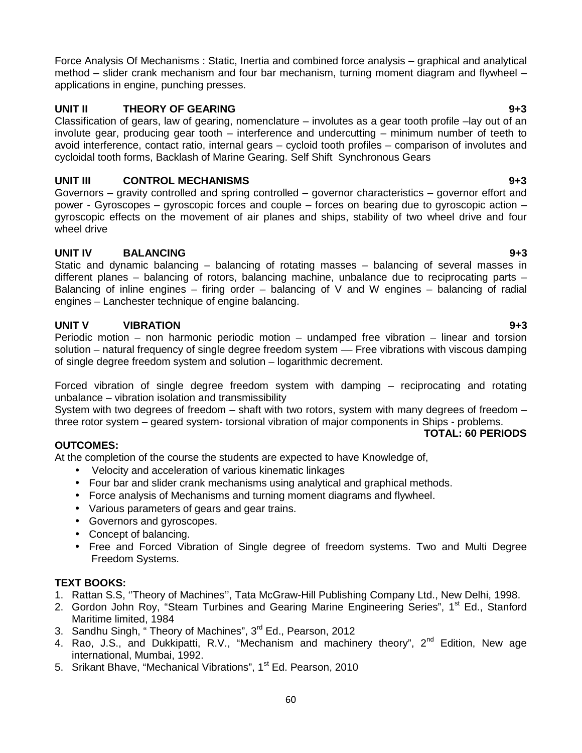Force Analysis Of Mechanisms : Static, Inertia and combined force analysis – graphical and analytical method – slider crank mechanism and four bar mechanism, turning moment diagram and flywheel – applications in engine, punching presses.

**UNIT II THEORY OF GEARING 9+3**

Classification of gears, law of gearing, nomenclature – involutes as a gear tooth profile –lay out of an involute gear, producing gear tooth – interference and undercutting – minimum number of teeth to avoid interference, contact ratio, internal gears – cycloid tooth profiles – comparison of involutes and cycloidal tooth forms, Backlash of Marine Gearing. Self Shift Synchronous Gears

**UNIT III CONTROL MECHANISMS 9+3**

Governors – gravity controlled and spring controlled – governor characteristics – governor effort and power - Gyroscopes – gyroscopic forces and couple – forces on bearing due to gyroscopic action – gyroscopic effects on the movement of air planes and ships, stability of two wheel drive and four wheel drive

**UNIT IV BALANCING 9+3**

Static and dynamic balancing – balancing of rotating masses – balancing of several masses in different planes – balancing of rotors, balancing machine, unbalance due to reciprocating parts – Balancing of inline engines – firing order – balancing of V and W engines – balancing of radial engines – Lanchester technique of engine balancing.

**UNIT V VIBRATION 9+3**

Periodic motion – non harmonic periodic motion – undamped free vibration – linear and torsion solution – natural frequency of single degree freedom system –– Free vibrations with viscous damping of single degree freedom system and solution – logarithmic decrement.

Forced vibration of single degree freedom system with damping – reciprocating and rotating unbalance – vibration isolation and transmissibility

System with two degrees of freedom – shaft with two rotors, system with many degrees of freedom – three rotor system – geared system- torsional vibration of major components in Ships - problems.

**TOTAL: 60 PERIODS**

**OUTCOMES:**

At the completion of the course the students are expected to have Knowledge of,

- Velocity and acceleration of various kinematic linkages
- Four bar and slider crank mechanisms using analytical and graphical methods.
- Force analysis of Mechanisms and turning moment diagrams and flywheel.
- Various parameters of gears and gear trains.
- Governors and gyroscopes.
- Concept of balancing.
- Free and Forced Vibration of Single degree of freedom systems. Two and Multi Degree Freedom Systems.

**TEXT BOOKS:**

1. Rattan S.S, ''Theory of Machines'', Tata McGraw-Hill Publishing Company Ltd., New Delhi, 1998.
2. Gordon John Roy, "Steam Turbines and Gearing Marine Engineering Series", 1st Ed., Stanford Maritime limited, 1984
3. Sandhu Singh, " Theory of Machines", 3rd Ed., Pearson, 2012
4. Rao, J.S., and Dukkipatti, R.V., "Mechanism and machinery theory", 2nd Edition, New age international, Mumbai, 1992.
5. Srikant Bhave, "Mechanical Vibrations", 1st Ed. Pearson, 2010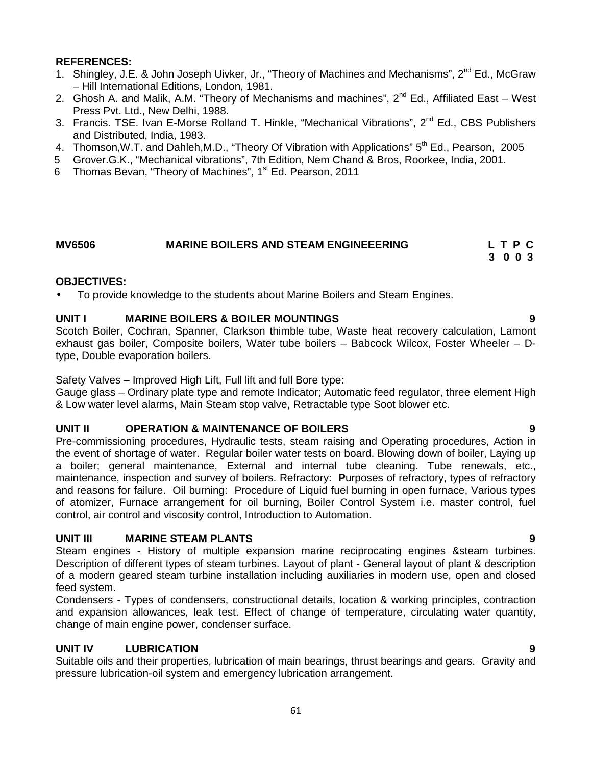**REFERENCES:**

1. Shingley, J.E. & John Joseph Uivker, Jr., "Theory of Machines and Mechanisms", 2nd Ed., McGraw – Hill International Editions, London, 1981.
2. Ghosh A. and Malik, A.M. "Theory of Mechanisms and machines", 2nd Ed., Affiliated East – West Press Pvt. Ltd., New Delhi, 1988.
3. Francis. TSE. Ivan E-Morse Rolland T. Hinkle, "Mechanical Vibrations", 2nd Ed., CBS Publishers and Distributed, India, 1983.
4. Thomson,W.T. and Dahleh,M.D., "Theory Of Vibration with Applications" 5th Ed., Pearson, 2005
5. Grover.G.K., "Mechanical vibrations", 7th Edition, Nem Chand & Bros, Roorkee, India, 2001.
6. Thomas Bevan, "Theory of Machines", 1st Ed. Pearson, 2011

**MV6506 MARINE BOILERS AND STEAM ENGINEEERING**

| L | T | P | C |
|---|---|---|---|
| 3 | 0 | 0 | 3 |

**OBJECTIVES:**

- To provide knowledge to the students about Marine Boilers and Steam Engines.

**UNIT I MARINE BOILERS & BOILER MOUNTINGS 9**

Scotch Boiler, Cochran, Spanner, Clarkson thimble tube, Waste heat recovery calculation, Lamont exhaust gas boiler, Composite boilers, Water tube boilers – Babcock Wilcox, Foster Wheeler – D-type, Double evaporation boilers.

Safety Valves – Improved High Lift, Full lift and full Bore type:
Gauge glass – Ordinary plate type and remote Indicator; Automatic feed regulator, three element High & Low water level alarms, Main Steam stop valve, Retractable type Soot blower etc.

**UNIT II OPERATION & MAINTENANCE OF BOILERS 9**

Pre-commissioning procedures, Hydraulic tests, steam raising and Operating procedures, Action in the event of shortage of water. Regular boiler water tests on board. Blowing down of boiler, Laying up a boiler; general maintenance, External and internal tube cleaning. Tube renewals, etc., maintenance, inspection and survey of boilers. Refractory: **P**urposes of refractory, types of refractory and reasons for failure. Oil burning: Procedure of Liquid fuel burning in open furnace, Various types of atomizer, Furnace arrangement for oil burning, Boiler Control System i.e. master control, fuel control, air control and viscosity control, Introduction to Automation.

**UNIT III MARINE STEAM PLANTS 9**

Steam engines - History of multiple expansion marine reciprocating engines &steam turbines. Description of different types of steam turbines. Layout of plant - General layout of plant & description of a modern geared steam turbine installation including auxiliaries in modern use, open and closed feed system.
Condensers - Types of condensers, constructional details, location & working principles, contraction and expansion allowances, leak test. Effect of change of temperature, circulating water quantity, change of main engine power, condenser surface.

**UNIT IV LUBRICATION 9**

Suitable oils and their properties, lubrication of main bearings, thrust bearings and gears. Gravity and pressure lubrication-oil system and emergency lubrication arrangement.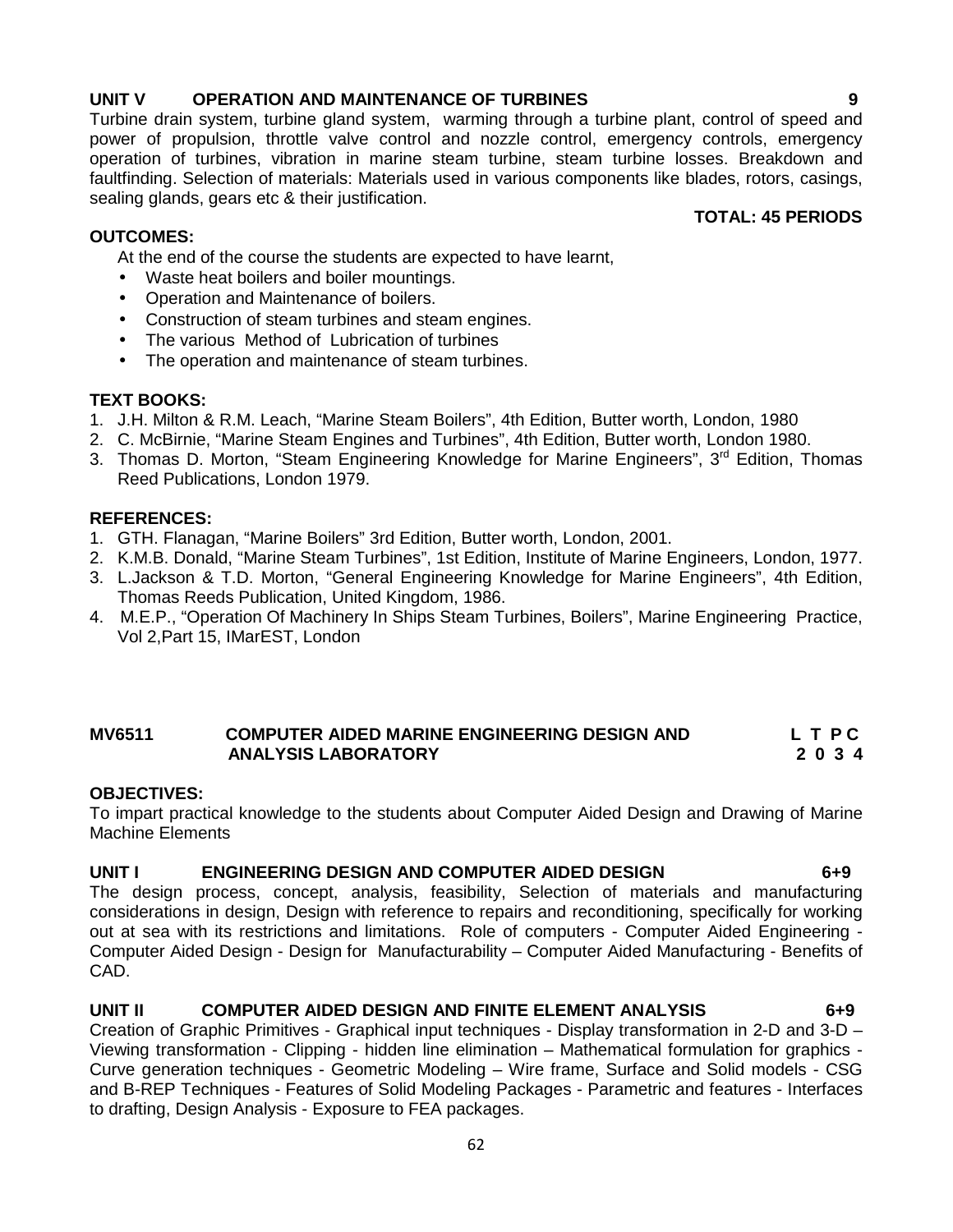**UNIT V OPERATION AND MAINTENANCE OF TURBINES 9**

Turbine drain system, turbine gland system, warming through a turbine plant, control of speed and power of propulsion, throttle valve control and nozzle control, emergency controls, emergency operation of turbines, vibration in marine steam turbine, steam turbine losses. Breakdown and faultfinding. Selection of materials: Materials used in various components like blades, rotors, casings, sealing glands, gears etc & their justification.

**TOTAL: 45 PERIODS**

**OUTCOMES:**

At the end of the course the students are expected to have learnt,

- Waste heat boilers and boiler mountings.
- Operation and Maintenance of boilers.
- Construction of steam turbines and steam engines.
- The various Method of Lubrication of turbines
- The operation and maintenance of steam turbines.

**TEXT BOOKS:**

1. J.H. Milton & R.M. Leach, "Marine Steam Boilers", 4th Edition, Butter worth, London, 1980
2. C. McBirnie, "Marine Steam Engines and Turbines", 4th Edition, Butter worth, London 1980.
3. Thomas D. Morton, "Steam Engineering Knowledge for Marine Engineers", 3rd Edition, Thomas Reed Publications, London 1979.

**REFERENCES:**

1. GTH. Flanagan, "Marine Boilers" 3rd Edition, Butter worth, London, 2001.
2. K.M.B. Donald, "Marine Steam Turbines", 1st Edition, Institute of Marine Engineers, London, 1977.
3. L.Jackson & T.D. Morton, "General Engineering Knowledge for Marine Engineers", 4th Edition, Thomas Reeds Publication, United Kingdom, 1986.
4. M.E.P., "Operation Of Machinery In Ships Steam Turbines, Boilers", Marine Engineering Practice, Vol 2,Part 15, IMarEST, London

**MV6511 COMPUTER AIDED MARINE ENGINEERING DESIGN AND ANALYSIS LABORATORY** **L T P C 2 0 3 4**

**OBJECTIVES:**

To impart practical knowledge to the students about Computer Aided Design and Drawing of Marine Machine Elements

**UNIT I ENGINEERING DESIGN AND COMPUTER AIDED DESIGN 6+9**

The design process, concept, analysis, feasibility, Selection of materials and manufacturing considerations in design, Design with reference to repairs and reconditioning, specifically for working out at sea with its restrictions and limitations. Role of computers - Computer Aided Engineering - Computer Aided Design - Design for Manufacturability – Computer Aided Manufacturing - Benefits of CAD.

**UNIT II COMPUTER AIDED DESIGN AND FINITE ELEMENT ANALYSIS 6+9**

Creation of Graphic Primitives - Graphical input techniques - Display transformation in 2-D and 3-D – Viewing transformation - Clipping - hidden line elimination – Mathematical formulation for graphics - Curve generation techniques - Geometric Modeling – Wire frame, Surface and Solid models - CSG and B-REP Techniques - Features of Solid Modeling Packages - Parametric and features - Interfaces to drafting, Design Analysis - Exposure to FEA packages.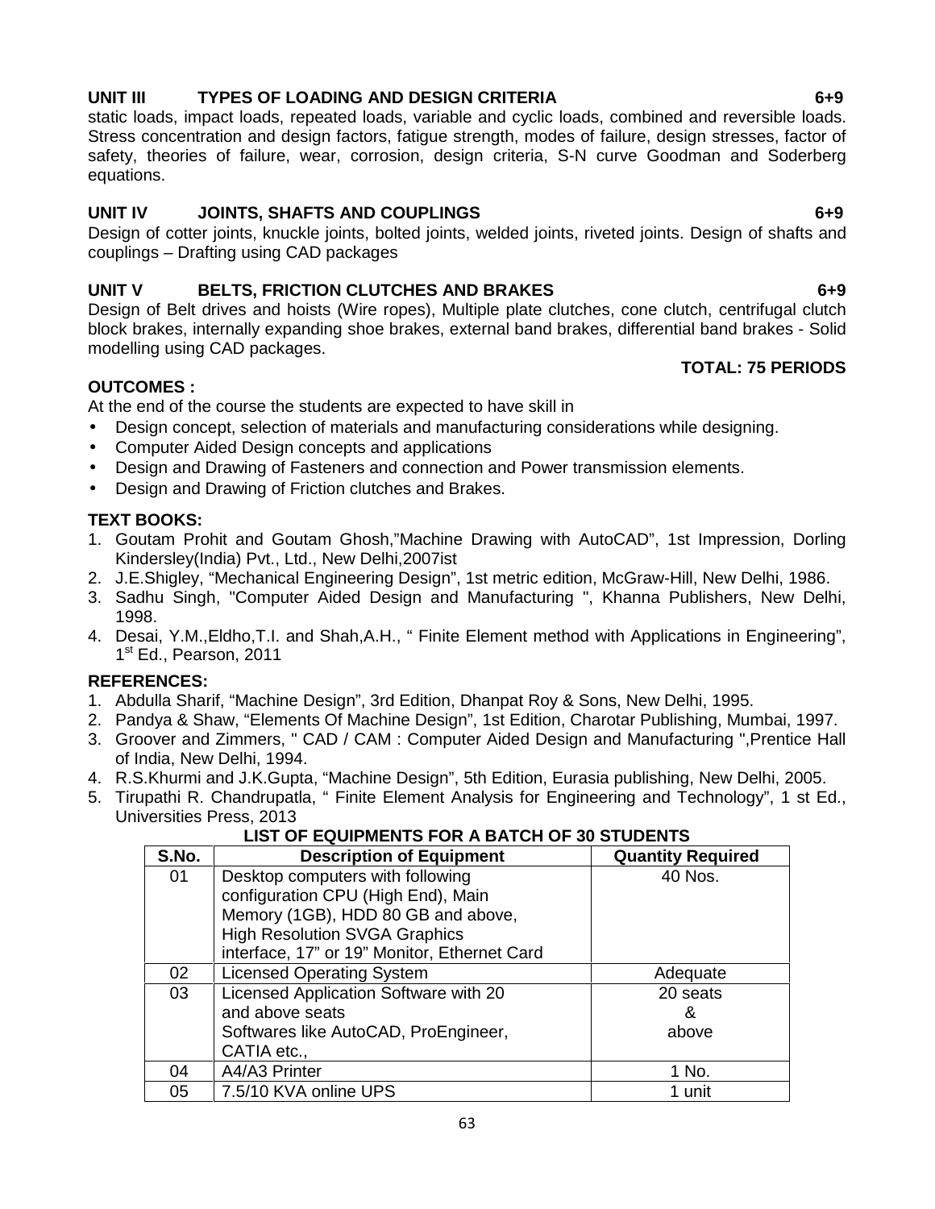**UNIT III TYPES OF LOADING AND DESIGN CRITERIA 6+9**

static loads, impact loads, repeated loads, variable and cyclic loads, combined and reversible loads. Stress concentration and design factors, fatigue strength, modes of failure, design stresses, factor of safety, theories of failure, wear, corrosion, design criteria, S-N curve Goodman and Soderberg equations.

**UNIT IV JOINTS, SHAFTS AND COUPLINGS 6+9**

Design of cotter joints, knuckle joints, bolted joints, welded joints, riveted joints. Design of shafts and couplings – Drafting using CAD packages

**UNIT V BELTS, FRICTION CLUTCHES AND BRAKES 6+9**

Design of Belt drives and hoists (Wire ropes), Multiple plate clutches, cone clutch, centrifugal clutch block brakes, internally expanding shoe brakes, external band brakes, differential band brakes - Solid modelling using CAD packages.

**TOTAL: 75 PERIODS**

**OUTCOMES :**

At the end of the course the students are expected to have skill in

- Design concept, selection of materials and manufacturing considerations while designing.
- Computer Aided Design concepts and applications
- Design and Drawing of Fasteners and connection and Power transmission elements.
- Design and Drawing of Friction clutches and Brakes.

**TEXT BOOKS:**

1. Goutam Prohit and Goutam Ghosh,"Machine Drawing with AutoCAD", 1st Impression, Dorling Kindersley(India) Pvt., Ltd., New Delhi,2007ist
2. J.E.Shigley, "Mechanical Engineering Design", 1st metric edition, McGraw-Hill, New Delhi, 1986.
3. Sadhu Singh, "Computer Aided Design and Manufacturing ", Khanna Publishers, New Delhi, 1998.
4. Desai, Y.M.,Eldho,T.I. and Shah,A.H., " Finite Element method with Applications in Engineering", 1st Ed., Pearson, 2011

**REFERENCES:**

1. Abdulla Sharif, "Machine Design", 3rd Edition, Dhanpat Roy & Sons, New Delhi, 1995.
2. Pandya & Shaw, "Elements Of Machine Design", 1st Edition, Charotar Publishing, Mumbai, 1997.
3. Groover and Zimmers, " CAD / CAM : Computer Aided Design and Manufacturing ",Prentice Hall of India, New Delhi, 1994.
4. R.S.Khurmi and J.K.Gupta, "Machine Design", 5th Edition, Eurasia publishing, New Delhi, 2005.
5. Tirupathi R. Chandrupatla, " Finite Element Analysis for Engineering and Technology", 1 st Ed., Universities Press, 2013

**LIST OF EQUIPMENTS FOR A BATCH OF 30 STUDENTS**

| S.No. | Description of Equipment | Quantity Required |
|---|---|---|
| 01 | Desktop computers with following configuration CPU (High End), Main Memory (1GB), HDD 80 GB and above, High Resolution SVGA Graphics interface, 17" or 19" Monitor, Ethernet Card | 40 Nos. |
| 02 | Licensed Operating System | Adequate |
| 03 | Licensed Application Software with 20 and above seats Softwares like AutoCAD, ProEngineer, CATIA etc., | 20 seats & above |
| 04 | A4/A3 Printer | 1 No. |
| 05 | 7.5/10 KVA online UPS | 1 unit |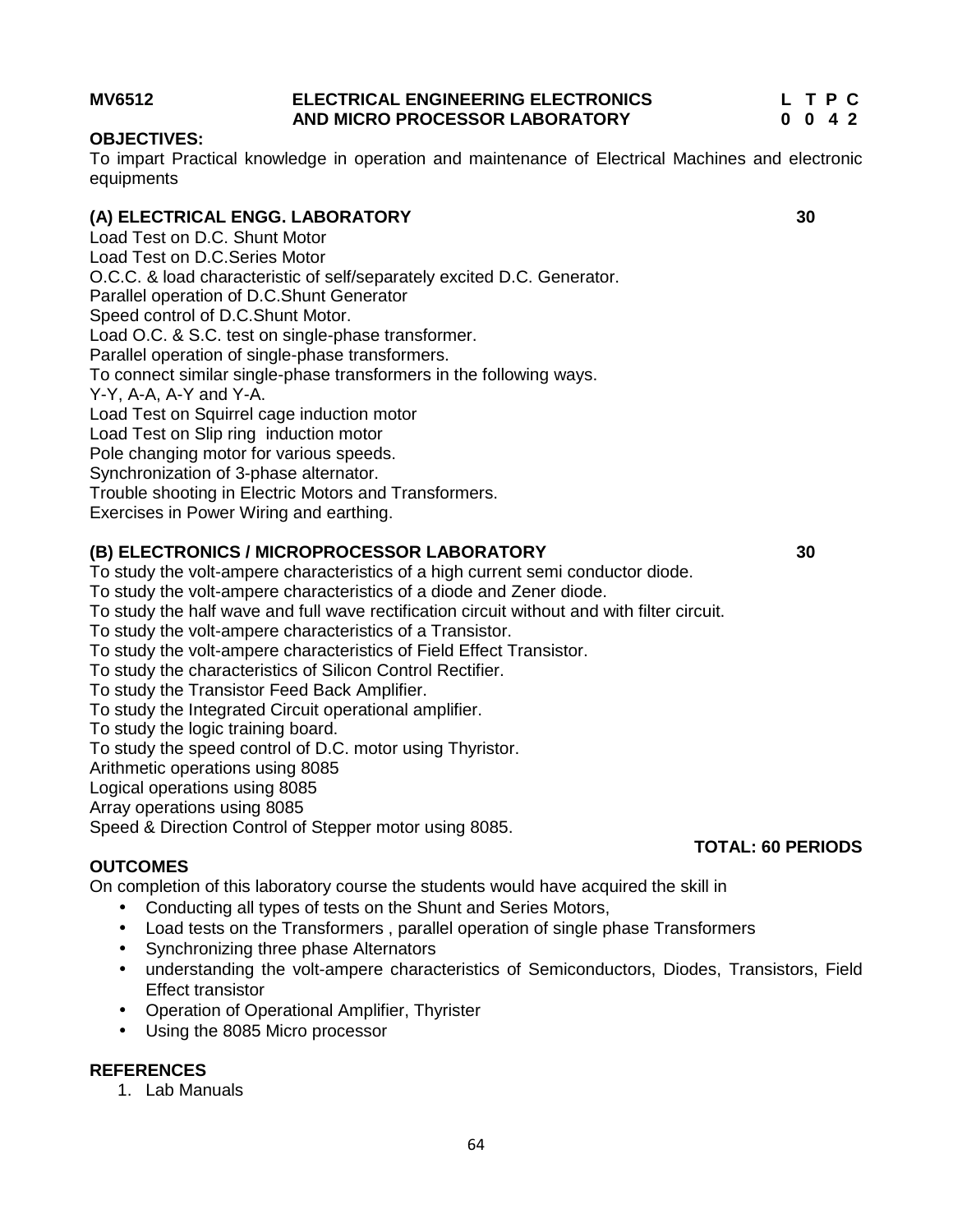**MV6512 ELECTRICAL ENGINEERING ELECTRONICS AND MICRO PROCESSOR LABORATORY**

| L | T | P | C |
|---|---|---|---|
| 0 | 0 | 4 | 2 |

**OBJECTIVES:**

To impart Practical knowledge in operation and maintenance of Electrical Machines and electronic equipments

**(A) ELECTRICAL ENGG. LABORATORY 30**

Load Test on D.C. Shunt Motor
Load Test on D.C.Series Motor
O.C.C. & load characteristic of self/separately excited D.C. Generator.
Parallel operation of D.C.Shunt Generator
Speed control of D.C.Shunt Motor.
Load O.C. & S.C. test on single-phase transformer.
Parallel operation of single-phase transformers.
To connect similar single-phase transformers in the following ways.
Y-Y, A-A, A-Y and Y-A.
Load Test on Squirrel cage induction motor
Load Test on Slip ring induction motor
Pole changing motor for various speeds.
Synchronization of 3-phase alternator.
Trouble shooting in Electric Motors and Transformers.
Exercises in Power Wiring and earthing.

**(B) ELECTRONICS / MICROPROCESSOR LABORATORY 30**

To study the volt-ampere characteristics of a high current semi conductor diode.
To study the volt-ampere characteristics of a diode and Zener diode.
To study the half wave and full wave rectification circuit without and with filter circuit.
To study the volt-ampere characteristics of a Transistor.
To study the volt-ampere characteristics of Field Effect Transistor.
To study the characteristics of Silicon Control Rectifier.
To study the Transistor Feed Back Amplifier.
To study the Integrated Circuit operational amplifier.
To study the logic training board.
To study the speed control of D.C. motor using Thyristor.
Arithmetic operations using 8085
Logical operations using 8085
Array operations using 8085
Speed & Direction Control of Stepper motor using 8085.

**TOTAL: 60 PERIODS**

**OUTCOMES**

On completion of this laboratory course the students would have acquired the skill in

- Conducting all types of tests on the Shunt and Series Motors,
- Load tests on the Transformers , parallel operation of single phase Transformers
- Synchronizing three phase Alternators
- understanding the volt-ampere characteristics of Semiconductors, Diodes, Transistors, Field Effect transistor
- Operation of Operational Amplifier, Thyrister
- Using the 8085 Micro processor

**REFERENCES**

1. Lab Manuals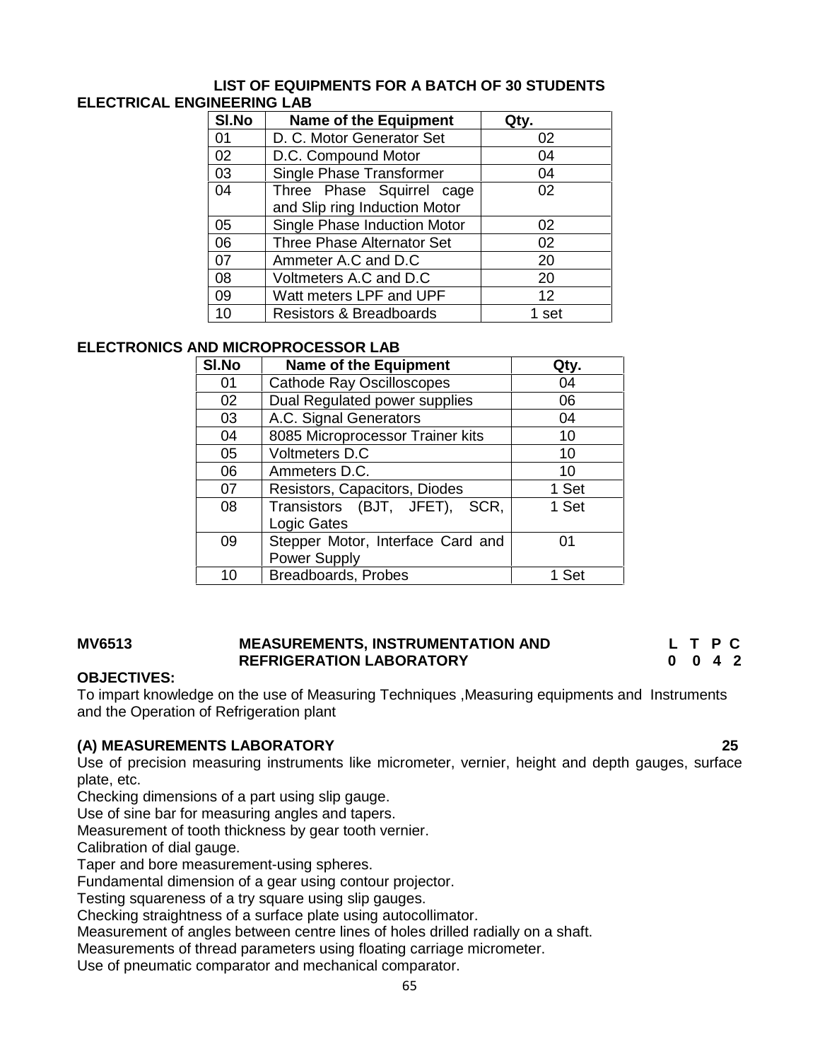## LIST OF EQUIPMENTS FOR A BATCH OF 30 STUDENTS

### ELECTRICAL ENGINEERING LAB

| Sl.No | Name of the Equipment | Qty. |
|---|---|---|
| 01 | D. C. Motor Generator Set | 02 |
| 02 | D.C. Compound Motor | 04 |
| 03 | Single Phase Transformer | 04 |
| 04 | Three Phase Squirrel cage and Slip ring Induction Motor | 02 |
| 05 | Single Phase Induction Motor | 02 |
| 06 | Three Phase Alternator Set | 02 |
| 07 | Ammeter A.C and D.C | 20 |
| 08 | Voltmeters A.C and D.C | 20 |
| 09 | Watt meters LPF and UPF | 12 |
| 10 | Resistors & Breadboards | 1 set |

### ELECTRONICS AND MICROPROCESSOR LAB

| Sl.No | Name of the Equipment | Qty. |
|---|---|---|
| 01 | Cathode Ray Oscilloscopes | 04 |
| 02 | Dual Regulated power supplies | 06 |
| 03 | A.C. Signal Generators | 04 |
| 04 | 8085 Microprocessor Trainer kits | 10 |
| 05 | Voltmeters D.C | 10 |
| 06 | Ammeters D.C. | 10 |
| 07 | Resistors, Capacitors, Diodes | 1 Set |
| 08 | Transistors (BJT, JFET), SCR, Logic Gates | 1 Set |
| 09 | Stepper Motor, Interface Card and Power Supply | 01 |
| 10 | Breadboards, Probes | 1 Set |

## MV6513 MEASUREMENTS, INSTRUMENTATION AND REFRIGERATION LABORATORY

**L T P C**
**0 0 4 2**

**OBJECTIVES:**

To impart knowledge on the use of Measuring Techniques ,Measuring equipments and Instruments and the Operation of Refrigeration plant

**(A) MEASUREMENTS LABORATORY** **25**

Use of precision measuring instruments like micrometer, vernier, height and depth gauges, surface plate, etc.

Checking dimensions of a part using slip gauge.

Use of sine bar for measuring angles and tapers.

Measurement of tooth thickness by gear tooth vernier.

Calibration of dial gauge.

Taper and bore measurement-using spheres.

Fundamental dimension of a gear using contour projector.

Testing squareness of a try square using slip gauges.

Checking straightness of a surface plate using autocollimator.

Measurement of angles between centre lines of holes drilled radially on a shaft.

Measurements of thread parameters using floating carriage micrometer.

Use of pneumatic comparator and mechanical comparator.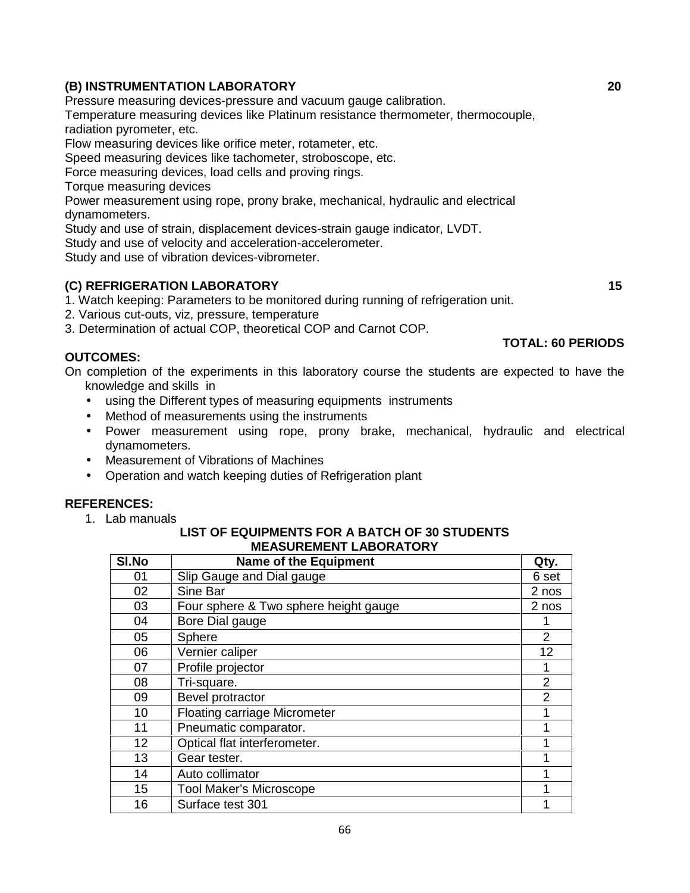### (B) INSTRUMENTATION LABORATORY 20

Pressure measuring devices-pressure and vacuum gauge calibration.
Temperature measuring devices like Platinum resistance thermometer, thermocouple, radiation pyrometer, etc.
Flow measuring devices like orifice meter, rotameter, etc.
Speed measuring devices like tachometer, stroboscope, etc.
Force measuring devices, load cells and proving rings.
Torque measuring devices
Power measurement using rope, prony brake, mechanical, hydraulic and electrical dynamometers.
Study and use of strain, displacement devices-strain gauge indicator, LVDT.
Study and use of velocity and acceleration-accelerometer.
Study and use of vibration devices-vibrometer.

### (C) REFRIGERATION LABORATORY 15

1. Watch keeping: Parameters to be monitored during running of refrigeration unit.
2. Various cut-outs, viz, pressure, temperature
3. Determination of actual COP, theoretical COP and Carnot COP.

**TOTAL: 60 PERIODS**

**OUTCOMES:**

On completion of the experiments in this laboratory course the students are expected to have the knowledge and skills in

- using the Different types of measuring equipments instruments
- Method of measurements using the instruments
- Power measurement using rope, prony brake, mechanical, hydraulic and electrical dynamometers.
- Measurement of Vibrations of Machines
- Operation and watch keeping duties of Refrigeration plant

**REFERENCES:**

1. Lab manuals

**LIST OF EQUIPMENTS FOR A BATCH OF 30 STUDENTS**
**MEASUREMENT LABORATORY**

| Sl.No | Name of the Equipment | Qty. |
|---|---|---|
| 01 | Slip Gauge and Dial gauge | 6 set |
| 02 | Sine Bar | 2 nos |
| 03 | Four sphere & Two sphere height gauge | 2 nos |
| 04 | Bore Dial gauge | 1 |
| 05 | Sphere | 2 |
| 06 | Vernier caliper | 12 |
| 07 | Profile projector | 1 |
| 08 | Tri-square. | 2 |
| 09 | Bevel protractor | 2 |
| 10 | Floating carriage Micrometer | 1 |
| 11 | Pneumatic comparator. | 1 |
| 12 | Optical flat interferometer. | 1 |
| 13 | Gear tester. | 1 |
| 14 | Auto collimator | 1 |
| 15 | Tool Maker's Microscope | 1 |
| 16 | Surface test 301 | 1 |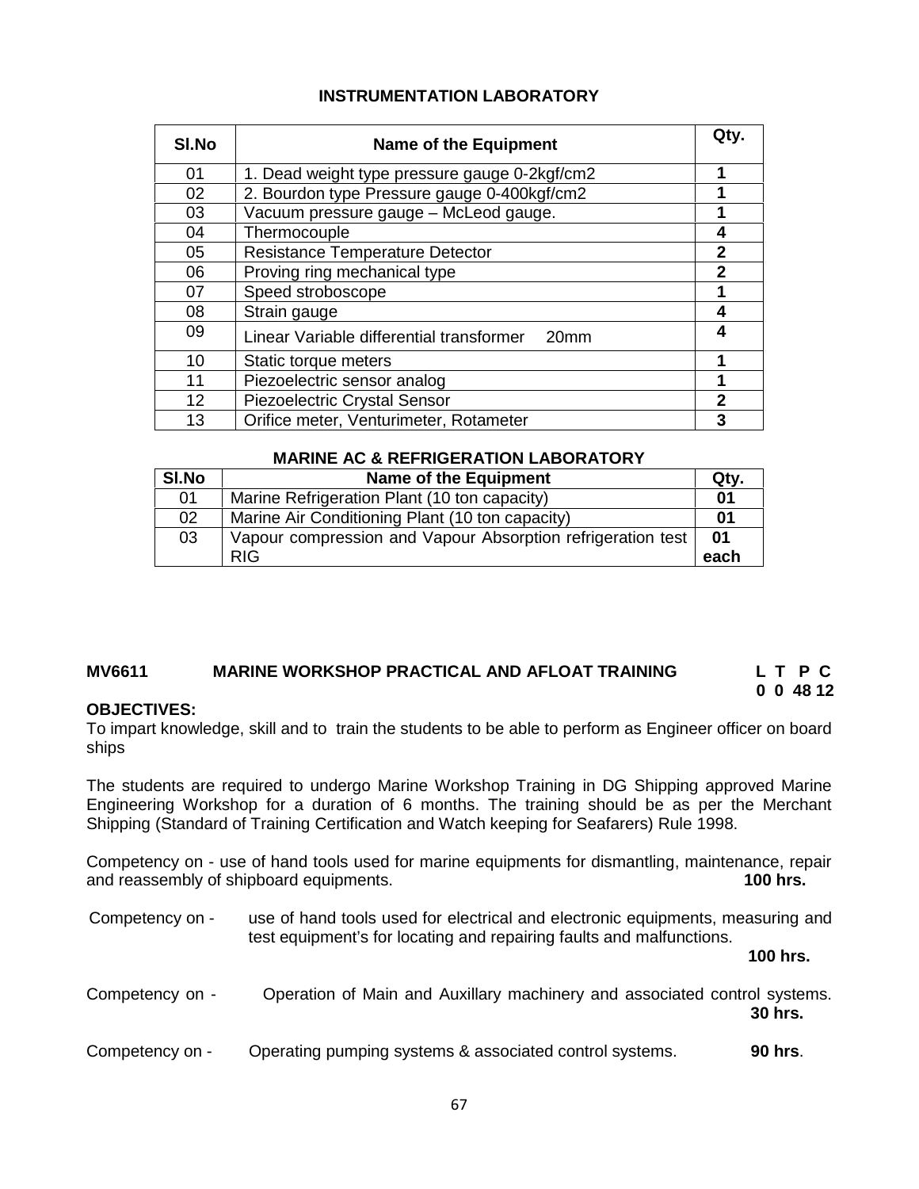## INSTRUMENTATION LABORATORY

| Sl.No | Name of the Equipment | Qty. |
|---|---|---|
| 01 | 1. Dead weight type pressure gauge 0-2kgf/cm2 | **1** |
| 02 | 2. Bourdon type Pressure gauge 0-400kgf/cm2 | **1** |
| 03 | Vacuum pressure gauge – McLeod gauge. | **1** |
| 04 | Thermocouple | **4** |
| 05 | Resistance Temperature Detector | **2** |
| 06 | Proving ring mechanical type | **2** |
| 07 | Speed stroboscope | **1** |
| 08 | Strain gauge | **4** |
| 09 | Linear Variable differential transformer 20mm | **4** |
| 10 | Static torque meters | **1** |
| 11 | Piezoelectric sensor analog | **1** |
| 12 | Piezoelectric Crystal Sensor | **2** |
| 13 | Orifice meter, Venturimeter, Rotameter | **3** |

## MARINE AC & REFRIGERATION LABORATORY

| Sl.No | Name of the Equipment | Qty. |
|---|---|---|
| 01 | Marine Refrigeration Plant (10 ton capacity) | **01** |
| 02 | Marine Air Conditioning Plant (10 ton capacity) | **01** |
| 03 | Vapour compression and Vapour Absorption refrigeration test RIG | **01 each** |

## MV6611 MARINE WORKSHOP PRACTICAL AND AFLOAT TRAINING

**L T P C**
**0 0 48 12**

**OBJECTIVES:**

To impart knowledge, skill and to train the students to be able to perform as Engineer officer on board ships

The students are required to undergo Marine Workshop Training in DG Shipping approved Marine Engineering Workshop for a duration of 6 months. The training should be as per the Merchant Shipping (Standard of Training Certification and Watch keeping for Seafarers) Rule 1998.

Competency on - use of hand tools used for marine equipments for dismantling, maintenance, repair and reassembly of shipboard equipments. **100 hrs.**

Competency on - use of hand tools used for electrical and electronic equipments, measuring and test equipment's for locating and repairing faults and malfunctions. **100 hrs.**

Competency on - Operation of Main and Auxillary machinery and associated control systems. **30 hrs.**

Competency on - Operating pumping systems & associated control systems. **90 hrs**.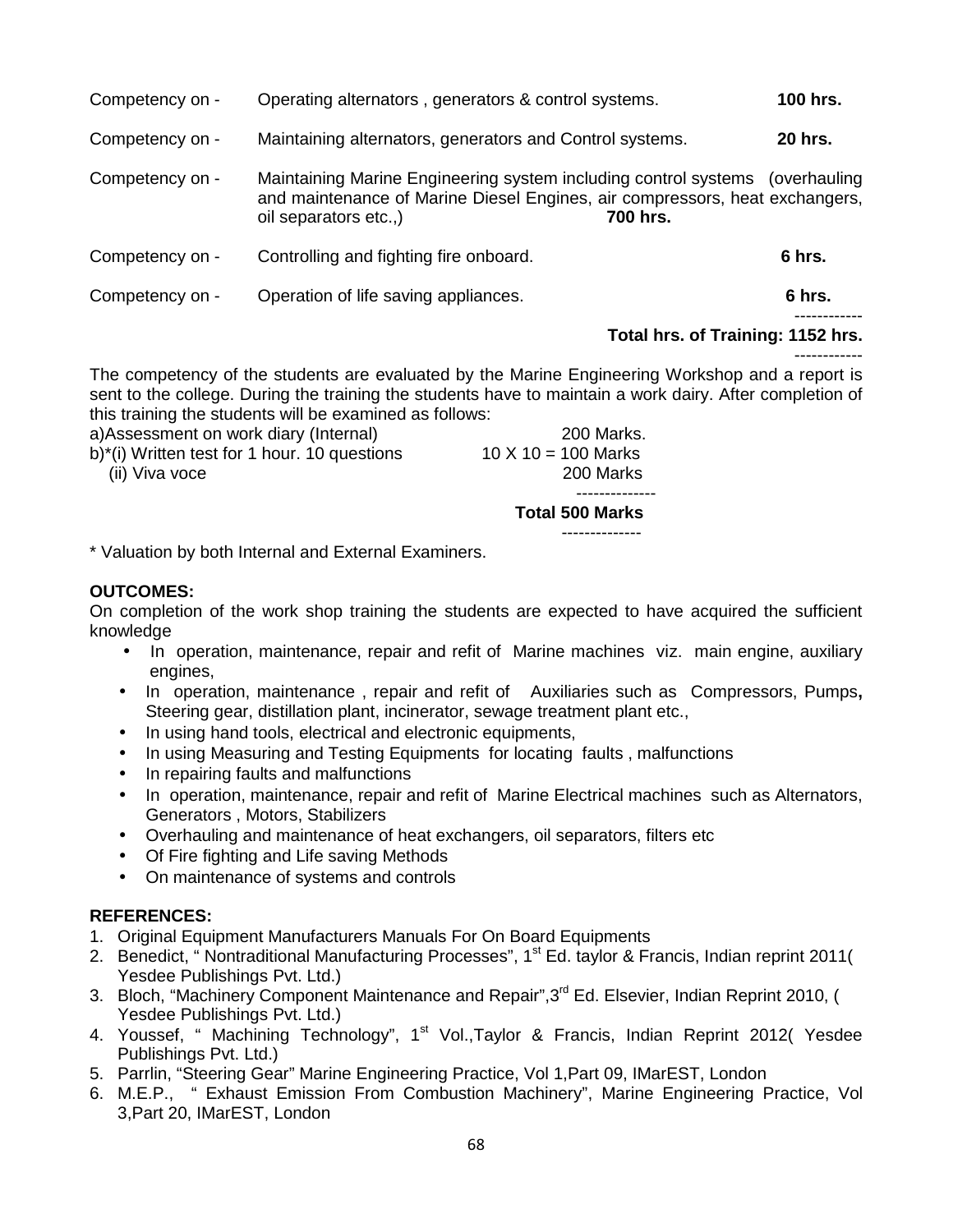| | | |
|---|---|---|
| Competency on - | Operating alternators , generators & control systems. | **100 hrs.** |
| Competency on - | Maintaining alternators, generators and Control systems. | **20 hrs.** |
| Competency on - | Maintaining Marine Engineering system including control systems (overhauling and maintenance of Marine Diesel Engines, air compressors, heat exchangers, oil separators etc.,) | **700 hrs.** |
| Competency on - | Controlling and fighting fire onboard. | **6 hrs.** |
| Competency on - | Operation of life saving appliances. | **6 hrs.** |
| | **Total hrs. of Training:** | **1152 hrs.** |

The competency of the students are evaluated by the Marine Engineering Workshop and a report is sent to the college. During the training the students have to maintain a work dairy. After completion of this training the students will be examined as follows:

| | |
|---|---|
| a)Assessment on work diary (Internal) | 200 Marks. |
| b)*(i) Written test for 1 hour. 10 questions | 10 X 10 = 100 Marks |
| (ii) Viva voce | 200 Marks |
| | **Total 500 Marks** |

\* Valuation by both Internal and External Examiners.

**OUTCOMES:**

On completion of the work shop training the students are expected to have acquired the sufficient knowledge

- In operation, maintenance, repair and refit of Marine machines viz. main engine, auxiliary engines,
- In operation, maintenance , repair and refit of Auxiliaries such as Compressors, Pumps**,** Steering gear, distillation plant, incinerator, sewage treatment plant etc.,
- In using hand tools, electrical and electronic equipments,
- In using Measuring and Testing Equipments for locating faults , malfunctions
- In repairing faults and malfunctions
- In operation, maintenance, repair and refit of Marine Electrical machines such as Alternators, Generators , Motors, Stabilizers
- Overhauling and maintenance of heat exchangers, oil separators, filters etc
- Of Fire fighting and Life saving Methods
- On maintenance of systems and controls

**REFERENCES:**

1. Original Equipment Manufacturers Manuals For On Board Equipments
2. Benedict, " Nontraditional Manufacturing Processes", 1st Ed. taylor & Francis, Indian reprint 2011( Yesdee Publishings Pvt. Ltd.)
3. Bloch, "Machinery Component Maintenance and Repair",3rd Ed. Elsevier, Indian Reprint 2010, ( Yesdee Publishings Pvt. Ltd.)
4. Youssef, " Machining Technology", 1st Vol.,Taylor & Francis, Indian Reprint 2012( Yesdee Publishings Pvt. Ltd.)
5. Parrlin, "Steering Gear" Marine Engineering Practice, Vol 1,Part 09, IMarEST, London
6. M.E.P., " Exhaust Emission From Combustion Machinery", Marine Engineering Practice, Vol 3,Part 20, IMarEST, London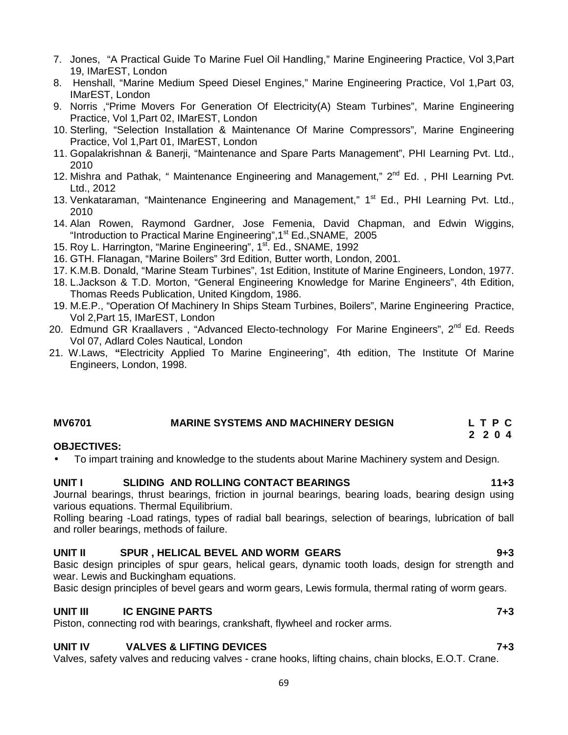7. Jones, "A Practical Guide To Marine Fuel Oil Handling," Marine Engineering Practice, Vol 3,Part 19, IMarEST, London
8. Henshall, "Marine Medium Speed Diesel Engines," Marine Engineering Practice, Vol 1,Part 03, IMarEST, London
9. Norris ,"Prime Movers For Generation Of Electricity(A) Steam Turbines", Marine Engineering Practice, Vol 1,Part 02, IMarEST, London
10. Sterling, "Selection Installation & Maintenance Of Marine Compressors", Marine Engineering Practice, Vol 1,Part 01, IMarEST, London
11. Gopalakrishnan & Banerji, "Maintenance and Spare Parts Management", PHI Learning Pvt. Ltd., 2010
12. Mishra and Pathak, " Maintenance Engineering and Management," 2nd Ed. , PHI Learning Pvt. Ltd., 2012
13. Venkataraman, "Maintenance Engineering and Management," 1st Ed., PHI Learning Pvt. Ltd., 2010
14. Alan Rowen, Raymond Gardner, Jose Femenia, David Chapman, and Edwin Wiggins, "Introduction to Practical Marine Engineering",1st Ed.,SNAME, 2005
15. Roy L. Harrington, "Marine Engineering", 1st. Ed., SNAME, 1992
16. GTH. Flanagan, "Marine Boilers" 3rd Edition, Butter worth, London, 2001.
17. K.M.B. Donald, "Marine Steam Turbines", 1st Edition, Institute of Marine Engineers, London, 1977.
18. L.Jackson & T.D. Morton, "General Engineering Knowledge for Marine Engineers", 4th Edition, Thomas Reeds Publication, United Kingdom, 1986.
19. M.E.P., "Operation Of Machinery In Ships Steam Turbines, Boilers", Marine Engineering Practice, Vol 2,Part 15, IMarEST, London
20. Edmund GR Kraallavers , "Advanced Electo-technology For Marine Engineers", 2nd Ed. Reeds Vol 07, Adlard Coles Nautical, London
21. W.Laws, "Electricity Applied To Marine Engineering", 4th edition, The Institute Of Marine Engineers, London, 1998.

**MV6701 MARINE SYSTEMS AND MACHINERY DESIGN** **L T P C**
**2 2 0 4**

**OBJECTIVES:**

- To impart training and knowledge to the students about Marine Machinery system and Design.

**UNIT I SLIDING AND ROLLING CONTACT BEARINGS 11+3**

Journal bearings, thrust bearings, friction in journal bearings, bearing loads, bearing design using various equations. Thermal Equilibrium.

Rolling bearing -Load ratings, types of radial ball bearings, selection of bearings, lubrication of ball and roller bearings, methods of failure.

**UNIT II SPUR , HELICAL BEVEL AND WORM GEARS 9+3**

Basic design principles of spur gears, helical gears, dynamic tooth loads, design for strength and wear. Lewis and Buckingham equations.

Basic design principles of bevel gears and worm gears, Lewis formula, thermal rating of worm gears.

**UNIT III IC ENGINE PARTS 7+3**

Piston, connecting rod with bearings, crankshaft, flywheel and rocker arms.

**UNIT IV VALVES & LIFTING DEVICES 7+3**

Valves, safety valves and reducing valves - crane hooks, lifting chains, chain blocks, E.O.T. Crane.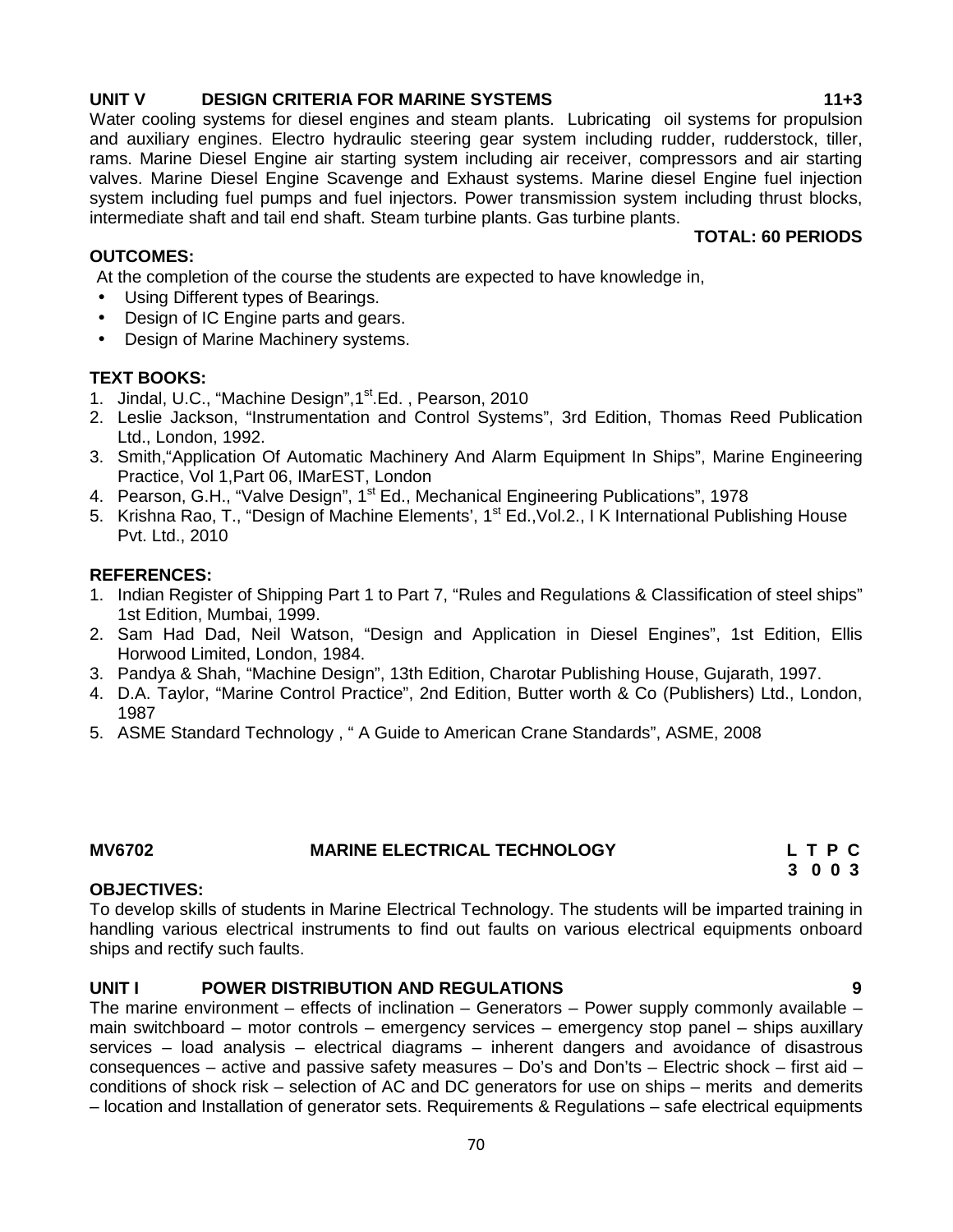**UNIT V DESIGN CRITERIA FOR MARINE SYSTEMS 11+3**

Water cooling systems for diesel engines and steam plants. Lubricating oil systems for propulsion and auxiliary engines. Electro hydraulic steering gear system including rudder, rudderstock, tiller, rams. Marine Diesel Engine air starting system including air receiver, compressors and air starting valves. Marine Diesel Engine Scavenge and Exhaust systems. Marine diesel Engine fuel injection system including fuel pumps and fuel injectors. Power transmission system including thrust blocks, intermediate shaft and tail end shaft. Steam turbine plants. Gas turbine plants.

**TOTAL: 60 PERIODS**

**OUTCOMES:**

At the completion of the course the students are expected to have knowledge in,

- Using Different types of Bearings.
- Design of IC Engine parts and gears.
- Design of Marine Machinery systems.

**TEXT BOOKS:**

1. Jindal, U.C., "Machine Design",1st.Ed. , Pearson, 2010
2. Leslie Jackson, "Instrumentation and Control Systems", 3rd Edition, Thomas Reed Publication Ltd., London, 1992.
3. Smith,"Application Of Automatic Machinery And Alarm Equipment In Ships", Marine Engineering Practice, Vol 1,Part 06, IMarEST, London
4. Pearson, G.H., "Valve Design", 1st Ed., Mechanical Engineering Publications", 1978
5. Krishna Rao, T., "Design of Machine Elements', 1st Ed.,Vol.2., I K International Publishing House Pvt. Ltd., 2010

**REFERENCES:**

1. Indian Register of Shipping Part 1 to Part 7, "Rules and Regulations & Classification of steel ships" 1st Edition, Mumbai, 1999.
2. Sam Had Dad, Neil Watson, "Design and Application in Diesel Engines", 1st Edition, Ellis Horwood Limited, London, 1984.
3. Pandya & Shah, "Machine Design", 13th Edition, Charotar Publishing House, Gujarath, 1997.
4. D.A. Taylor, "Marine Control Practice", 2nd Edition, Butter worth & Co (Publishers) Ltd., London, 1987
5. ASME Standard Technology , " A Guide to American Crane Standards", ASME, 2008

## MV6702 MARINE ELECTRICAL TECHNOLOGY

| L | T | P | C |
|---|---|---|---|
| 3 | 0 | 0 | 3 |

**OBJECTIVES:**

To develop skills of students in Marine Electrical Technology. The students will be imparted training in handling various electrical instruments to find out faults on various electrical equipments onboard ships and rectify such faults.

**UNIT I POWER DISTRIBUTION AND REGULATIONS 9**

The marine environment – effects of inclination – Generators – Power supply commonly available – main switchboard – motor controls – emergency services – emergency stop panel – ships auxillary services – load analysis – electrical diagrams – inherent dangers and avoidance of disastrous consequences – active and passive safety measures – Do's and Don'ts – Electric shock – first aid – conditions of shock risk – selection of AC and DC generators for use on ships – merits and demerits – location and Installation of generator sets. Requirements & Regulations – safe electrical equipments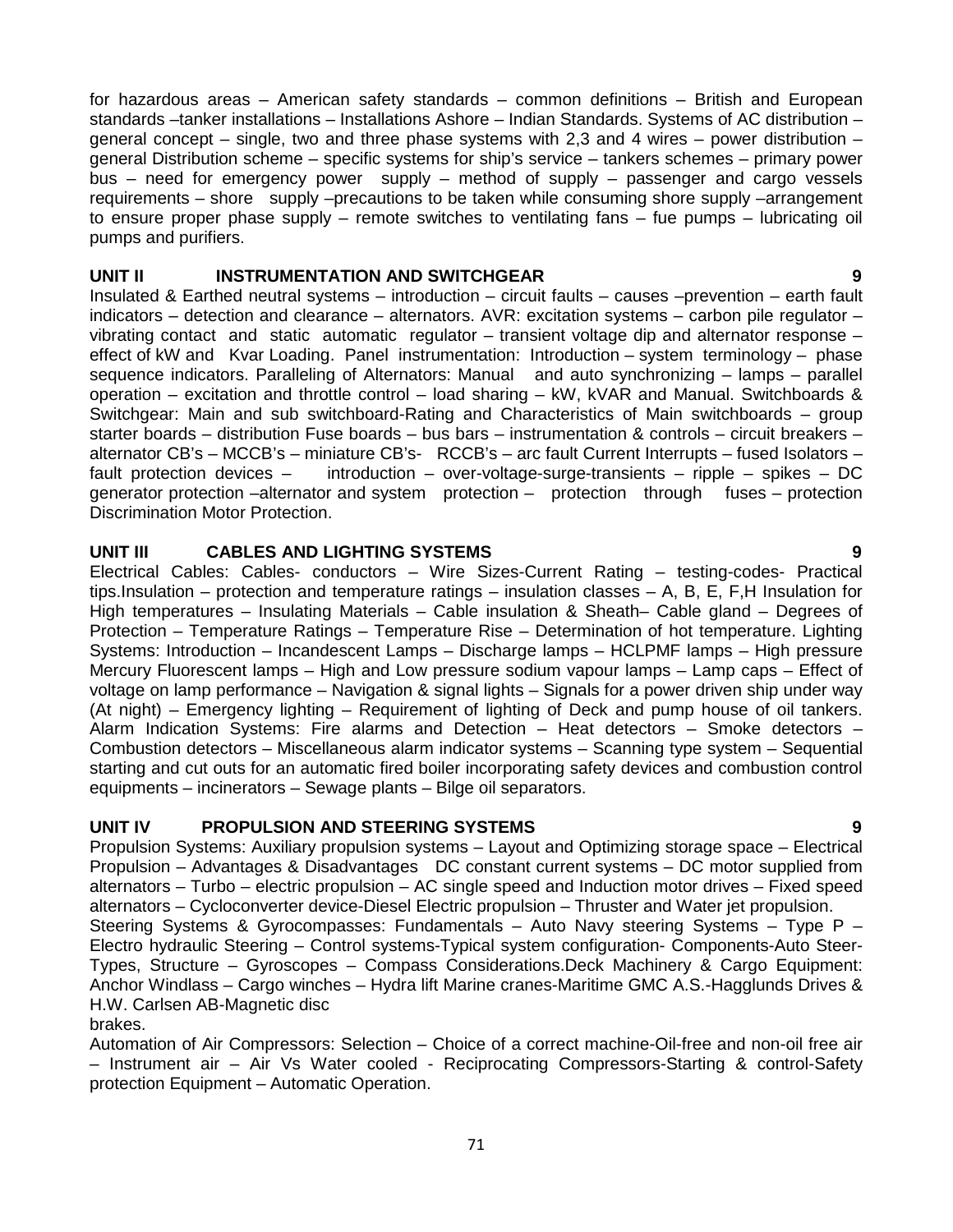for hazardous areas – American safety standards – common definitions – British and European standards –tanker installations – Installations Ashore – Indian Standards. Systems of AC distribution – general concept – single, two and three phase systems with 2,3 and 4 wires – power distribution – general Distribution scheme – specific systems for ship's service – tankers schemes – primary power bus – need for emergency power supply – method of supply – passenger and cargo vessels requirements – shore supply –precautions to be taken while consuming shore supply –arrangement to ensure proper phase supply – remote switches to ventilating fans – fue pumps – lubricating oil pumps and purifiers.

**UNIT II INSTRUMENTATION AND SWITCHGEAR 9**

Insulated & Earthed neutral systems – introduction – circuit faults – causes –prevention – earth fault indicators – detection and clearance – alternators. AVR: excitation systems – carbon pile regulator – vibrating contact and static automatic regulator – transient voltage dip and alternator response – effect of kW and Kvar Loading. Panel instrumentation: Introduction – system terminology – phase sequence indicators. Paralleling of Alternators: Manual and auto synchronizing – lamps – parallel operation – excitation and throttle control – load sharing – kW, kVAR and Manual. Switchboards & Switchgear: Main and sub switchboard-Rating and Characteristics of Main switchboards – group starter boards – distribution Fuse boards – bus bars – instrumentation & controls – circuit breakers – alternator CB's – MCCB's – miniature CB's- RCCB's – arc fault Current Interrupts – fused Isolators – fault protection devices – introduction – over-voltage-surge-transients – ripple – spikes – DC generator protection –alternator and system protection – protection through fuses – protection Discrimination Motor Protection.

**UNIT III CABLES AND LIGHTING SYSTEMS 9**

Electrical Cables: Cables- conductors – Wire Sizes-Current Rating – testing-codes- Practical tips.Insulation – protection and temperature ratings – insulation classes – A, B, E, F,H Insulation for High temperatures – Insulating Materials – Cable insulation & Sheath– Cable gland – Degrees of Protection – Temperature Ratings – Temperature Rise – Determination of hot temperature. Lighting Systems: Introduction – Incandescent Lamps – Discharge lamps – HCLPMF lamps – High pressure Mercury Fluorescent lamps – High and Low pressure sodium vapour lamps – Lamp caps – Effect of voltage on lamp performance – Navigation & signal lights – Signals for a power driven ship under way (At night) – Emergency lighting – Requirement of lighting of Deck and pump house of oil tankers. Alarm Indication Systems: Fire alarms and Detection – Heat detectors – Smoke detectors – Combustion detectors – Miscellaneous alarm indicator systems – Scanning type system – Sequential starting and cut outs for an automatic fired boiler incorporating safety devices and combustion control equipments – incinerators – Sewage plants – Bilge oil separators.

**UNIT IV PROPULSION AND STEERING SYSTEMS 9**

Propulsion Systems: Auxiliary propulsion systems – Layout and Optimizing storage space – Electrical Propulsion – Advantages & Disadvantages DC constant current systems – DC motor supplied from alternators – Turbo – electric propulsion – AC single speed and Induction motor drives – Fixed speed alternators – Cycloconverter device-Diesel Electric propulsion – Thruster and Water jet propulsion.
Steering Systems & Gyrocompasses: Fundamentals – Auto Navy steering Systems – Type P – Electro hydraulic Steering – Control systems-Typical system configuration- Components-Auto Steer-Types, Structure – Gyroscopes – Compass Considerations.Deck Machinery & Cargo Equipment: Anchor Windlass – Cargo winches – Hydra lift Marine cranes-Maritime GMC A.S.-Hagglunds Drives & H.W. Carlsen AB-Magnetic disc brakes.
Automation of Air Compressors: Selection – Choice of a correct machine-Oil-free and non-oil free air – Instrument air – Air Vs Water cooled - Reciprocating Compressors-Starting & control-Safety protection Equipment – Automatic Operation.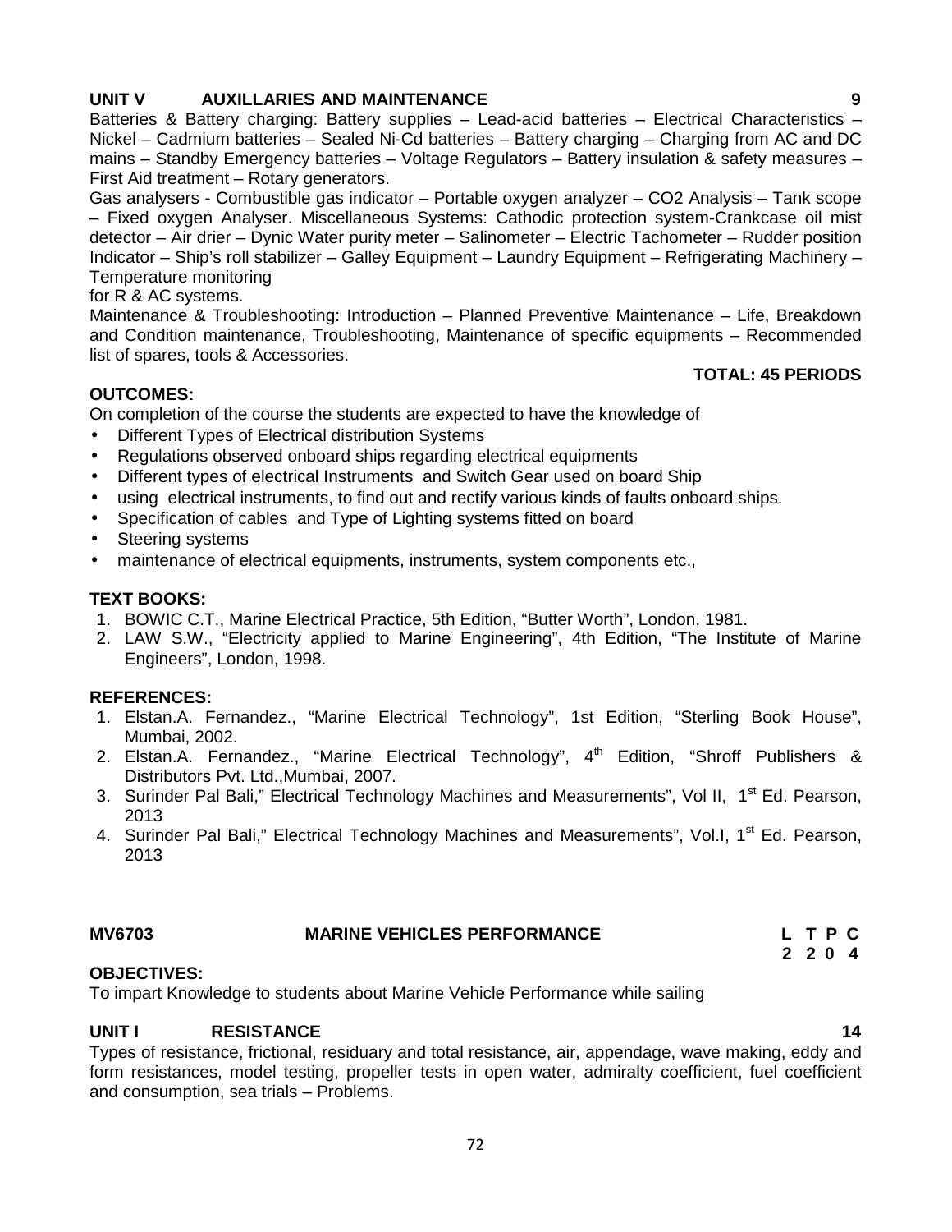**UNIT V AUXILLARIES AND MAINTENANCE 9**

Batteries & Battery charging: Battery supplies – Lead-acid batteries – Electrical Characteristics – Nickel – Cadmium batteries – Sealed Ni-Cd batteries – Battery charging – Charging from AC and DC mains – Standby Emergency batteries – Voltage Regulators – Battery insulation & safety measures – First Aid treatment – Rotary generators.

Gas analysers - Combustible gas indicator – Portable oxygen analyzer – CO2 Analysis – Tank scope – Fixed oxygen Analyser. Miscellaneous Systems: Cathodic protection system-Crankcase oil mist detector – Air drier – Dynic Water purity meter – Salinometer – Electric Tachometer – Rudder position Indicator – Ship's roll stabilizer – Galley Equipment – Laundry Equipment – Refrigerating Machinery – Temperature monitoring
for R & AC systems.

Maintenance & Troubleshooting: Introduction – Planned Preventive Maintenance – Life, Breakdown and Condition maintenance, Troubleshooting, Maintenance of specific equipments – Recommended list of spares, tools & Accessories.

**TOTAL: 45 PERIODS**

**OUTCOMES:**

On completion of the course the students are expected to have the knowledge of

- Different Types of Electrical distribution Systems
- Regulations observed onboard ships regarding electrical equipments
- Different types of electrical Instruments and Switch Gear used on board Ship
- using electrical instruments, to find out and rectify various kinds of faults onboard ships.
- Specification of cables and Type of Lighting systems fitted on board
- Steering systems
- maintenance of electrical equipments, instruments, system components etc.,

**TEXT BOOKS:**

1. BOWIC C.T., Marine Electrical Practice, 5th Edition, "Butter Worth", London, 1981.
2. LAW S.W., "Electricity applied to Marine Engineering", 4th Edition, "The Institute of Marine Engineers", London, 1998.

**REFERENCES:**

1. Elstan.A. Fernandez., "Marine Electrical Technology", 1st Edition, "Sterling Book House", Mumbai, 2002.
2. Elstan.A. Fernandez., "Marine Electrical Technology", 4th Edition, "Shroff Publishers & Distributors Pvt. Ltd.,Mumbai, 2007.
3. Surinder Pal Bali," Electrical Technology Machines and Measurements", Vol II, 1st Ed. Pearson, 2013
4. Surinder Pal Bali," Electrical Technology Machines and Measurements", Vol.I, 1st Ed. Pearson, 2013

**MV6703 MARINE VEHICLES PERFORMANCE**

| L | T | P | C |
|---|---|---|---|
| 2 | 2 | 0 | 4 |

**OBJECTIVES:**

To impart Knowledge to students about Marine Vehicle Performance while sailing

**UNIT I RESISTANCE 14**

Types of resistance, frictional, residuary and total resistance, air, appendage, wave making, eddy and form resistances, model testing, propeller tests in open water, admiralty coefficient, fuel coefficient and consumption, sea trials – Problems.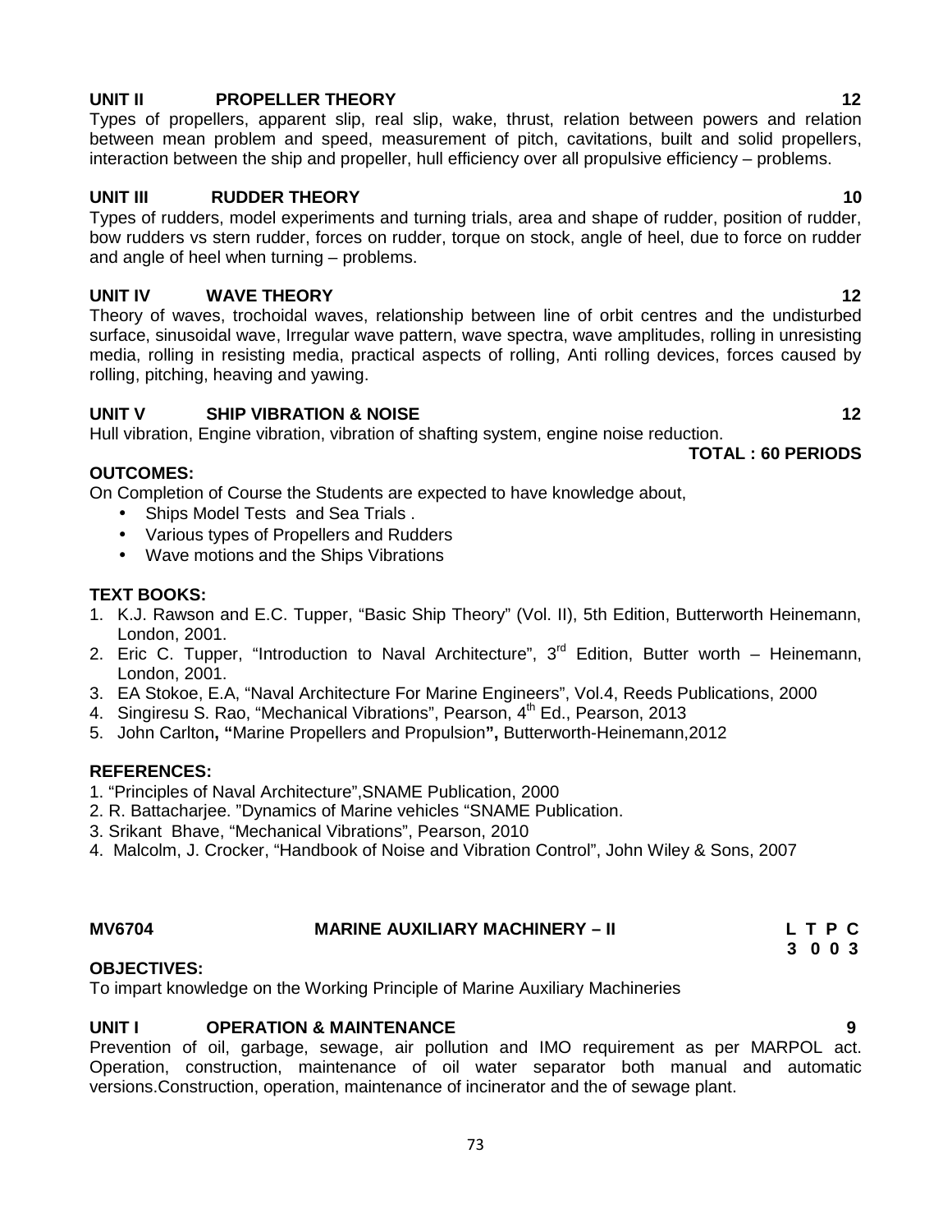### UNIT II PROPELLER THEORY 12

Types of propellers, apparent slip, real slip, wake, thrust, relation between powers and relation between mean problem and speed, measurement of pitch, cavitations, built and solid propellers, interaction between the ship and propeller, hull efficiency over all propulsive efficiency – problems.

### UNIT III RUDDER THEORY 10

Types of rudders, model experiments and turning trials, area and shape of rudder, position of rudder, bow rudders vs stern rudder, forces on rudder, torque on stock, angle of heel, due to force on rudder and angle of heel when turning – problems.

### UNIT IV WAVE THEORY 12

Theory of waves, trochoidal waves, relationship between line of orbit centres and the undisturbed surface, sinusoidal wave, Irregular wave pattern, wave spectra, wave amplitudes, rolling in unresisting media, rolling in resisting media, practical aspects of rolling, Anti rolling devices, forces caused by rolling, pitching, heaving and yawing.

### UNIT V SHIP VIBRATION & NOISE 12

Hull vibration, Engine vibration, vibration of shafting system, engine noise reduction.

**TOTAL : 60 PERIODS**

**OUTCOMES:**

On Completion of Course the Students are expected to have knowledge about,

- Ships Model Tests and Sea Trials .
- Various types of Propellers and Rudders
- Wave motions and the Ships Vibrations

**TEXT BOOKS:**

1. K.J. Rawson and E.C. Tupper, "Basic Ship Theory" (Vol. II), 5th Edition, Butterworth Heinemann, London, 2001.
2. Eric C. Tupper, "Introduction to Naval Architecture", 3rd Edition, Butter worth – Heinemann, London, 2001.
3. EA Stokoe, E.A, "Naval Architecture For Marine Engineers", Vol.4, Reeds Publications, 2000
4. Singiresu S. Rao, "Mechanical Vibrations", Pearson, 4th Ed., Pearson, 2013
5. John Carlton**, "**Marine Propellers and Propulsion**",** Butterworth-Heinemann,2012

**REFERENCES:**

1. "Principles of Naval Architecture",SNAME Publication, 2000
2. R. Battacharjee. "Dynamics of Marine vehicles "SNAME Publication.
3. Srikant Bhave, "Mechanical Vibrations", Pearson, 2010
4. Malcolm, J. Crocker, "Handbook of Noise and Vibration Control", John Wiley & Sons, 2007

## MV6704 MARINE AUXILIARY MACHINERY – II

| L | T | P | C |
|---|---|---|---|
| 3 | 0 | 0 | 3 |

**OBJECTIVES:**

To impart knowledge on the Working Principle of Marine Auxiliary Machineries

### UNIT I OPERATION & MAINTENANCE 9

Prevention of oil, garbage, sewage, air pollution and IMO requirement as per MARPOL act. Operation, construction, maintenance of oil water separator both manual and automatic versions.Construction, operation, maintenance of incinerator and the of sewage plant.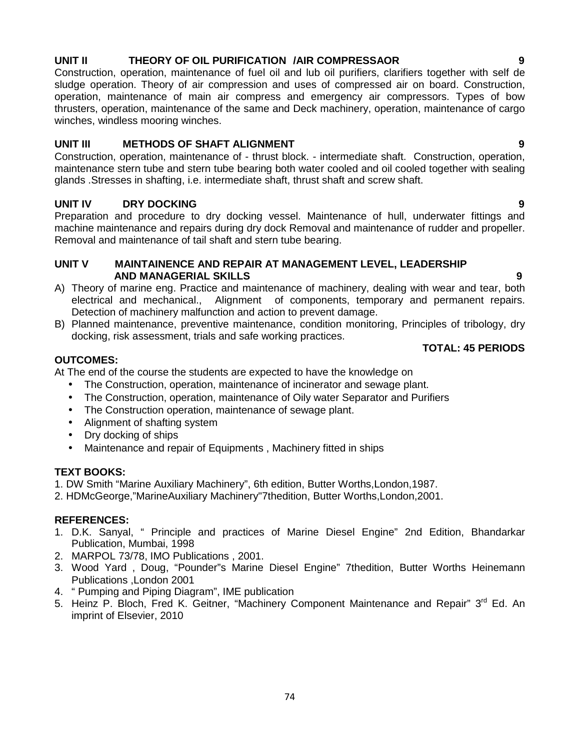**UNIT II THEORY OF OIL PURIFICATION /AIR COMPRESSAOR 9**

Construction, operation, maintenance of fuel oil and lub oil purifiers, clarifiers together with self de sludge operation. Theory of air compression and uses of compressed air on board. Construction, operation, maintenance of main air compress and emergency air compressors. Types of bow thrusters, operation, maintenance of the same and Deck machinery, operation, maintenance of cargo winches, windless mooring winches.

**UNIT III METHODS OF SHAFT ALIGNMENT 9**

Construction, operation, maintenance of - thrust block. - intermediate shaft. Construction, operation, maintenance stern tube and stern tube bearing both water cooled and oil cooled together with sealing glands .Stresses in shafting, i.e. intermediate shaft, thrust shaft and screw shaft.

**UNIT IV DRY DOCKING 9**

Preparation and procedure to dry docking vessel. Maintenance of hull, underwater fittings and machine maintenance and repairs during dry dock Removal and maintenance of rudder and propeller. Removal and maintenance of tail shaft and stern tube bearing.

**UNIT V MAINTAINENCE AND REPAIR AT MANAGEMENT LEVEL, LEADERSHIP AND MANAGERIAL SKILLS 9**

A) Theory of marine eng. Practice and maintenance of machinery, dealing with wear and tear, both electrical and mechanical., Alignment of components, temporary and permanent repairs. Detection of machinery malfunction and action to prevent damage.
B) Planned maintenance, preventive maintenance, condition monitoring, Principles of tribology, dry docking, risk assessment, trials and safe working practices.

**TOTAL: 45 PERIODS**

**OUTCOMES:**

At The end of the course the students are expected to have the knowledge on

- The Construction, operation, maintenance of incinerator and sewage plant.
- The Construction, operation, maintenance of Oily water Separator and Purifiers
- The Construction operation, maintenance of sewage plant.
- Alignment of shafting system
- Dry docking of ships
- Maintenance and repair of Equipments , Machinery fitted in ships

**TEXT BOOKS:**

1. DW Smith "Marine Auxiliary Machinery", 6th edition, Butter Worths,London,1987.
2. HDMcGeorge,"MarineAuxiliary Machinery"7thedition, Butter Worths,London,2001.

**REFERENCES:**

1. D.K. Sanyal, " Principle and practices of Marine Diesel Engine" 2nd Edition, Bhandarkar Publication, Mumbai, 1998
2. MARPOL 73/78, IMO Publications , 2001.
3. Wood Yard , Doug, "Pounder"s Marine Diesel Engine" 7thedition, Butter Worths Heinemann Publications ,London 2001
4. " Pumping and Piping Diagram", IME publication
5. Heinz P. Bloch, Fred K. Geitner, "Machinery Component Maintenance and Repair" 3rd Ed. An imprint of Elsevier, 2010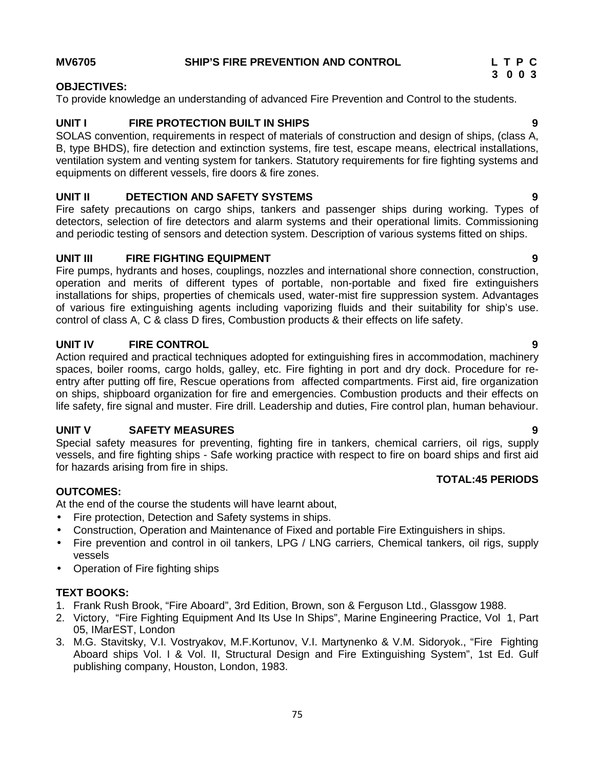**MV6705 SHIP'S FIRE PREVENTION AND CONTROL**

| L | T | P | C |
|---|---|---|---|
| 3 | 0 | 0 | 3 |

**OBJECTIVES:**

To provide knowledge an understanding of advanced Fire Prevention and Control to the students.

**UNIT I FIRE PROTECTION BUILT IN SHIPS 9**

SOLAS convention, requirements in respect of materials of construction and design of ships, (class A, B, type BHDS), fire detection and extinction systems, fire test, escape means, electrical installations, ventilation system and venting system for tankers. Statutory requirements for fire fighting systems and equipments on different vessels, fire doors & fire zones.

**UNIT II DETECTION AND SAFETY SYSTEMS 9**

Fire safety precautions on cargo ships, tankers and passenger ships during working. Types of detectors, selection of fire detectors and alarm systems and their operational limits. Commissioning and periodic testing of sensors and detection system. Description of various systems fitted on ships.

**UNIT III FIRE FIGHTING EQUIPMENT 9**

Fire pumps, hydrants and hoses, couplings, nozzles and international shore connection, construction, operation and merits of different types of portable, non-portable and fixed fire extinguishers installations for ships, properties of chemicals used, water-mist fire suppression system. Advantages of various fire extinguishing agents including vaporizing fluids and their suitability for ship's use. control of class A, C & class D fires, Combustion products & their effects on life safety.

**UNIT IV FIRE CONTROL 9**

Action required and practical techniques adopted for extinguishing fires in accommodation, machinery spaces, boiler rooms, cargo holds, galley, etc. Fire fighting in port and dry dock. Procedure for re-entry after putting off fire, Rescue operations from affected compartments. First aid, fire organization on ships, shipboard organization for fire and emergencies. Combustion products and their effects on life safety, fire signal and muster. Fire drill. Leadership and duties, Fire control plan, human behaviour.

**UNIT V SAFETY MEASURES 9**

Special safety measures for preventing, fighting fire in tankers, chemical carriers, oil rigs, supply vessels, and fire fighting ships - Safe working practice with respect to fire on board ships and first aid for hazards arising from fire in ships.

**TOTAL:45 PERIODS**

**OUTCOMES:**

At the end of the course the students will have learnt about,

- Fire protection, Detection and Safety systems in ships.
- Construction, Operation and Maintenance of Fixed and portable Fire Extinguishers in ships.
- Fire prevention and control in oil tankers, LPG / LNG carriers, Chemical tankers, oil rigs, supply vessels
- Operation of Fire fighting ships

**TEXT BOOKS:**

1. Frank Rush Brook, "Fire Aboard", 3rd Edition, Brown, son & Ferguson Ltd., Glassgow 1988.
2. Victory, "Fire Fighting Equipment And Its Use In Ships", Marine Engineering Practice, Vol 1, Part 05, IMarEST, London
3. M.G. Stavitsky, V.I. Vostryakov, M.F.Kortunov, V.I. Martynenko & V.M. Sidoryok., "Fire Fighting Aboard ships Vol. I & Vol. II, Structural Design and Fire Extinguishing System", 1st Ed. Gulf publishing company, Houston, London, 1983.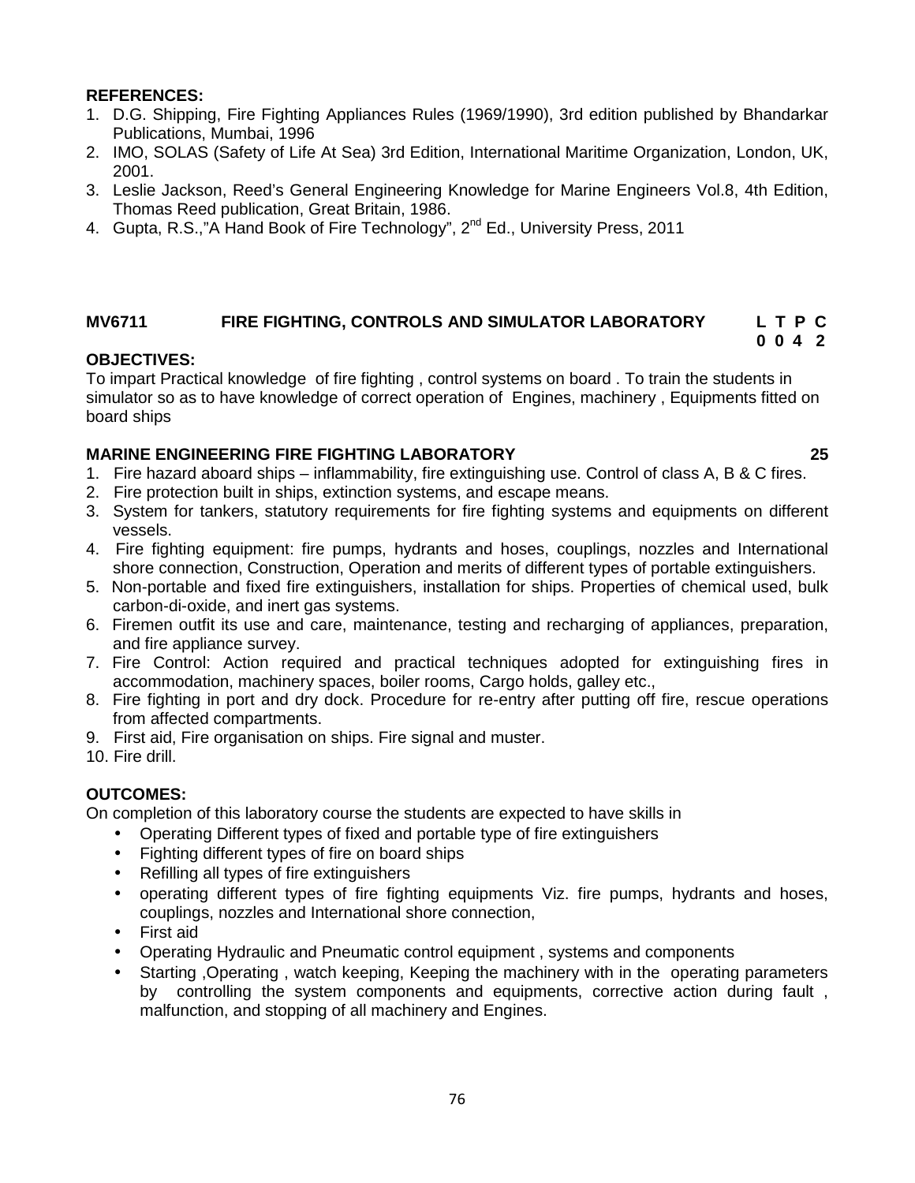**REFERENCES:**

1. D.G. Shipping, Fire Fighting Appliances Rules (1969/1990), 3rd edition published by Bhandarkar Publications, Mumbai, 1996
2. IMO, SOLAS (Safety of Life At Sea) 3rd Edition, International Maritime Organization, London, UK, 2001.
3. Leslie Jackson, Reed's General Engineering Knowledge for Marine Engineers Vol.8, 4th Edition, Thomas Reed publication, Great Britain, 1986.
4. Gupta, R.S.,"A Hand Book of Fire Technology", 2nd Ed., University Press, 2011

## MV6711 FIRE FIGHTING, CONTROLS AND SIMULATOR LABORATORY

| L | T | P | C |
|---|---|---|---|
| 0 | 0 | 4 | 2 |

**OBJECTIVES:**

To impart Practical knowledge of fire fighting , control systems on board . To train the students in simulator so as to have knowledge of correct operation of Engines, machinery , Equipments fitted on board ships

**MARINE ENGINEERING FIRE FIGHTING LABORATORY 25**

1. Fire hazard aboard ships – inflammability, fire extinguishing use. Control of class A, B & C fires.
2. Fire protection built in ships, extinction systems, and escape means.
3. System for tankers, statutory requirements for fire fighting systems and equipments on different vessels.
4. Fire fighting equipment: fire pumps, hydrants and hoses, couplings, nozzles and International shore connection, Construction, Operation and merits of different types of portable extinguishers.
5. Non-portable and fixed fire extinguishers, installation for ships. Properties of chemical used, bulk carbon-di-oxide, and inert gas systems.
6. Firemen outfit its use and care, maintenance, testing and recharging of appliances, preparation, and fire appliance survey.
7. Fire Control: Action required and practical techniques adopted for extinguishing fires in accommodation, machinery spaces, boiler rooms, Cargo holds, galley etc.,
8. Fire fighting in port and dry dock. Procedure for re-entry after putting off fire, rescue operations from affected compartments.
9. First aid, Fire organisation on ships. Fire signal and muster.
10. Fire drill.

**OUTCOMES:**

On completion of this laboratory course the students are expected to have skills in

- Operating Different types of fixed and portable type of fire extinguishers
- Fighting different types of fire on board ships
- Refilling all types of fire extinguishers
- operating different types of fire fighting equipments Viz. fire pumps, hydrants and hoses, couplings, nozzles and International shore connection,
- First aid
- Operating Hydraulic and Pneumatic control equipment , systems and components
- Starting ,Operating , watch keeping, Keeping the machinery with in the operating parameters by controlling the system components and equipments, corrective action during fault , malfunction, and stopping of all machinery and Engines.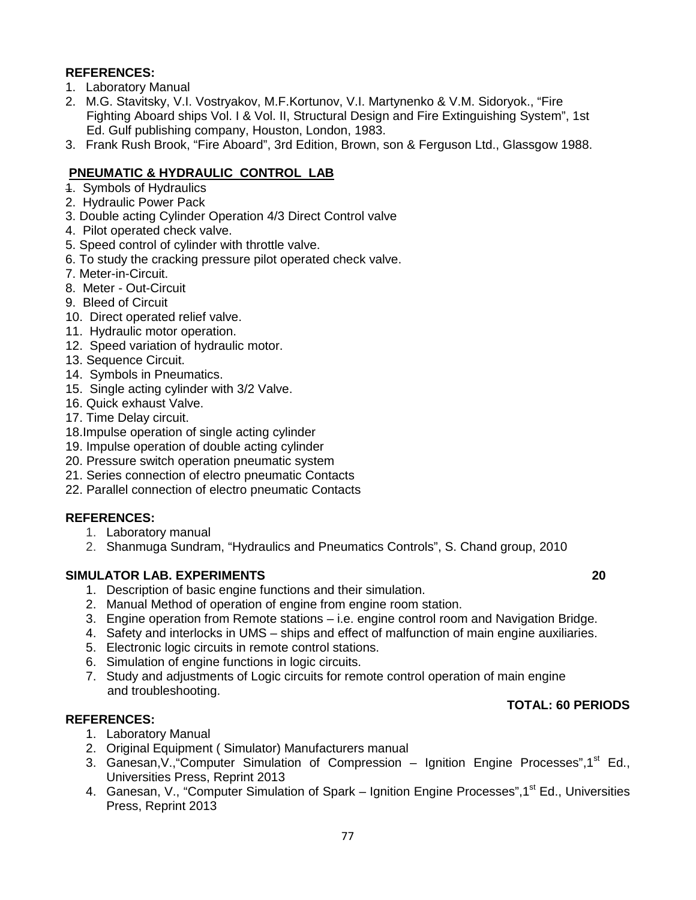**REFERENCES:**

1. Laboratory Manual
2. M.G. Stavitsky, V.I. Vostryakov, M.F.Kortunov, V.I. Martynenko & V.M. Sidoryok., "Fire Fighting Aboard ships Vol. I & Vol. II, Structural Design and Fire Extinguishing System", 1st Ed. Gulf publishing company, Houston, London, 1983.
3. Frank Rush Brook, "Fire Aboard", 3rd Edition, Brown, son & Ferguson Ltd., Glassgow 1988.

**PNEUMATIC & HYDRAULIC CONTROL LAB**

1. Symbols of Hydraulics
2. Hydraulic Power Pack
3. Double acting Cylinder Operation 4/3 Direct Control valve
4. Pilot operated check valve.
5. Speed control of cylinder with throttle valve.
6. To study the cracking pressure pilot operated check valve.
7. Meter-in-Circuit.
8. Meter - Out-Circuit
9. Bleed of Circuit
10. Direct operated relief valve.
11. Hydraulic motor operation.
12. Speed variation of hydraulic motor.
13. Sequence Circuit.
14. Symbols in Pneumatics.
15. Single acting cylinder with 3/2 Valve.
16. Quick exhaust Valve.
17. Time Delay circuit.
18. Impulse operation of single acting cylinder
19. Impulse operation of double acting cylinder
20. Pressure switch operation pneumatic system
21. Series connection of electro pneumatic Contacts
22. Parallel connection of electro pneumatic Contacts

**REFERENCES:**

1. Laboratory manual
2. Shanmuga Sundram, "Hydraulics and Pneumatics Controls", S. Chand group, 2010

**SIMULATOR LAB. EXPERIMENTS** **20**

1. Description of basic engine functions and their simulation.
2. Manual Method of operation of engine from engine room station.
3. Engine operation from Remote stations – i.e. engine control room and Navigation Bridge.
4. Safety and interlocks in UMS – ships and effect of malfunction of main engine auxiliaries.
5. Electronic logic circuits in remote control stations.
6. Simulation of engine functions in logic circuits.
7. Study and adjustments of Logic circuits for remote control operation of main engine and troubleshooting.

**TOTAL: 60 PERIODS**

**REFERENCES:**

1. Laboratory Manual
2. Original Equipment ( Simulator) Manufacturers manual
3. Ganesan,V.,"Computer Simulation of Compression – Ignition Engine Processes",1st Ed., Universities Press, Reprint 2013
4. Ganesan, V., "Computer Simulation of Spark – Ignition Engine Processes",1st Ed., Universities Press, Reprint 2013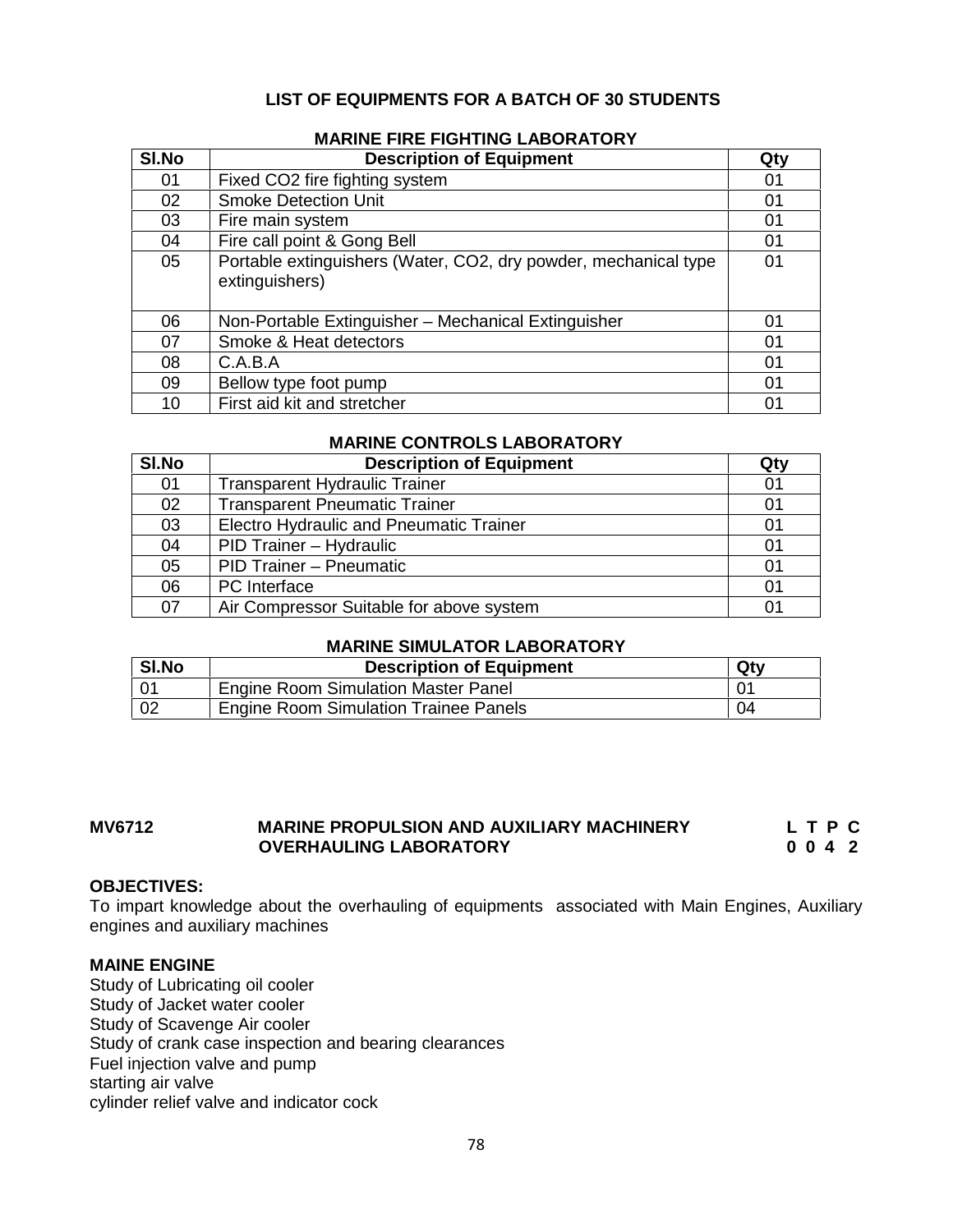**LIST OF EQUIPMENTS FOR A BATCH OF 30 STUDENTS**

**MARINE FIRE FIGHTING LABORATORY**

| Sl.No | Description of Equipment | Qty |
|---|---|---|
| 01 | Fixed CO2 fire fighting system | 01 |
| 02 | Smoke Detection Unit | 01 |
| 03 | Fire main system | 01 |
| 04 | Fire call point & Gong Bell | 01 |
| 05 | Portable extinguishers (Water, CO2, dry powder, mechanical type extinguishers) | 01 |
| 06 | Non-Portable Extinguisher – Mechanical Extinguisher | 01 |
| 07 | Smoke & Heat detectors | 01 |
| 08 | C.A.B.A | 01 |
| 09 | Bellow type foot pump | 01 |
| 10 | First aid kit and stretcher | 01 |

**MARINE CONTROLS LABORATORY**

| Sl.No | Description of Equipment | Qty |
|---|---|---|
| 01 | Transparent Hydraulic Trainer | 01 |
| 02 | Transparent Pneumatic Trainer | 01 |
| 03 | Electro Hydraulic and Pneumatic Trainer | 01 |
| 04 | PID Trainer – Hydraulic | 01 |
| 05 | PID Trainer – Pneumatic | 01 |
| 06 | PC Interface | 01 |
| 07 | Air Compressor Suitable for above system | 01 |

**MARINE SIMULATOR LABORATORY**

| Sl.No | Description of Equipment | Qty |
|---|---|---|
| 01 | Engine Room Simulation Master Panel | 01 |
| 02 | Engine Room Simulation Trainee Panels | 04 |

**MV6712 MARINE PROPULSION AND AUXILIARY MACHINERY OVERHAULING LABORATORY** **L T P C 0 0 4 2**

**OBJECTIVES:**

To impart knowledge about the overhauling of equipments associated with Main Engines, Auxiliary engines and auxiliary machines

**MAINE ENGINE**

Study of Lubricating oil cooler
Study of Jacket water cooler
Study of Scavenge Air cooler
Study of crank case inspection and bearing clearances
Fuel injection valve and pump
starting air valve
cylinder relief valve and indicator cock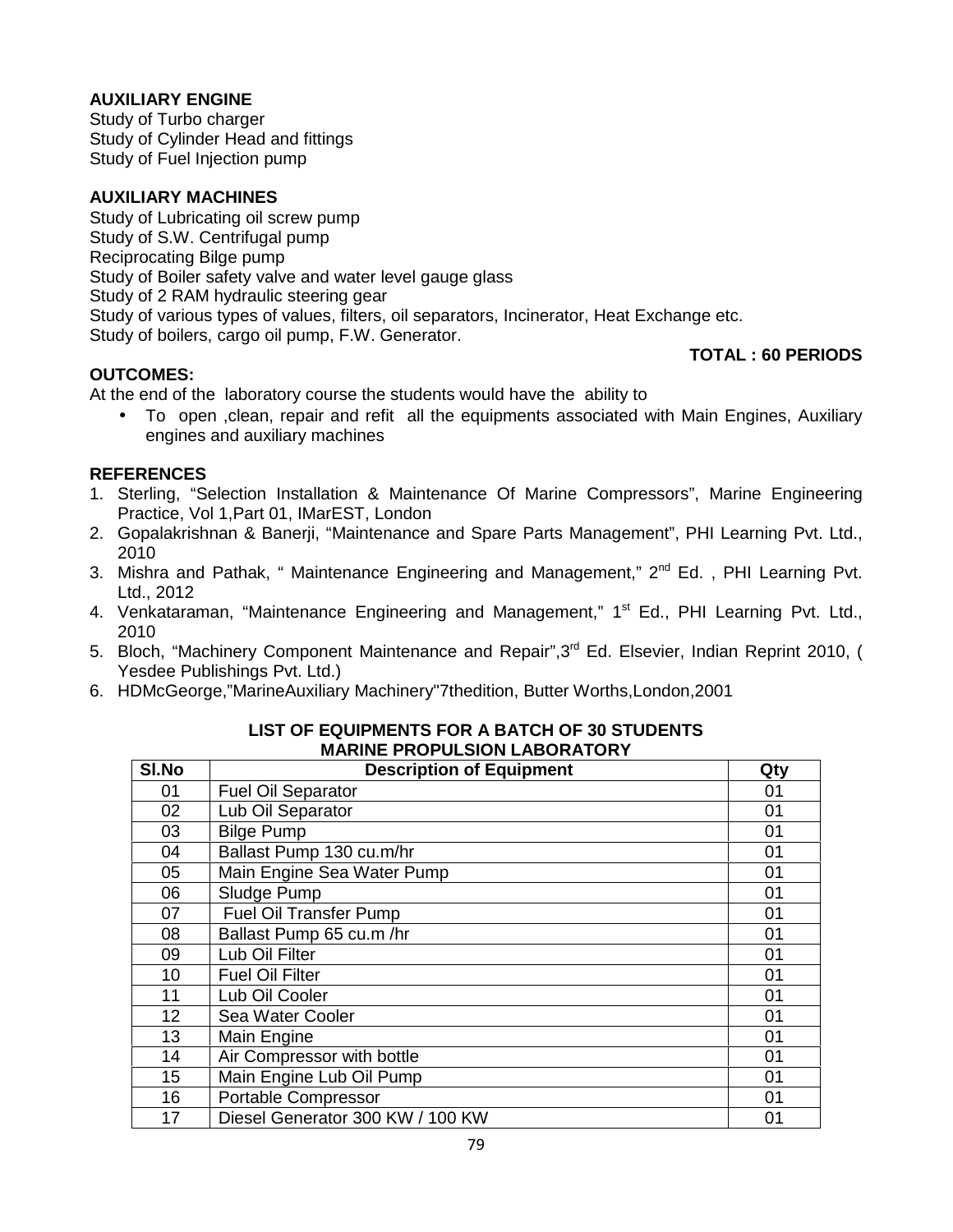**AUXILIARY ENGINE**

Study of Turbo charger
Study of Cylinder Head and fittings
Study of Fuel Injection pump

**AUXILIARY MACHINES**

Study of Lubricating oil screw pump
Study of S.W. Centrifugal pump
Reciprocating Bilge pump
Study of Boiler safety valve and water level gauge glass
Study of 2 RAM hydraulic steering gear
Study of various types of values, filters, oil separators, Incinerator, Heat Exchange etc.
Study of boilers, cargo oil pump, F.W. Generator.

**TOTAL : 60 PERIODS**

**OUTCOMES:**

At the end of the laboratory course the students would have the ability to

- To open ,clean, repair and refit all the equipments associated with Main Engines, Auxiliary engines and auxiliary machines

**REFERENCES**

1. Sterling, "Selection Installation & Maintenance Of Marine Compressors", Marine Engineering Practice, Vol 1,Part 01, IMarEST, London
2. Gopalakrishnan & Banerji, "Maintenance and Spare Parts Management", PHI Learning Pvt. Ltd., 2010
3. Mishra and Pathak, " Maintenance Engineering and Management," 2nd Ed. , PHI Learning Pvt. Ltd., 2012
4. Venkataraman, "Maintenance Engineering and Management," 1st Ed., PHI Learning Pvt. Ltd., 2010
5. Bloch, "Machinery Component Maintenance and Repair",3rd Ed. Elsevier, Indian Reprint 2010, ( Yesdee Publishings Pvt. Ltd.)
6. HDMcGeorge,"MarineAuxiliary Machinery"7thedition, Butter Worths,London,2001

**LIST OF EQUIPMENTS FOR A BATCH OF 30 STUDENTS**
**MARINE PROPULSION LABORATORY**

| Sl.No | Description of Equipment | Qty |
|---|---|---|
| 01 | Fuel Oil Separator | 01 |
| 02 | Lub Oil Separator | 01 |
| 03 | Bilge Pump | 01 |
| 04 | Ballast Pump 130 cu.m/hr | 01 |
| 05 | Main Engine Sea Water Pump | 01 |
| 06 | Sludge Pump | 01 |
| 07 | Fuel Oil Transfer Pump | 01 |
| 08 | Ballast Pump 65 cu.m /hr | 01 |
| 09 | Lub Oil Filter | 01 |
| 10 | Fuel Oil Filter | 01 |
| 11 | Lub Oil Cooler | 01 |
| 12 | Sea Water Cooler | 01 |
| 13 | Main Engine | 01 |
| 14 | Air Compressor with bottle | 01 |
| 15 | Main Engine Lub Oil Pump | 01 |
| 16 | Portable Compressor | 01 |
| 17 | Diesel Generator 300 KW / 100 KW | 01 |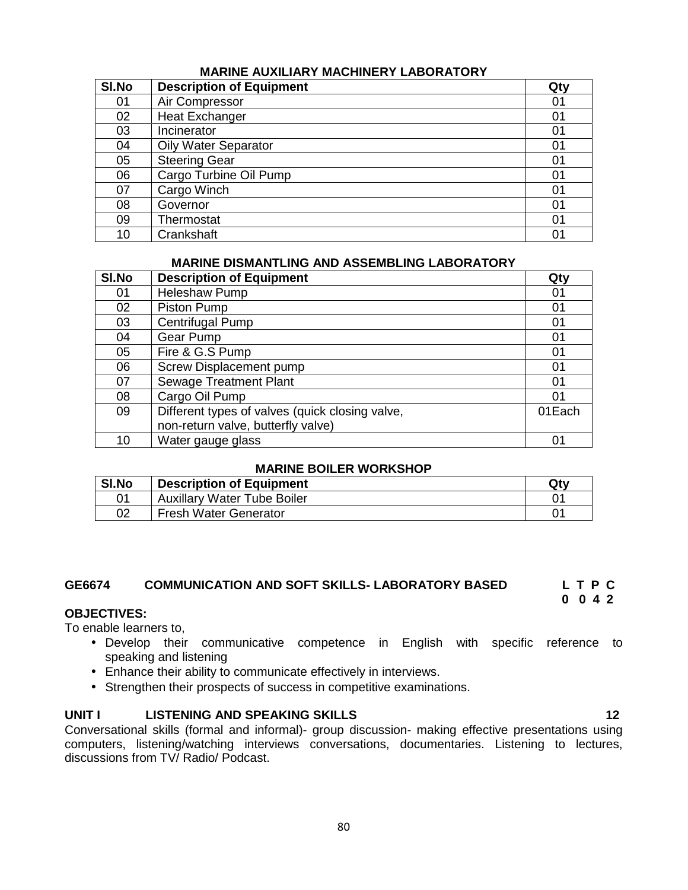**MARINE AUXILIARY MACHINERY LABORATORY**

| Sl.No | Description of Equipment | Qty |
|---|---|---|
| 01 | Air Compressor | 01 |
| 02 | Heat Exchanger | 01 |
| 03 | Incinerator | 01 |
| 04 | Oily Water Separator | 01 |
| 05 | Steering Gear | 01 |
| 06 | Cargo Turbine Oil Pump | 01 |
| 07 | Cargo Winch | 01 |
| 08 | Governor | 01 |
| 09 | Thermostat | 01 |
| 10 | Crankshaft | 01 |

**MARINE DISMANTLING AND ASSEMBLING LABORATORY**

| Sl.No | Description of Equipment | Qty |
|---|---|---|
| 01 | Heleshaw Pump | 01 |
| 02 | Piston Pump | 01 |
| 03 | Centrifugal Pump | 01 |
| 04 | Gear Pump | 01 |
| 05 | Fire & G.S Pump | 01 |
| 06 | Screw Displacement pump | 01 |
| 07 | Sewage Treatment Plant | 01 |
| 08 | Cargo Oil Pump | 01 |
| 09 | Different types of valves (quick closing valve, non-return valve, butterfly valve) | 01Each |
| 10 | Water gauge glass | 01 |

**MARINE BOILER WORKSHOP**

| Sl.No | Description of Equipment | Qty |
|---|---|---|
| 01 | Auxillary Water Tube Boiler | 01 |
| 02 | Fresh Water Generator | 01 |

## GE6674 COMMUNICATION AND SOFT SKILLS- LABORATORY BASED

**L T P C**
**0 0 4 2**

**OBJECTIVES:**

To enable learners to,

- Develop their communicative competence in English with specific reference to speaking and listening
- Enhance their ability to communicate effectively in interviews.
- Strengthen their prospects of success in competitive examinations.

**UNIT I LISTENING AND SPEAKING SKILLS 12**

Conversational skills (formal and informal)- group discussion- making effective presentations using computers, listening/watching interviews conversations, documentaries. Listening to lectures, discussions from TV/ Radio/ Podcast.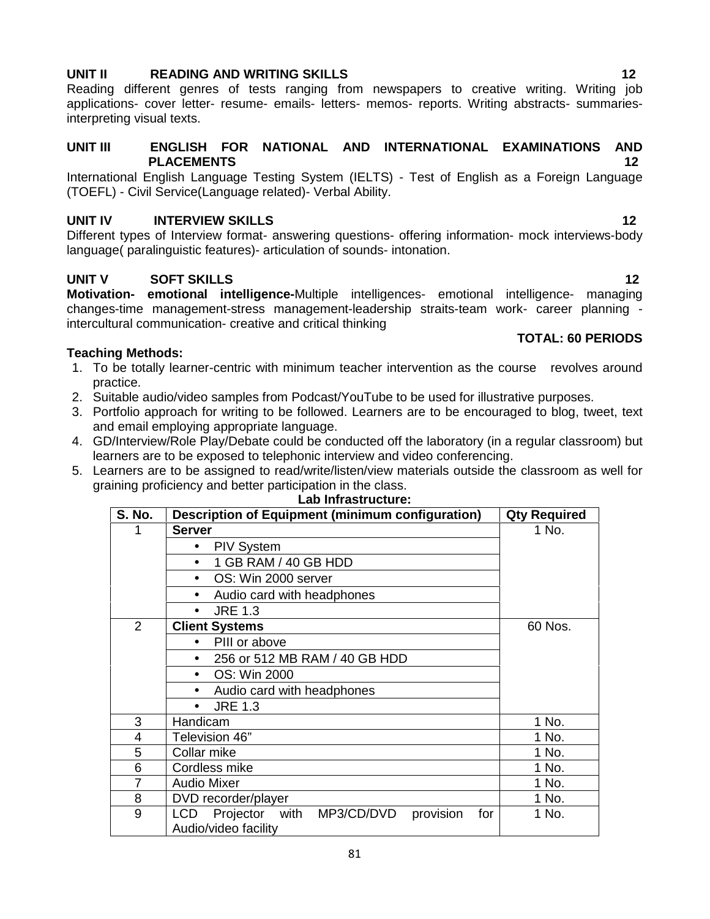**UNIT II READING AND WRITING SKILLS 12**

Reading different genres of tests ranging from newspapers to creative writing. Writing job applications- cover letter- resume- emails- letters- memos- reports. Writing abstracts- summaries- interpreting visual texts.

**UNIT III ENGLISH FOR NATIONAL AND INTERNATIONAL EXAMINATIONS AND PLACEMENTS 12**

International English Language Testing System (IELTS) - Test of English as a Foreign Language (TOEFL) - Civil Service(Language related)- Verbal Ability.

**UNIT IV INTERVIEW SKILLS 12**

Different types of Interview format- answering questions- offering information- mock interviews-body language( paralinguistic features)- articulation of sounds- intonation.

**UNIT V SOFT SKILLS 12**

**Motivation- emotional intelligence-**Multiple intelligences- emotional intelligence- managing changes-time management-stress management-leadership straits-team work- career planning - intercultural communication- creative and critical thinking

**TOTAL: 60 PERIODS**

**Teaching Methods:**

1. To be totally learner-centric with minimum teacher intervention as the course revolves around practice.
2. Suitable audio/video samples from Podcast/YouTube to be used for illustrative purposes.
3. Portfolio approach for writing to be followed. Learners are to be encouraged to blog, tweet, text and email employing appropriate language.
4. GD/Interview/Role Play/Debate could be conducted off the laboratory (in a regular classroom) but learners are to be exposed to telephonic interview and video conferencing.
5. Learners are to be assigned to read/write/listen/view materials outside the classroom as well for graining proficiency and better participation in the class.

**Lab Infrastructure:**

| S. No. | Description of Equipment (minimum configuration) | Qty Required |
|---|---|---|
| 1 | **Server**<br>• PIV System<br>• 1 GB RAM / 40 GB HDD<br>• OS: Win 2000 server<br>• Audio card with headphones<br>• JRE 1.3 | 1 No. |
| 2 | **Client Systems**<br>• PIII or above<br>• 256 or 512 MB RAM / 40 GB HDD<br>• OS: Win 2000<br>• Audio card with headphones<br>• JRE 1.3 | 60 Nos. |
| 3 | Handicam | 1 No. |
| 4 | Television 46” | 1 No. |
| 5 | Collar mike | 1 No. |
| 6 | Cordless mike | 1 No. |
| 7 | Audio Mixer | 1 No. |
| 8 | DVD recorder/player | 1 No. |
| 9 | LCD Projector with MP3/CD/DVD provision for Audio/video facility | 1 No. |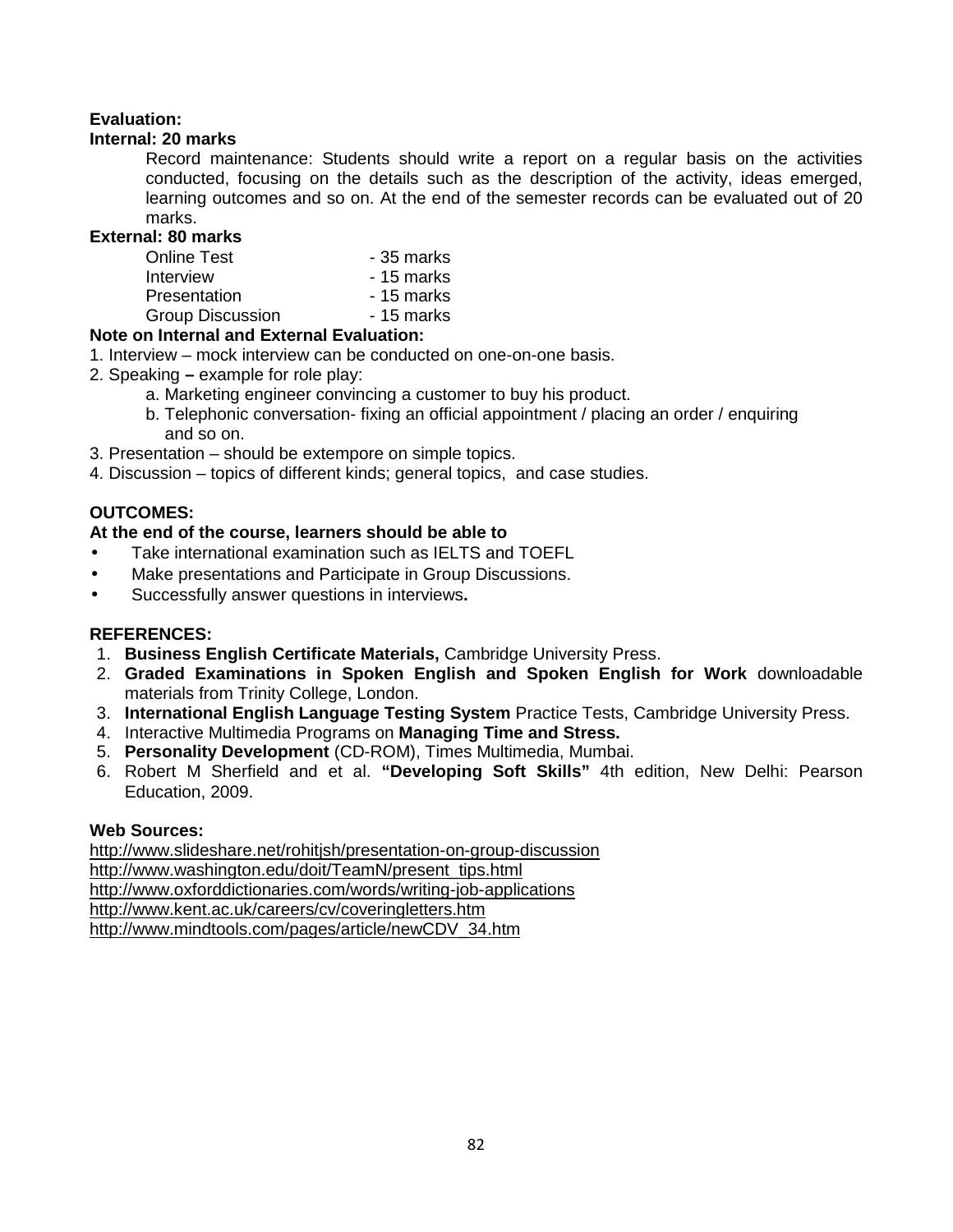**Evaluation:**

**Internal: 20 marks**

Record maintenance: Students should write a report on a regular basis on the activities conducted, focusing on the details such as the description of the activity, ideas emerged, learning outcomes and so on. At the end of the semester records can be evaluated out of 20 marks.

**External: 80 marks**

| | |
|---|---|
| Online Test | - 35 marks |
| Interview | - 15 marks |
| Presentation | - 15 marks |
| Group Discussion | - 15 marks |

**Note on Internal and External Evaluation:**

1. Interview – mock interview can be conducted on one-on-one basis.
2. Speaking **–** example for role play:
   a. Marketing engineer convincing a customer to buy his product.
   b. Telephonic conversation- fixing an official appointment / placing an order / enquiring and so on.
3. Presentation – should be extempore on simple topics.
4. Discussion – topics of different kinds; general topics, and case studies.

**OUTCOMES:**

**At the end of the course, learners should be able to**

- Take international examination such as IELTS and TOEFL
- Make presentations and Participate in Group Discussions.
- Successfully answer questions in interviews**.**

**REFERENCES:**

1. **Business English Certificate Materials,** Cambridge University Press.
2. **Graded Examinations in Spoken English and Spoken English for Work** downloadable materials from Trinity College, London.
3. **International English Language Testing System** Practice Tests, Cambridge University Press.
4. Interactive Multimedia Programs on **Managing Time and Stress.**
5. **Personality Development** (CD-ROM), Times Multimedia, Mumbai.
6. Robert M Sherfield and et al. **"Developing Soft Skills"** 4th edition, New Delhi: Pearson Education, 2009.

**Web Sources:**

http://www.slideshare.net/rohitjsh/presentation-on-group-discussion
http://www.washington.edu/doit/TeamN/present_tips.html
http://www.oxforddictionaries.com/words/writing-job-applications
http://www.kent.ac.uk/careers/cv/coveringletters.htm
http://www.mindtools.com/pages/article/newCDV_34.htm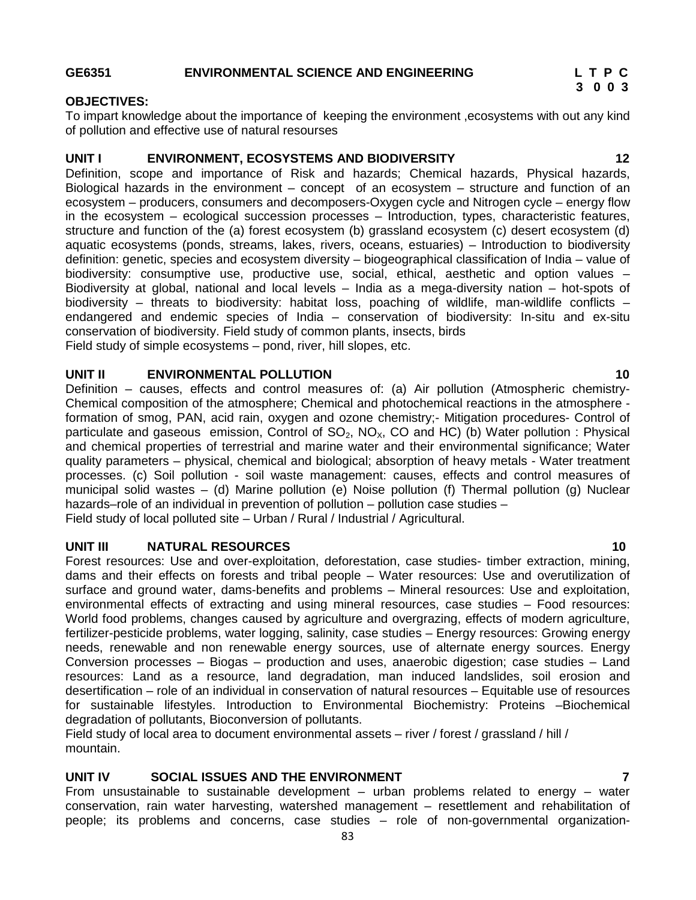## GE6351 ENVIRONMENTAL SCIENCE AND ENGINEERING

**L T P C**
**3 0 0 3**

**OBJECTIVES:**

To impart knowledge about the importance of keeping the environment ,ecosystems with out any kind of pollution and effective use of natural resourses

### UNIT I ENVIRONMENT, ECOSYSTEMS AND BIODIVERSITY — 12

Definition, scope and importance of Risk and hazards; Chemical hazards, Physical hazards, Biological hazards in the environment – concept of an ecosystem – structure and function of an ecosystem – producers, consumers and decomposers-Oxygen cycle and Nitrogen cycle – energy flow in the ecosystem – ecological succession processes – Introduction, types, characteristic features, structure and function of the (a) forest ecosystem (b) grassland ecosystem (c) desert ecosystem (d) aquatic ecosystems (ponds, streams, lakes, rivers, oceans, estuaries) – Introduction to biodiversity definition: genetic, species and ecosystem diversity – biogeographical classification of India – value of biodiversity: consumptive use, productive use, social, ethical, aesthetic and option values – Biodiversity at global, national and local levels – India as a mega-diversity nation – hot-spots of biodiversity – threats to biodiversity: habitat loss, poaching of wildlife, man-wildlife conflicts – endangered and endemic species of India – conservation of biodiversity: In-situ and ex-situ conservation of biodiversity. Field study of common plants, insects, birds
Field study of simple ecosystems – pond, river, hill slopes, etc.

### UNIT II ENVIRONMENTAL POLLUTION — 10

Definition – causes, effects and control measures of: (a) Air pollution (Atmospheric chemistry-Chemical composition of the atmosphere; Chemical and photochemical reactions in the atmosphere - formation of smog, PAN, acid rain, oxygen and ozone chemistry;- Mitigation procedures- Control of particulate and gaseous emission, Control of $SO_2$, $NO_X$, CO and HC) (b) Water pollution : Physical and chemical properties of terrestrial and marine water and their environmental significance; Water quality parameters – physical, chemical and biological; absorption of heavy metals - Water treatment processes. (c) Soil pollution - soil waste management: causes, effects and control measures of municipal solid wastes – (d) Marine pollution (e) Noise pollution (f) Thermal pollution (g) Nuclear hazards–role of an individual in prevention of pollution – pollution case studies –
Field study of local polluted site – Urban / Rural / Industrial / Agricultural.

### UNIT III NATURAL RESOURCES — 10

Forest resources: Use and over-exploitation, deforestation, case studies- timber extraction, mining, dams and their effects on forests and tribal people – Water resources: Use and overutilization of surface and ground water, dams-benefits and problems – Mineral resources: Use and exploitation, environmental effects of extracting and using mineral resources, case studies – Food resources: World food problems, changes caused by agriculture and overgrazing, effects of modern agriculture, fertilizer-pesticide problems, water logging, salinity, case studies – Energy resources: Growing energy needs, renewable and non renewable energy sources, use of alternate energy sources. Energy Conversion processes – Biogas – production and uses, anaerobic digestion; case studies – Land resources: Land as a resource, land degradation, man induced landslides, soil erosion and desertification – role of an individual in conservation of natural resources – Equitable use of resources for sustainable lifestyles. Introduction to Environmental Biochemistry: Proteins –Biochemical degradation of pollutants, Bioconversion of pollutants.
Field study of local area to document environmental assets – river / forest / grassland / hill / mountain.

### UNIT IV SOCIAL ISSUES AND THE ENVIRONMENT — 7

From unsustainable to sustainable development – urban problems related to energy – water conservation, rain water harvesting, watershed management – resettlement and rehabilitation of people; its problems and concerns, case studies – role of non-governmental organization-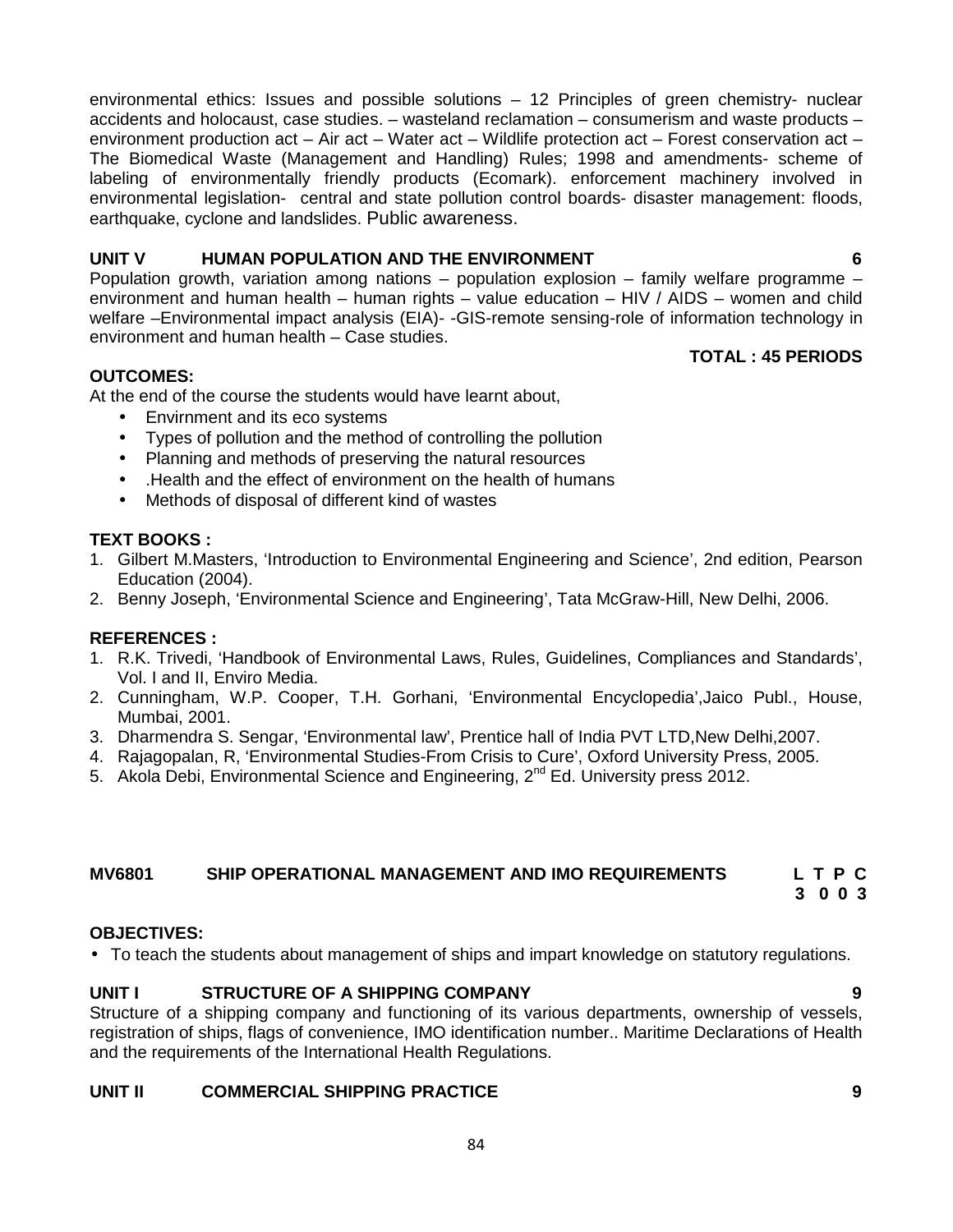environmental ethics: Issues and possible solutions – 12 Principles of green chemistry- nuclear accidents and holocaust, case studies. – wasteland reclamation – consumerism and waste products – environment production act – Air act – Water act – Wildlife protection act – Forest conservation act – The Biomedical Waste (Management and Handling) Rules; 1998 and amendments- scheme of labeling of environmentally friendly products (Ecomark). enforcement machinery involved in environmental legislation- central and state pollution control boards- disaster management: floods, earthquake, cyclone and landslides. Public awareness.

**UNIT V HUMAN POPULATION AND THE ENVIRONMENT 6**

Population growth, variation among nations – population explosion – family welfare programme – environment and human health – human rights – value education – HIV / AIDS – women and child welfare –Environmental impact analysis (EIA)- -GIS-remote sensing-role of information technology in environment and human health – Case studies.

**TOTAL : 45 PERIODS**

**OUTCOMES:**

At the end of the course the students would have learnt about,

- Envirnment and its eco systems
- Types of pollution and the method of controlling the pollution
- Planning and methods of preserving the natural resources
- .Health and the effect of environment on the health of humans
- Methods of disposal of different kind of wastes

**TEXT BOOKS :**

1. Gilbert M.Masters, 'Introduction to Environmental Engineering and Science', 2nd edition, Pearson Education (2004).
2. Benny Joseph, 'Environmental Science and Engineering', Tata McGraw-Hill, New Delhi, 2006.

**REFERENCES :**

1. R.K. Trivedi, 'Handbook of Environmental Laws, Rules, Guidelines, Compliances and Standards', Vol. I and II, Enviro Media.
2. Cunningham, W.P. Cooper, T.H. Gorhani, 'Environmental Encyclopedia',Jaico Publ., House, Mumbai, 2001.
3. Dharmendra S. Sengar, 'Environmental law', Prentice hall of India PVT LTD,New Delhi,2007.
4. Rajagopalan, R, 'Environmental Studies-From Crisis to Cure', Oxford University Press, 2005.
5. Akola Debi, Environmental Science and Engineering, 2nd Ed. University press 2012.

## MV6801 SHIP OPERATIONAL MANAGEMENT AND IMO REQUIREMENTS

| L | T | P | C |
|---|---|---|---|
| 3 | 0 | 0 | 3 |

**OBJECTIVES:**

- To teach the students about management of ships and impart knowledge on statutory regulations.

**UNIT I STRUCTURE OF A SHIPPING COMPANY 9**

Structure of a shipping company and functioning of its various departments, ownership of vessels, registration of ships, flags of convenience, IMO identification number.. Maritime Declarations of Health and the requirements of the International Health Regulations.

**UNIT II COMMERCIAL SHIPPING PRACTICE 9**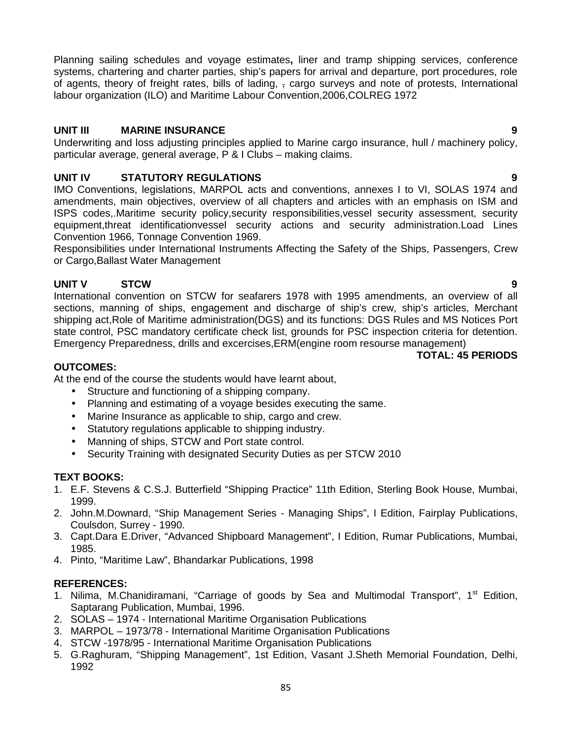Planning sailing schedules and voyage estimates**,** liner and tramp shipping services, conference systems, chartering and charter parties, ship's papers for arrival and departure, port procedures, role of agents, theory of freight rates, bills of lading, , cargo surveys and note of protests, International labour organization (ILO) and Maritime Labour Convention,2006,COLREG 1972

**UNIT III MARINE INSURANCE 9**

Underwriting and loss adjusting principles applied to Marine cargo insurance, hull / machinery policy, particular average, general average, P & I Clubs – making claims.

**UNIT IV STATUTORY REGULATIONS 9**

IMO Conventions, legislations, MARPOL acts and conventions, annexes I to VI, SOLAS 1974 and amendments, main objectives, overview of all chapters and articles with an emphasis on ISM and ISPS codes,.Maritime security policy,security responsibilities,vessel security assessment, security equipment,threat identificationvessel security actions and security administration.Load Lines Convention 1966, Tonnage Convention 1969.

Responsibilities under International Instruments Affecting the Safety of the Ships, Passengers, Crew or Cargo,Ballast Water Management

**UNIT V STCW 9**

International convention on STCW for seafarers 1978 with 1995 amendments, an overview of all sections, manning of ships, engagement and discharge of ship's crew, ship's articles, Merchant shipping act,Role of Maritime administration(DGS) and its functions: DGS Rules and MS Notices Port state control, PSC mandatory certificate check list, grounds for PSC inspection criteria for detention. Emergency Preparedness, drills and excercises,ERM(engine room resourse management)

**TOTAL: 45 PERIODS**

**OUTCOMES:**

At the end of the course the students would have learnt about,

- Structure and functioning of a shipping company.
- Planning and estimating of a voyage besides executing the same.
- Marine Insurance as applicable to ship, cargo and crew.
- Statutory regulations applicable to shipping industry.
- Manning of ships, STCW and Port state control.
- Security Training with designated Security Duties as per STCW 2010

**TEXT BOOKS:**

1. E.F. Stevens & C.S.J. Butterfield "Shipping Practice" 11th Edition, Sterling Book House, Mumbai, 1999.
2. John.M.Downard, "Ship Management Series - Managing Ships", I Edition, Fairplay Publications, Coulsdon, Surrey - 1990.
3. Capt.Dara E.Driver, "Advanced Shipboard Management", I Edition, Rumar Publications, Mumbai, 1985.
4. Pinto, "Maritime Law", Bhandarkar Publications, 1998

**REFERENCES:**

1. Nilima, M.Chanidiramani, "Carriage of goods by Sea and Multimodal Transport", 1st Edition, Saptarang Publication, Mumbai, 1996.
2. SOLAS – 1974 - International Maritime Organisation Publications
3. MARPOL – 1973/78 - International Maritime Organisation Publications
4. STCW -1978/95 - International Maritime Organisation Publications
5. G.Raghuram, "Shipping Management", 1st Edition, Vasant J.Sheth Memorial Foundation, Delhi, 1992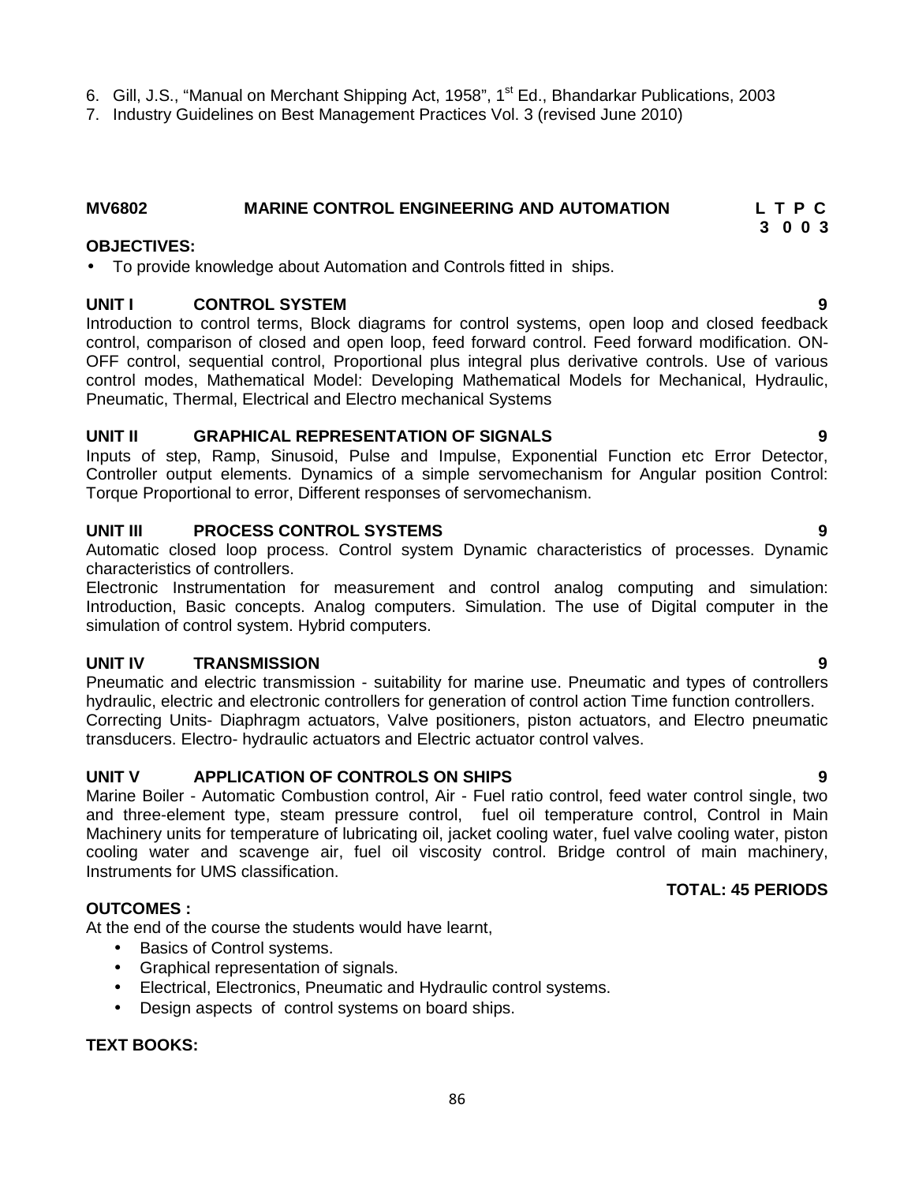6. Gill, J.S., "Manual on Merchant Shipping Act, 1958", 1st Ed., Bhandarkar Publications, 2003
7. Industry Guidelines on Best Management Practices Vol. 3 (revised June 2010)

## MV6802 MARINE CONTROL ENGINEERING AND AUTOMATION

| L | T | P | C |
|---|---|---|---|
| 3 | 0 | 0 | 3 |

**OBJECTIVES:**

- To provide knowledge about Automation and Controls fitted in ships.

**UNIT I CONTROL SYSTEM 9**

Introduction to control terms, Block diagrams for control systems, open loop and closed feedback control, comparison of closed and open loop, feed forward control. Feed forward modification. ON-OFF control, sequential control, Proportional plus integral plus derivative controls. Use of various control modes, Mathematical Model: Developing Mathematical Models for Mechanical, Hydraulic, Pneumatic, Thermal, Electrical and Electro mechanical Systems

**UNIT II GRAPHICAL REPRESENTATION OF SIGNALS 9**

Inputs of step, Ramp, Sinusoid, Pulse and Impulse, Exponential Function etc Error Detector, Controller output elements. Dynamics of a simple servomechanism for Angular position Control: Torque Proportional to error, Different responses of servomechanism.

**UNIT III PROCESS CONTROL SYSTEMS 9**

Automatic closed loop process. Control system Dynamic characteristics of processes. Dynamic characteristics of controllers.

Electronic Instrumentation for measurement and control analog computing and simulation: Introduction, Basic concepts. Analog computers. Simulation. The use of Digital computer in the simulation of control system. Hybrid computers.

**UNIT IV TRANSMISSION 9**

Pneumatic and electric transmission - suitability for marine use. Pneumatic and types of controllers hydraulic, electric and electronic controllers for generation of control action Time function controllers.

Correcting Units- Diaphragm actuators, Valve positioners, piston actuators, and Electro pneumatic transducers. Electro- hydraulic actuators and Electric actuator control valves.

**UNIT V APPLICATION OF CONTROLS ON SHIPS 9**

Marine Boiler - Automatic Combustion control, Air - Fuel ratio control, feed water control single, two and three-element type, steam pressure control, fuel oil temperature control, Control in Main Machinery units for temperature of lubricating oil, jacket cooling water, fuel valve cooling water, piston cooling water and scavenge air, fuel oil viscosity control. Bridge control of main machinery, Instruments for UMS classification.

**TOTAL: 45 PERIODS**

**OUTCOMES :**

At the end of the course the students would have learnt,

- Basics of Control systems.
- Graphical representation of signals.
- Electrical, Electronics, Pneumatic and Hydraulic control systems.
- Design aspects of control systems on board ships.

**TEXT BOOKS:**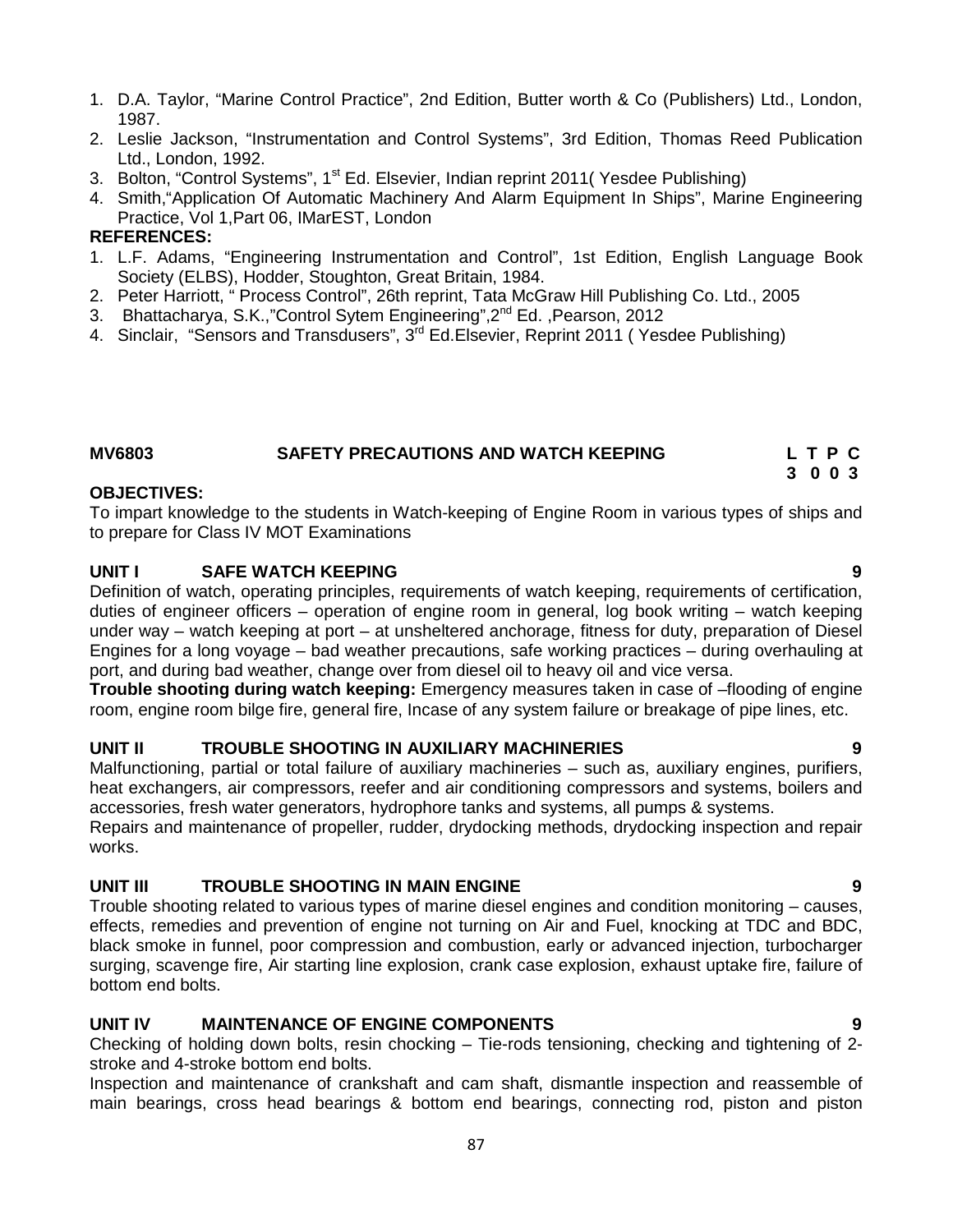1. D.A. Taylor, "Marine Control Practice", 2nd Edition, Butter worth & Co (Publishers) Ltd., London, 1987.
2. Leslie Jackson, "Instrumentation and Control Systems", 3rd Edition, Thomas Reed Publication Ltd., London, 1992.
3. Bolton, "Control Systems", 1st Ed. Elsevier, Indian reprint 2011( Yesdee Publishing)
4. Smith,"Application Of Automatic Machinery And Alarm Equipment In Ships", Marine Engineering Practice, Vol 1,Part 06, IMarEST, London

**REFERENCES:**

1. L.F. Adams, "Engineering Instrumentation and Control", 1st Edition, English Language Book Society (ELBS), Hodder, Stoughton, Great Britain, 1984.
2. Peter Harriott, " Process Control", 26th reprint, Tata McGraw Hill Publishing Co. Ltd., 2005
3. Bhattacharya, S.K.,"Control Sytem Engineering",2nd Ed. ,Pearson, 2012
4. Sinclair, "Sensors and Transdusers", 3rd Ed.Elsevier, Reprint 2011 ( Yesdee Publishing)

## MV6803 SAFETY PRECAUTIONS AND WATCH KEEPING

| L | T | P | C |
|---|---|---|---|
| 3 | 0 | 0 | 3 |

**OBJECTIVES:**

To impart knowledge to the students in Watch-keeping of Engine Room in various types of ships and to prepare for Class IV MOT Examinations

### UNIT I SAFE WATCH KEEPING 9

Definition of watch, operating principles, requirements of watch keeping, requirements of certification, duties of engineer officers – operation of engine room in general, log book writing – watch keeping under way – watch keeping at port – at unsheltered anchorage, fitness for duty, preparation of Diesel Engines for a long voyage – bad weather precautions, safe working practices – during overhauling at port, and during bad weather, change over from diesel oil to heavy oil and vice versa.

**Trouble shooting during watch keeping:** Emergency measures taken in case of –flooding of engine room, engine room bilge fire, general fire, Incase of any system failure or breakage of pipe lines, etc.

### UNIT II TROUBLE SHOOTING IN AUXILIARY MACHINERIES 9

Malfunctioning, partial or total failure of auxiliary machineries – such as, auxiliary engines, purifiers, heat exchangers, air compressors, reefer and air conditioning compressors and systems, boilers and accessories, fresh water generators, hydrophore tanks and systems, all pumps & systems.

Repairs and maintenance of propeller, rudder, drydocking methods, drydocking inspection and repair works.

### UNIT III TROUBLE SHOOTING IN MAIN ENGINE 9

Trouble shooting related to various types of marine diesel engines and condition monitoring – causes, effects, remedies and prevention of engine not turning on Air and Fuel, knocking at TDC and BDC, black smoke in funnel, poor compression and combustion, early or advanced injection, turbocharger surging, scavenge fire, Air starting line explosion, crank case explosion, exhaust uptake fire, failure of bottom end bolts.

### UNIT IV MAINTENANCE OF ENGINE COMPONENTS 9

Checking of holding down bolts, resin chocking – Tie-rods tensioning, checking and tightening of 2-stroke and 4-stroke bottom end bolts.

Inspection and maintenance of crankshaft and cam shaft, dismantle inspection and reassemble of main bearings, cross head bearings & bottom end bearings, connecting rod, piston and piston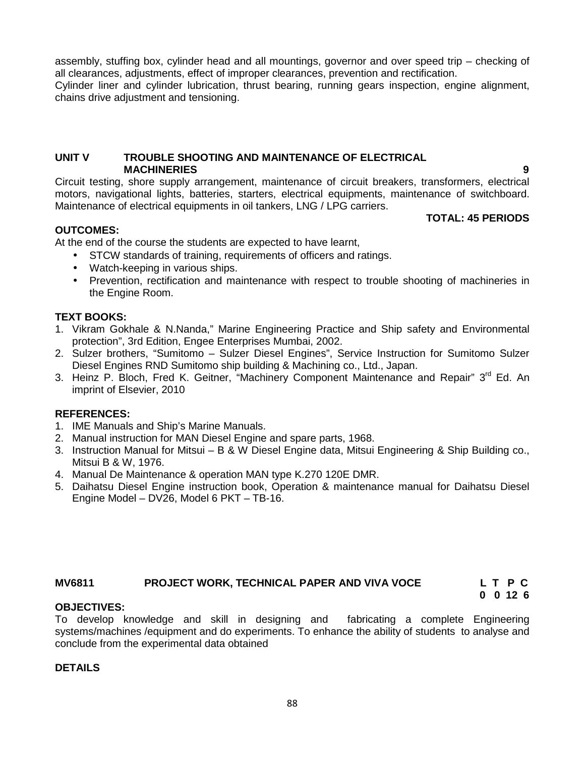assembly, stuffing box, cylinder head and all mountings, governor and over speed trip – checking of all clearances, adjustments, effect of improper clearances, prevention and rectification.
Cylinder liner and cylinder lubrication, thrust bearing, running gears inspection, engine alignment, chains drive adjustment and tensioning.

**UNIT V TROUBLE SHOOTING AND MAINTENANCE OF ELECTRICAL MACHINERIES 9**

Circuit testing, shore supply arrangement, maintenance of circuit breakers, transformers, electrical motors, navigational lights, batteries, starters, electrical equipments, maintenance of switchboard. Maintenance of electrical equipments in oil tankers, LNG / LPG carriers.

**TOTAL: 45 PERIODS**

**OUTCOMES:**

At the end of the course the students are expected to have learnt,

- STCW standards of training, requirements of officers and ratings.
- Watch-keeping in various ships.
- Prevention, rectification and maintenance with respect to trouble shooting of machineries in the Engine Room.

**TEXT BOOKS:**

1. Vikram Gokhale & N.Nanda," Marine Engineering Practice and Ship safety and Environmental protection", 3rd Edition, Engee Enterprises Mumbai, 2002.
2. Sulzer brothers, "Sumitomo – Sulzer Diesel Engines", Service Instruction for Sumitomo Sulzer Diesel Engines RND Sumitomo ship building & Machining co., Ltd., Japan.
3. Heinz P. Bloch, Fred K. Geitner, "Machinery Component Maintenance and Repair" 3rd Ed. An imprint of Elsevier, 2010

**REFERENCES:**

1. IME Manuals and Ship's Marine Manuals.
2. Manual instruction for MAN Diesel Engine and spare parts, 1968.
3. Instruction Manual for Mitsui – B & W Diesel Engine data, Mitsui Engineering & Ship Building co., Mitsui B & W, 1976.
4. Manual De Maintenance & operation MAN type K.270 120E DMR.
5. Daihatsu Diesel Engine instruction book, Operation & maintenance manual for Daihatsu Diesel Engine Model – DV26, Model 6 PKT – TB-16.

**MV6811 PROJECT WORK, TECHNICAL PAPER AND VIVA VOCE**

| L | T | P | C |
|---|---|---|---|
| 0 | 0 | 12 | 6 |

**OBJECTIVES:**

To develop knowledge and skill in designing and fabricating a complete Engineering systems/machines /equipment and do experiments. To enhance the ability of students to analyse and conclude from the experimental data obtained

**DETAILS**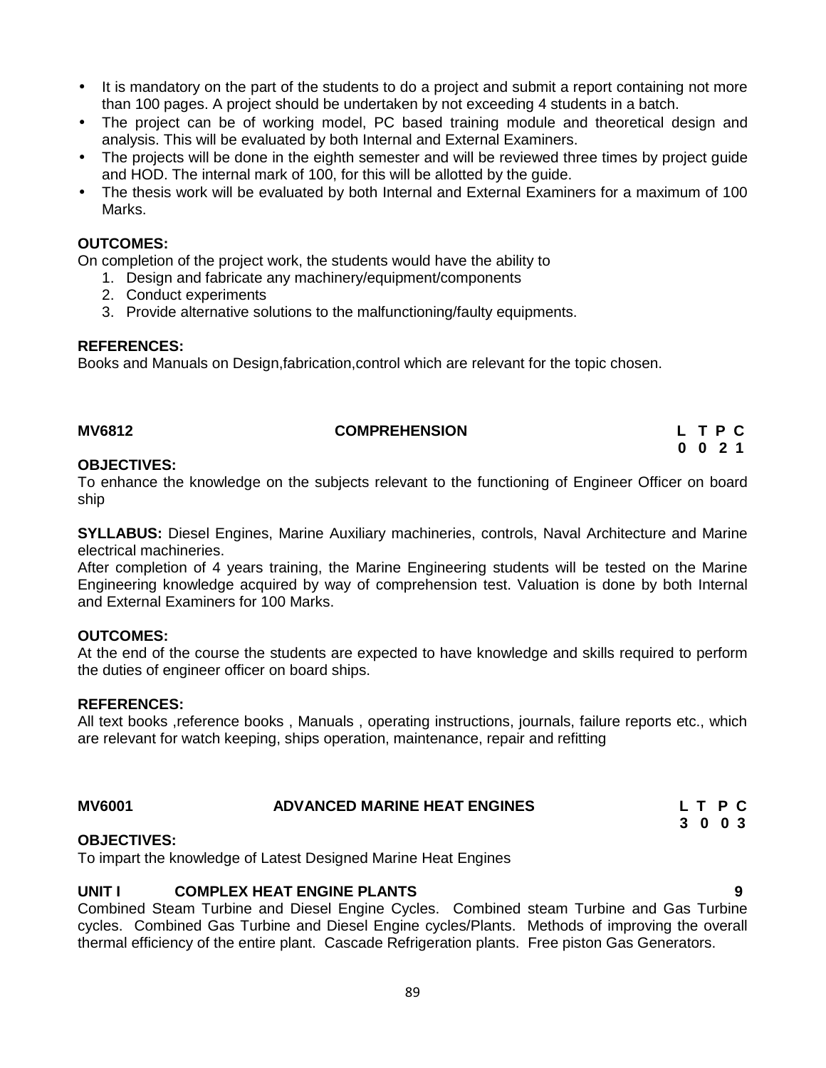- It is mandatory on the part of the students to do a project and submit a report containing not more than 100 pages. A project should be undertaken by not exceeding 4 students in a batch.
- The project can be of working model, PC based training module and theoretical design and analysis. This will be evaluated by both Internal and External Examiners.
- The projects will be done in the eighth semester and will be reviewed three times by project guide and HOD. The internal mark of 100, for this will be allotted by the guide.
- The thesis work will be evaluated by both Internal and External Examiners for a maximum of 100 Marks.

**OUTCOMES:**

On completion of the project work, the students would have the ability to

1. Design and fabricate any machinery/equipment/components
2. Conduct experiments
3. Provide alternative solutions to the malfunctioning/faulty equipments.

**REFERENCES:**

Books and Manuals on Design,fabrication,control which are relevant for the topic chosen.

## MV6812 COMPREHENSION

| L | T | P | C |
|---|---|---|---|
| 0 | 0 | 2 | 1 |

**OBJECTIVES:**

To enhance the knowledge on the subjects relevant to the functioning of Engineer Officer on board ship

**SYLLABUS:** Diesel Engines, Marine Auxiliary machineries, controls, Naval Architecture and Marine electrical machineries.

After completion of 4 years training, the Marine Engineering students will be tested on the Marine Engineering knowledge acquired by way of comprehension test. Valuation is done by both Internal and External Examiners for 100 Marks.

**OUTCOMES:**

At the end of the course the students are expected to have knowledge and skills required to perform the duties of engineer officer on board ships.

**REFERENCES:**

All text books ,reference books , Manuals , operating instructions, journals, failure reports etc., which are relevant for watch keeping, ships operation, maintenance, repair and refitting

## MV6001 ADVANCED MARINE HEAT ENGINES

| L | T | P | C |
|---|---|---|---|
| 3 | 0 | 0 | 3 |

**OBJECTIVES:**

To impart the knowledge of Latest Designed Marine Heat Engines

**UNIT I COMPLEX HEAT ENGINE PLANTS 9**

Combined Steam Turbine and Diesel Engine Cycles. Combined steam Turbine and Gas Turbine cycles. Combined Gas Turbine and Diesel Engine cycles/Plants. Methods of improving the overall thermal efficiency of the entire plant. Cascade Refrigeration plants. Free piston Gas Generators.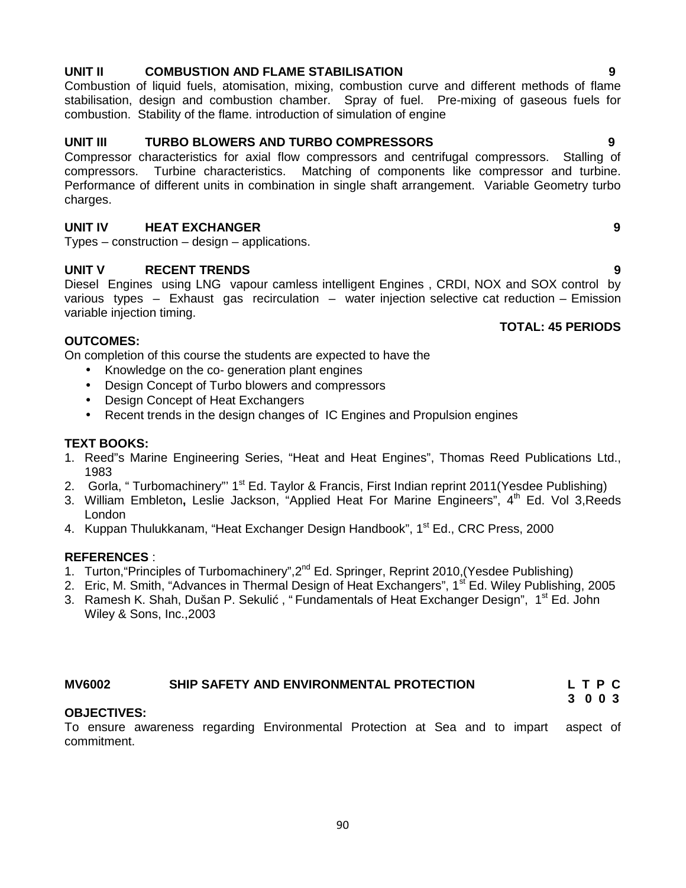**UNIT II COMBUSTION AND FLAME STABILISATION 9**

Combustion of liquid fuels, atomisation, mixing, combustion curve and different methods of flame stabilisation, design and combustion chamber. Spray of fuel. Pre-mixing of gaseous fuels for combustion. Stability of the flame. introduction of simulation of engine

**UNIT III TURBO BLOWERS AND TURBO COMPRESSORS 9**

Compressor characteristics for axial flow compressors and centrifugal compressors. Stalling of compressors. Turbine characteristics. Matching of components like compressor and turbine. Performance of different units in combination in single shaft arrangement. Variable Geometry turbo charges.

**UNIT IV HEAT EXCHANGER 9**

Types – construction – design – applications.

**UNIT V RECENT TRENDS 9**

Diesel Engines using LNG vapour camless intelligent Engines , CRDI, NOX and SOX control by various types – Exhaust gas recirculation – water injection selective cat reduction – Emission variable injection timing.

**TOTAL: 45 PERIODS**

**OUTCOMES:**

On completion of this course the students are expected to have the

- Knowledge on the co- generation plant engines
- Design Concept of Turbo blowers and compressors
- Design Concept of Heat Exchangers
- Recent trends in the design changes of IC Engines and Propulsion engines

**TEXT BOOKS:**

1. Reed"s Marine Engineering Series, "Heat and Heat Engines", Thomas Reed Publications Ltd., 1983
2. Gorla, " Turbomachinery"' 1st Ed. Taylor & Francis, First Indian reprint 2011(Yesdee Publishing)
3. William Embleton**,** Leslie Jackson, "Applied Heat For Marine Engineers", 4th Ed. Vol 3,Reeds London
4. Kuppan Thulukkanam, "Heat Exchanger Design Handbook", 1st Ed., CRC Press, 2000

**REFERENCES** :

1. Turton,"Principles of Turbomachinery",2nd Ed. Springer, Reprint 2010,(Yesdee Publishing)
2. Eric, M. Smith, "Advances in Thermal Design of Heat Exchangers", 1st Ed. Wiley Publishing, 2005
3. Ramesh K. Shah, Dušan P. Sekulić , " Fundamentals of Heat Exchanger Design", 1st Ed. John Wiley & Sons, Inc.,2003

**MV6002 SHIP SAFETY AND ENVIRONMENTAL PROTECTION**

| L | T | P | C |
|---|---|---|---|
| 3 | 0 | 0 | 3 |

**OBJECTIVES:**

To ensure awareness regarding Environmental Protection at Sea and to impart aspect of commitment.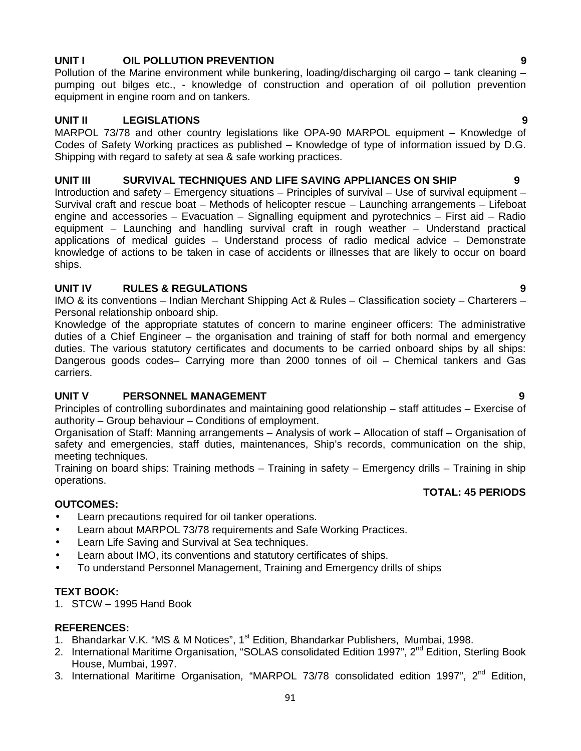## UNIT I OIL POLLUTION PREVENTION 9

Pollution of the Marine environment while bunkering, loading/discharging oil cargo – tank cleaning – pumping out bilges etc., - knowledge of construction and operation of oil pollution prevention equipment in engine room and on tankers.

## UNIT II LEGISLATIONS 9

MARPOL 73/78 and other country legislations like OPA-90 MARPOL equipment – Knowledge of Codes of Safety Working practices as published – Knowledge of type of information issued by D.G. Shipping with regard to safety at sea & safe working practices.

## UNIT III SURVIVAL TECHNIQUES AND LIFE SAVING APPLIANCES ON SHIP 9

Introduction and safety – Emergency situations – Principles of survival – Use of survival equipment – Survival craft and rescue boat – Methods of helicopter rescue – Launching arrangements – Lifeboat engine and accessories – Evacuation – Signalling equipment and pyrotechnics – First aid – Radio equipment – Launching and handling survival craft in rough weather – Understand practical applications of medical guides – Understand process of radio medical advice – Demonstrate knowledge of actions to be taken in case of accidents or illnesses that are likely to occur on board ships.

## UNIT IV RULES & REGULATIONS 9

IMO & its conventions – Indian Merchant Shipping Act & Rules – Classification society – Charterers – Personal relationship onboard ship.

Knowledge of the appropriate statutes of concern to marine engineer officers: The administrative duties of a Chief Engineer – the organisation and training of staff for both normal and emergency duties. The various statutory certificates and documents to be carried onboard ships by all ships: Dangerous goods codes– Carrying more than 2000 tonnes of oil – Chemical tankers and Gas carriers.

## UNIT V PERSONNEL MANAGEMENT 9

Principles of controlling subordinates and maintaining good relationship – staff attitudes – Exercise of authority – Group behaviour – Conditions of employment.

Organisation of Staff: Manning arrangements – Analysis of work – Allocation of staff – Organisation of safety and emergencies, staff duties, maintenances, Ship's records, communication on the ship, meeting techniques.

Training on board ships: Training methods – Training in safety – Emergency drills – Training in ship operations.

**TOTAL: 45 PERIODS**

**OUTCOMES:**

- Learn precautions required for oil tanker operations.
- Learn about MARPOL 73/78 requirements and Safe Working Practices.
- Learn Life Saving and Survival at Sea techniques.
- Learn about IMO, its conventions and statutory certificates of ships.
- To understand Personnel Management, Training and Emergency drills of ships

**TEXT BOOK:**

1. STCW – 1995 Hand Book

**REFERENCES:**

1. Bhandarkar V.K. "MS & M Notices", 1st Edition, Bhandarkar Publishers, Mumbai, 1998.
2. International Maritime Organisation, "SOLAS consolidated Edition 1997", 2nd Edition, Sterling Book House, Mumbai, 1997.
3. International Maritime Organisation, "MARPOL 73/78 consolidated edition 1997", 2nd Edition,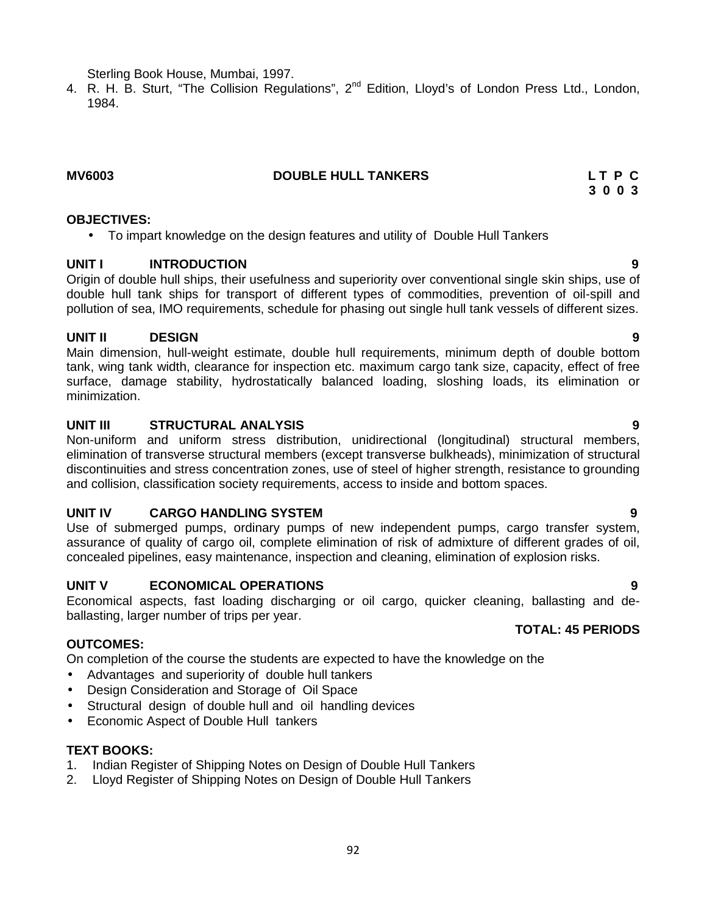Sterling Book House, Mumbai, 1997.

4. R. H. B. Sturt, "The Collision Regulations", 2nd Edition, Lloyd's of London Press Ltd., London, 1984.

## MV6003 DOUBLE HULL TANKERS

**L T P C**
**3 0 0 3**

**OBJECTIVES:**

- To impart knowledge on the design features and utility of Double Hull Tankers

**UNIT I INTRODUCTION 9**

Origin of double hull ships, their usefulness and superiority over conventional single skin ships, use of double hull tank ships for transport of different types of commodities, prevention of oil-spill and pollution of sea, IMO requirements, schedule for phasing out single hull tank vessels of different sizes.

**UNIT II DESIGN 9**

Main dimension, hull-weight estimate, double hull requirements, minimum depth of double bottom tank, wing tank width, clearance for inspection etc. maximum cargo tank size, capacity, effect of free surface, damage stability, hydrostatically balanced loading, sloshing loads, its elimination or minimization.

**UNIT III STRUCTURAL ANALYSIS 9**

Non-uniform and uniform stress distribution, unidirectional (longitudinal) structural members, elimination of transverse structural members (except transverse bulkheads), minimization of structural discontinuities and stress concentration zones, use of steel of higher strength, resistance to grounding and collision, classification society requirements, access to inside and bottom spaces.

**UNIT IV CARGO HANDLING SYSTEM 9**

Use of submerged pumps, ordinary pumps of new independent pumps, cargo transfer system, assurance of quality of cargo oil, complete elimination of risk of admixture of different grades of oil, concealed pipelines, easy maintenance, inspection and cleaning, elimination of explosion risks.

**UNIT V ECONOMICAL OPERATIONS 9**

Economical aspects, fast loading discharging or oil cargo, quicker cleaning, ballasting and de-ballasting, larger number of trips per year.

**TOTAL: 45 PERIODS**

**OUTCOMES:**

On completion of the course the students are expected to have the knowledge on the

- Advantages and superiority of double hull tankers
- Design Consideration and Storage of Oil Space
- Structural design of double hull and oil handling devices
- Economic Aspect of Double Hull tankers

**TEXT BOOKS:**

1. Indian Register of Shipping Notes on Design of Double Hull Tankers
2. Lloyd Register of Shipping Notes on Design of Double Hull Tankers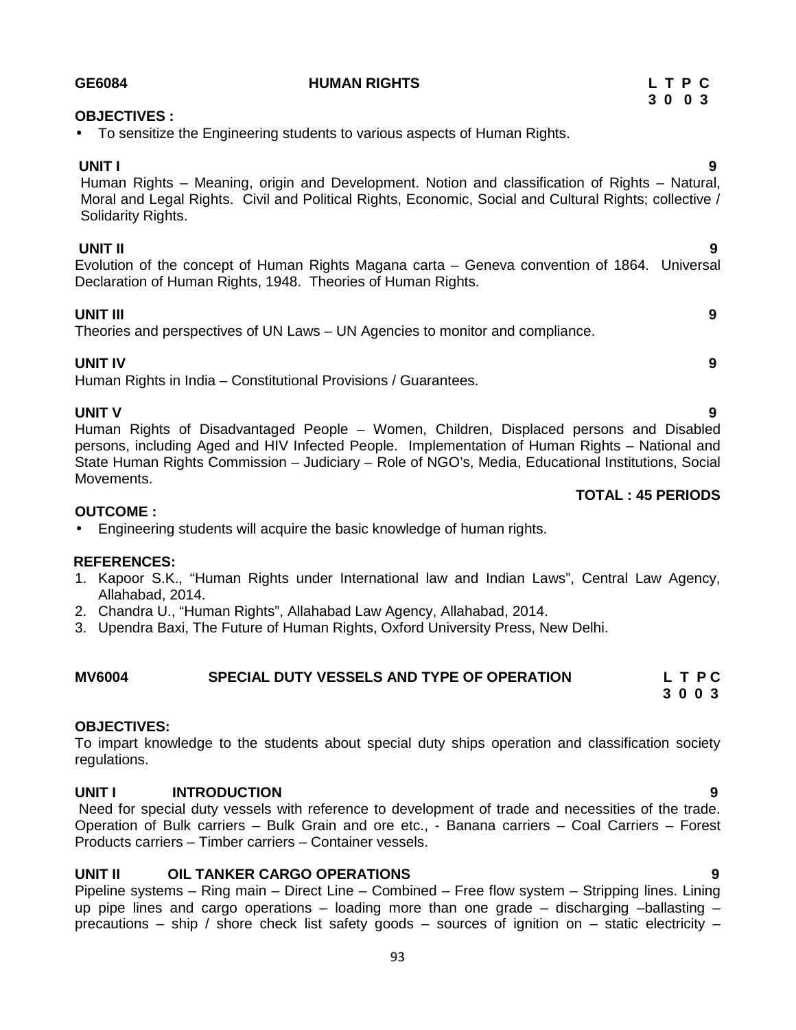**GE6084 HUMAN RIGHTS**

| L | T | P | C |
|---|---|---|---|
| 3 | 0 | 0 | 3 |

**OBJECTIVES :**

- To sensitize the Engineering students to various aspects of Human Rights.

**UNIT I** **9**

Human Rights – Meaning, origin and Development. Notion and classification of Rights – Natural, Moral and Legal Rights. Civil and Political Rights, Economic, Social and Cultural Rights; collective / Solidarity Rights.

**UNIT II** **9**

Evolution of the concept of Human Rights Magana carta – Geneva convention of 1864. Universal Declaration of Human Rights, 1948. Theories of Human Rights.

**UNIT III** **9**

Theories and perspectives of UN Laws – UN Agencies to monitor and compliance.

**UNIT IV** **9**

Human Rights in India – Constitutional Provisions / Guarantees.

**UNIT V** **9**

Human Rights of Disadvantaged People – Women, Children, Displaced persons and Disabled persons, including Aged and HIV Infected People. Implementation of Human Rights – National and State Human Rights Commission – Judiciary – Role of NGO's, Media, Educational Institutions, Social Movements.

**TOTAL : 45 PERIODS**

**OUTCOME :**

- Engineering students will acquire the basic knowledge of human rights.

**REFERENCES:**

1. Kapoor S.K., "Human Rights under International law and Indian Laws", Central Law Agency, Allahabad, 2014.
2. Chandra U., "Human Rights", Allahabad Law Agency, Allahabad, 2014.
3. Upendra Baxi, The Future of Human Rights, Oxford University Press, New Delhi.

**MV6004 SPECIAL DUTY VESSELS AND TYPE OF OPERATION**

| L | T | P | C |
|---|---|---|---|
| 3 | 0 | 0 | 3 |

**OBJECTIVES:**

To impart knowledge to the students about special duty ships operation and classification society regulations.

**UNIT I INTRODUCTION** **9**

Need for special duty vessels with reference to development of trade and necessities of the trade. Operation of Bulk carriers – Bulk Grain and ore etc., - Banana carriers – Coal Carriers – Forest Products carriers – Timber carriers – Container vessels.

**UNIT II OIL TANKER CARGO OPERATIONS** **9**

Pipeline systems – Ring main – Direct Line – Combined – Free flow system – Stripping lines. Lining up pipe lines and cargo operations – loading more than one grade – discharging –ballasting – precautions – ship / shore check list safety goods – sources of ignition on – static electricity –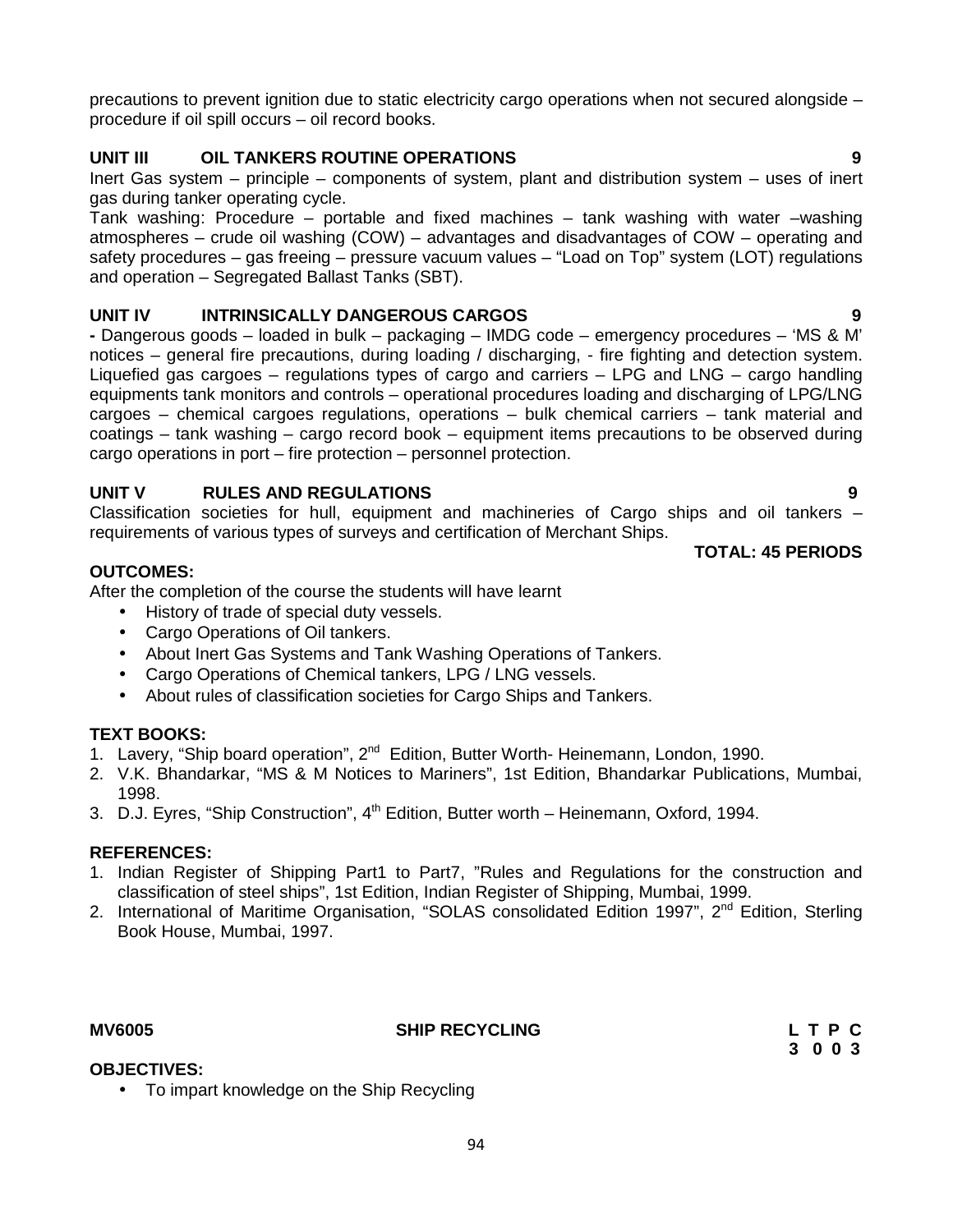precautions to prevent ignition due to static electricity cargo operations when not secured alongside – procedure if oil spill occurs – oil record books.

**UNIT III OIL TANKERS ROUTINE OPERATIONS 9**

Inert Gas system – principle – components of system, plant and distribution system – uses of inert gas during tanker operating cycle.

Tank washing: Procedure – portable and fixed machines – tank washing with water –washing atmospheres – crude oil washing (COW) – advantages and disadvantages of COW – operating and safety procedures – gas freeing – pressure vacuum values – “Load on Top” system (LOT) regulations and operation – Segregated Ballast Tanks (SBT).

**UNIT IV INTRINSICALLY DANGEROUS CARGOS 9**

**-** Dangerous goods – loaded in bulk – packaging – IMDG code – emergency procedures – ‘MS & M’ notices – general fire precautions, during loading / discharging, - fire fighting and detection system. Liquefied gas cargoes – regulations types of cargo and carriers – LPG and LNG – cargo handling equipments tank monitors and controls – operational procedures loading and discharging of LPG/LNG cargoes – chemical cargoes regulations, operations – bulk chemical carriers – tank material and coatings – tank washing – cargo record book – equipment items precautions to be observed during cargo operations in port – fire protection – personnel protection.

**UNIT V RULES AND REGULATIONS 9**

Classification societies for hull, equipment and machineries of Cargo ships and oil tankers – requirements of various types of surveys and certification of Merchant Ships.

**TOTAL: 45 PERIODS**

**OUTCOMES:**

After the completion of the course the students will have learnt

- History of trade of special duty vessels.
- Cargo Operations of Oil tankers.
- About Inert Gas Systems and Tank Washing Operations of Tankers.
- Cargo Operations of Chemical tankers, LPG / LNG vessels.
- About rules of classification societies for Cargo Ships and Tankers.

**TEXT BOOKS:**

1. Lavery, “Ship board operation”, 2nd Edition, Butter Worth- Heinemann, London, 1990.
2. V.K. Bhandarkar, “MS & M Notices to Mariners”, 1st Edition, Bhandarkar Publications, Mumbai, 1998.
3. D.J. Eyres, “Ship Construction”, 4th Edition, Butter worth – Heinemann, Oxford, 1994.

**REFERENCES:**

1. Indian Register of Shipping Part1 to Part7, ”Rules and Regulations for the construction and classification of steel ships”, 1st Edition, Indian Register of Shipping, Mumbai, 1999.
2. International of Maritime Organisation, “SOLAS consolidated Edition 1997”, 2nd Edition, Sterling Book House, Mumbai, 1997.

**MV6005 SHIP RECYCLING L T P C**
**3 0 0 3**

**OBJECTIVES:**

- To impart knowledge on the Ship Recycling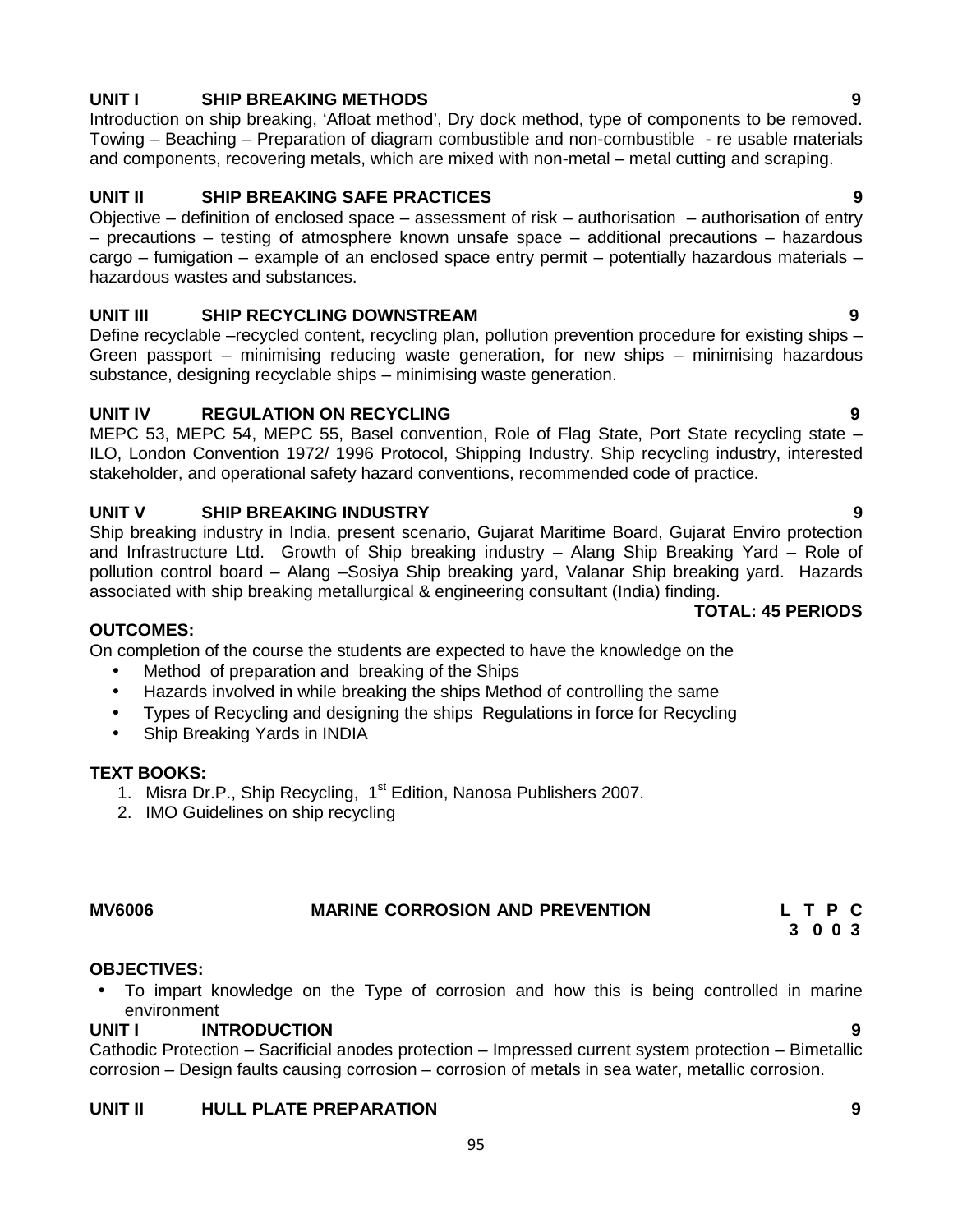**UNIT I SHIP BREAKING METHODS 9**

Introduction on ship breaking, 'Afloat method', Dry dock method, type of components to be removed. Towing – Beaching – Preparation of diagram combustible and non-combustible - re usable materials and components, recovering metals, which are mixed with non-metal – metal cutting and scraping.

**UNIT II SHIP BREAKING SAFE PRACTICES 9**

Objective – definition of enclosed space – assessment of risk – authorisation – authorisation of entry – precautions – testing of atmosphere known unsafe space – additional precautions – hazardous cargo – fumigation – example of an enclosed space entry permit – potentially hazardous materials – hazardous wastes and substances.

**UNIT III SHIP RECYCLING DOWNSTREAM 9**

Define recyclable –recycled content, recycling plan, pollution prevention procedure for existing ships – Green passport – minimising reducing waste generation, for new ships – minimising hazardous substance, designing recyclable ships – minimising waste generation.

**UNIT IV REGULATION ON RECYCLING 9**

MEPC 53, MEPC 54, MEPC 55, Basel convention, Role of Flag State, Port State recycling state – ILO, London Convention 1972/ 1996 Protocol, Shipping Industry. Ship recycling industry, interested stakeholder, and operational safety hazard conventions, recommended code of practice.

**UNIT V SHIP BREAKING INDUSTRY 9**

Ship breaking industry in India, present scenario, Gujarat Maritime Board, Gujarat Enviro protection and Infrastructure Ltd. Growth of Ship breaking industry – Alang Ship Breaking Yard – Role of pollution control board – Alang –Sosiya Ship breaking yard, Valanar Ship breaking yard. Hazards associated with ship breaking metallurgical & engineering consultant (India) finding.

**TOTAL: 45 PERIODS**

**OUTCOMES:**

On completion of the course the students are expected to have the knowledge on the

- Method of preparation and breaking of the Ships
- Hazards involved in while breaking the ships Method of controlling the same
- Types of Recycling and designing the ships Regulations in force for Recycling
- Ship Breaking Yards in INDIA

**TEXT BOOKS:**

1. Misra Dr.P., Ship Recycling, 1st Edition, Nanosa Publishers 2007.
2. IMO Guidelines on ship recycling

**MV6006 MARINE CORROSION AND PREVENTION**

| L | T | P | C |
|---|---|---|---|
| 3 | 0 | 0 | 3 |

**OBJECTIVES:**

- To impart knowledge on the Type of corrosion and how this is being controlled in marine environment

**UNIT I INTRODUCTION 9**

Cathodic Protection – Sacrificial anodes protection – Impressed current system protection – Bimetallic corrosion – Design faults causing corrosion – corrosion of metals in sea water, metallic corrosion.

**UNIT II HULL PLATE PREPARATION 9**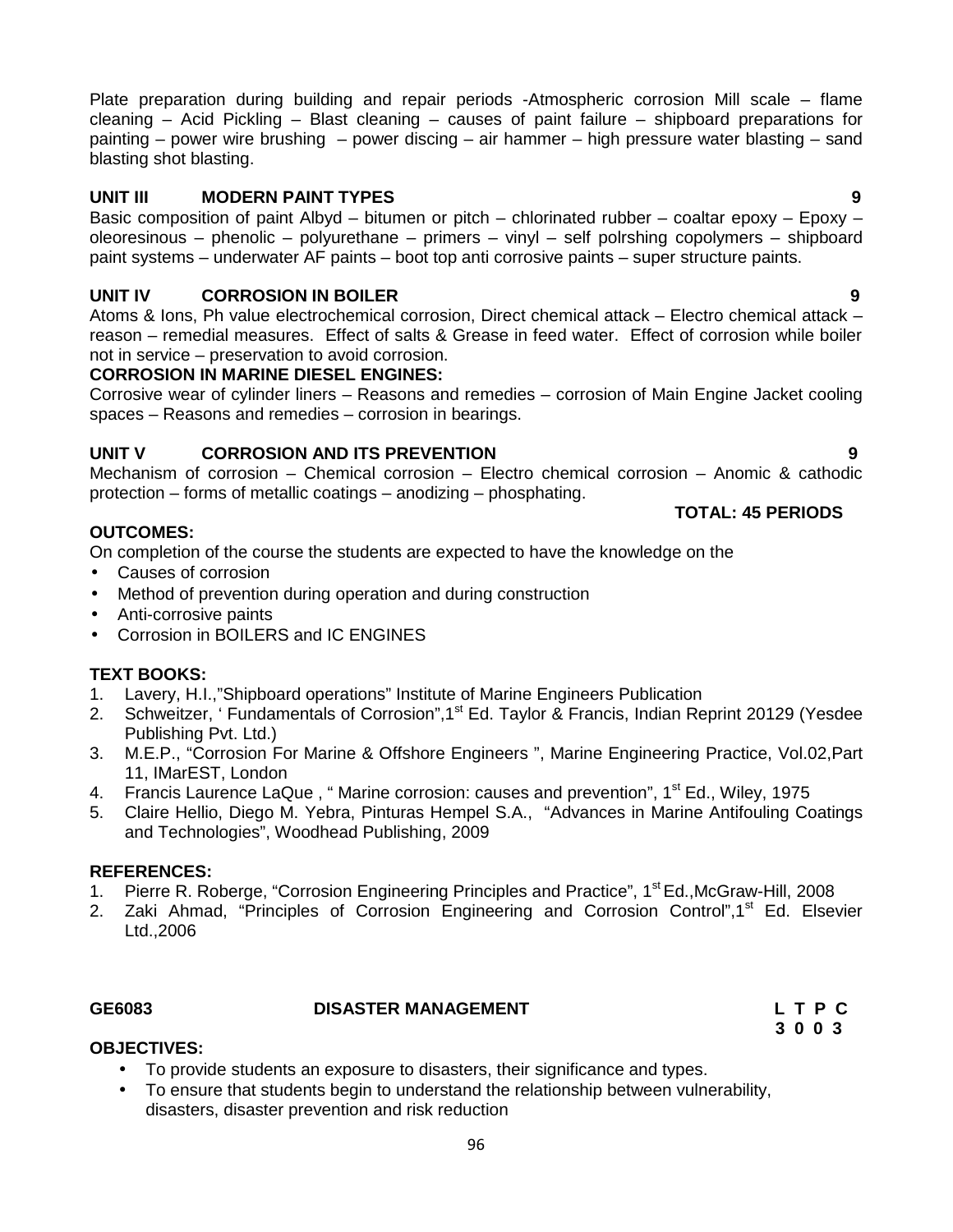Plate preparation during building and repair periods -Atmospheric corrosion Mill scale – flame cleaning – Acid Pickling – Blast cleaning – causes of paint failure – shipboard preparations for painting – power wire brushing – power discing – air hammer – high pressure water blasting – sand blasting shot blasting.

**UNIT III MODERN PAINT TYPES 9**

Basic composition of paint Albyd – bitumen or pitch – chlorinated rubber – coaltar epoxy – Epoxy – oleoresinous – phenolic – polyurethane – primers – vinyl – self polrshing copolymers – shipboard paint systems – underwater AF paints – boot top anti corrosive paints – super structure paints.

**UNIT IV CORROSION IN BOILER 9**

Atoms & Ions, Ph value electrochemical corrosion, Direct chemical attack – Electro chemical attack – reason – remedial measures. Effect of salts & Grease in feed water. Effect of corrosion while boiler not in service – preservation to avoid corrosion.

**CORROSION IN MARINE DIESEL ENGINES:**

Corrosive wear of cylinder liners – Reasons and remedies – corrosion of Main Engine Jacket cooling spaces – Reasons and remedies – corrosion in bearings.

**UNIT V CORROSION AND ITS PREVENTION 9**

Mechanism of corrosion – Chemical corrosion – Electro chemical corrosion – Anomic & cathodic protection – forms of metallic coatings – anodizing – phosphating.

**TOTAL: 45 PERIODS**

**OUTCOMES:**

On completion of the course the students are expected to have the knowledge on the

- Causes of corrosion
- Method of prevention during operation and during construction
- Anti-corrosive paints
- Corrosion in BOILERS and IC ENGINES

**TEXT BOOKS:**

1. Lavery, H.I.,"Shipboard operations" Institute of Marine Engineers Publication
2. Schweitzer, ' Fundamentals of Corrosion",1st Ed. Taylor & Francis, Indian Reprint 20129 (Yesdee Publishing Pvt. Ltd.)
3. M.E.P., "Corrosion For Marine & Offshore Engineers ", Marine Engineering Practice, Vol.02,Part 11, IMarEST, London
4. Francis Laurence LaQue , " Marine corrosion: causes and prevention", 1st Ed., Wiley, 1975
5. Claire Hellio, Diego M. Yebra, Pinturas Hempel S.A., "Advances in Marine Antifouling Coatings and Technologies", Woodhead Publishing, 2009

**REFERENCES:**

1. Pierre R. Roberge, "Corrosion Engineering Principles and Practice", 1st Ed.,McGraw-Hill, 2008
2. Zaki Ahmad, "Principles of Corrosion Engineering and Corrosion Control",1st Ed. Elsevier Ltd.,2006

**GE6083 DISASTER MANAGEMENT L T P C**
**3 0 0 3**

**OBJECTIVES:**

- To provide students an exposure to disasters, their significance and types.
- To ensure that students begin to understand the relationship between vulnerability, disasters, disaster prevention and risk reduction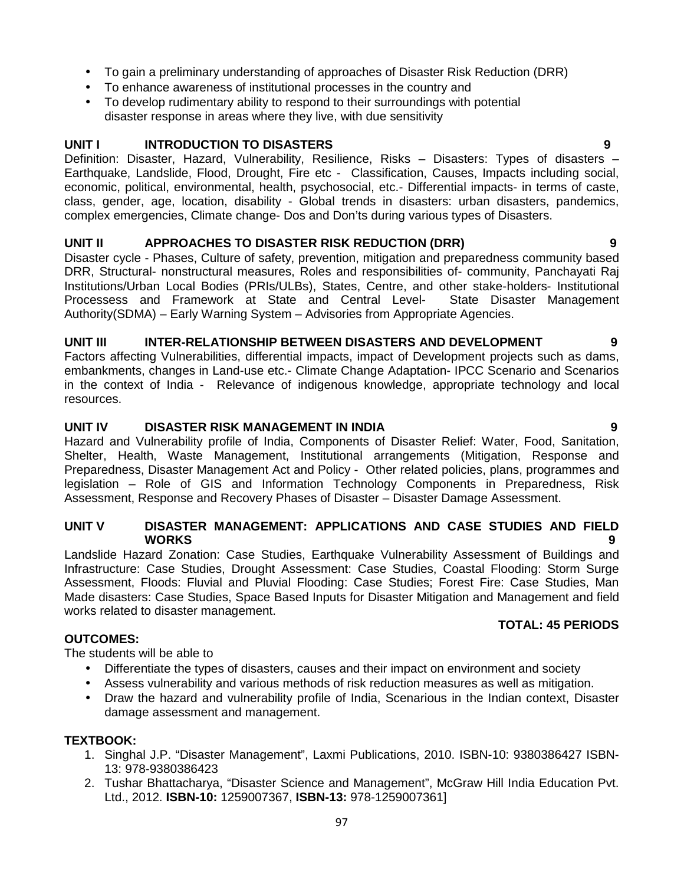- To gain a preliminary understanding of approaches of Disaster Risk Reduction (DRR)
- To enhance awareness of institutional processes in the country and
- To develop rudimentary ability to respond to their surroundings with potential disaster response in areas where they live, with due sensitivity

### UNIT I INTRODUCTION TO DISASTERS 9

Definition: Disaster, Hazard, Vulnerability, Resilience, Risks – Disasters: Types of disasters – Earthquake, Landslide, Flood, Drought, Fire etc - Classification, Causes, Impacts including social, economic, political, environmental, health, psychosocial, etc.- Differential impacts- in terms of caste, class, gender, age, location, disability - Global trends in disasters: urban disasters, pandemics, complex emergencies, Climate change- Dos and Don'ts during various types of Disasters.

### UNIT II APPROACHES TO DISASTER RISK REDUCTION (DRR) 9

Disaster cycle - Phases, Culture of safety, prevention, mitigation and preparedness community based DRR, Structural- nonstructural measures, Roles and responsibilities of- community, Panchayati Raj Institutions/Urban Local Bodies (PRIs/ULBs), States, Centre, and other stake-holders- Institutional Processess and Framework at State and Central Level- State Disaster Management Authority(SDMA) – Early Warning System – Advisories from Appropriate Agencies.

### UNIT III INTER-RELATIONSHIP BETWEEN DISASTERS AND DEVELOPMENT 9

Factors affecting Vulnerabilities, differential impacts, impact of Development projects such as dams, embankments, changes in Land-use etc.- Climate Change Adaptation- IPCC Scenario and Scenarios in the context of India - Relevance of indigenous knowledge, appropriate technology and local resources.

### UNIT IV DISASTER RISK MANAGEMENT IN INDIA 9

Hazard and Vulnerability profile of India, Components of Disaster Relief: Water, Food, Sanitation, Shelter, Health, Waste Management, Institutional arrangements (Mitigation, Response and Preparedness, Disaster Management Act and Policy - Other related policies, plans, programmes and legislation – Role of GIS and Information Technology Components in Preparedness, Risk Assessment, Response and Recovery Phases of Disaster – Disaster Damage Assessment.

### UNIT V DISASTER MANAGEMENT: APPLICATIONS AND CASE STUDIES AND FIELD WORKS 9

Landslide Hazard Zonation: Case Studies, Earthquake Vulnerability Assessment of Buildings and Infrastructure: Case Studies, Drought Assessment: Case Studies, Coastal Flooding: Storm Surge Assessment, Floods: Fluvial and Pluvial Flooding: Case Studies; Forest Fire: Case Studies, Man Made disasters: Case Studies, Space Based Inputs for Disaster Mitigation and Management and field works related to disaster management.

**TOTAL: 45 PERIODS**

### OUTCOMES:

The students will be able to

- Differentiate the types of disasters, causes and their impact on environment and society
- Assess vulnerability and various methods of risk reduction measures as well as mitigation.
- Draw the hazard and vulnerability profile of India, Scenarious in the Indian context, Disaster damage assessment and management.

### TEXTBOOK:

1. Singhal J.P. "Disaster Management", Laxmi Publications, 2010. ISBN-10: 9380386427 ISBN-13: 978-9380386423
2. Tushar Bhattacharya, "Disaster Science and Management", McGraw Hill India Education Pvt. Ltd., 2012. **ISBN-10:** 1259007367, **ISBN-13:** 978-1259007361]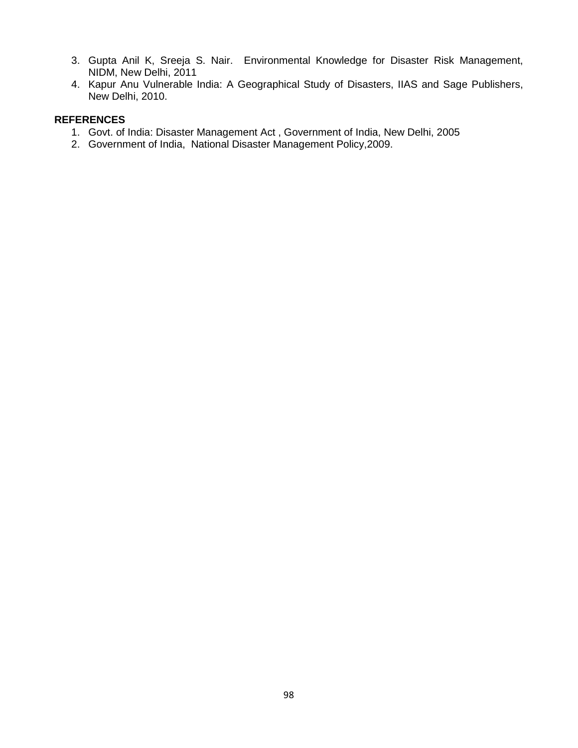3. Gupta Anil K, Sreeja S. Nair. Environmental Knowledge for Disaster Risk Management, NIDM, New Delhi, 2011
4. Kapur Anu Vulnerable India: A Geographical Study of Disasters, IIAS and Sage Publishers, New Delhi, 2010.

**REFERENCES**

1. Govt. of India: Disaster Management Act , Government of India, New Delhi, 2005
2. Government of India, National Disaster Management Policy,2009.